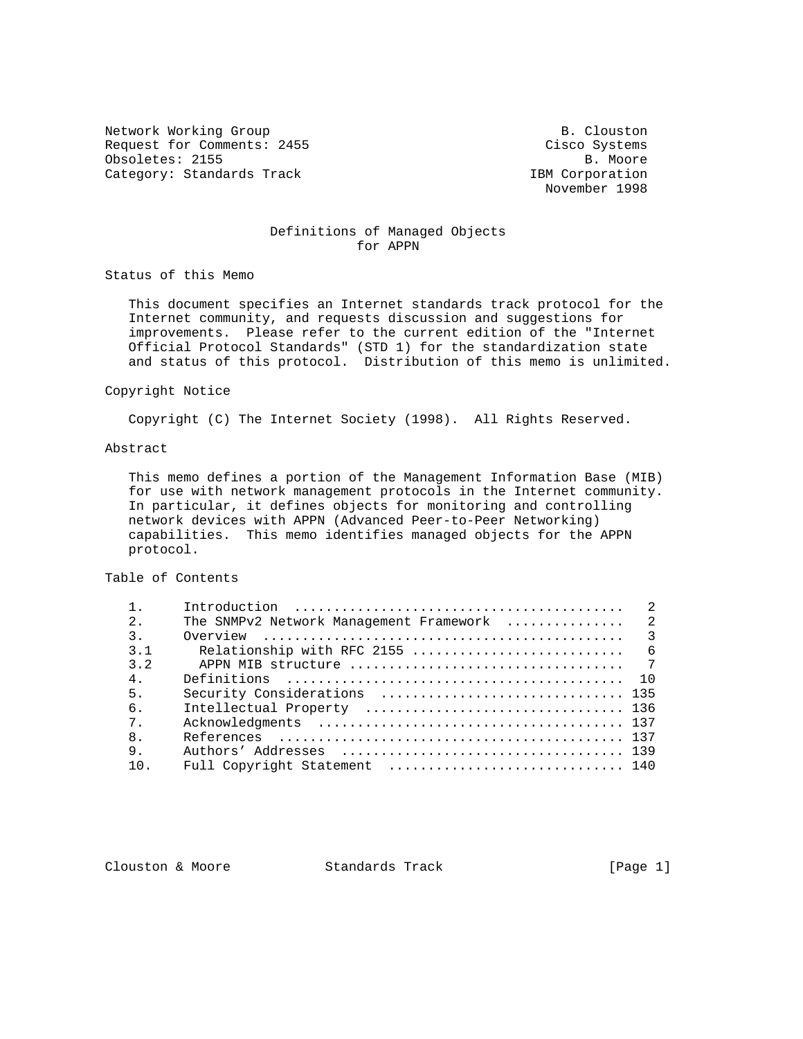Network Working Group B. Clouston
Request for Comments: 2455 Cisco Systems
Obsoletes: 2155 B. Moore
Category: Standards Track IBM Corporation
November 1998

# Definitions of Managed Objects for APPN

## Status of this Memo

This document specifies an Internet standards track protocol for the Internet community, and requests discussion and suggestions for improvements. Please refer to the current edition of the "Internet Official Protocol Standards" (STD 1) for the standardization state and status of this protocol. Distribution of this memo is unlimited.

## Copyright Notice

Copyright (C) The Internet Society (1998). All Rights Reserved.

## Abstract

This memo defines a portion of the Management Information Base (MIB) for use with network management protocols in the Internet community. In particular, it defines objects for monitoring and controlling network devices with APPN (Advanced Peer-to-Peer Networking) capabilities. This memo identifies managed objects for the APPN protocol.

## Table of Contents

```
1.     Introduction  .........................................   2
2.     The SNMPv2 Network Management Framework  ..............   2
3.     Overview  .............................................   3
3.1      Relationship with RFC 2155 ..........................   6
3.2      APPN MIB structure ..................................   7
4.     Definitions  ..........................................  10
5.     Security Considerations  ............................... 135
6.     Intellectual Property  ................................ 136
7.     Acknowledgments  ...................................... 137
8.     References  ........................................... 137
9.     Authors' Addresses  ................................... 139
10.    Full Copyright Statement  ............................. 140
```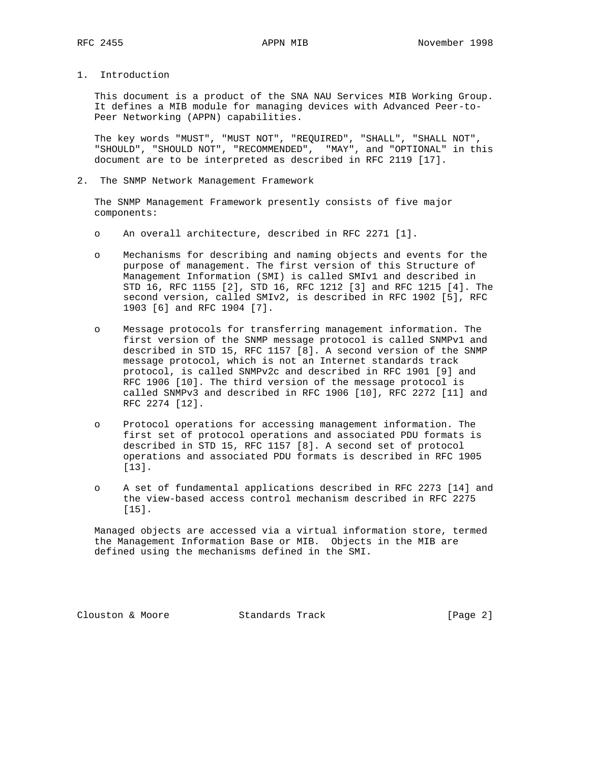# 1. Introduction

This document is a product of the SNA NAU Services MIB Working Group. It defines a MIB module for managing devices with Advanced Peer-to-Peer Networking (APPN) capabilities.

The key words "MUST", "MUST NOT", "REQUIRED", "SHALL", "SHALL NOT", "SHOULD", "SHOULD NOT", "RECOMMENDED", "MAY", and "OPTIONAL" in this document are to be interpreted as described in RFC 2119 [17].

# 2. The SNMP Network Management Framework

The SNMP Management Framework presently consists of five major components:

- An overall architecture, described in RFC 2271 [1].
- Mechanisms for describing and naming objects and events for the purpose of management. The first version of this Structure of Management Information (SMI) is called SMIv1 and described in STD 16, RFC 1155 [2], STD 16, RFC 1212 [3] and RFC 1215 [4]. The second version, called SMIv2, is described in RFC 1902 [5], RFC 1903 [6] and RFC 1904 [7].
- Message protocols for transferring management information. The first version of the SNMP message protocol is called SNMPv1 and described in STD 15, RFC 1157 [8]. A second version of the SNMP message protocol, which is not an Internet standards track protocol, is called SNMPv2c and described in RFC 1901 [9] and RFC 1906 [10]. The third version of the message protocol is called SNMPv3 and described in RFC 1906 [10], RFC 2272 [11] and RFC 2274 [12].
- Protocol operations for accessing management information. The first set of protocol operations and associated PDU formats is described in STD 15, RFC 1157 [8]. A second set of protocol operations and associated PDU formats is described in RFC 1905 [13].
- A set of fundamental applications described in RFC 2273 [14] and the view-based access control mechanism described in RFC 2275 [15].

Managed objects are accessed via a virtual information store, termed the Management Information Base or MIB. Objects in the MIB are defined using the mechanisms defined in the SMI.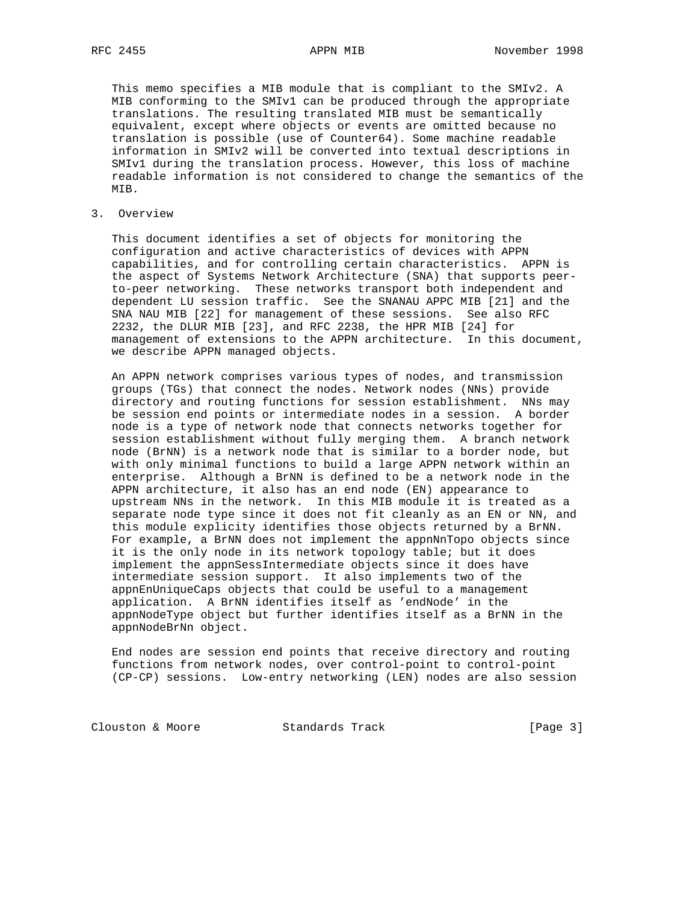This memo specifies a MIB module that is compliant to the SMIv2. A MIB conforming to the SMIv1 can be produced through the appropriate translations. The resulting translated MIB must be semantically equivalent, except where objects or events are omitted because no translation is possible (use of Counter64). Some machine readable information in SMIv2 will be converted into textual descriptions in SMIv1 during the translation process. However, this loss of machine readable information is not considered to change the semantics of the MIB.

## 3. Overview

This document identifies a set of objects for monitoring the configuration and active characteristics of devices with APPN capabilities, and for controlling certain characteristics. APPN is the aspect of Systems Network Architecture (SNA) that supports peer-to-peer networking. These networks transport both independent and dependent LU session traffic. See the SNANAU APPC MIB [21] and the SNA NAU MIB [22] for management of these sessions. See also RFC 2232, the DLUR MIB [23], and RFC 2238, the HPR MIB [24] for management of extensions to the APPN architecture. In this document, we describe APPN managed objects.

An APPN network comprises various types of nodes, and transmission groups (TGs) that connect the nodes. Network nodes (NNs) provide directory and routing functions for session establishment. NNs may be session end points or intermediate nodes in a session. A border node is a type of network node that connects networks together for session establishment without fully merging them. A branch network node (BrNN) is a network node that is similar to a border node, but with only minimal functions to build a large APPN network within an enterprise. Although a BrNN is defined to be a network node in the APPN architecture, it also has an end node (EN) appearance to upstream NNs in the network. In this MIB module it is treated as a separate node type since it does not fit cleanly as an EN or NN, and this module explicity identifies those objects returned by a BrNN. For example, a BrNN does not implement the appnNnTopo objects since it is the only node in its network topology table; but it does implement the appnSessIntermediate objects since it does have intermediate session support. It also implements two of the appnEnUniqueCaps objects that could be useful to a management application. A BrNN identifies itself as 'endNode' in the appnNodeType object but further identifies itself as a BrNN in the appnNodeBrNn object.

End nodes are session end points that receive directory and routing functions from network nodes, over control-point to control-point (CP-CP) sessions. Low-entry networking (LEN) nodes are also session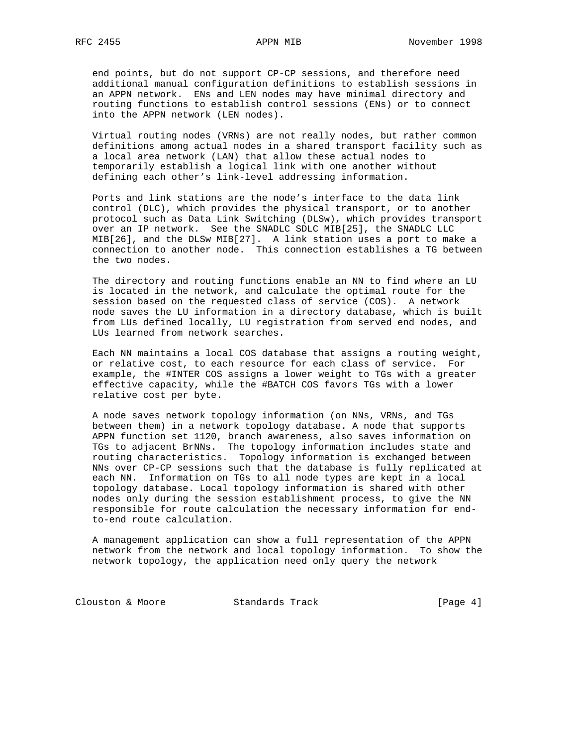end points, but do not support CP-CP sessions, and therefore need additional manual configuration definitions to establish sessions in an APPN network. ENs and LEN nodes may have minimal directory and routing functions to establish control sessions (ENs) or to connect into the APPN network (LEN nodes).

Virtual routing nodes (VRNs) are not really nodes, but rather common definitions among actual nodes in a shared transport facility such as a local area network (LAN) that allow these actual nodes to temporarily establish a logical link with one another without defining each other's link-level addressing information.

Ports and link stations are the node's interface to the data link control (DLC), which provides the physical transport, or to another protocol such as Data Link Switching (DLSw), which provides transport over an IP network. See the SNADLC SDLC MIB[25], the SNADLC LLC MIB[26], and the DLSw MIB[27]. A link station uses a port to make a connection to another node. This connection establishes a TG between the two nodes.

The directory and routing functions enable an NN to find where an LU is located in the network, and calculate the optimal route for the session based on the requested class of service (COS). A network node saves the LU information in a directory database, which is built from LUs defined locally, LU registration from served end nodes, and LUs learned from network searches.

Each NN maintains a local COS database that assigns a routing weight, or relative cost, to each resource for each class of service. For example, the #INTER COS assigns a lower weight to TGs with a greater effective capacity, while the #BATCH COS favors TGs with a lower relative cost per byte.

A node saves network topology information (on NNs, VRNs, and TGs between them) in a network topology database. A node that supports APPN function set 1120, branch awareness, also saves information on TGs to adjacent BrNNs. The topology information includes state and routing characteristics. Topology information is exchanged between NNs over CP-CP sessions such that the database is fully replicated at each NN. Information on TGs to all node types are kept in a local topology database. Local topology information is shared with other nodes only during the session establishment process, to give the NN responsible for route calculation the necessary information for end-to-end route calculation.

A management application can show a full representation of the APPN network from the network and local topology information. To show the network topology, the application need only query the network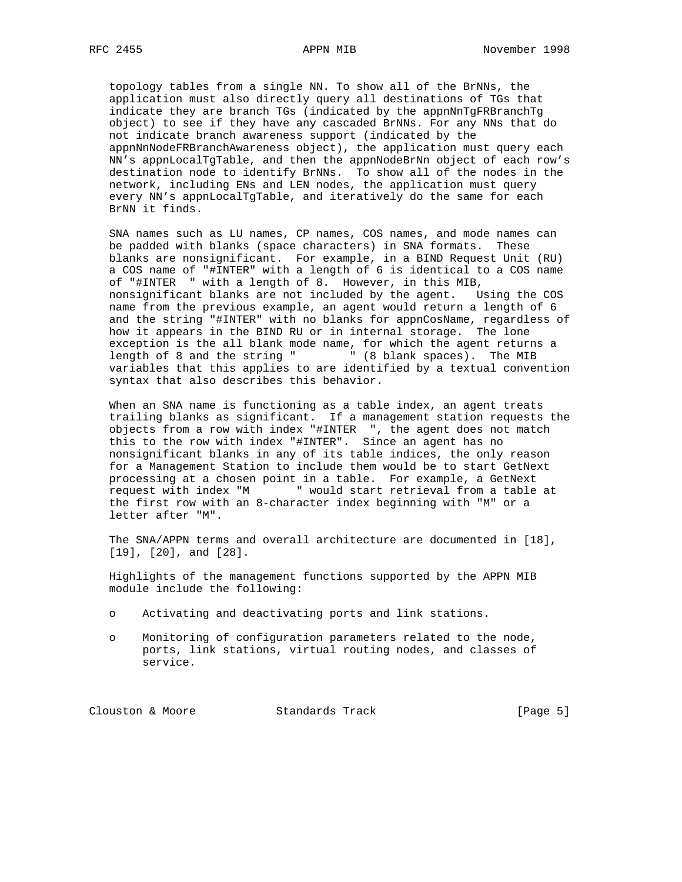topology tables from a single NN. To show all of the BrNNs, the application must also directly query all destinations of TGs that indicate they are branch TGs (indicated by the appnNnTgFRBranchTg object) to see if they have any cascaded BrNNs. For any NNs that do not indicate branch awareness support (indicated by the appnNnNodeFRBranchAwareness object), the application must query each NN's appnLocalTgTable, and then the appnNodeBrNn object of each row's destination node to identify BrNNs. To show all of the nodes in the network, including ENs and LEN nodes, the application must query every NN's appnLocalTgTable, and iteratively do the same for each BrNN it finds.

SNA names such as LU names, CP names, COS names, and mode names can be padded with blanks (space characters) in SNA formats. These blanks are nonsignificant. For example, in a BIND Request Unit (RU) a COS name of "#INTER" with a length of 6 is identical to a COS name of "#INTER  " with a length of 8. However, in this MIB, nonsignificant blanks are not included by the agent. Using the COS name from the previous example, an agent would return a length of 6 and the string "#INTER" with no blanks for appnCosName, regardless of how it appears in the BIND RU or in internal storage. The lone exception is the all blank mode name, for which the agent returns a length of 8 and the string "        " (8 blank spaces). The MIB variables that this applies to are identified by a textual convention syntax that also describes this behavior.

When an SNA name is functioning as a table index, an agent treats trailing blanks as significant. If a management station requests the objects from a row with index "#INTER  ", the agent does not match this to the row with index "#INTER". Since an agent has no nonsignificant blanks in any of its table indices, the only reason for a Management Station to include them would be to start GetNext processing at a chosen point in a table. For example, a GetNext request with index "M       " would start retrieval from a table at the first row with an 8-character index beginning with "M" or a letter after "M".

The SNA/APPN terms and overall architecture are documented in [18], [19], [20], and [28].

Highlights of the management functions supported by the APPN MIB module include the following:

- Activating and deactivating ports and link stations.
- Monitoring of configuration parameters related to the node, ports, link stations, virtual routing nodes, and classes of service.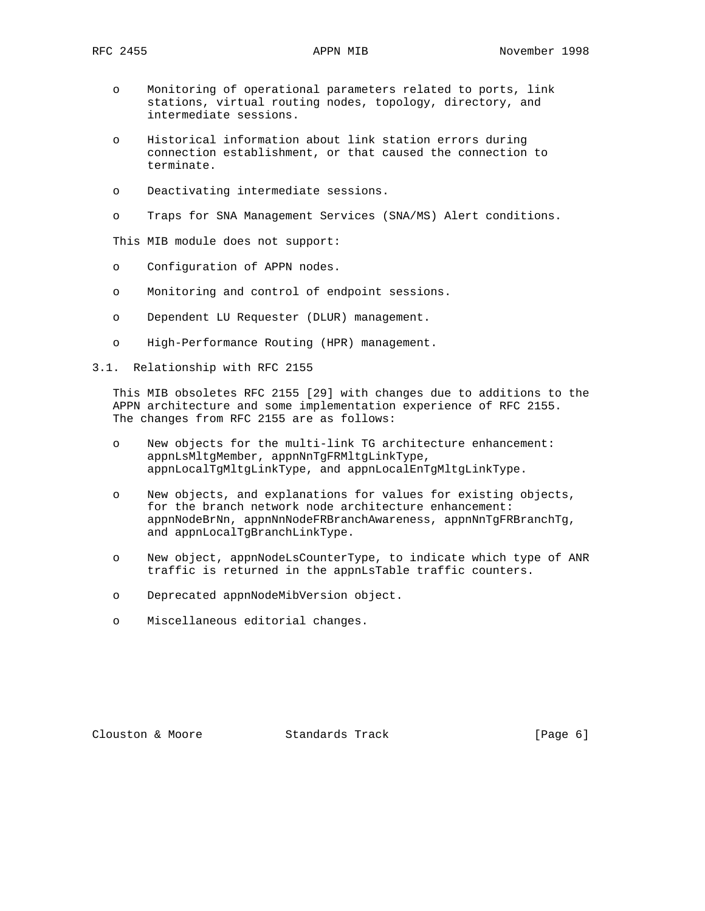- Monitoring of operational parameters related to ports, link stations, virtual routing nodes, topology, directory, and intermediate sessions.
- Historical information about link station errors during connection establishment, or that caused the connection to terminate.
- Deactivating intermediate sessions.
- Traps for SNA Management Services (SNA/MS) Alert conditions.

This MIB module does not support:

- Configuration of APPN nodes.
- Monitoring and control of endpoint sessions.
- Dependent LU Requester (DLUR) management.
- High-Performance Routing (HPR) management.

### 3.1. Relationship with RFC 2155

This MIB obsoletes RFC 2155 [29] with changes due to additions to the APPN architecture and some implementation experience of RFC 2155. The changes from RFC 2155 are as follows:

- New objects for the multi-link TG architecture enhancement: appnLsMltgMember, appnNnTgFRMltgLinkType, appnLocalTgMltgLinkType, and appnLocalEnTgMltgLinkType.
- New objects, and explanations for values for existing objects, for the branch network node architecture enhancement: appnNodeBrNn, appnNnNodeFRBranchAwareness, appnNnTgFRBranchTg, and appnLocalTgBranchLinkType.
- New object, appnNodeLsCounterType, to indicate which type of ANR traffic is returned in the appnLsTable traffic counters.
- Deprecated appnNodeMibVersion object.
- Miscellaneous editorial changes.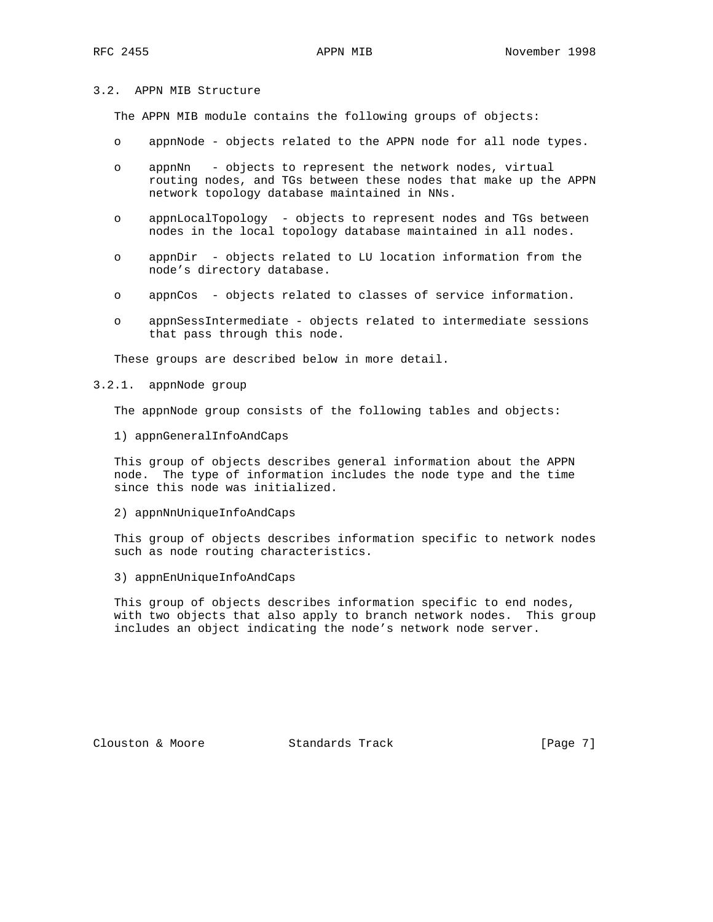### 3.2. APPN MIB Structure

The APPN MIB module contains the following groups of objects:

- appnNode - objects related to the APPN node for all node types.
- appnNn - objects to represent the network nodes, virtual routing nodes, and TGs between these nodes that make up the APPN network topology database maintained in NNs.
- appnLocalTopology - objects to represent nodes and TGs between nodes in the local topology database maintained in all nodes.
- appnDir - objects related to LU location information from the node's directory database.
- appnCos - objects related to classes of service information.
- appnSessIntermediate - objects related to intermediate sessions that pass through this node.

These groups are described below in more detail.

#### 3.2.1. appnNode group

The appnNode group consists of the following tables and objects:

1) appnGeneralInfoAndCaps

This group of objects describes general information about the APPN node. The type of information includes the node type and the time since this node was initialized.

2) appnNnUniqueInfoAndCaps

This group of objects describes information specific to network nodes such as node routing characteristics.

3) appnEnUniqueInfoAndCaps

This group of objects describes information specific to end nodes, with two objects that also apply to branch network nodes. This group includes an object indicating the node's network node server.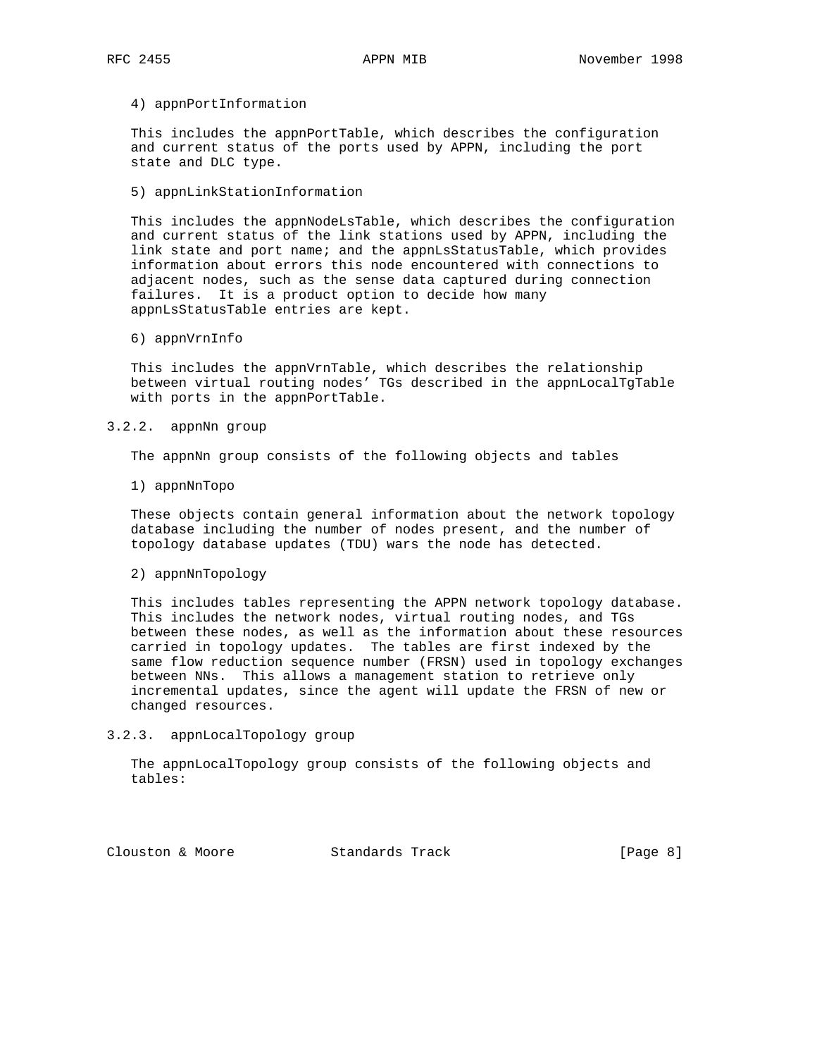4) appnPortInformation

This includes the appnPortTable, which describes the configuration and current status of the ports used by APPN, including the port state and DLC type.

5) appnLinkStationInformation

This includes the appnNodeLsTable, which describes the configuration and current status of the link stations used by APPN, including the link state and port name; and the appnLsStatusTable, which provides information about errors this node encountered with connections to adjacent nodes, such as the sense data captured during connection failures. It is a product option to decide how many appnLsStatusTable entries are kept.

6) appnVrnInfo

This includes the appnVrnTable, which describes the relationship between virtual routing nodes' TGs described in the appnLocalTgTable with ports in the appnPortTable.

### 3.2.2. appnNn group

The appnNn group consists of the following objects and tables

1) appnNnTopo

These objects contain general information about the network topology database including the number of nodes present, and the number of topology database updates (TDU) wars the node has detected.

2) appnNnTopology

This includes tables representing the APPN network topology database. This includes the network nodes, virtual routing nodes, and TGs between these nodes, as well as the information about these resources carried in topology updates. The tables are first indexed by the same flow reduction sequence number (FRSN) used in topology exchanges between NNs. This allows a management station to retrieve only incremental updates, since the agent will update the FRSN of new or changed resources.

### 3.2.3. appnLocalTopology group

The appnLocalTopology group consists of the following objects and tables: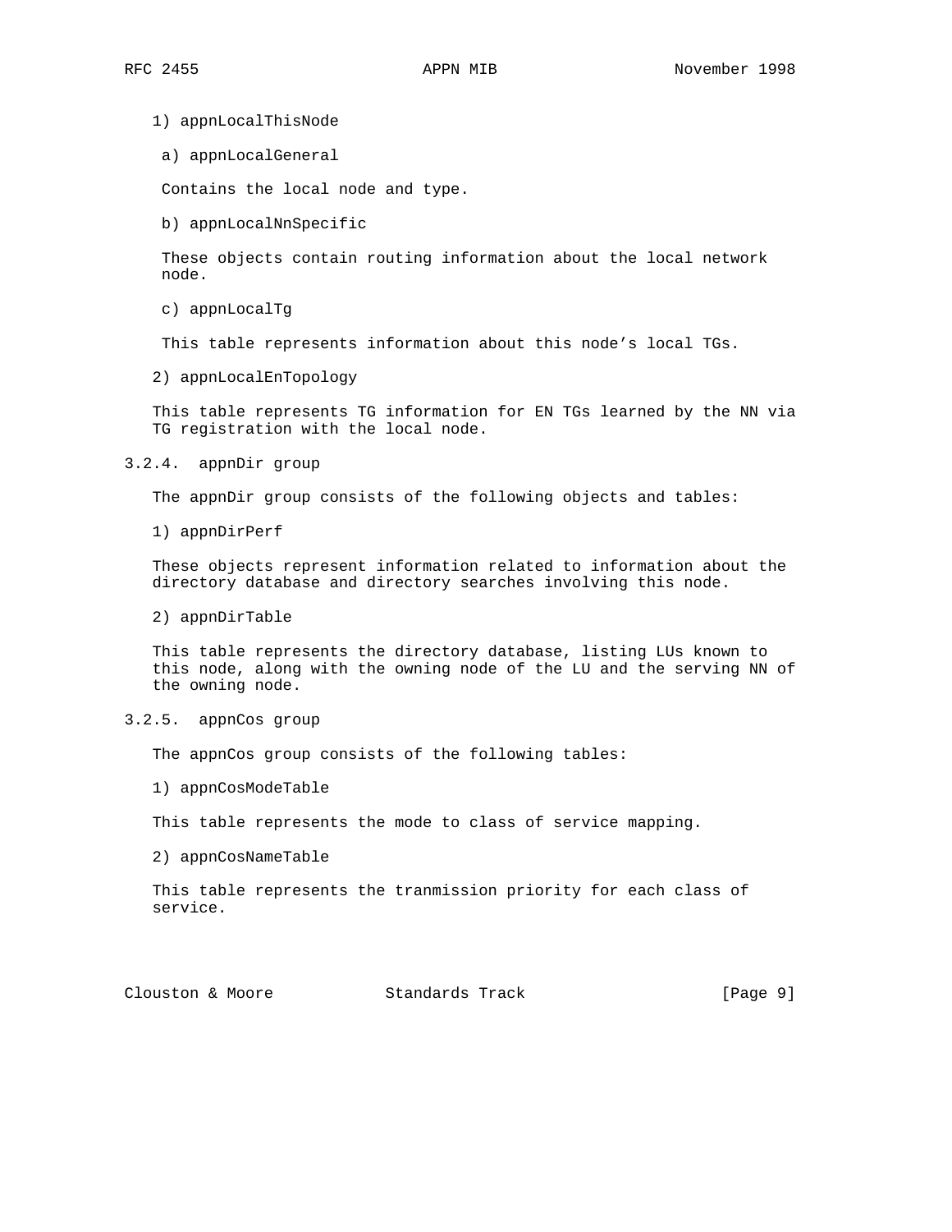1) appnLocalThisNode

a) appnLocalGeneral

Contains the local node and type.

b) appnLocalNnSpecific

These objects contain routing information about the local network node.

c) appnLocalTg

This table represents information about this node's local TGs.

2) appnLocalEnTopology

This table represents TG information for EN TGs learned by the NN via TG registration with the local node.

### 3.2.4. appnDir group

The appnDir group consists of the following objects and tables:

1) appnDirPerf

These objects represent information related to information about the directory database and directory searches involving this node.

2) appnDirTable

This table represents the directory database, listing LUs known to this node, along with the owning node of the LU and the serving NN of the owning node.

### 3.2.5. appnCos group

The appnCos group consists of the following tables:

1) appnCosModeTable

This table represents the mode to class of service mapping.

2) appnCosNameTable

This table represents the tranmission priority for each class of service.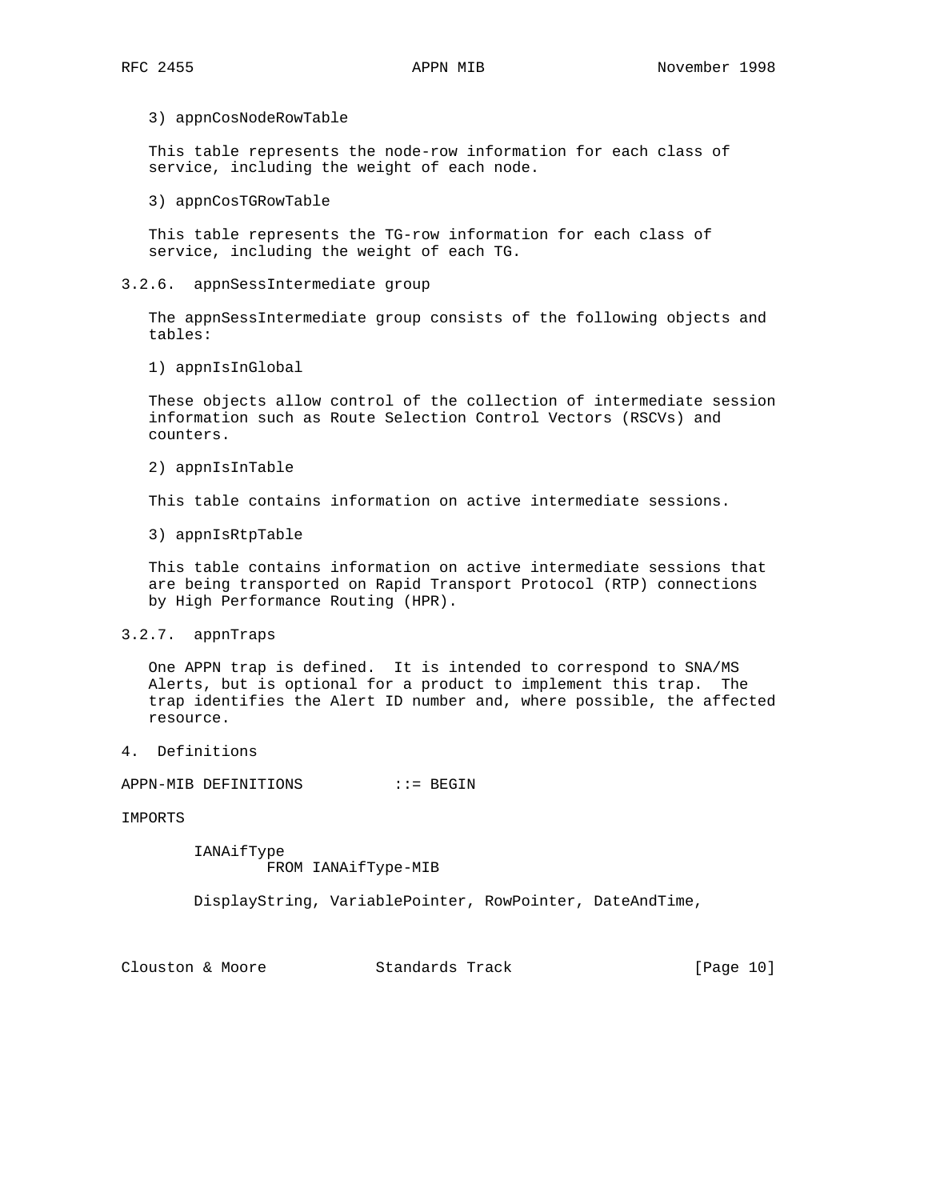3) appnCosNodeRowTable

This table represents the node-row information for each class of service, including the weight of each node.

3) appnCosTGRowTable

This table represents the TG-row information for each class of service, including the weight of each TG.

### 3.2.6. appnSessIntermediate group

The appnSessIntermediate group consists of the following objects and tables:

1) appnIsInGlobal

These objects allow control of the collection of intermediate session information such as Route Selection Control Vectors (RSCVs) and counters.

2) appnIsInTable

This table contains information on active intermediate sessions.

3) appnIsRtpTable

This table contains information on active intermediate sessions that are being transported on Rapid Transport Protocol (RTP) connections by High Performance Routing (HPR).

### 3.2.7. appnTraps

One APPN trap is defined. It is intended to correspond to SNA/MS Alerts, but is optional for a product to implement this trap. The trap identifies the Alert ID number and, where possible, the affected resource.

## 4. Definitions

```
APPN-MIB DEFINITIONS          ::= BEGIN

IMPORTS

        IANAifType
                FROM IANAifType-MIB

        DisplayString, VariablePointer, RowPointer, DateAndTime,
```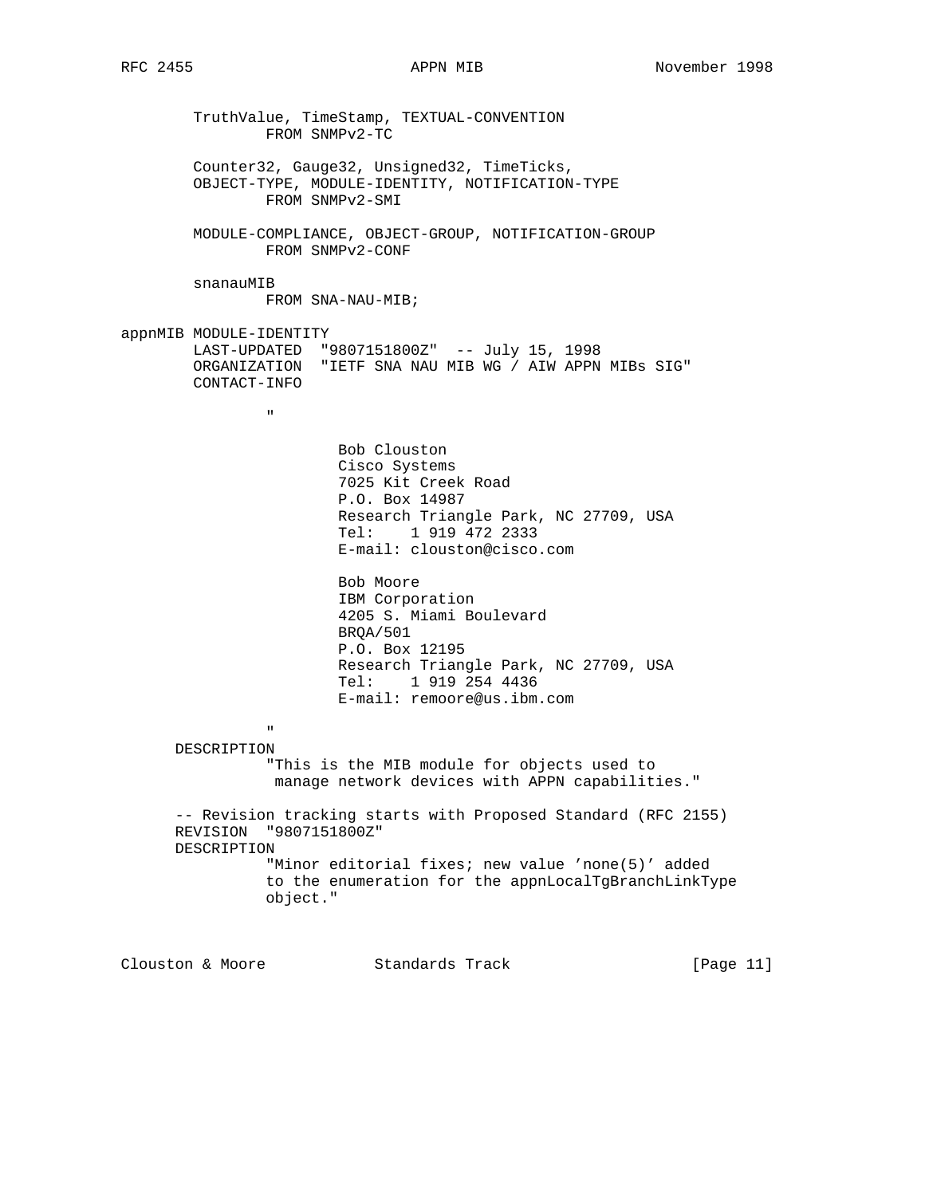```
        TruthValue, TimeStamp, TEXTUAL-CONVENTION
                FROM SNMPv2-TC

        Counter32, Gauge32, Unsigned32, TimeTicks,
        OBJECT-TYPE, MODULE-IDENTITY, NOTIFICATION-TYPE
                FROM SNMPv2-SMI

        MODULE-COMPLIANCE, OBJECT-GROUP, NOTIFICATION-GROUP
                FROM SNMPv2-CONF

        snanauMIB
                FROM SNA-NAU-MIB;

appnMIB MODULE-IDENTITY
        LAST-UPDATED  "9807151800Z"  -- July 15, 1998
        ORGANIZATION  "IETF SNA NAU MIB WG / AIW APPN MIBs SIG"
        CONTACT-INFO

                "

                        Bob Clouston
                        Cisco Systems
                        7025 Kit Creek Road
                        P.O. Box 14987
                        Research Triangle Park, NC 27709, USA
                        Tel:    1 919 472 2333
                        E-mail: clouston@cisco.com

                        Bob Moore
                        IBM Corporation
                        4205 S. Miami Boulevard
                        BRQA/501
                        P.O. Box 12195
                        Research Triangle Park, NC 27709, USA
                        Tel:    1 919 254 4436
                        E-mail: remoore@us.ibm.com

                "
      DESCRIPTION
                "This is the MIB module for objects used to
                 manage network devices with APPN capabilities."

      -- Revision tracking starts with Proposed Standard (RFC 2155)
      REVISION  "9807151800Z"
      DESCRIPTION
                "Minor editorial fixes; new value 'none(5)' added
                to the enumeration for the appnLocalTgBranchLinkType
                object."
```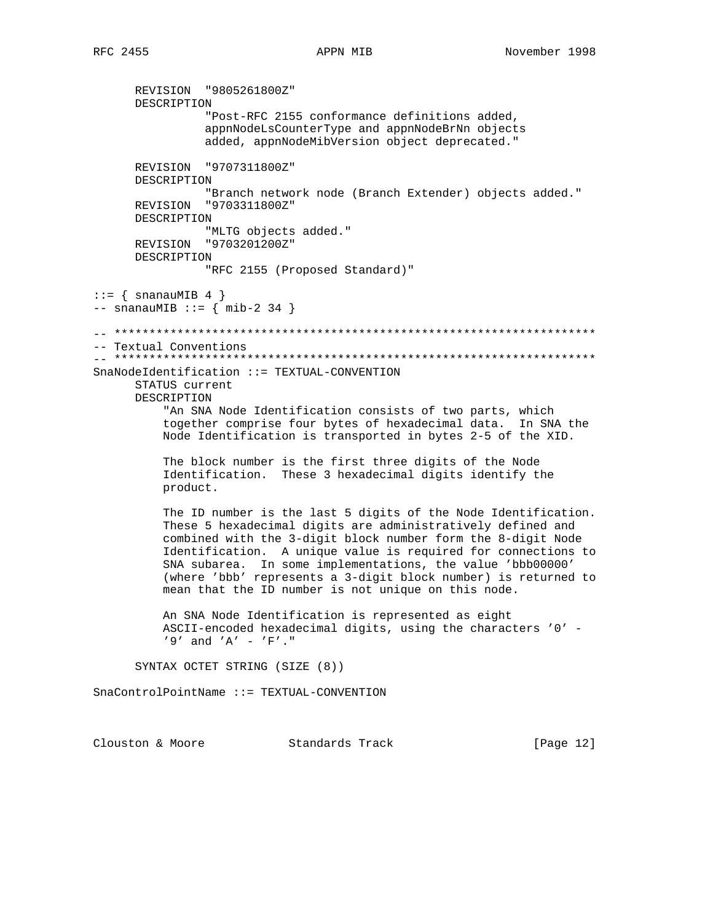```
      REVISION  "9805261800Z"
      DESCRIPTION
               "Post-RFC 2155 conformance definitions added,
               appnNodeLsCounterType and appnNodeBrNn objects
               added, appnNodeMibVersion object deprecated."

      REVISION  "9707311800Z"
      DESCRIPTION
               "Branch network node (Branch Extender) objects added."
      REVISION  "9703311800Z"
      DESCRIPTION
               "MLTG objects added."
      REVISION  "9703201200Z"
      DESCRIPTION
               "RFC 2155 (Proposed Standard)"

::= { snanauMIB 4 }
-- snanauMIB ::= { mib-2 34 }

-- *********************************************************************
-- Textual Conventions
-- *********************************************************************
SnaNodeIdentification ::= TEXTUAL-CONVENTION
      STATUS current
      DESCRIPTION
          "An SNA Node Identification consists of two parts, which
          together comprise four bytes of hexadecimal data.  In SNA the
          Node Identification is transported in bytes 2-5 of the XID.

          The block number is the first three digits of the Node
          Identification.  These 3 hexadecimal digits identify the
          product.

          The ID number is the last 5 digits of the Node Identification.
          These 5 hexadecimal digits are administratively defined and
          combined with the 3-digit block number form the 8-digit Node
          Identification.  A unique value is required for connections to
          SNA subarea.  In some implementations, the value 'bbb00000'
          (where 'bbb' represents a 3-digit block number) is returned to
          mean that the ID number is not unique on this node.

          An SNA Node Identification is represented as eight
          ASCII-encoded hexadecimal digits, using the characters '0' -
          '9' and 'A' - 'F'."

      SYNTAX OCTET STRING (SIZE (8))

SnaControlPointName ::= TEXTUAL-CONVENTION
```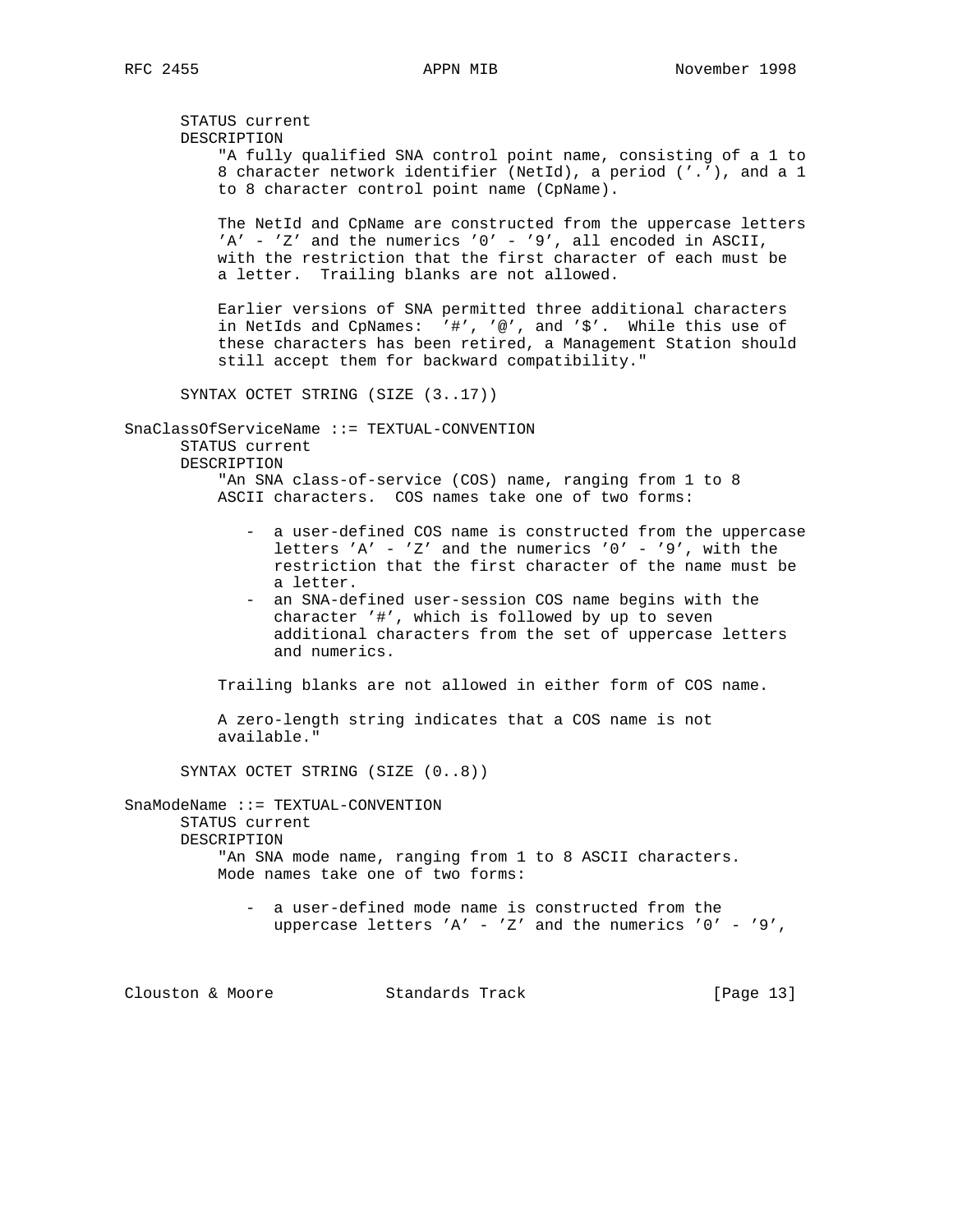```
      STATUS current
      DESCRIPTION
          "A fully qualified SNA control point name, consisting of a 1 to
          8 character network identifier (NetId), a period ('.'), and a 1
          to 8 character control point name (CpName).

          The NetId and CpName are constructed from the uppercase letters
          'A' - 'Z' and the numerics '0' - '9', all encoded in ASCII,
          with the restriction that the first character of each must be
          a letter.  Trailing blanks are not allowed.

          Earlier versions of SNA permitted three additional characters
          in NetIds and CpNames:  '#', '@', and '$'.  While this use of
          these characters has been retired, a Management Station should
          still accept them for backward compatibility."

      SYNTAX OCTET STRING (SIZE (3..17))

SnaClassOfServiceName ::= TEXTUAL-CONVENTION
      STATUS current
      DESCRIPTION
          "An SNA class-of-service (COS) name, ranging from 1 to 8
          ASCII characters.  COS names take one of two forms:

             - a user-defined COS name is constructed from the uppercase
               letters 'A' - 'Z' and the numerics '0' - '9', with the
               restriction that the first character of the name must be
               a letter.
             - an SNA-defined user-session COS name begins with the
               character '#', which is followed by up to seven
               additional characters from the set of uppercase letters
               and numerics.

          Trailing blanks are not allowed in either form of COS name.

          A zero-length string indicates that a COS name is not
          available."

      SYNTAX OCTET STRING (SIZE (0..8))

SnaModeName ::= TEXTUAL-CONVENTION
      STATUS current
      DESCRIPTION
          "An SNA mode name, ranging from 1 to 8 ASCII characters.
          Mode names take one of two forms:

             - a user-defined mode name is constructed from the
               uppercase letters 'A' - 'Z' and the numerics '0' - '9',
```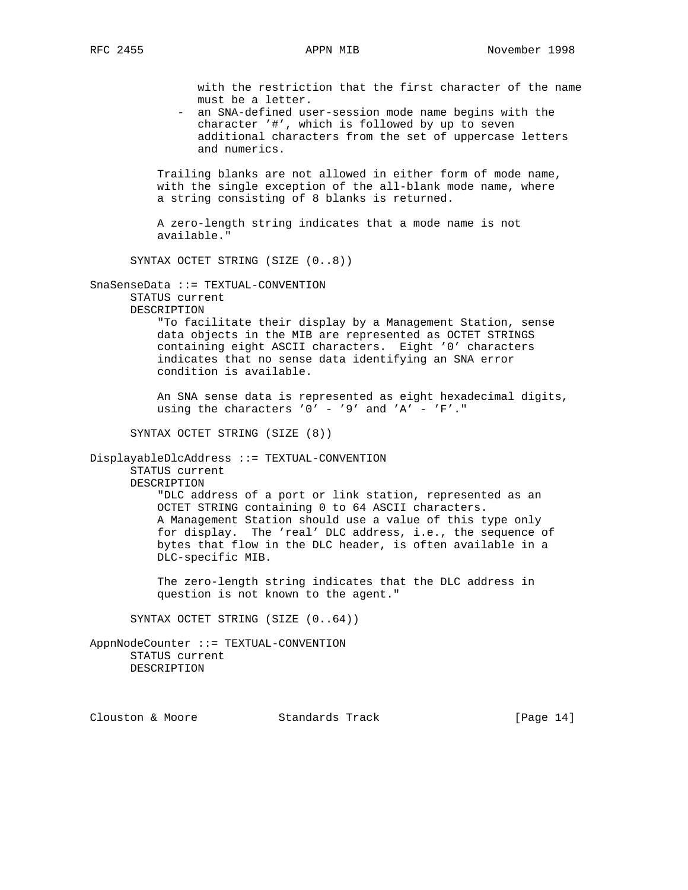```
                with the restriction that the first character of the name
                must be a letter.
              - an SNA-defined user-session mode name begins with the
                character '#', which is followed by up to seven
                additional characters from the set of uppercase letters
                and numerics.

            Trailing blanks are not allowed in either form of mode name,
            with the single exception of the all-blank mode name, where
            a string consisting of 8 blanks is returned.

            A zero-length string indicates that a mode name is not
            available."

        SYNTAX OCTET STRING (SIZE (0..8))

  SnaSenseData ::= TEXTUAL-CONVENTION
        STATUS current
        DESCRIPTION
            "To facilitate their display by a Management Station, sense
            data objects in the MIB are represented as OCTET STRINGS
            containing eight ASCII characters.  Eight '0' characters
            indicates that no sense data identifying an SNA error
            condition is available.

            An SNA sense data is represented as eight hexadecimal digits,
            using the characters '0' - '9' and 'A' - 'F'."

        SYNTAX OCTET STRING (SIZE (8))

  DisplayableDlcAddress ::= TEXTUAL-CONVENTION
        STATUS current
        DESCRIPTION
            "DLC address of a port or link station, represented as an
            OCTET STRING containing 0 to 64 ASCII characters.
            A Management Station should use a value of this type only
            for display.  The 'real' DLC address, i.e., the sequence of
            bytes that flow in the DLC header, is often available in a
            DLC-specific MIB.

            The zero-length string indicates that the DLC address in
            question is not known to the agent."

        SYNTAX OCTET STRING (SIZE (0..64))

  AppnNodeCounter ::= TEXTUAL-CONVENTION
        STATUS current
        DESCRIPTION
```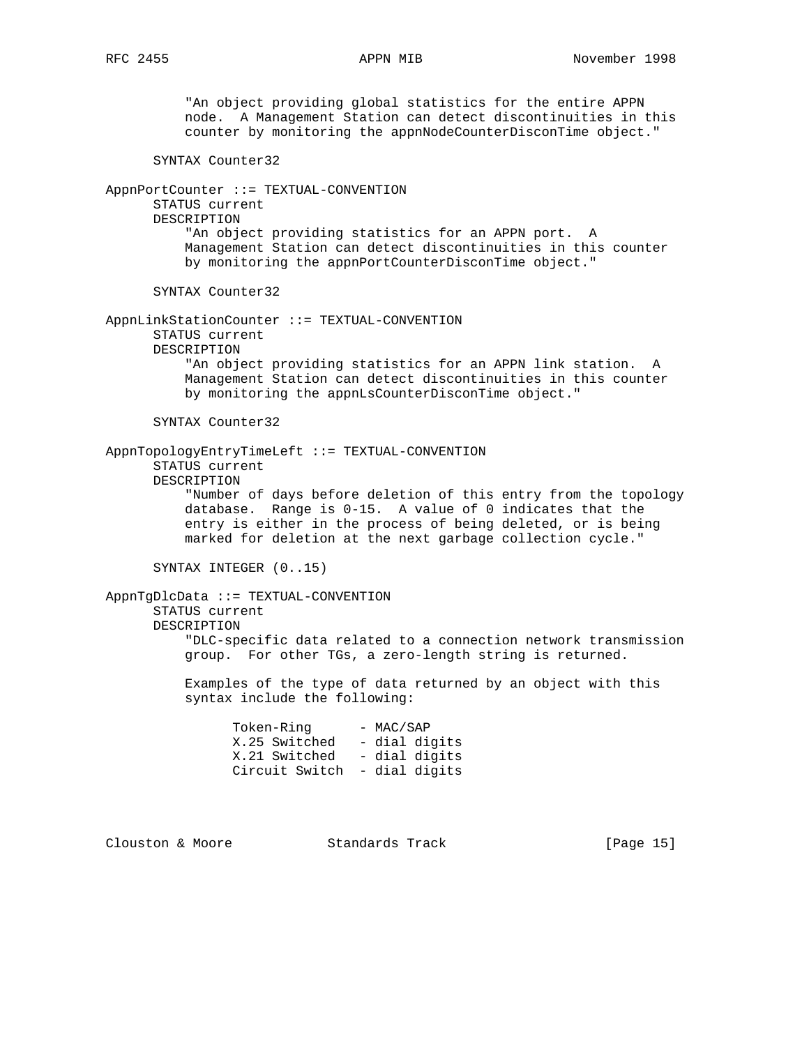```
          "An object providing global statistics for the entire APPN
          node.  A Management Station can detect discontinuities in this
          counter by monitoring the appnNodeCounterDisconTime object."

      SYNTAX Counter32

AppnPortCounter ::= TEXTUAL-CONVENTION
      STATUS current
      DESCRIPTION
          "An object providing statistics for an APPN port.  A
          Management Station can detect discontinuities in this counter
          by monitoring the appnPortCounterDisconTime object."

      SYNTAX Counter32

AppnLinkStationCounter ::= TEXTUAL-CONVENTION
      STATUS current
      DESCRIPTION
          "An object providing statistics for an APPN link station.  A
          Management Station can detect discontinuities in this counter
          by monitoring the appnLsCounterDisconTime object."

      SYNTAX Counter32

AppnTopologyEntryTimeLeft ::= TEXTUAL-CONVENTION
      STATUS current
      DESCRIPTION
          "Number of days before deletion of this entry from the topology
          database.  Range is 0-15.  A value of 0 indicates that the
          entry is either in the process of being deleted, or is being
          marked for deletion at the next garbage collection cycle."

      SYNTAX INTEGER (0..15)

AppnTgDlcData ::= TEXTUAL-CONVENTION
      STATUS current
      DESCRIPTION
          "DLC-specific data related to a connection network transmission
          group.  For other TGs, a zero-length string is returned.

          Examples of the type of data returned by an object with this
          syntax include the following:

                Token-Ring      - MAC/SAP
                X.25 Switched   - dial digits
                X.21 Switched   - dial digits
                Circuit Switch  - dial digits
```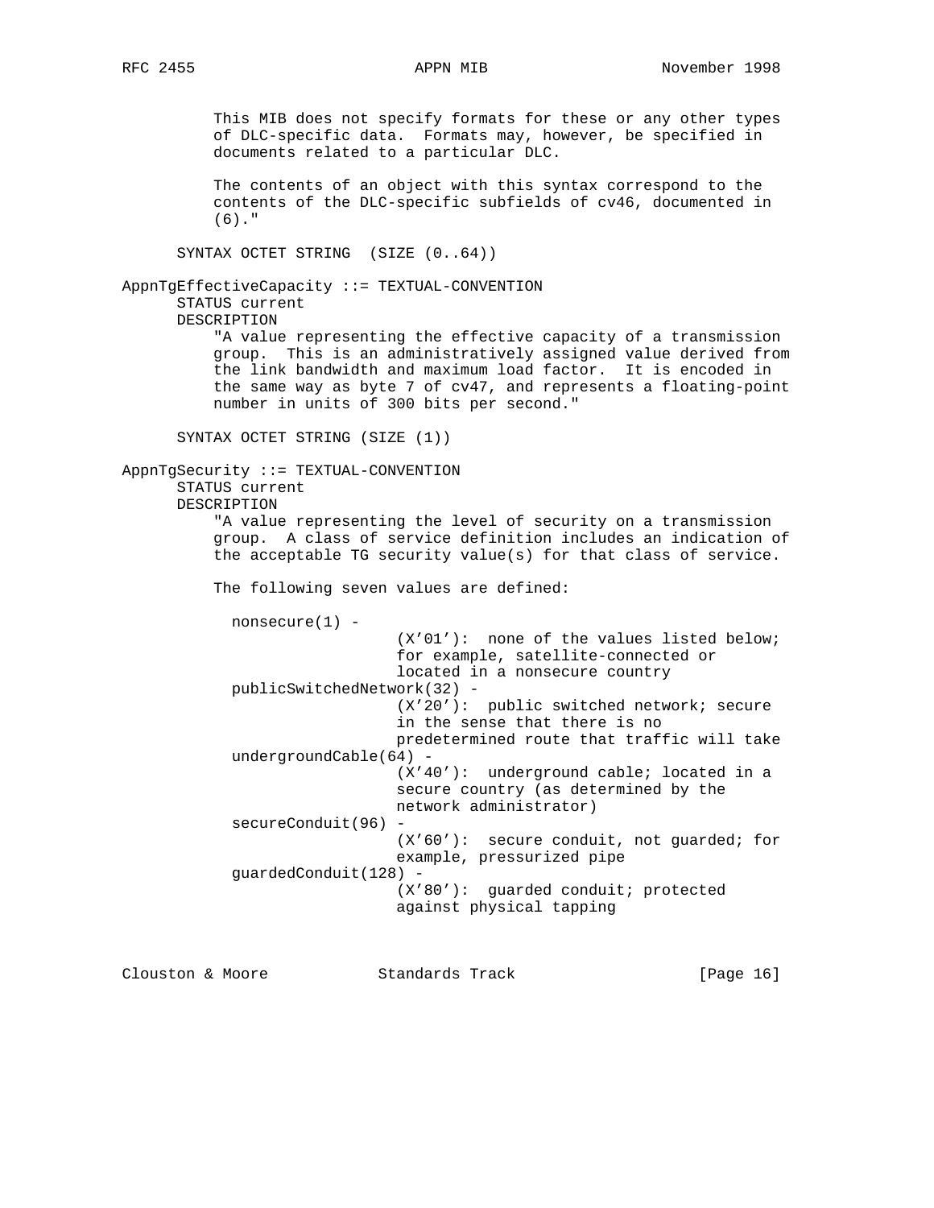```
          This MIB does not specify formats for these or any other types
          of DLC-specific data.  Formats may, however, be specified in
          documents related to a particular DLC.

          The contents of an object with this syntax correspond to the
          contents of the DLC-specific subfields of cv46, documented in
          (6)."

      SYNTAX OCTET STRING  (SIZE (0..64))

AppnTgEffectiveCapacity ::= TEXTUAL-CONVENTION
      STATUS current
      DESCRIPTION
          "A value representing the effective capacity of a transmission
          group.  This is an administratively assigned value derived from
          the link bandwidth and maximum load factor.  It is encoded in
          the same way as byte 7 of cv47, and represents a floating-point
          number in units of 300 bits per second."

      SYNTAX OCTET STRING (SIZE (1))

AppnTgSecurity ::= TEXTUAL-CONVENTION
      STATUS current
      DESCRIPTION
          "A value representing the level of security on a transmission
          group.  A class of service definition includes an indication of
          the acceptable TG security value(s) for that class of service.

          The following seven values are defined:

            nonsecure(1) -
                             (X'01'):  none of the values listed below;
                             for example, satellite-connected or
                             located in a nonsecure country
            publicSwitchedNetwork(32) -
                             (X'20'):  public switched network; secure
                             in the sense that there is no
                             predetermined route that traffic will take
            undergroundCable(64) -
                             (X'40'):  underground cable; located in a
                             secure country (as determined by the
                             network administrator)
            secureConduit(96) -
                             (X'60'):  secure conduit, not guarded; for
                             example, pressurized pipe
            guardedConduit(128) -
                             (X'80'):  guarded conduit; protected
                             against physical tapping
```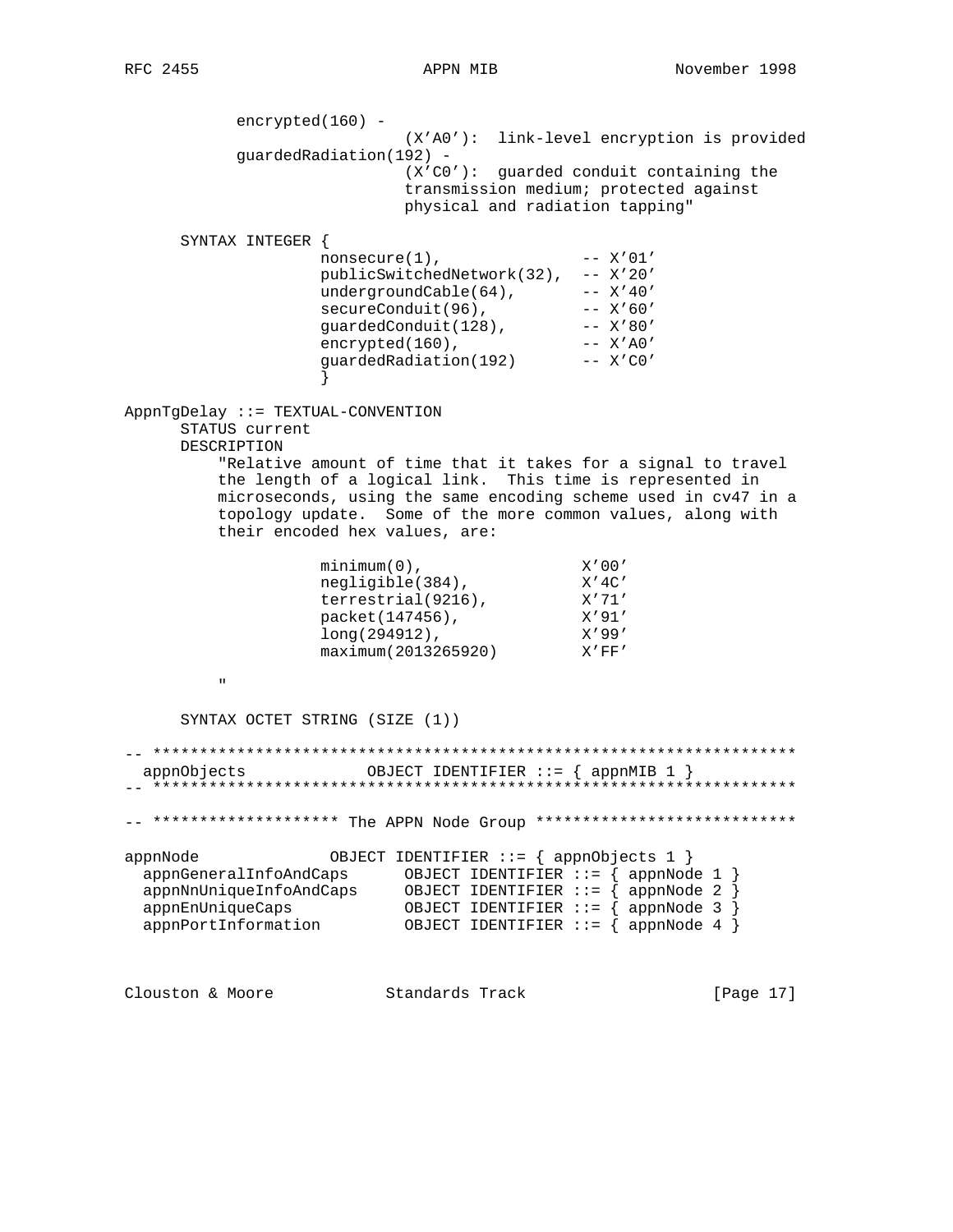```
            encrypted(160) -
                           (X'A0'):  link-level encryption is provided
            guardedRadiation(192) -
                           (X'C0'):  guarded conduit containing the
                           transmission medium; protected against
                           physical and radiation tapping"

      SYNTAX INTEGER {
                     nonsecure(1),               -- X'01'
                     publicSwitchedNetwork(32),  -- X'20'
                     undergroundCable(64),       -- X'40'
                     secureConduit(96),          -- X'60'
                     guardedConduit(128),        -- X'80'
                     encrypted(160),             -- X'A0'
                     guardedRadiation(192)       -- X'C0'
                     }

AppnTgDelay ::= TEXTUAL-CONVENTION
      STATUS current
      DESCRIPTION
          "Relative amount of time that it takes for a signal to travel
          the length of a logical link.  This time is represented in
          microseconds, using the same encoding scheme used in cv47 in a
          topology update.  Some of the more common values, along with
          their encoded hex values, are:

                     minimum(0),                 X'00'
                     negligible(384),            X'4C'
                     terrestrial(9216),          X'71'
                     packet(147456),             X'91'
                     long(294912),               X'99'
                     maximum(2013265920)         X'FF'

          "

      SYNTAX OCTET STRING (SIZE (1))

-- *********************************************************************
  appnObjects             OBJECT IDENTIFIER ::= { appnMIB 1 }
-- *********************************************************************

-- ******************** The APPN Node Group ****************************

appnNode              OBJECT IDENTIFIER ::= { appnObjects 1 }
  appnGeneralInfoAndCaps      OBJECT IDENTIFIER ::= { appnNode 1 }
  appnNnUniqueInfoAndCaps     OBJECT IDENTIFIER ::= { appnNode 2 }
  appnEnUniqueCaps            OBJECT IDENTIFIER ::= { appnNode 3 }
  appnPortInformation         OBJECT IDENTIFIER ::= { appnNode 4 }
```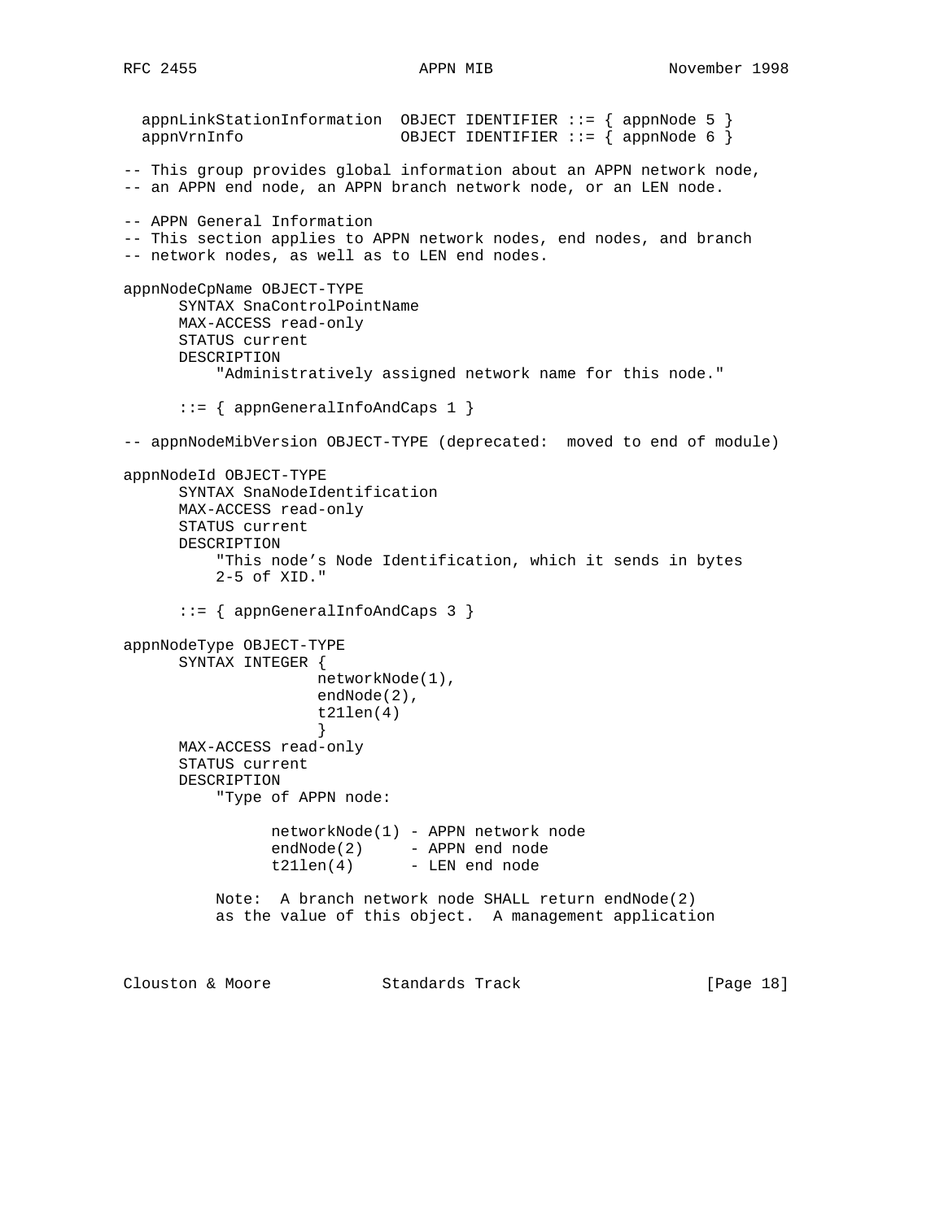```
  appnLinkStationInformation  OBJECT IDENTIFIER ::= { appnNode 5 }
  appnVrnInfo                 OBJECT IDENTIFIER ::= { appnNode 6 }

-- This group provides global information about an APPN network node,
-- an APPN end node, an APPN branch network node, or an LEN node.

-- APPN General Information
-- This section applies to APPN network nodes, end nodes, and branch
-- network nodes, as well as to LEN end nodes.

appnNodeCpName OBJECT-TYPE
      SYNTAX SnaControlPointName
      MAX-ACCESS read-only
      STATUS current
      DESCRIPTION
          "Administratively assigned network name for this node."

      ::= { appnGeneralInfoAndCaps 1 }

-- appnNodeMibVersion OBJECT-TYPE (deprecated:  moved to end of module)

appnNodeId OBJECT-TYPE
      SYNTAX SnaNodeIdentification
      MAX-ACCESS read-only
      STATUS current
      DESCRIPTION
          "This node's Node Identification, which it sends in bytes
          2-5 of XID."

      ::= { appnGeneralInfoAndCaps 3 }

appnNodeType OBJECT-TYPE
      SYNTAX INTEGER {
                    networkNode(1),
                    endNode(2),
                    t21len(4)
                    }
      MAX-ACCESS read-only
      STATUS current
      DESCRIPTION
          "Type of APPN node:

                networkNode(1) - APPN network node
                endNode(2)     - APPN end node
                t21len(4)      - LEN end node

          Note:  A branch network node SHALL return endNode(2)
          as the value of this object.  A management application
```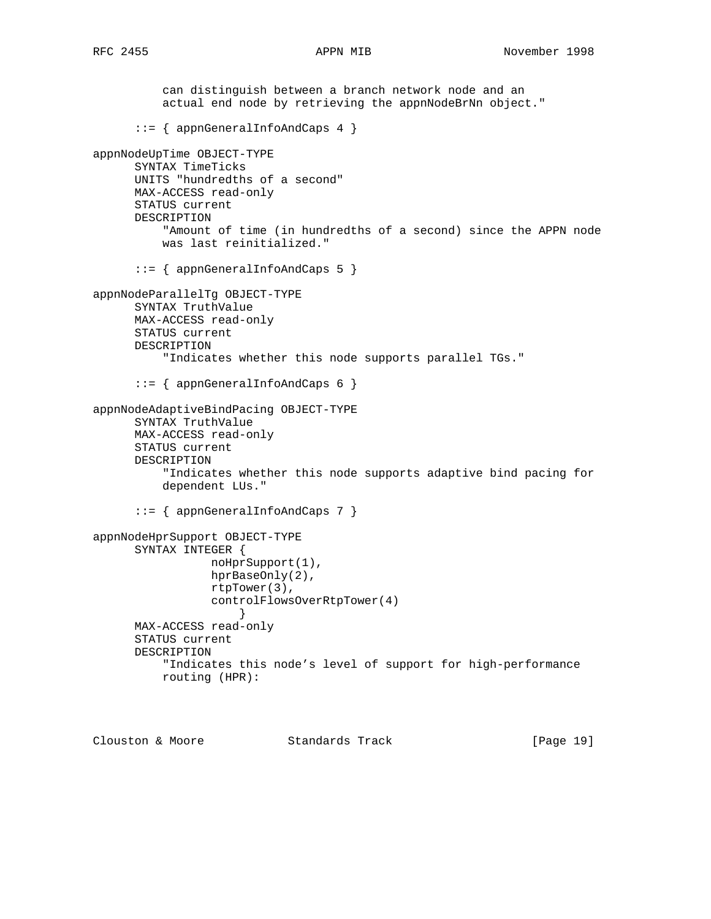```
          can distinguish between a branch network node and an
          actual end node by retrieving the appnNodeBrNn object."

      ::= { appnGeneralInfoAndCaps 4 }

appnNodeUpTime OBJECT-TYPE
      SYNTAX TimeTicks
      UNITS "hundredths of a second"
      MAX-ACCESS read-only
      STATUS current
      DESCRIPTION
          "Amount of time (in hundredths of a second) since the APPN node
          was last reinitialized."

      ::= { appnGeneralInfoAndCaps 5 }

appnNodeParallelTg OBJECT-TYPE
      SYNTAX TruthValue
      MAX-ACCESS read-only
      STATUS current
      DESCRIPTION
          "Indicates whether this node supports parallel TGs."

      ::= { appnGeneralInfoAndCaps 6 }

appnNodeAdaptiveBindPacing OBJECT-TYPE
      SYNTAX TruthValue
      MAX-ACCESS read-only
      STATUS current
      DESCRIPTION
          "Indicates whether this node supports adaptive bind pacing for
          dependent LUs."

      ::= { appnGeneralInfoAndCaps 7 }

appnNodeHprSupport OBJECT-TYPE
      SYNTAX INTEGER {
                 noHprSupport(1),
                 hprBaseOnly(2),
                 rtpTower(3),
                 controlFlowsOverRtpTower(4)
                     }
      MAX-ACCESS read-only
      STATUS current
      DESCRIPTION
          "Indicates this node's level of support for high-performance
          routing (HPR):
```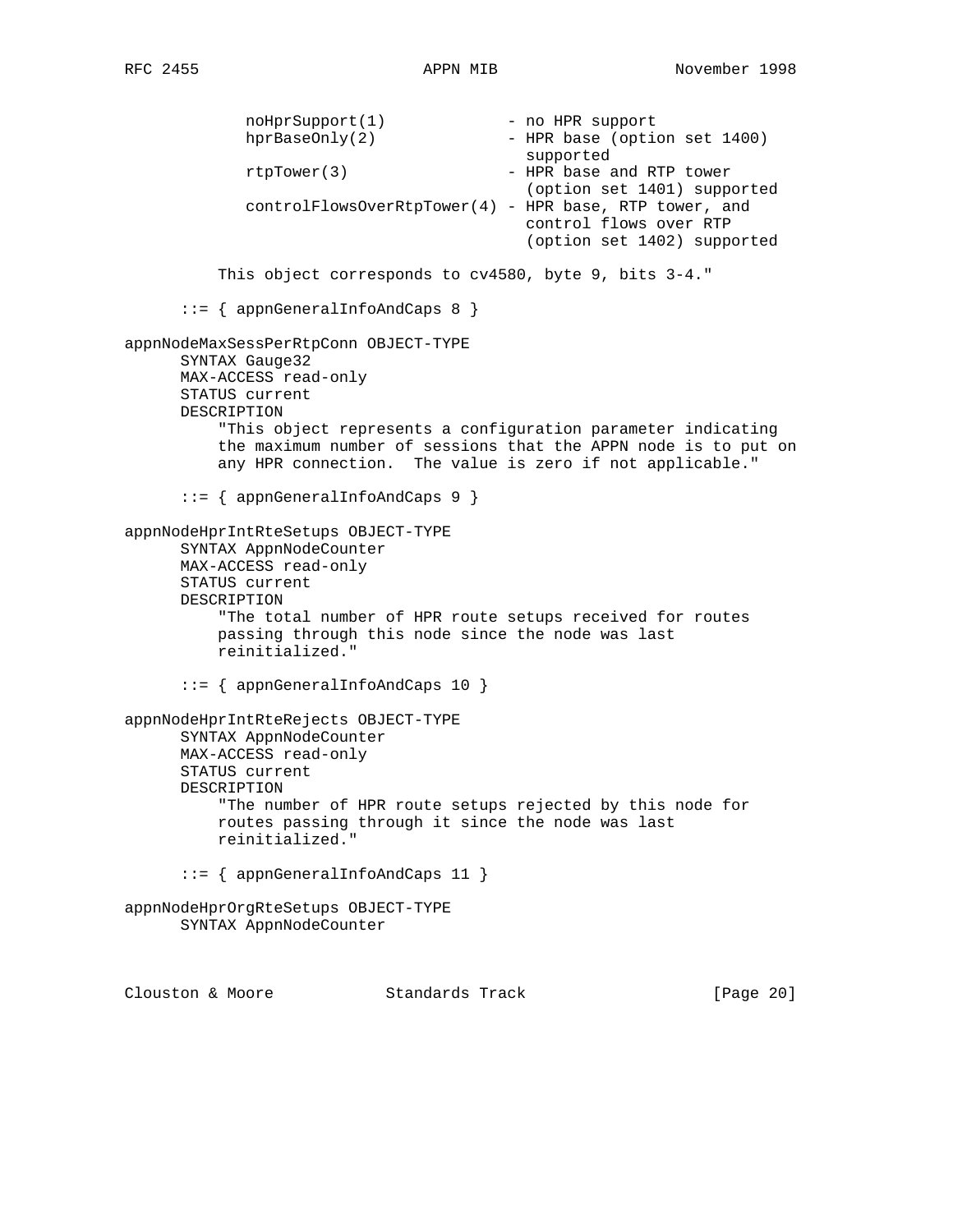```
             noHprSupport(1)             - no HPR support
             hprBaseOnly(2)              - HPR base (option set 1400)
                                           supported
             rtpTower(3)                 - HPR base and RTP tower
                                           (option set 1401) supported
             controlFlowsOverRtpTower(4) - HPR base, RTP tower, and
                                           control flows over RTP
                                           (option set 1402) supported

          This object corresponds to cv4580, byte 9, bits 3-4."

      ::= { appnGeneralInfoAndCaps 8 }

appnNodeMaxSessPerRtpConn OBJECT-TYPE
      SYNTAX Gauge32
      MAX-ACCESS read-only
      STATUS current
      DESCRIPTION
          "This object represents a configuration parameter indicating
          the maximum number of sessions that the APPN node is to put on
          any HPR connection.  The value is zero if not applicable."

      ::= { appnGeneralInfoAndCaps 9 }

appnNodeHprIntRteSetups OBJECT-TYPE
      SYNTAX AppnNodeCounter
      MAX-ACCESS read-only
      STATUS current
      DESCRIPTION
          "The total number of HPR route setups received for routes
          passing through this node since the node was last
          reinitialized."

      ::= { appnGeneralInfoAndCaps 10 }

appnNodeHprIntRteRejects OBJECT-TYPE
      SYNTAX AppnNodeCounter
      MAX-ACCESS read-only
      STATUS current
      DESCRIPTION
          "The number of HPR route setups rejected by this node for
          routes passing through it since the node was last
          reinitialized."

      ::= { appnGeneralInfoAndCaps 11 }

appnNodeHprOrgRteSetups OBJECT-TYPE
      SYNTAX AppnNodeCounter
```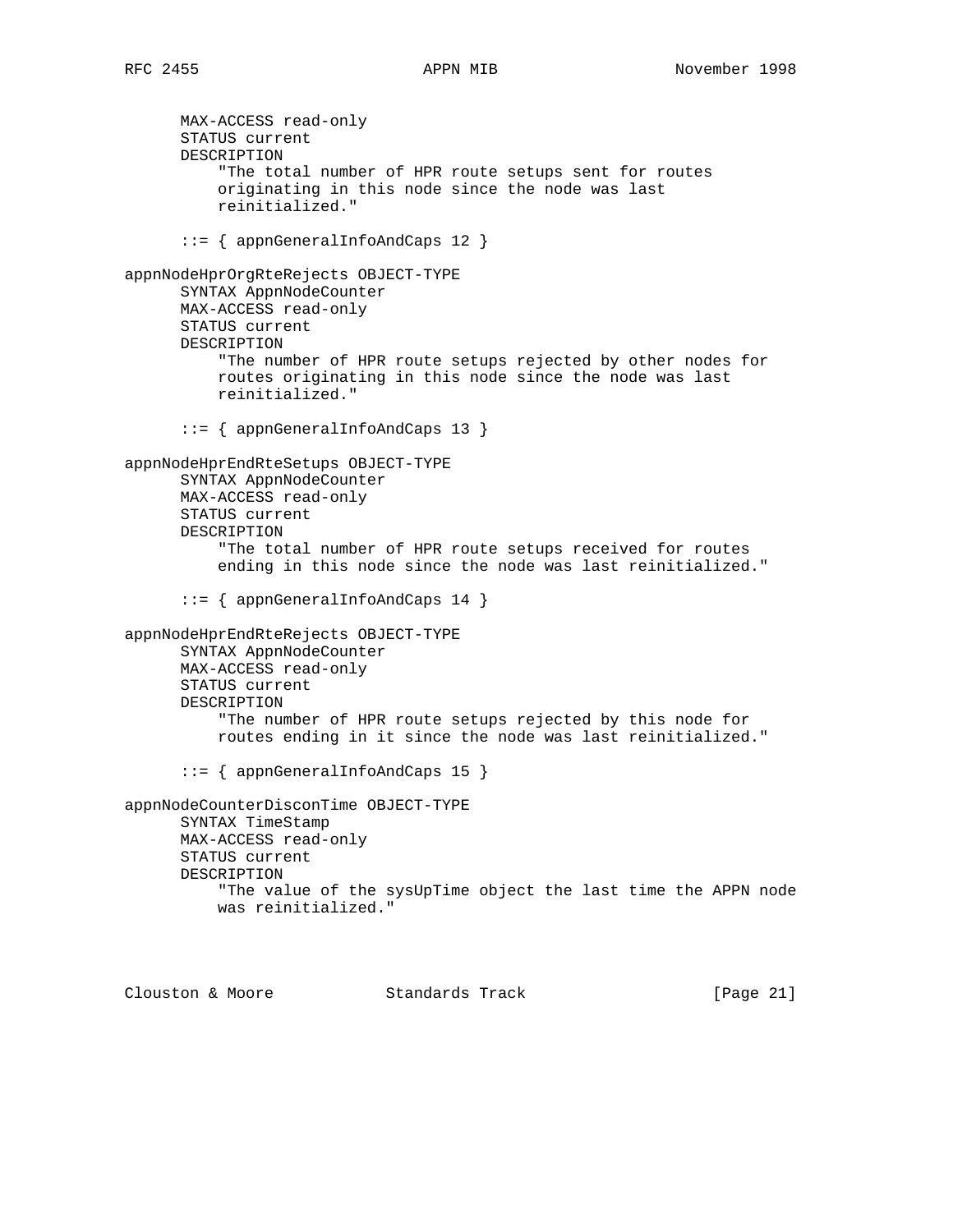```
      MAX-ACCESS read-only
      STATUS current
      DESCRIPTION
          "The total number of HPR route setups sent for routes
          originating in this node since the node was last
          reinitialized."

      ::= { appnGeneralInfoAndCaps 12 }

appnNodeHprOrgRteRejects OBJECT-TYPE
      SYNTAX AppnNodeCounter
      MAX-ACCESS read-only
      STATUS current
      DESCRIPTION
          "The number of HPR route setups rejected by other nodes for
          routes originating in this node since the node was last
          reinitialized."

      ::= { appnGeneralInfoAndCaps 13 }

appnNodeHprEndRteSetups OBJECT-TYPE
      SYNTAX AppnNodeCounter
      MAX-ACCESS read-only
      STATUS current
      DESCRIPTION
          "The total number of HPR route setups received for routes
          ending in this node since the node was last reinitialized."

      ::= { appnGeneralInfoAndCaps 14 }

appnNodeHprEndRteRejects OBJECT-TYPE
      SYNTAX AppnNodeCounter
      MAX-ACCESS read-only
      STATUS current
      DESCRIPTION
          "The number of HPR route setups rejected by this node for
          routes ending in it since the node was last reinitialized."

      ::= { appnGeneralInfoAndCaps 15 }

appnNodeCounterDisconTime OBJECT-TYPE
      SYNTAX TimeStamp
      MAX-ACCESS read-only
      STATUS current
      DESCRIPTION
          "The value of the sysUpTime object the last time the APPN node
          was reinitialized."
```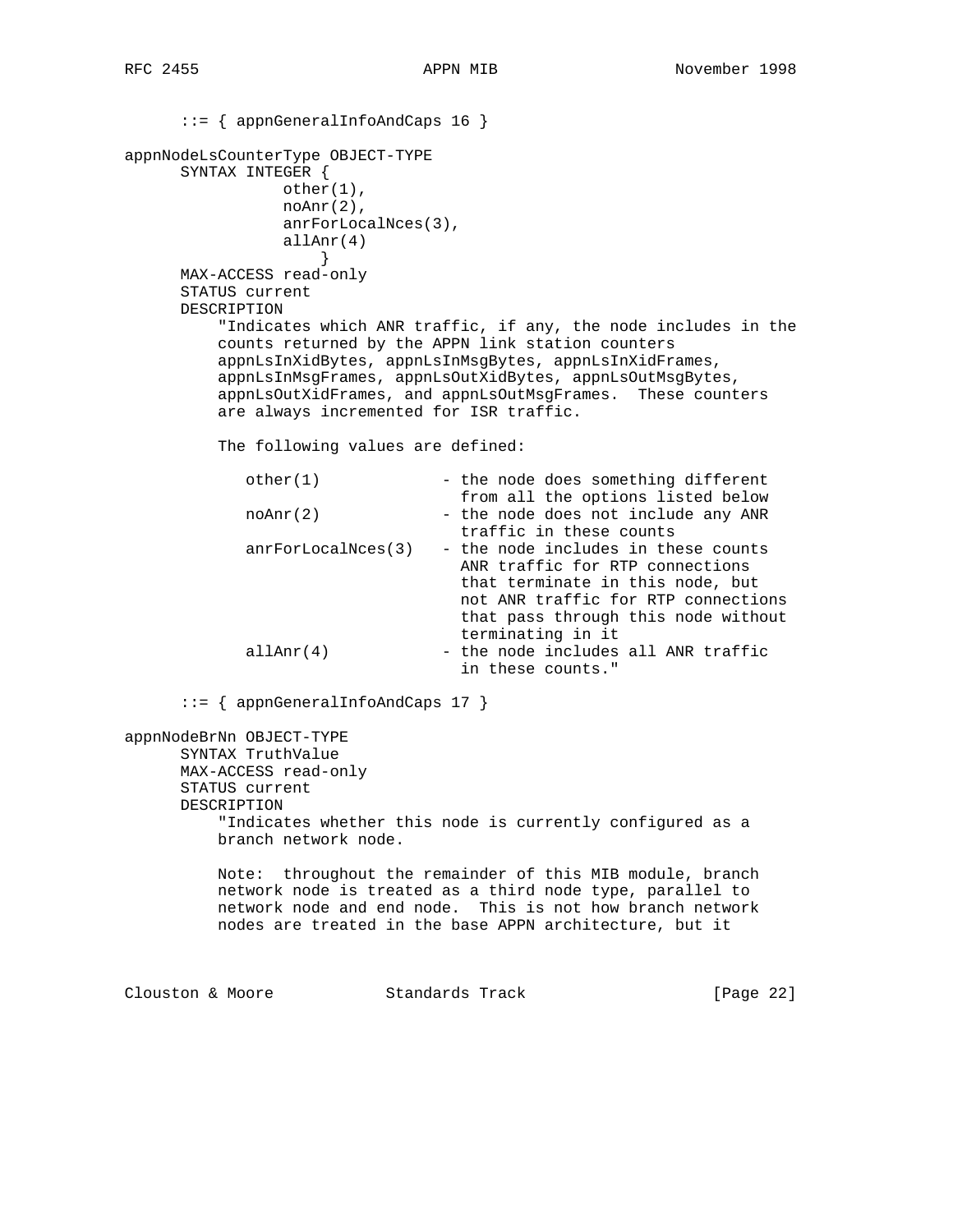```
      ::= { appnGeneralInfoAndCaps 16 }

appnNodeLsCounterType OBJECT-TYPE
      SYNTAX INTEGER {
                other(1),
                noAnr(2),
                anrForLocalNces(3),
                allAnr(4)
                    }
      MAX-ACCESS read-only
      STATUS current
      DESCRIPTION
          "Indicates which ANR traffic, if any, the node includes in the
          counts returned by the APPN link station counters
          appnLsInXidBytes, appnLsInMsgBytes, appnLsInXidFrames,
          appnLsInMsgFrames, appnLsOutXidBytes, appnLsOutMsgBytes,
          appnLsOutXidFrames, and appnLsOutMsgFrames.  These counters
          are always incremented for ISR traffic.

          The following values are defined:

             other(1)             - the node does something different
                                    from all the options listed below
             noAnr(2)             - the node does not include any ANR
                                    traffic in these counts
             anrForLocalNces(3)   - the node includes in these counts
                                    ANR traffic for RTP connections
                                    that terminate in this node, but
                                    not ANR traffic for RTP connections
                                    that pass through this node without
                                    terminating in it
             allAnr(4)            - the node includes all ANR traffic
                                    in these counts."

      ::= { appnGeneralInfoAndCaps 17 }

appnNodeBrNn OBJECT-TYPE
      SYNTAX TruthValue
      MAX-ACCESS read-only
      STATUS current
      DESCRIPTION
          "Indicates whether this node is currently configured as a
          branch network node.

          Note:  throughout the remainder of this MIB module, branch
          network node is treated as a third node type, parallel to
          network node and end node.  This is not how branch network
          nodes are treated in the base APPN architecture, but it
```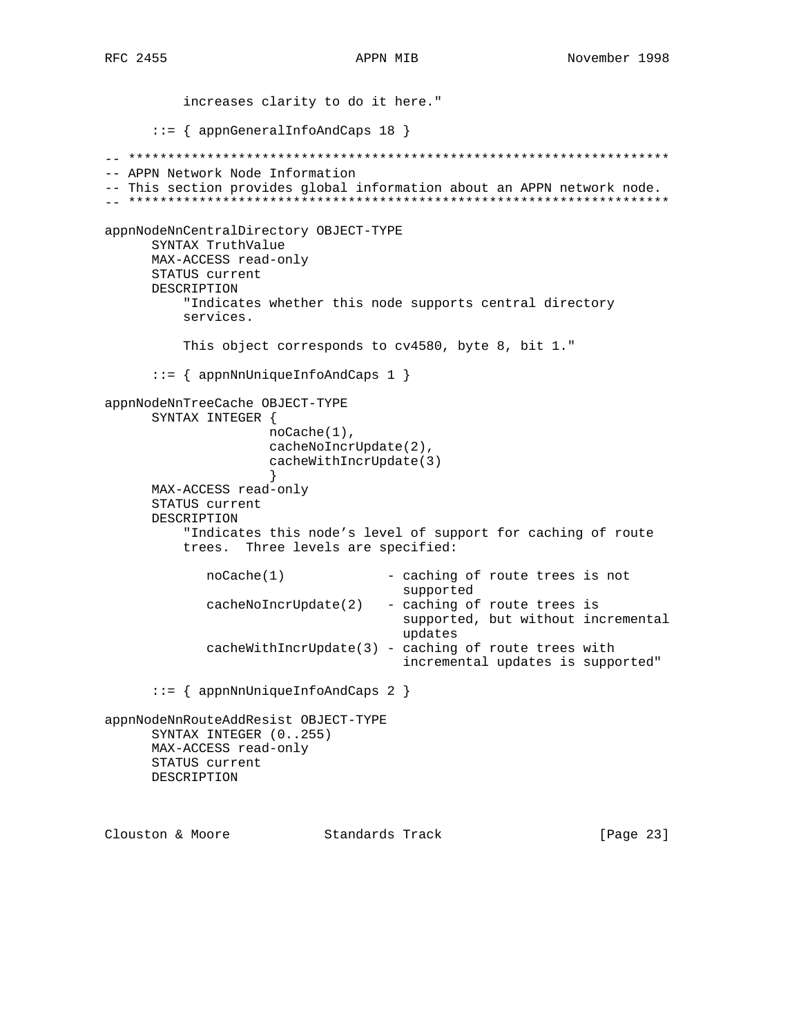```
          increases clarity to do it here."

      ::= { appnGeneralInfoAndCaps 18 }

-- *********************************************************************
-- APPN Network Node Information
-- This section provides global information about an APPN network node.
-- *********************************************************************

appnNodeNnCentralDirectory OBJECT-TYPE
      SYNTAX TruthValue
      MAX-ACCESS read-only
      STATUS current
      DESCRIPTION
          "Indicates whether this node supports central directory
          services.

          This object corresponds to cv4580, byte 8, bit 1."

      ::= { appnNnUniqueInfoAndCaps 1 }

appnNodeNnTreeCache OBJECT-TYPE
      SYNTAX INTEGER {
                     noCache(1),
                     cacheNoIncrUpdate(2),
                     cacheWithIncrUpdate(3)
                     }
      MAX-ACCESS read-only
      STATUS current
      DESCRIPTION
          "Indicates this node's level of support for caching of route
          trees.  Three levels are specified:

             noCache(1)             - caching of route trees is not
                                      supported
             cacheNoIncrUpdate(2)   - caching of route trees is
                                      supported, but without incremental
                                      updates
             cacheWithIncrUpdate(3) - caching of route trees with
                                      incremental updates is supported"

      ::= { appnNnUniqueInfoAndCaps 2 }

appnNodeNnRouteAddResist OBJECT-TYPE
      SYNTAX INTEGER (0..255)
      MAX-ACCESS read-only
      STATUS current
      DESCRIPTION
```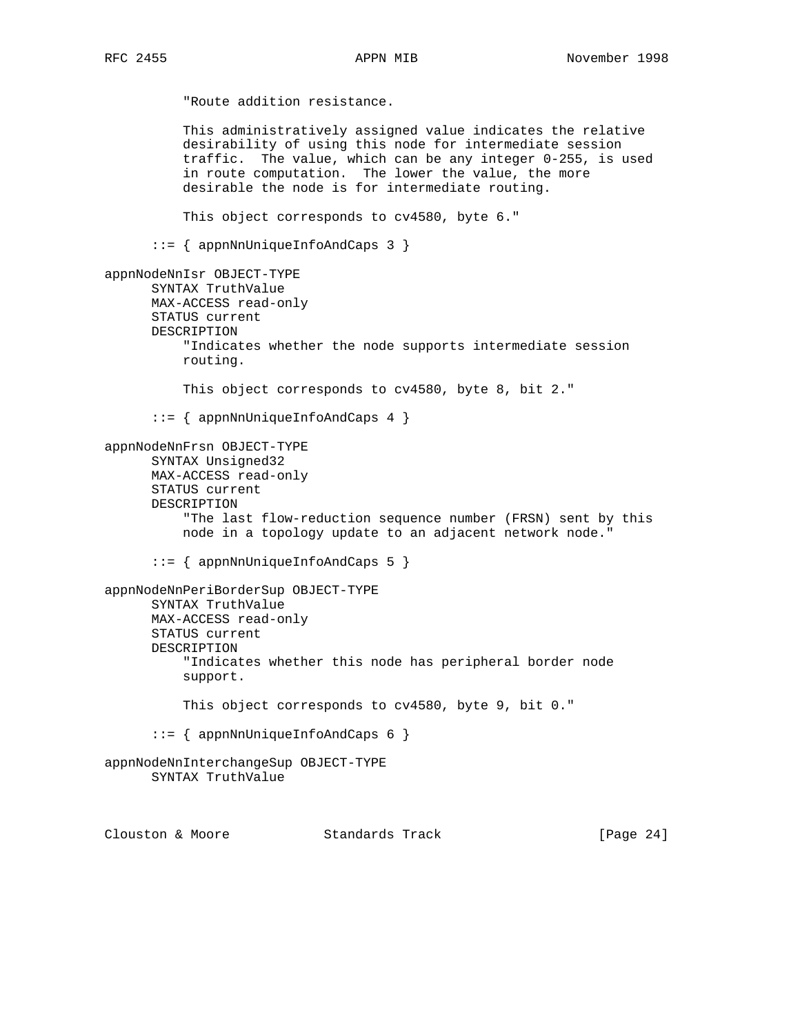```
          "Route addition resistance.

          This administratively assigned value indicates the relative
          desirability of using this node for intermediate session
          traffic.  The value, which can be any integer 0-255, is used
          in route computation.  The lower the value, the more
          desirable the node is for intermediate routing.

          This object corresponds to cv4580, byte 6."

      ::= { appnNnUniqueInfoAndCaps 3 }

appnNodeNnIsr OBJECT-TYPE
      SYNTAX TruthValue
      MAX-ACCESS read-only
      STATUS current
      DESCRIPTION
          "Indicates whether the node supports intermediate session
          routing.

          This object corresponds to cv4580, byte 8, bit 2."

      ::= { appnNnUniqueInfoAndCaps 4 }

appnNodeNnFrsn OBJECT-TYPE
      SYNTAX Unsigned32
      MAX-ACCESS read-only
      STATUS current
      DESCRIPTION
          "The last flow-reduction sequence number (FRSN) sent by this
          node in a topology update to an adjacent network node."

      ::= { appnNnUniqueInfoAndCaps 5 }

appnNodeNnPeriBorderSup OBJECT-TYPE
      SYNTAX TruthValue
      MAX-ACCESS read-only
      STATUS current
      DESCRIPTION
          "Indicates whether this node has peripheral border node
          support.

          This object corresponds to cv4580, byte 9, bit 0."

      ::= { appnNnUniqueInfoAndCaps 6 }

appnNodeNnInterchangeSup OBJECT-TYPE
      SYNTAX TruthValue
```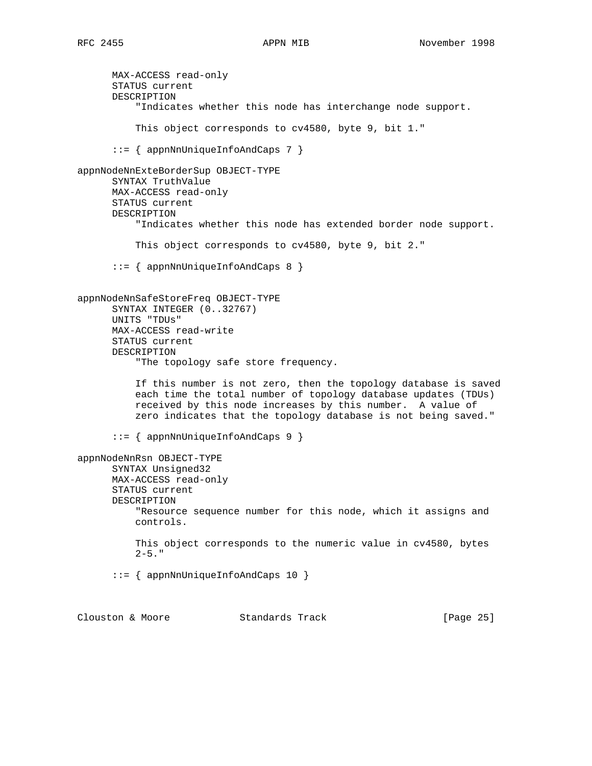```
      MAX-ACCESS read-only
      STATUS current
      DESCRIPTION
          "Indicates whether this node has interchange node support.

          This object corresponds to cv4580, byte 9, bit 1."

      ::= { appnNnUniqueInfoAndCaps 7 }

appnNodeNnExteBorderSup OBJECT-TYPE
      SYNTAX TruthValue
      MAX-ACCESS read-only
      STATUS current
      DESCRIPTION
          "Indicates whether this node has extended border node support.

          This object corresponds to cv4580, byte 9, bit 2."

      ::= { appnNnUniqueInfoAndCaps 8 }


appnNodeNnSafeStoreFreq OBJECT-TYPE
      SYNTAX INTEGER (0..32767)
      UNITS "TDUs"
      MAX-ACCESS read-write
      STATUS current
      DESCRIPTION
          "The topology safe store frequency.

          If this number is not zero, then the topology database is saved
          each time the total number of topology database updates (TDUs)
          received by this node increases by this number.  A value of
          zero indicates that the topology database is not being saved."

      ::= { appnNnUniqueInfoAndCaps 9 }

appnNodeNnRsn OBJECT-TYPE
      SYNTAX Unsigned32
      MAX-ACCESS read-only
      STATUS current
      DESCRIPTION
          "Resource sequence number for this node, which it assigns and
          controls.

          This object corresponds to the numeric value in cv4580, bytes
          2-5."

      ::= { appnNnUniqueInfoAndCaps 10 }
```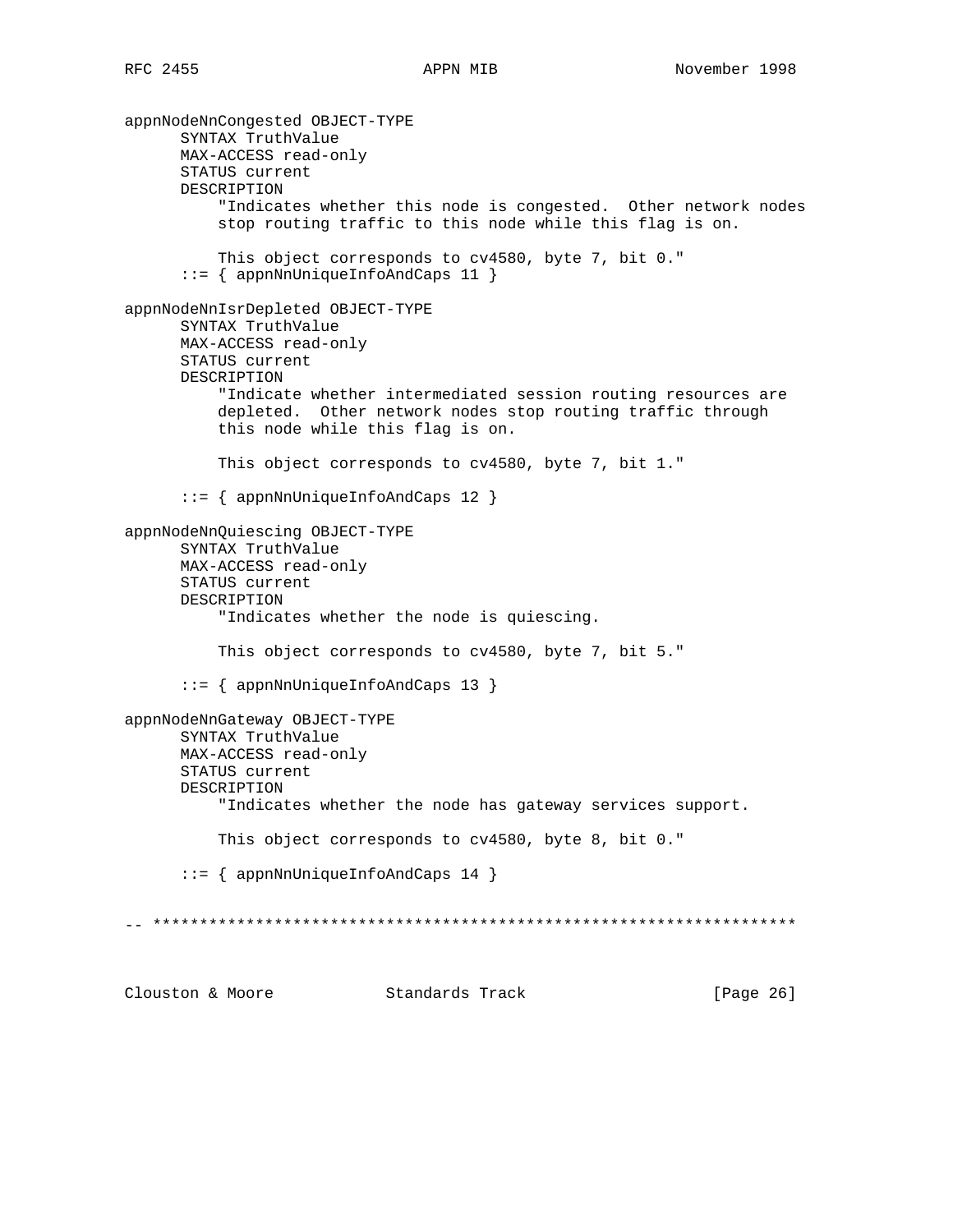```
appnNodeNnCongested OBJECT-TYPE
      SYNTAX TruthValue
      MAX-ACCESS read-only
      STATUS current
      DESCRIPTION
          "Indicates whether this node is congested.  Other network nodes
          stop routing traffic to this node while this flag is on.

          This object corresponds to cv4580, byte 7, bit 0."
      ::= { appnNnUniqueInfoAndCaps 11 }

appnNodeNnIsrDepleted OBJECT-TYPE
      SYNTAX TruthValue
      MAX-ACCESS read-only
      STATUS current
      DESCRIPTION
          "Indicate whether intermediated session routing resources are
          depleted.  Other network nodes stop routing traffic through
          this node while this flag is on.

          This object corresponds to cv4580, byte 7, bit 1."

      ::= { appnNnUniqueInfoAndCaps 12 }

appnNodeNnQuiescing OBJECT-TYPE
      SYNTAX TruthValue
      MAX-ACCESS read-only
      STATUS current
      DESCRIPTION
          "Indicates whether the node is quiescing.

          This object corresponds to cv4580, byte 7, bit 5."

      ::= { appnNnUniqueInfoAndCaps 13 }

appnNodeNnGateway OBJECT-TYPE
      SYNTAX TruthValue
      MAX-ACCESS read-only
      STATUS current
      DESCRIPTION
          "Indicates whether the node has gateway services support.

          This object corresponds to cv4580, byte 8, bit 0."

      ::= { appnNnUniqueInfoAndCaps 14 }


-- *********************************************************************
```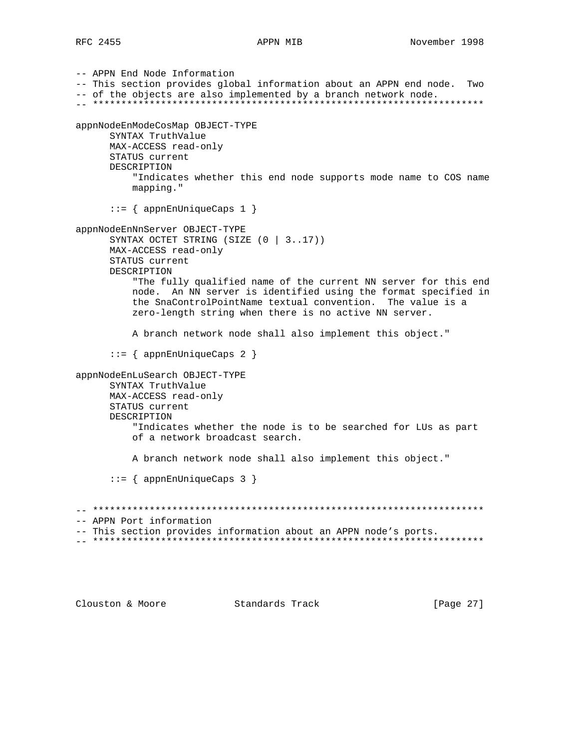```
-- APPN End Node Information
-- This section provides global information about an APPN end node.  Two
-- of the objects are also implemented by a branch network node.
-- *********************************************************************

appnNodeEnModeCosMap OBJECT-TYPE
      SYNTAX TruthValue
      MAX-ACCESS read-only
      STATUS current
      DESCRIPTION
          "Indicates whether this end node supports mode name to COS name
          mapping."

      ::= { appnEnUniqueCaps 1 }

appnNodeEnNnServer OBJECT-TYPE
      SYNTAX OCTET STRING (SIZE (0 | 3..17))
      MAX-ACCESS read-only
      STATUS current
      DESCRIPTION
          "The fully qualified name of the current NN server for this end
          node.  An NN server is identified using the format specified in
          the SnaControlPointName textual convention.  The value is a
          zero-length string when there is no active NN server.

          A branch network node shall also implement this object."

      ::= { appnEnUniqueCaps 2 }

appnNodeEnLuSearch OBJECT-TYPE
      SYNTAX TruthValue
      MAX-ACCESS read-only
      STATUS current
      DESCRIPTION
          "Indicates whether the node is to be searched for LUs as part
          of a network broadcast search.

          A branch network node shall also implement this object."

      ::= { appnEnUniqueCaps 3 }


-- *********************************************************************
-- APPN Port information
-- This section provides information about an APPN node's ports.
-- *********************************************************************
```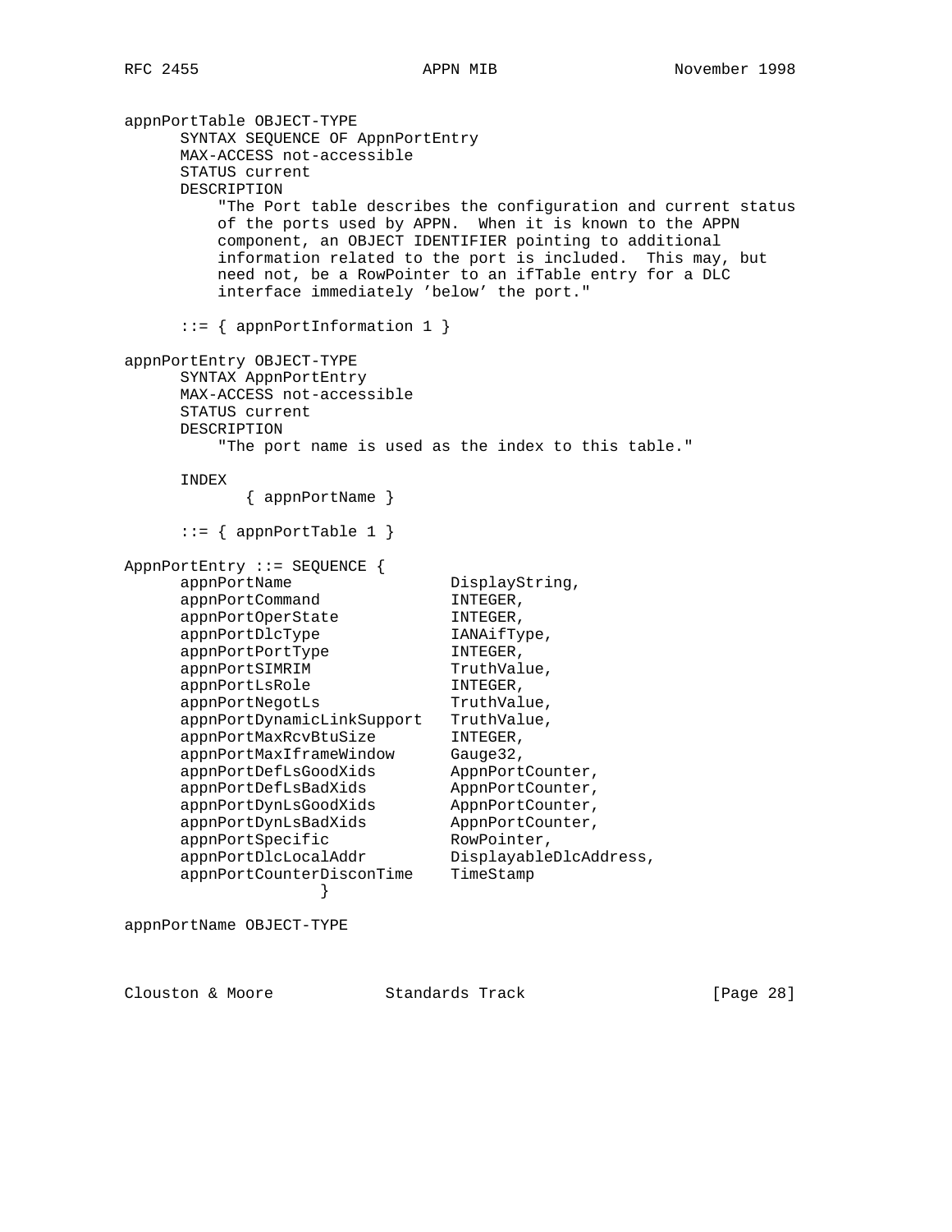```
appnPortTable OBJECT-TYPE
      SYNTAX SEQUENCE OF AppnPortEntry
      MAX-ACCESS not-accessible
      STATUS current
      DESCRIPTION
          "The Port table describes the configuration and current status
          of the ports used by APPN.  When it is known to the APPN
          component, an OBJECT IDENTIFIER pointing to additional
          information related to the port is included.  This may, but
          need not, be a RowPointer to an ifTable entry for a DLC
          interface immediately 'below' the port."

      ::= { appnPortInformation 1 }

appnPortEntry OBJECT-TYPE
      SYNTAX AppnPortEntry
      MAX-ACCESS not-accessible
      STATUS current
      DESCRIPTION
          "The port name is used as the index to this table."

      INDEX
             { appnPortName }

      ::= { appnPortTable 1 }

AppnPortEntry ::= SEQUENCE {
      appnPortName                DisplayString,
      appnPortCommand             INTEGER,
      appnPortOperState           INTEGER,
      appnPortDlcType             IANAifType,
      appnPortPortType            INTEGER,
      appnPortSIMRIM              TruthValue,
      appnPortLsRole              INTEGER,
      appnPortNegotLs             TruthValue,
      appnPortDynamicLinkSupport  TruthValue,
      appnPortMaxRcvBtuSize       INTEGER,
      appnPortMaxIframeWindow     Gauge32,
      appnPortDefLsGoodXids       AppnPortCounter,
      appnPortDefLsBadXids        AppnPortCounter,
      appnPortDynLsGoodXids       AppnPortCounter,
      appnPortDynLsBadXids        AppnPortCounter,
      appnPortSpecific            RowPointer,
      appnPortDlcLocalAddr        DisplayableDlcAddress,
      appnPortCounterDisconTime   TimeStamp
                  }

appnPortName OBJECT-TYPE
```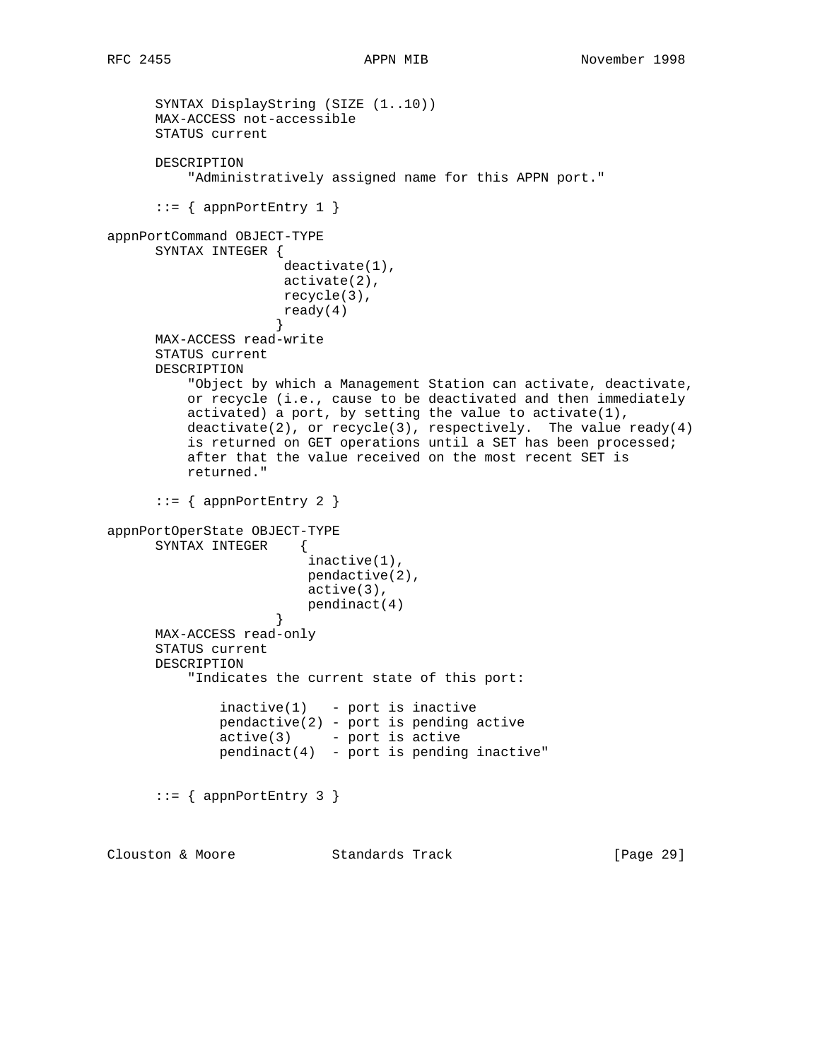```
      SYNTAX DisplayString (SIZE (1..10))
      MAX-ACCESS not-accessible
      STATUS current

      DESCRIPTION
          "Administratively assigned name for this APPN port."

      ::= { appnPortEntry 1 }

appnPortCommand OBJECT-TYPE
      SYNTAX INTEGER {
                      deactivate(1),
                      activate(2),
                      recycle(3),
                      ready(4)
                     }
      MAX-ACCESS read-write
      STATUS current
      DESCRIPTION
          "Object by which a Management Station can activate, deactivate,
          or recycle (i.e., cause to be deactivated and then immediately
          activated) a port, by setting the value to activate(1),
          deactivate(2), or recycle(3), respectively.  The value ready(4)
          is returned on GET operations until a SET has been processed;
          after that the value received on the most recent SET is
          returned."

      ::= { appnPortEntry 2 }

appnPortOperState OBJECT-TYPE
      SYNTAX INTEGER    {
                         inactive(1),
                         pendactive(2),
                         active(3),
                         pendinact(4)
                     }
      MAX-ACCESS read-only
      STATUS current
      DESCRIPTION
          "Indicates the current state of this port:

              inactive(1)   - port is inactive
              pendactive(2) - port is pending active
              active(3)     - port is active
              pendinact(4)  - port is pending inactive"


      ::= { appnPortEntry 3 }
```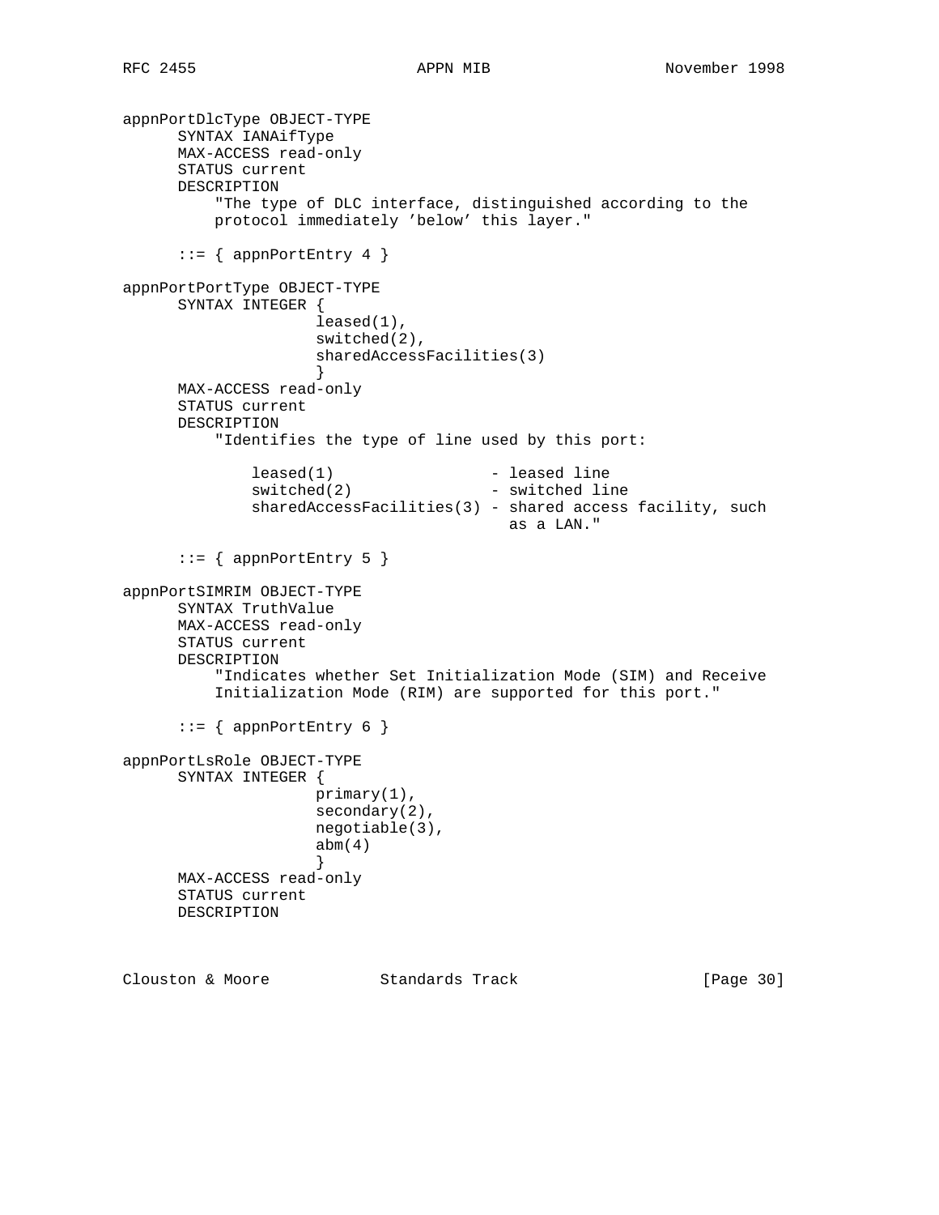```
appnPortDlcType OBJECT-TYPE
      SYNTAX IANAifType
      MAX-ACCESS read-only
      STATUS current
      DESCRIPTION
          "The type of DLC interface, distinguished according to the
          protocol immediately 'below' this layer."

      ::= { appnPortEntry 4 }

appnPortPortType OBJECT-TYPE
      SYNTAX INTEGER {
                     leased(1),
                     switched(2),
                     sharedAccessFacilities(3)
                     }
      MAX-ACCESS read-only
      STATUS current
      DESCRIPTION
          "Identifies the type of line used by this port:

              leased(1)                 - leased line
              switched(2)               - switched line
              sharedAccessFacilities(3) - shared access facility, such
                                          as a LAN."

      ::= { appnPortEntry 5 }

appnPortSIMRIM OBJECT-TYPE
      SYNTAX TruthValue
      MAX-ACCESS read-only
      STATUS current
      DESCRIPTION
          "Indicates whether Set Initialization Mode (SIM) and Receive
          Initialization Mode (RIM) are supported for this port."

      ::= { appnPortEntry 6 }

appnPortLsRole OBJECT-TYPE
      SYNTAX INTEGER {
                     primary(1),
                     secondary(2),
                     negotiable(3),
                     abm(4)
                     }
      MAX-ACCESS read-only
      STATUS current
      DESCRIPTION
```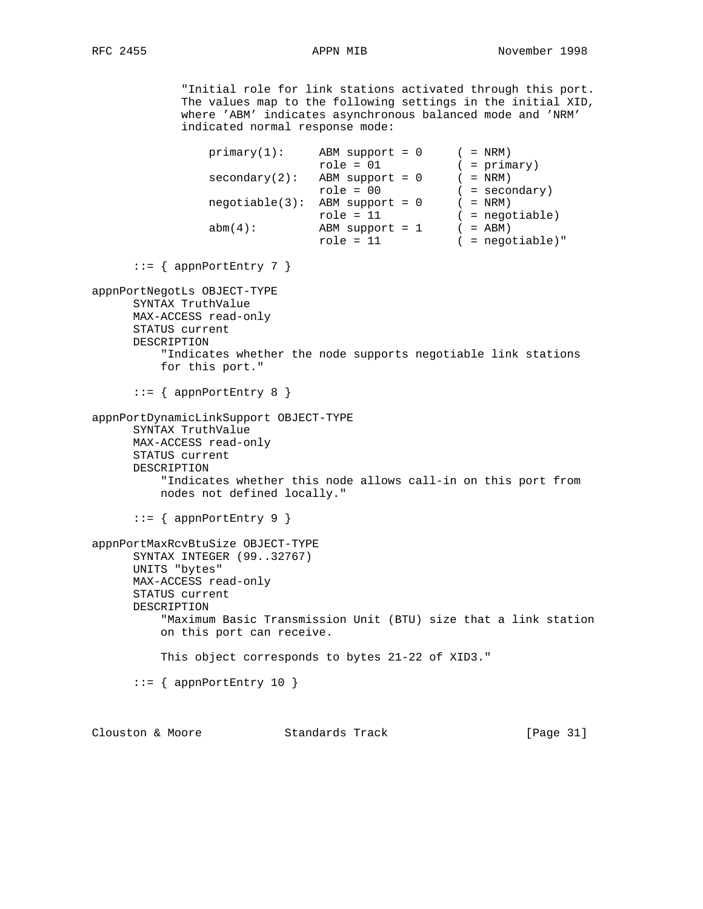```
            "Initial role for link stations activated through this port.
            The values map to the following settings in the initial XID,
            where 'ABM' indicates asynchronous balanced mode and 'NRM'
            indicated normal response mode:

                primary(1):     ABM support = 0     ( = NRM)
                                role = 01           ( = primary)
                secondary(2):   ABM support = 0     ( = NRM)
                                role = 00           ( = secondary)
                negotiable(3):  ABM support = 0     ( = NRM)
                                role = 11           ( = negotiable)
                abm(4):         ABM support = 1     ( = ABM)
                                role = 11           ( = negotiable)"

      ::= { appnPortEntry 7 }

appnPortNegotLs OBJECT-TYPE
      SYNTAX TruthValue
      MAX-ACCESS read-only
      STATUS current
      DESCRIPTION
          "Indicates whether the node supports negotiable link stations
          for this port."

      ::= { appnPortEntry 8 }

appnPortDynamicLinkSupport OBJECT-TYPE
      SYNTAX TruthValue
      MAX-ACCESS read-only
      STATUS current
      DESCRIPTION
          "Indicates whether this node allows call-in on this port from
          nodes not defined locally."

      ::= { appnPortEntry 9 }

appnPortMaxRcvBtuSize OBJECT-TYPE
      SYNTAX INTEGER (99..32767)
      UNITS "bytes"
      MAX-ACCESS read-only
      STATUS current
      DESCRIPTION
          "Maximum Basic Transmission Unit (BTU) size that a link station
          on this port can receive.

          This object corresponds to bytes 21-22 of XID3."

      ::= { appnPortEntry 10 }
```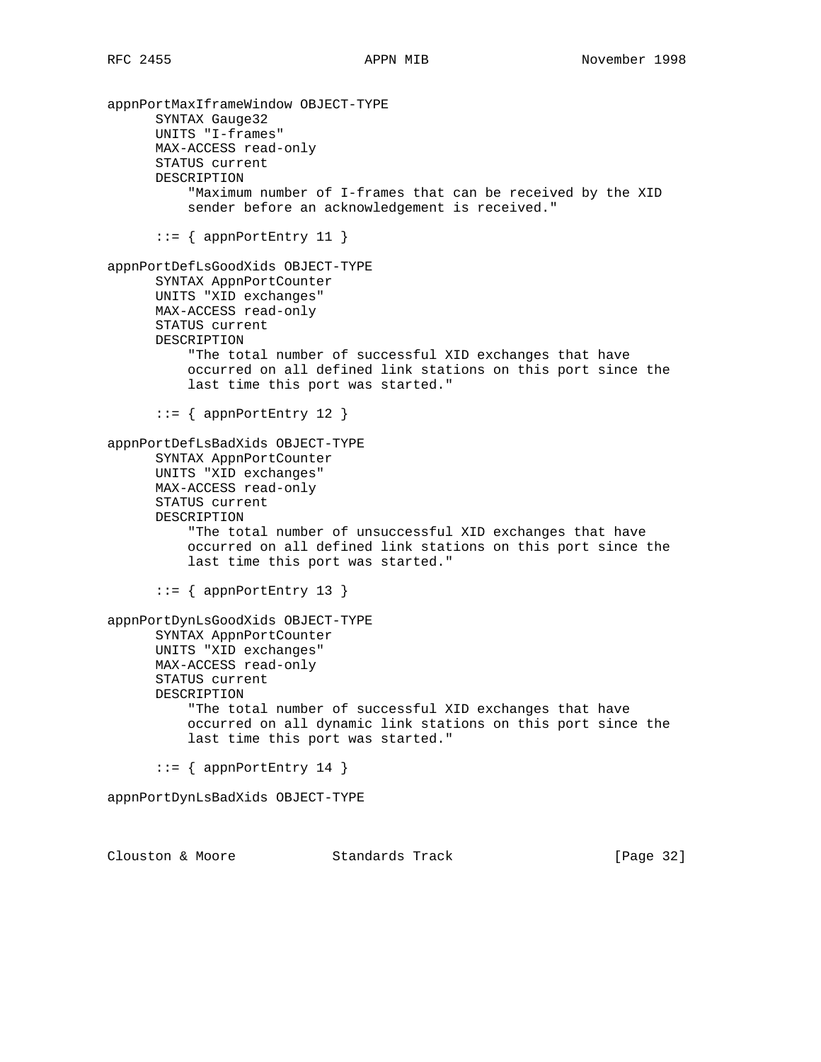```
appnPortMaxIframeWindow OBJECT-TYPE
      SYNTAX Gauge32
      UNITS "I-frames"
      MAX-ACCESS read-only
      STATUS current
      DESCRIPTION
          "Maximum number of I-frames that can be received by the XID
          sender before an acknowledgement is received."

      ::= { appnPortEntry 11 }

appnPortDefLsGoodXids OBJECT-TYPE
      SYNTAX AppnPortCounter
      UNITS "XID exchanges"
      MAX-ACCESS read-only
      STATUS current
      DESCRIPTION
          "The total number of successful XID exchanges that have
          occurred on all defined link stations on this port since the
          last time this port was started."

      ::= { appnPortEntry 12 }

appnPortDefLsBadXids OBJECT-TYPE
      SYNTAX AppnPortCounter
      UNITS "XID exchanges"
      MAX-ACCESS read-only
      STATUS current
      DESCRIPTION
          "The total number of unsuccessful XID exchanges that have
          occurred on all defined link stations on this port since the
          last time this port was started."

      ::= { appnPortEntry 13 }

appnPortDynLsGoodXids OBJECT-TYPE
      SYNTAX AppnPortCounter
      UNITS "XID exchanges"
      MAX-ACCESS read-only
      STATUS current
      DESCRIPTION
          "The total number of successful XID exchanges that have
          occurred on all dynamic link stations on this port since the
          last time this port was started."

      ::= { appnPortEntry 14 }

appnPortDynLsBadXids OBJECT-TYPE
```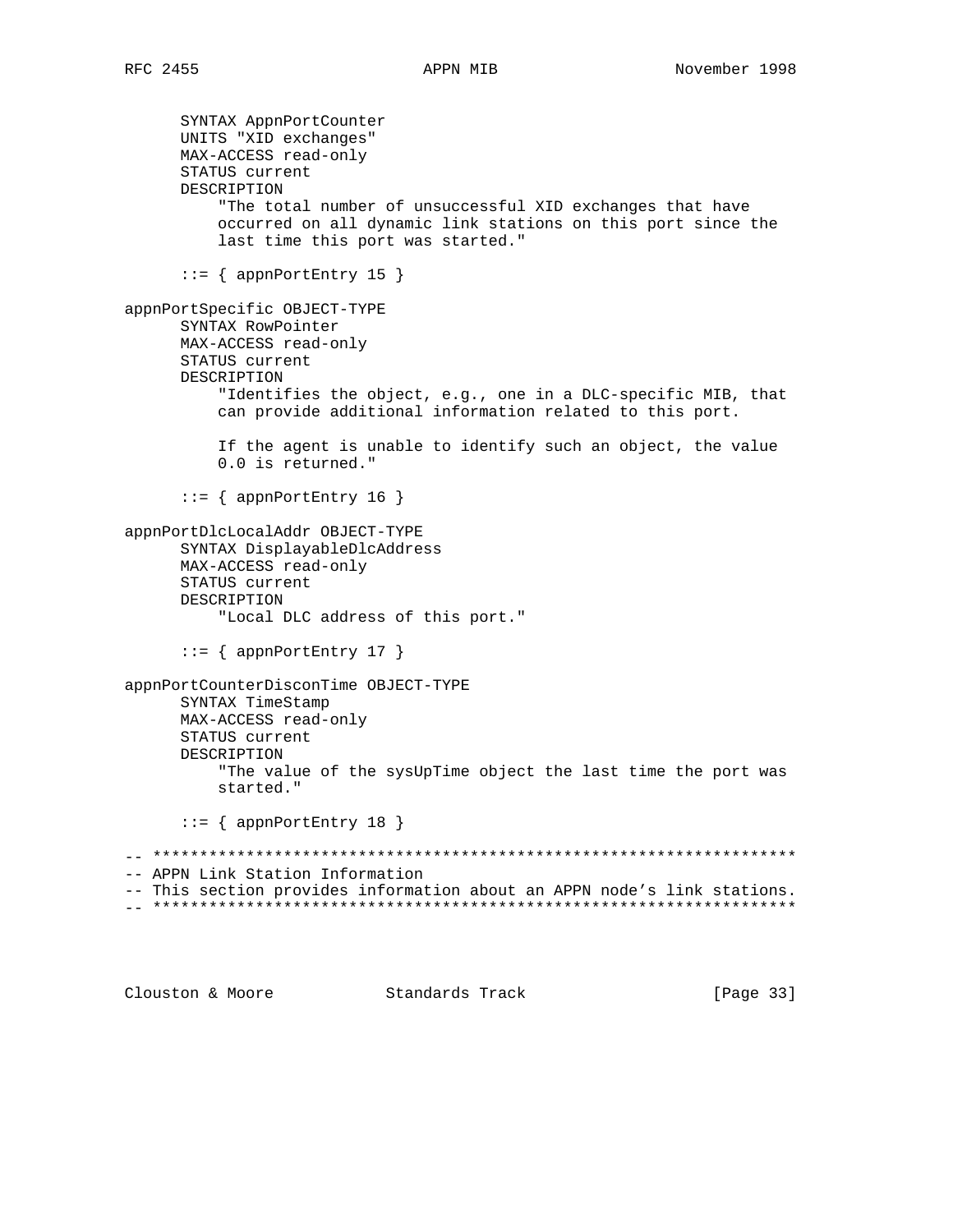```
      SYNTAX AppnPortCounter
      UNITS "XID exchanges"
      MAX-ACCESS read-only
      STATUS current
      DESCRIPTION
          "The total number of unsuccessful XID exchanges that have
          occurred on all dynamic link stations on this port since the
          last time this port was started."

      ::= { appnPortEntry 15 }

appnPortSpecific OBJECT-TYPE
      SYNTAX RowPointer
      MAX-ACCESS read-only
      STATUS current
      DESCRIPTION
          "Identifies the object, e.g., one in a DLC-specific MIB, that
          can provide additional information related to this port.

          If the agent is unable to identify such an object, the value
          0.0 is returned."

      ::= { appnPortEntry 16 }

appnPortDlcLocalAddr OBJECT-TYPE
      SYNTAX DisplayableDlcAddress
      MAX-ACCESS read-only
      STATUS current
      DESCRIPTION
          "Local DLC address of this port."

      ::= { appnPortEntry 17 }

appnPortCounterDisconTime OBJECT-TYPE
      SYNTAX TimeStamp
      MAX-ACCESS read-only
      STATUS current
      DESCRIPTION
          "The value of the sysUpTime object the last time the port was
          started."

      ::= { appnPortEntry 18 }

-- *********************************************************************
-- APPN Link Station Information
-- This section provides information about an APPN node's link stations.
-- *********************************************************************
```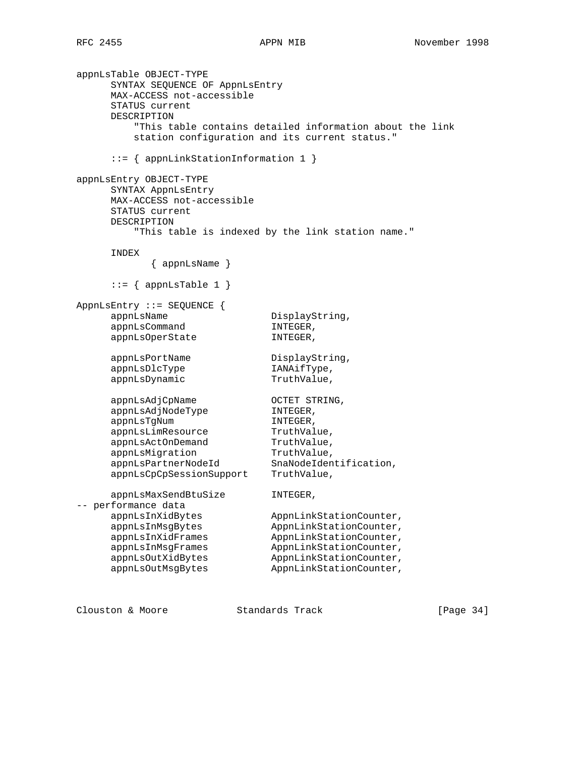```
appnLsTable OBJECT-TYPE
      SYNTAX SEQUENCE OF AppnLsEntry
      MAX-ACCESS not-accessible
      STATUS current
      DESCRIPTION
          "This table contains detailed information about the link
          station configuration and its current status."

      ::= { appnLinkStationInformation 1 }

appnLsEntry OBJECT-TYPE
      SYNTAX AppnLsEntry
      MAX-ACCESS not-accessible
      STATUS current
      DESCRIPTION
          "This table is indexed by the link station name."

      INDEX
             { appnLsName }

      ::= { appnLsTable 1 }

AppnLsEntry ::= SEQUENCE {
      appnLsName                 DisplayString,
      appnLsCommand              INTEGER,
      appnLsOperState            INTEGER,

      appnLsPortName             DisplayString,
      appnLsDlcType              IANAifType,
      appnLsDynamic              TruthValue,

      appnLsAdjCpName            OCTET STRING,
      appnLsAdjNodeType          INTEGER,
      appnLsTgNum                INTEGER,
      appnLsLimResource          TruthValue,
      appnLsActOnDemand          TruthValue,
      appnLsMigration            TruthValue,
      appnLsPartnerNodeId        SnaNodeIdentification,
      appnLsCpCpSessionSupport   TruthValue,

      appnLsMaxSendBtuSize       INTEGER,
-- performance data
      appnLsInXidBytes           AppnLinkStationCounter,
      appnLsInMsgBytes           AppnLinkStationCounter,
      appnLsInXidFrames          AppnLinkStationCounter,
      appnLsInMsgFrames          AppnLinkStationCounter,
      appnLsOutXidBytes          AppnLinkStationCounter,
      appnLsOutMsgBytes          AppnLinkStationCounter,
```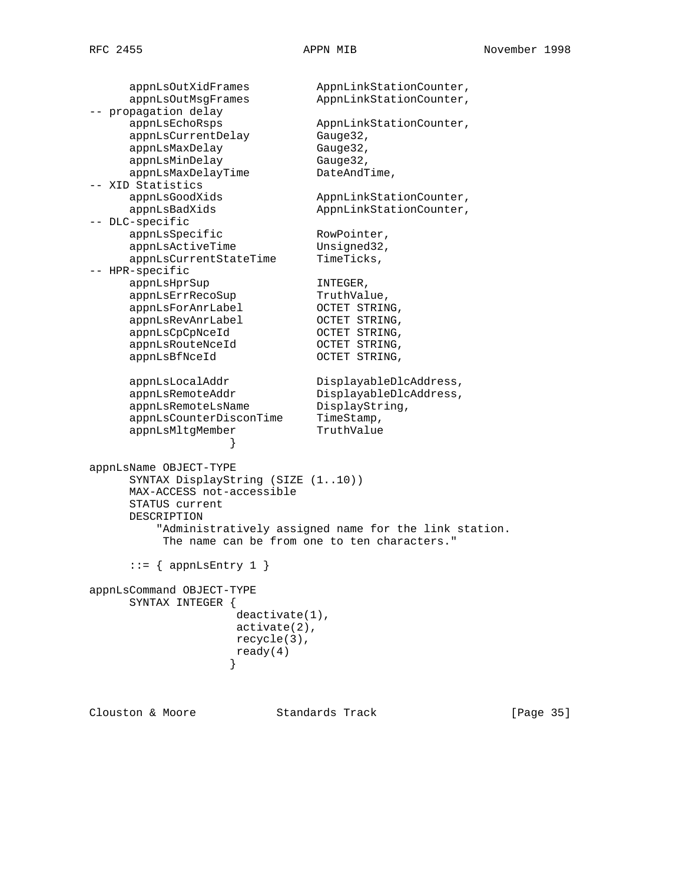```
      appnLsOutXidFrames          AppnLinkStationCounter,
      appnLsOutMsgFrames          AppnLinkStationCounter,
-- propagation delay
      appnLsEchoRsps              AppnLinkStationCounter,
      appnLsCurrentDelay          Gauge32,
      appnLsMaxDelay              Gauge32,
      appnLsMinDelay              Gauge32,
      appnLsMaxDelayTime          DateAndTime,
-- XID Statistics
      appnLsGoodXids              AppnLinkStationCounter,
      appnLsBadXids               AppnLinkStationCounter,
-- DLC-specific
      appnLsSpecific              RowPointer,
      appnLsActiveTime            Unsigned32,
      appnLsCurrentStateTime      TimeTicks,
-- HPR-specific
      appnLsHprSup                INTEGER,
      appnLsErrRecoSup            TruthValue,
      appnLsForAnrLabel           OCTET STRING,
      appnLsRevAnrLabel           OCTET STRING,
      appnLsCpCpNceId             OCTET STRING,
      appnLsRouteNceId            OCTET STRING,
      appnLsBfNceId               OCTET STRING,

      appnLsLocalAddr             DisplayableDlcAddress,
      appnLsRemoteAddr            DisplayableDlcAddress,
      appnLsRemoteLsName          DisplayString,
      appnLsCounterDisconTime     TimeStamp,
      appnLsMltgMember            TruthValue
                    }

appnLsName OBJECT-TYPE
      SYNTAX DisplayString (SIZE (1..10))
      MAX-ACCESS not-accessible
      STATUS current
      DESCRIPTION
          "Administratively assigned name for the link station.
           The name can be from one to ten characters."

      ::= { appnLsEntry 1 }

appnLsCommand OBJECT-TYPE
      SYNTAX INTEGER {
                      deactivate(1),
                      activate(2),
                      recycle(3),
                      ready(4)
                     }
```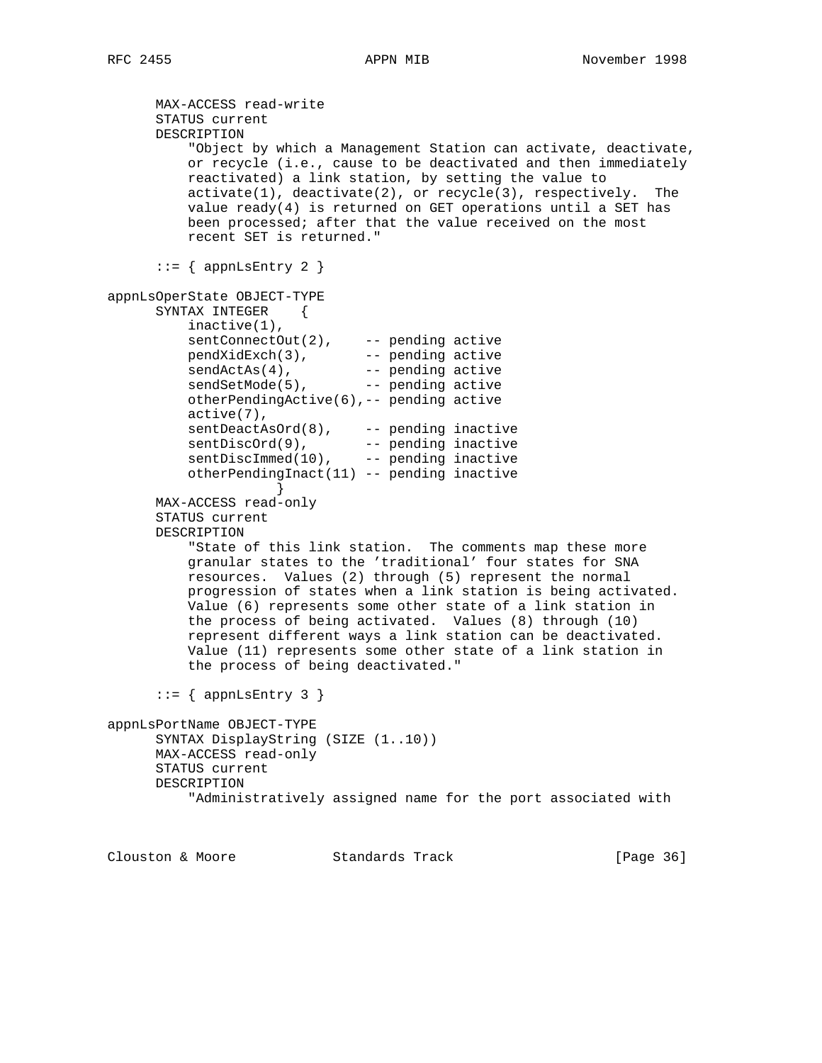```
      MAX-ACCESS read-write
      STATUS current
      DESCRIPTION
          "Object by which a Management Station can activate, deactivate,
          or recycle (i.e., cause to be deactivated and then immediately
          reactivated) a link station, by setting the value to
          activate(1), deactivate(2), or recycle(3), respectively.  The
          value ready(4) is returned on GET operations until a SET has
          been processed; after that the value received on the most
          recent SET is returned."

      ::= { appnLsEntry 2 }

appnLsOperState OBJECT-TYPE
      SYNTAX INTEGER    {
          inactive(1),
          sentConnectOut(2),    -- pending active
          pendXidExch(3),       -- pending active
          sendActAs(4),         -- pending active
          sendSetMode(5),       -- pending active
          otherPendingActive(6),-- pending active
          active(7),
          sentDeactAsOrd(8),    -- pending inactive
          sentDiscOrd(9),       -- pending inactive
          sentDiscImmed(10),    -- pending inactive
          otherPendingInact(11) -- pending inactive
                    }
      MAX-ACCESS read-only
      STATUS current
      DESCRIPTION
          "State of this link station.  The comments map these more
          granular states to the 'traditional' four states for SNA
          resources.  Values (2) through (5) represent the normal
          progression of states when a link station is being activated.
          Value (6) represents some other state of a link station in
          the process of being activated.  Values (8) through (10)
          represent different ways a link station can be deactivated.
          Value (11) represents some other state of a link station in
          the process of being deactivated."

      ::= { appnLsEntry 3 }

appnLsPortName OBJECT-TYPE
      SYNTAX DisplayString (SIZE (1..10))
      MAX-ACCESS read-only
      STATUS current
      DESCRIPTION
          "Administratively assigned name for the port associated with
```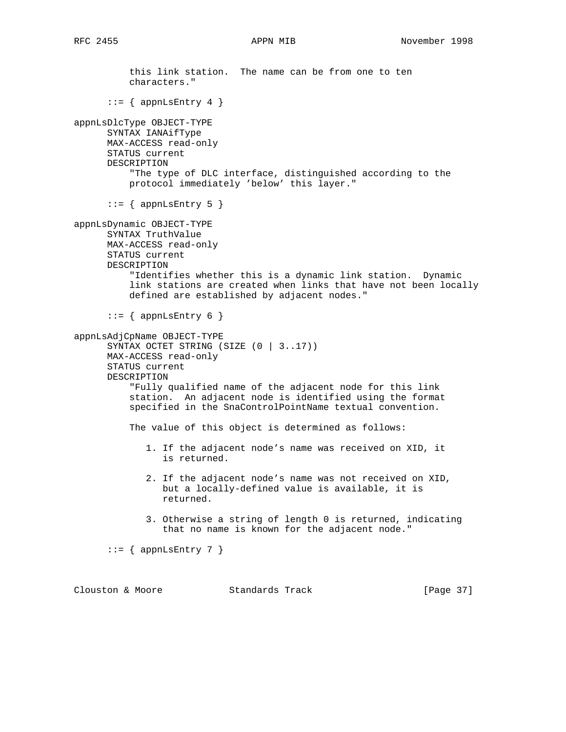```
          this link station.  The name can be from one to ten
          characters."

      ::= { appnLsEntry 4 }

appnLsDlcType OBJECT-TYPE
      SYNTAX IANAifType
      MAX-ACCESS read-only
      STATUS current
      DESCRIPTION
          "The type of DLC interface, distinguished according to the
          protocol immediately 'below' this layer."

      ::= { appnLsEntry 5 }

appnLsDynamic OBJECT-TYPE
      SYNTAX TruthValue
      MAX-ACCESS read-only
      STATUS current
      DESCRIPTION
          "Identifies whether this is a dynamic link station.  Dynamic
          link stations are created when links that have not been locally
          defined are established by adjacent nodes."

      ::= { appnLsEntry 6 }

appnLsAdjCpName OBJECT-TYPE
      SYNTAX OCTET STRING (SIZE (0 | 3..17))
      MAX-ACCESS read-only
      STATUS current
      DESCRIPTION
          "Fully qualified name of the adjacent node for this link
          station.  An adjacent node is identified using the format
          specified in the SnaControlPointName textual convention.

          The value of this object is determined as follows:

             1. If the adjacent node's name was received on XID, it
                is returned.

             2. If the adjacent node's name was not received on XID,
                but a locally-defined value is available, it is
                returned.

             3. Otherwise a string of length 0 is returned, indicating
                that no name is known for the adjacent node."

      ::= { appnLsEntry 7 }
```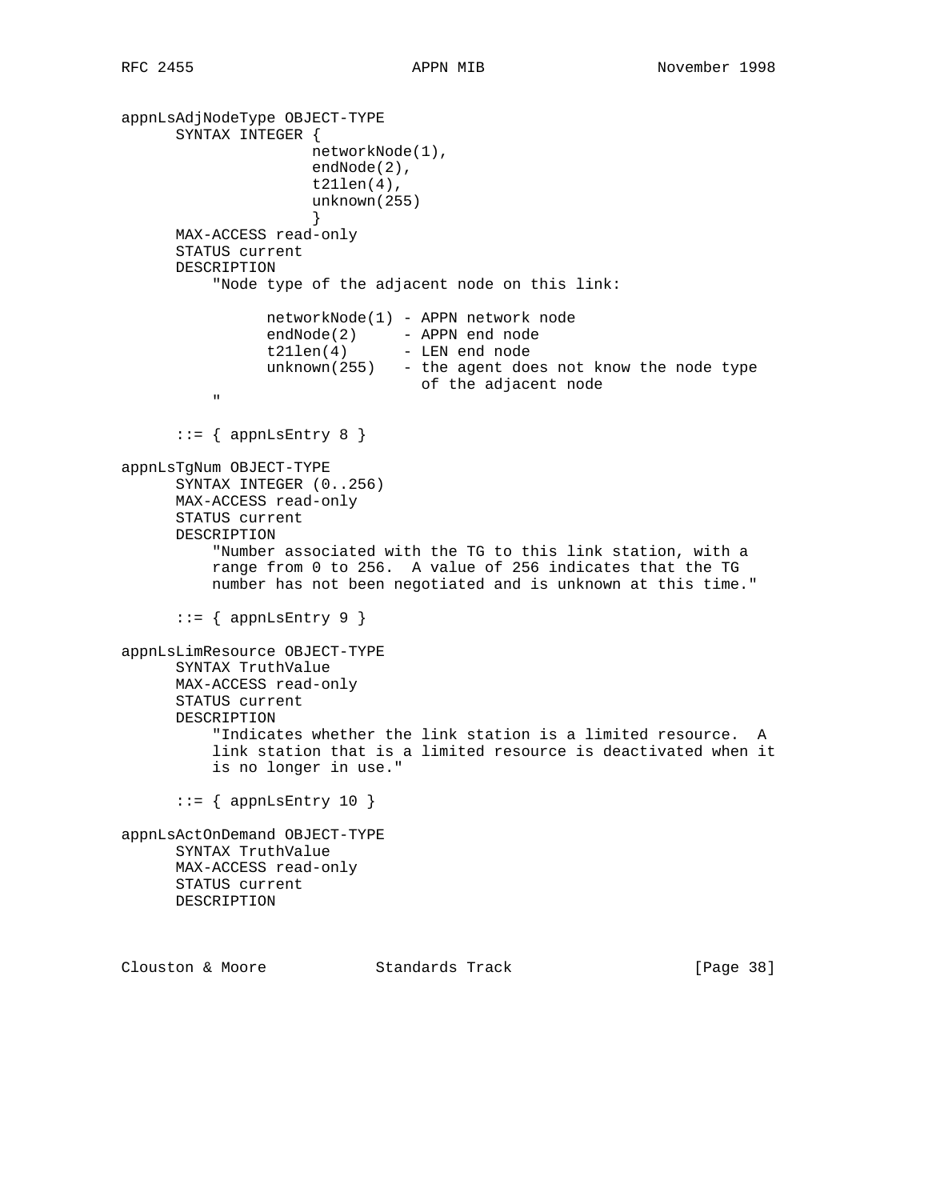```
appnLsAdjNodeType OBJECT-TYPE
      SYNTAX INTEGER {
                    networkNode(1),
                    endNode(2),
                    t21len(4),
                    unknown(255)
                    }
      MAX-ACCESS read-only
      STATUS current
      DESCRIPTION
          "Node type of the adjacent node on this link:

                networkNode(1) - APPN network node
                endNode(2)     - APPN end node
                t21len(4)      - LEN end node
                unknown(255)   - the agent does not know the node type
                                 of the adjacent node
          "

      ::= { appnLsEntry 8 }

appnLsTgNum OBJECT-TYPE
      SYNTAX INTEGER (0..256)
      MAX-ACCESS read-only
      STATUS current
      DESCRIPTION
          "Number associated with the TG to this link station, with a
          range from 0 to 256.  A value of 256 indicates that the TG
          number has not been negotiated and is unknown at this time."

      ::= { appnLsEntry 9 }

appnLsLimResource OBJECT-TYPE
      SYNTAX TruthValue
      MAX-ACCESS read-only
      STATUS current
      DESCRIPTION
          "Indicates whether the link station is a limited resource.  A
          link station that is a limited resource is deactivated when it
          is no longer in use."

      ::= { appnLsEntry 10 }

appnLsActOnDemand OBJECT-TYPE
      SYNTAX TruthValue
      MAX-ACCESS read-only
      STATUS current
      DESCRIPTION
```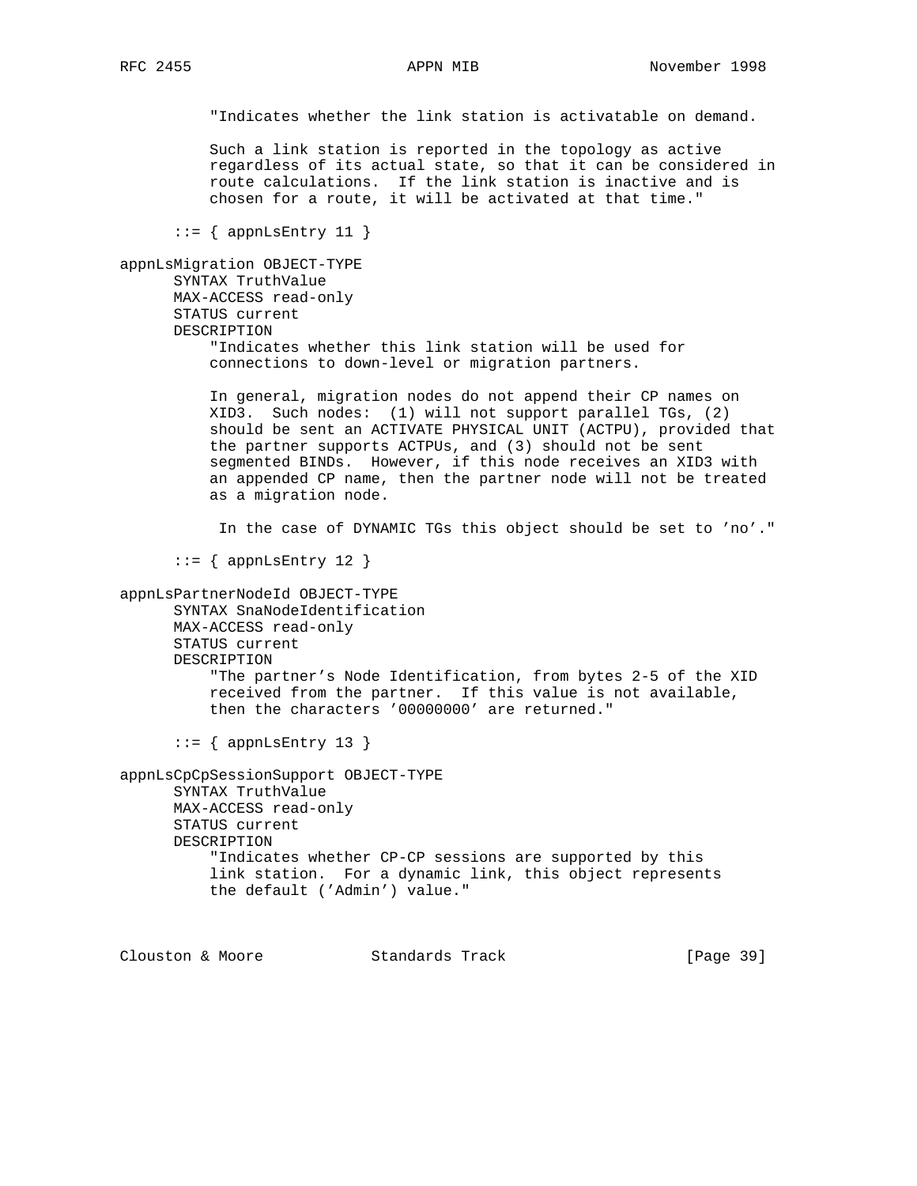```
          "Indicates whether the link station is activatable on demand.

          Such a link station is reported in the topology as active
          regardless of its actual state, so that it can be considered in
          route calculations.  If the link station is inactive and is
          chosen for a route, it will be activated at that time."

      ::= { appnLsEntry 11 }

appnLsMigration OBJECT-TYPE
      SYNTAX TruthValue
      MAX-ACCESS read-only
      STATUS current
      DESCRIPTION
          "Indicates whether this link station will be used for
          connections to down-level or migration partners.

          In general, migration nodes do not append their CP names on
          XID3.  Such nodes:  (1) will not support parallel TGs, (2)
          should be sent an ACTIVATE PHYSICAL UNIT (ACTPU), provided that
          the partner supports ACTPUs, and (3) should not be sent
          segmented BINDs.  However, if this node receives an XID3 with
          an appended CP name, then the partner node will not be treated
          as a migration node.

           In the case of DYNAMIC TGs this object should be set to 'no'."

      ::= { appnLsEntry 12 }

appnLsPartnerNodeId OBJECT-TYPE
      SYNTAX SnaNodeIdentification
      MAX-ACCESS read-only
      STATUS current
      DESCRIPTION
          "The partner's Node Identification, from bytes 2-5 of the XID
          received from the partner.  If this value is not available,
          then the characters '00000000' are returned."

      ::= { appnLsEntry 13 }

appnLsCpCpSessionSupport OBJECT-TYPE
      SYNTAX TruthValue
      MAX-ACCESS read-only
      STATUS current
      DESCRIPTION
          "Indicates whether CP-CP sessions are supported by this
          link station.  For a dynamic link, this object represents
          the default ('Admin') value."
```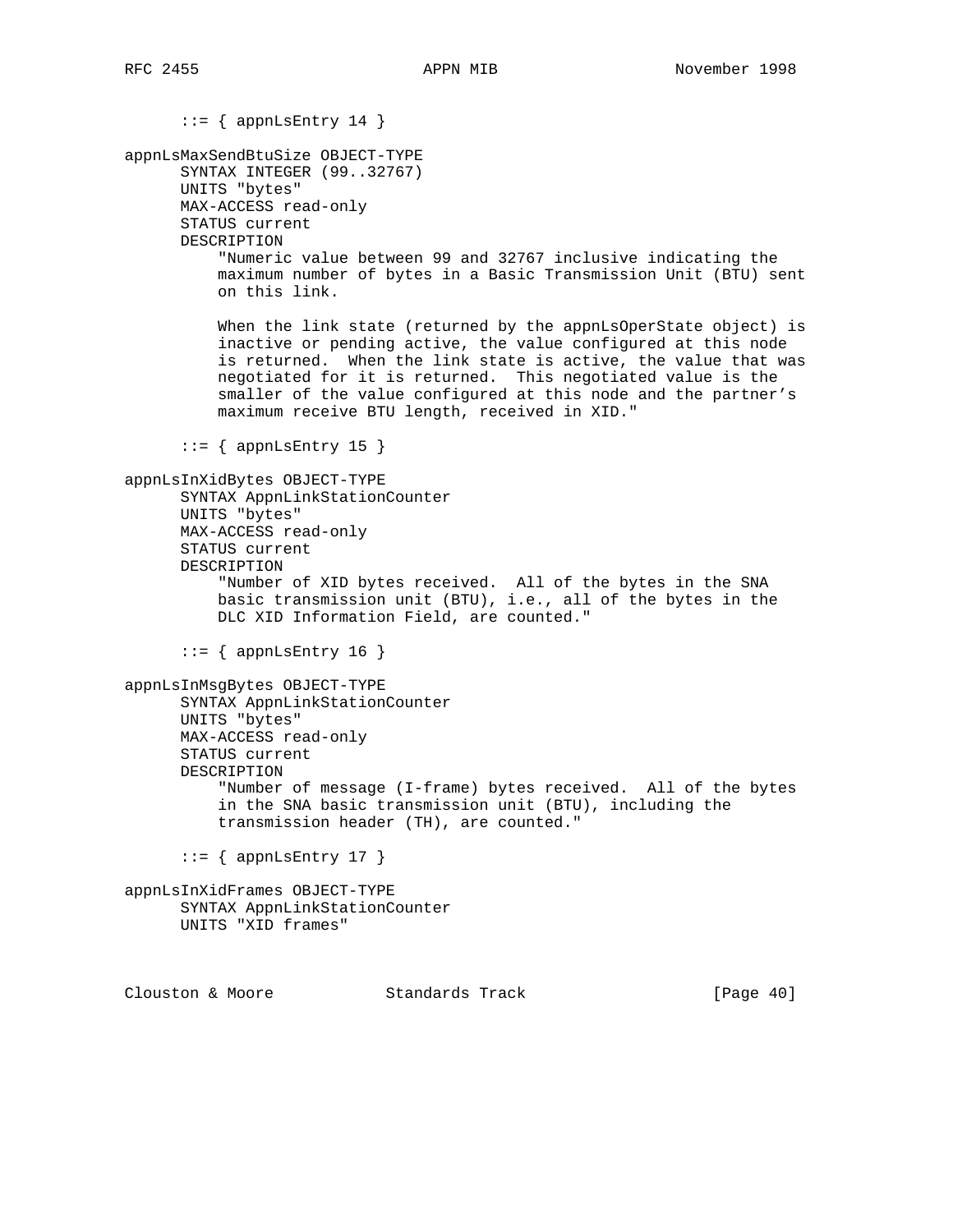```
      ::= { appnLsEntry 14 }

appnLsMaxSendBtuSize OBJECT-TYPE
      SYNTAX INTEGER (99..32767)
      UNITS "bytes"
      MAX-ACCESS read-only
      STATUS current
      DESCRIPTION
          "Numeric value between 99 and 32767 inclusive indicating the
          maximum number of bytes in a Basic Transmission Unit (BTU) sent
          on this link.

          When the link state (returned by the appnLsOperState object) is
          inactive or pending active, the value configured at this node
          is returned.  When the link state is active, the value that was
          negotiated for it is returned.  This negotiated value is the
          smaller of the value configured at this node and the partner's
          maximum receive BTU length, received in XID."

      ::= { appnLsEntry 15 }

appnLsInXidBytes OBJECT-TYPE
      SYNTAX AppnLinkStationCounter
      UNITS "bytes"
      MAX-ACCESS read-only
      STATUS current
      DESCRIPTION
          "Number of XID bytes received.  All of the bytes in the SNA
          basic transmission unit (BTU), i.e., all of the bytes in the
          DLC XID Information Field, are counted."

      ::= { appnLsEntry 16 }

appnLsInMsgBytes OBJECT-TYPE
      SYNTAX AppnLinkStationCounter
      UNITS "bytes"
      MAX-ACCESS read-only
      STATUS current
      DESCRIPTION
          "Number of message (I-frame) bytes received.  All of the bytes
          in the SNA basic transmission unit (BTU), including the
          transmission header (TH), are counted."

      ::= { appnLsEntry 17 }

appnLsInXidFrames OBJECT-TYPE
      SYNTAX AppnLinkStationCounter
      UNITS "XID frames"
```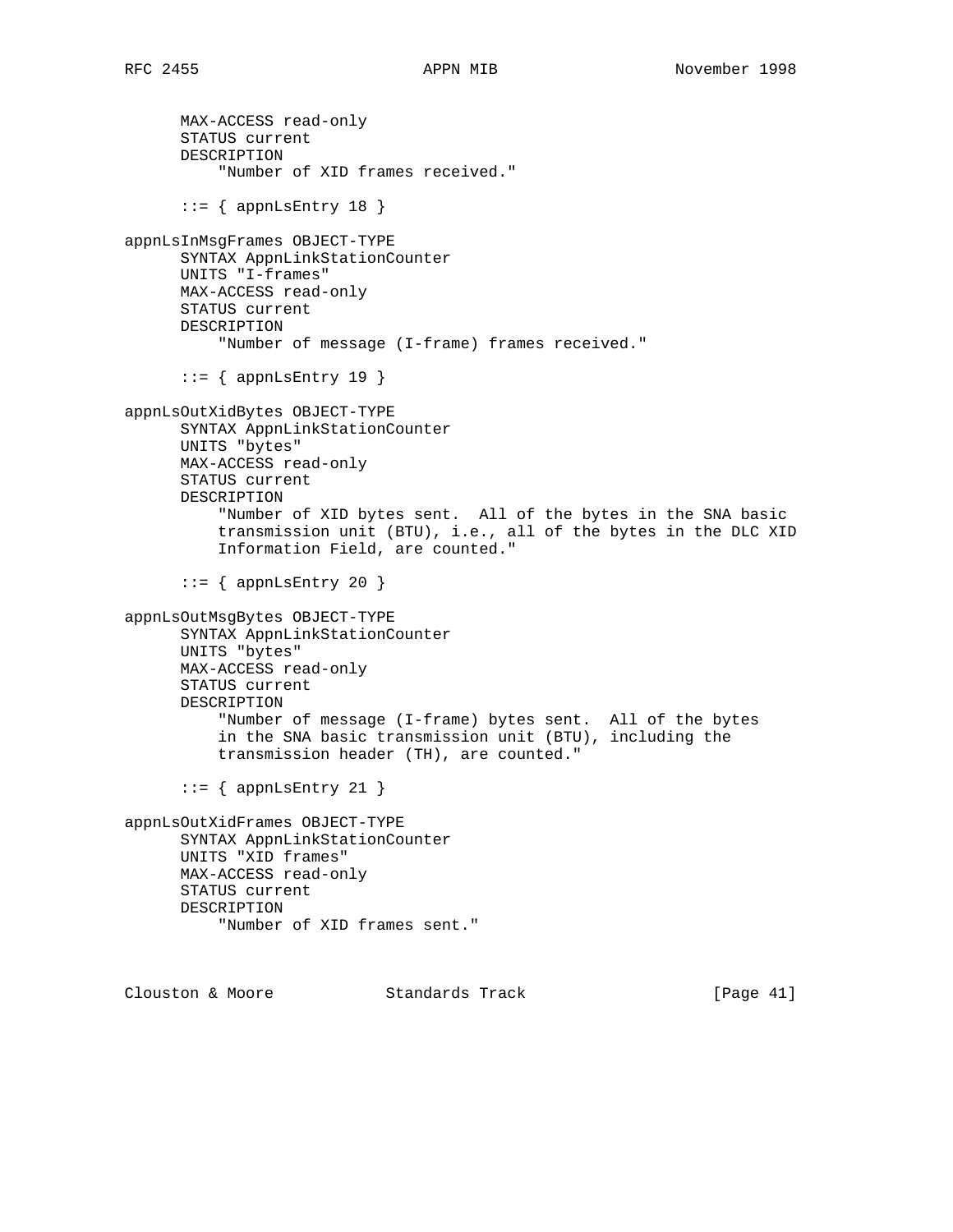```
      MAX-ACCESS read-only
      STATUS current
      DESCRIPTION
          "Number of XID frames received."

      ::= { appnLsEntry 18 }

appnLsInMsgFrames OBJECT-TYPE
      SYNTAX AppnLinkStationCounter
      UNITS "I-frames"
      MAX-ACCESS read-only
      STATUS current
      DESCRIPTION
          "Number of message (I-frame) frames received."

      ::= { appnLsEntry 19 }

appnLsOutXidBytes OBJECT-TYPE
      SYNTAX AppnLinkStationCounter
      UNITS "bytes"
      MAX-ACCESS read-only
      STATUS current
      DESCRIPTION
          "Number of XID bytes sent.  All of the bytes in the SNA basic
          transmission unit (BTU), i.e., all of the bytes in the DLC XID
          Information Field, are counted."

      ::= { appnLsEntry 20 }

appnLsOutMsgBytes OBJECT-TYPE
      SYNTAX AppnLinkStationCounter
      UNITS "bytes"
      MAX-ACCESS read-only
      STATUS current
      DESCRIPTION
          "Number of message (I-frame) bytes sent.  All of the bytes
          in the SNA basic transmission unit (BTU), including the
          transmission header (TH), are counted."

      ::= { appnLsEntry 21 }

appnLsOutXidFrames OBJECT-TYPE
      SYNTAX AppnLinkStationCounter
      UNITS "XID frames"
      MAX-ACCESS read-only
      STATUS current
      DESCRIPTION
          "Number of XID frames sent."
```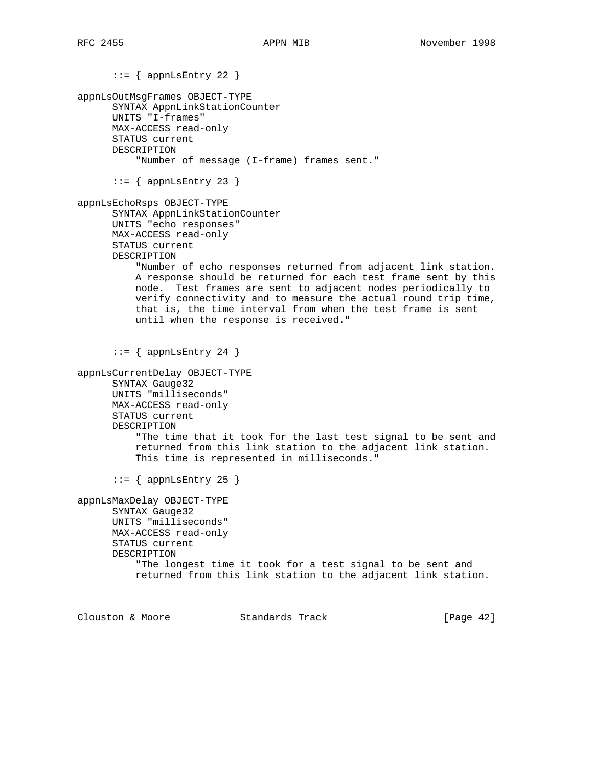```
      ::= { appnLsEntry 22 }

appnLsOutMsgFrames OBJECT-TYPE
      SYNTAX AppnLinkStationCounter
      UNITS "I-frames"
      MAX-ACCESS read-only
      STATUS current
      DESCRIPTION
          "Number of message (I-frame) frames sent."

      ::= { appnLsEntry 23 }

appnLsEchoRsps OBJECT-TYPE
      SYNTAX AppnLinkStationCounter
      UNITS "echo responses"
      MAX-ACCESS read-only
      STATUS current
      DESCRIPTION
          "Number of echo responses returned from adjacent link station.
          A response should be returned for each test frame sent by this
          node.  Test frames are sent to adjacent nodes periodically to
          verify connectivity and to measure the actual round trip time,
          that is, the time interval from when the test frame is sent
          until when the response is received."


      ::= { appnLsEntry 24 }

appnLsCurrentDelay OBJECT-TYPE
      SYNTAX Gauge32
      UNITS "milliseconds"
      MAX-ACCESS read-only
      STATUS current
      DESCRIPTION
          "The time that it took for the last test signal to be sent and
          returned from this link station to the adjacent link station.
          This time is represented in milliseconds."

      ::= { appnLsEntry 25 }

appnLsMaxDelay OBJECT-TYPE
      SYNTAX Gauge32
      UNITS "milliseconds"
      MAX-ACCESS read-only
      STATUS current
      DESCRIPTION
          "The longest time it took for a test signal to be sent and
          returned from this link station to the adjacent link station.
```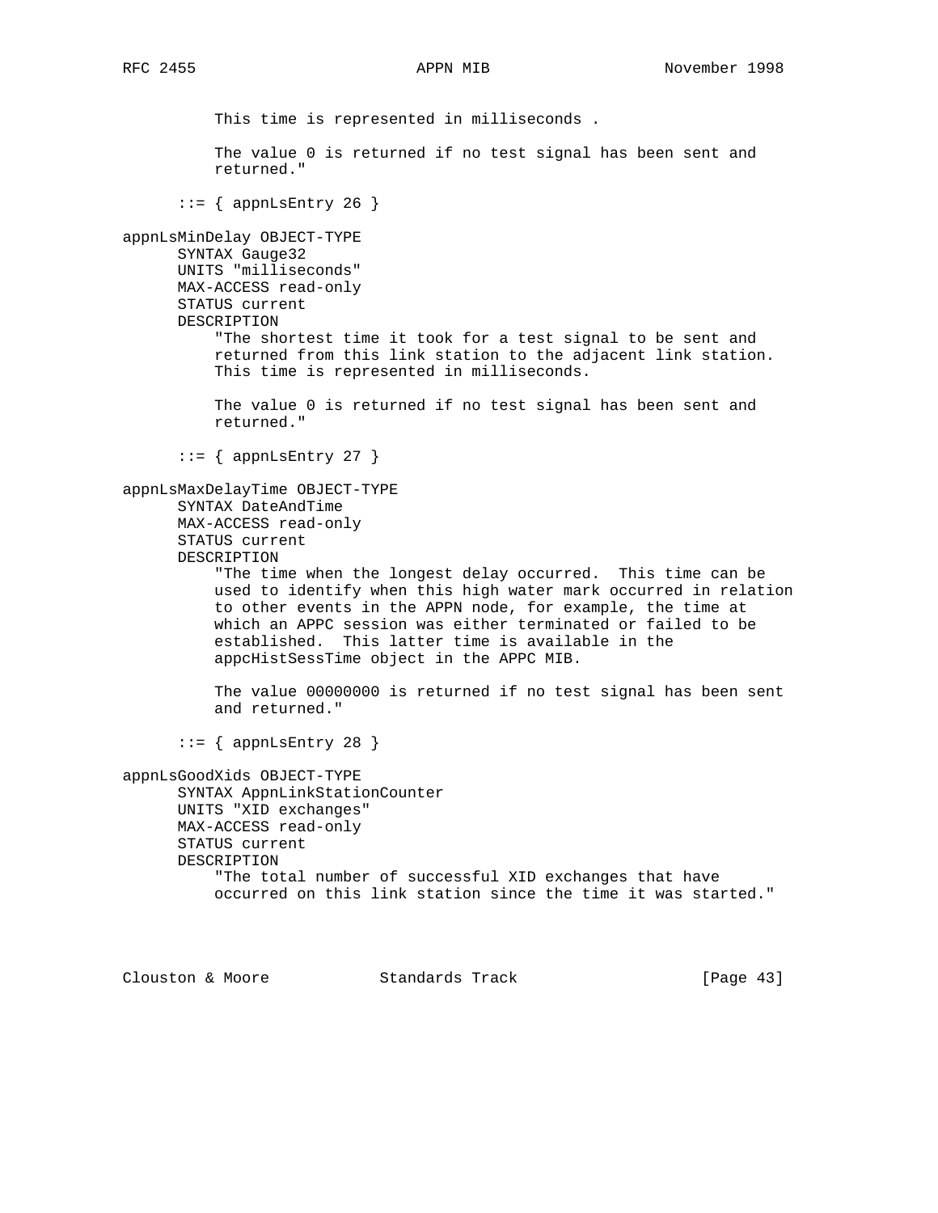```
          This time is represented in milliseconds .

          The value 0 is returned if no test signal has been sent and
          returned."

      ::= { appnLsEntry 26 }

appnLsMinDelay OBJECT-TYPE
      SYNTAX Gauge32
      UNITS "milliseconds"
      MAX-ACCESS read-only
      STATUS current
      DESCRIPTION
          "The shortest time it took for a test signal to be sent and
          returned from this link station to the adjacent link station.
          This time is represented in milliseconds.

          The value 0 is returned if no test signal has been sent and
          returned."

      ::= { appnLsEntry 27 }

appnLsMaxDelayTime OBJECT-TYPE
      SYNTAX DateAndTime
      MAX-ACCESS read-only
      STATUS current
      DESCRIPTION
          "The time when the longest delay occurred.  This time can be
          used to identify when this high water mark occurred in relation
          to other events in the APPN node, for example, the time at
          which an APPC session was either terminated or failed to be
          established.  This latter time is available in the
          appcHistSessTime object in the APPC MIB.

          The value 00000000 is returned if no test signal has been sent
          and returned."

      ::= { appnLsEntry 28 }

appnLsGoodXids OBJECT-TYPE
      SYNTAX AppnLinkStationCounter
      UNITS "XID exchanges"
      MAX-ACCESS read-only
      STATUS current
      DESCRIPTION
          "The total number of successful XID exchanges that have
          occurred on this link station since the time it was started."
```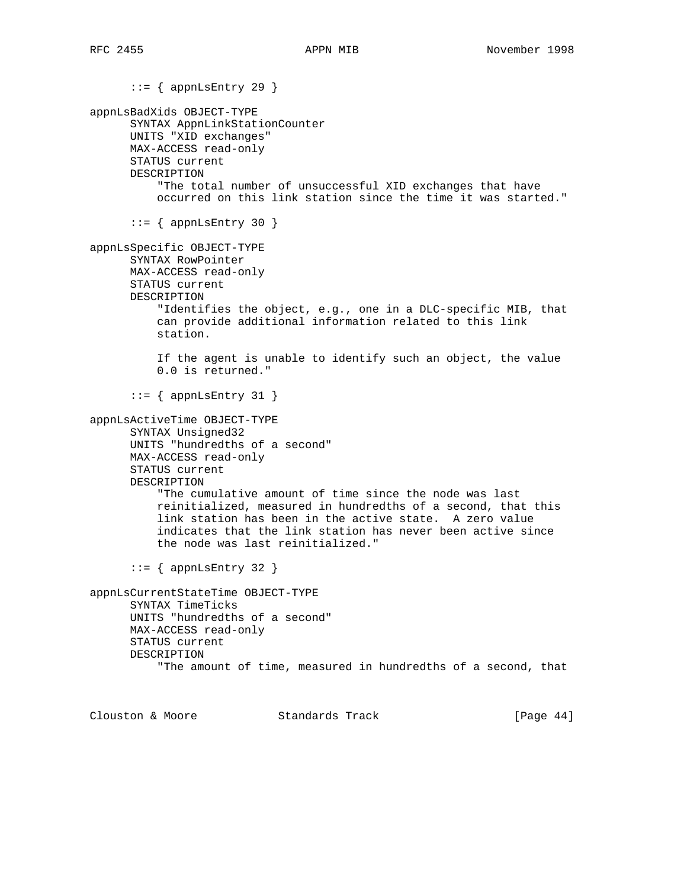```
      ::= { appnLsEntry 29 }

appnLsBadXids OBJECT-TYPE
      SYNTAX AppnLinkStationCounter
      UNITS "XID exchanges"
      MAX-ACCESS read-only
      STATUS current
      DESCRIPTION
          "The total number of unsuccessful XID exchanges that have
          occurred on this link station since the time it was started."

      ::= { appnLsEntry 30 }

appnLsSpecific OBJECT-TYPE
      SYNTAX RowPointer
      MAX-ACCESS read-only
      STATUS current
      DESCRIPTION
          "Identifies the object, e.g., one in a DLC-specific MIB, that
          can provide additional information related to this link
          station.

          If the agent is unable to identify such an object, the value
          0.0 is returned."

      ::= { appnLsEntry 31 }

appnLsActiveTime OBJECT-TYPE
      SYNTAX Unsigned32
      UNITS "hundredths of a second"
      MAX-ACCESS read-only
      STATUS current
      DESCRIPTION
          "The cumulative amount of time since the node was last
          reinitialized, measured in hundredths of a second, that this
          link station has been in the active state.  A zero value
          indicates that the link station has never been active since
          the node was last reinitialized."

      ::= { appnLsEntry 32 }

appnLsCurrentStateTime OBJECT-TYPE
      SYNTAX TimeTicks
      UNITS "hundredths of a second"
      MAX-ACCESS read-only
      STATUS current
      DESCRIPTION
          "The amount of time, measured in hundredths of a second, that
```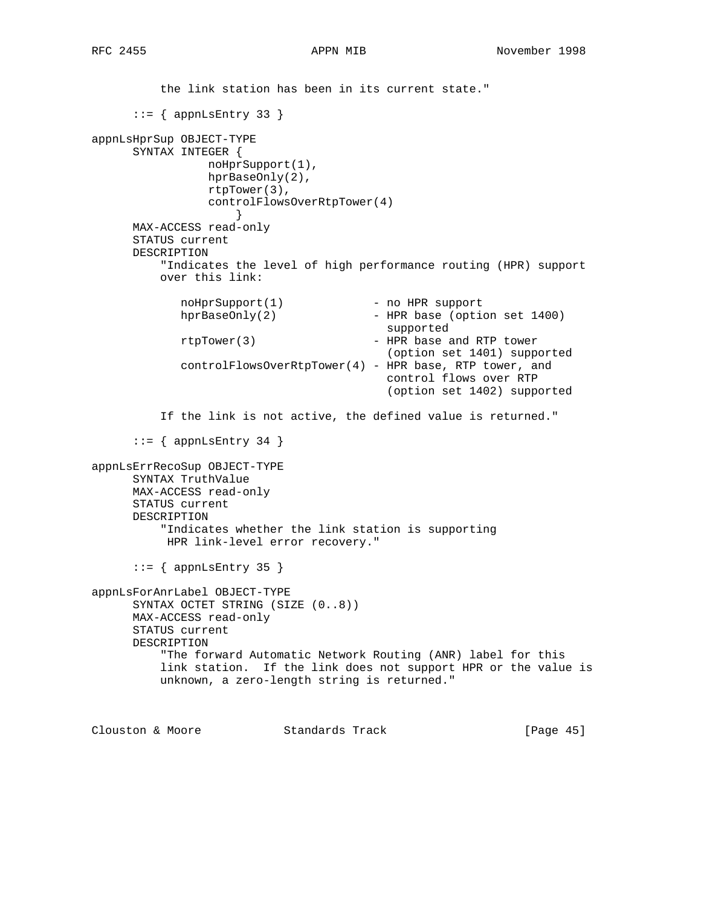```
          the link station has been in its current state."

      ::= { appnLsEntry 33 }

appnLsHprSup OBJECT-TYPE
      SYNTAX INTEGER {
                 noHprSupport(1),
                 hprBaseOnly(2),
                 rtpTower(3),
                 controlFlowsOverRtpTower(4)
                     }
      MAX-ACCESS read-only
      STATUS current
      DESCRIPTION
          "Indicates the level of high performance routing (HPR) support
          over this link:

             noHprSupport(1)             - no HPR support
             hprBaseOnly(2)              - HPR base (option set 1400)
                                           supported
             rtpTower(3)                 - HPR base and RTP tower
                                           (option set 1401) supported
             controlFlowsOverRtpTower(4) - HPR base, RTP tower, and
                                           control flows over RTP
                                           (option set 1402) supported

          If the link is not active, the defined value is returned."

      ::= { appnLsEntry 34 }

appnLsErrRecoSup OBJECT-TYPE
      SYNTAX TruthValue
      MAX-ACCESS read-only
      STATUS current
      DESCRIPTION
          "Indicates whether the link station is supporting
           HPR link-level error recovery."

      ::= { appnLsEntry 35 }

appnLsForAnrLabel OBJECT-TYPE
      SYNTAX OCTET STRING (SIZE (0..8))
      MAX-ACCESS read-only
      STATUS current
      DESCRIPTION
          "The forward Automatic Network Routing (ANR) label for this
          link station.  If the link does not support HPR or the value is
          unknown, a zero-length string is returned."
```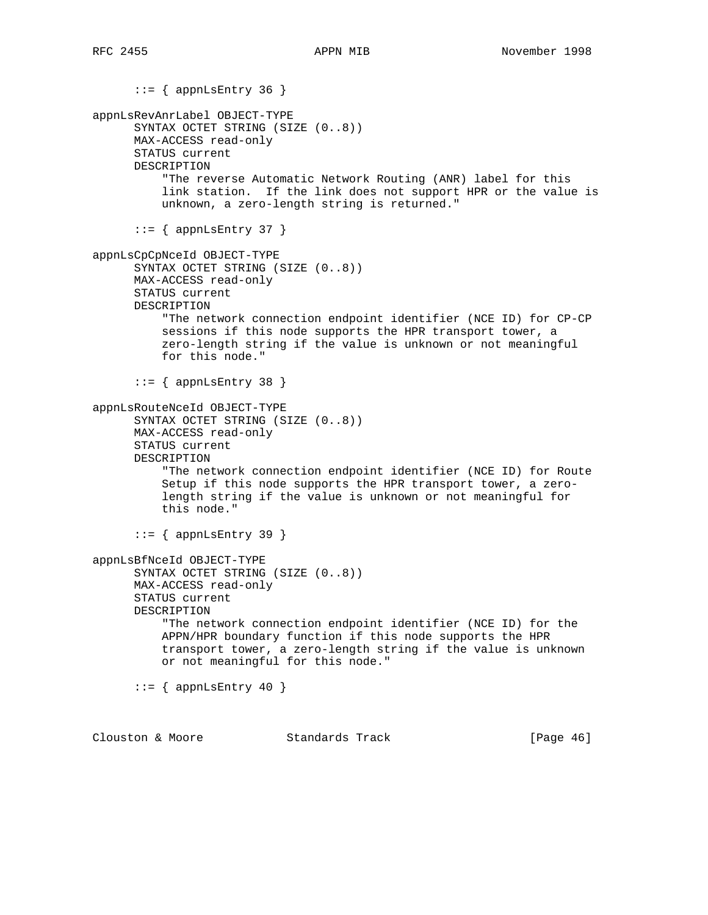```
      ::= { appnLsEntry 36 }

appnLsRevAnrLabel OBJECT-TYPE
      SYNTAX OCTET STRING (SIZE (0..8))
      MAX-ACCESS read-only
      STATUS current
      DESCRIPTION
          "The reverse Automatic Network Routing (ANR) label for this
          link station.  If the link does not support HPR or the value is
          unknown, a zero-length string is returned."

      ::= { appnLsEntry 37 }

appnLsCpCpNceId OBJECT-TYPE
      SYNTAX OCTET STRING (SIZE (0..8))
      MAX-ACCESS read-only
      STATUS current
      DESCRIPTION
          "The network connection endpoint identifier (NCE ID) for CP-CP
          sessions if this node supports the HPR transport tower, a
          zero-length string if the value is unknown or not meaningful
          for this node."

      ::= { appnLsEntry 38 }

appnLsRouteNceId OBJECT-TYPE
      SYNTAX OCTET STRING (SIZE (0..8))
      MAX-ACCESS read-only
      STATUS current
      DESCRIPTION
          "The network connection endpoint identifier (NCE ID) for Route
          Setup if this node supports the HPR transport tower, a zero-
          length string if the value is unknown or not meaningful for
          this node."

      ::= { appnLsEntry 39 }

appnLsBfNceId OBJECT-TYPE
      SYNTAX OCTET STRING (SIZE (0..8))
      MAX-ACCESS read-only
      STATUS current
      DESCRIPTION
          "The network connection endpoint identifier (NCE ID) for the
          APPN/HPR boundary function if this node supports the HPR
          transport tower, a zero-length string if the value is unknown
          or not meaningful for this node."

      ::= { appnLsEntry 40 }
```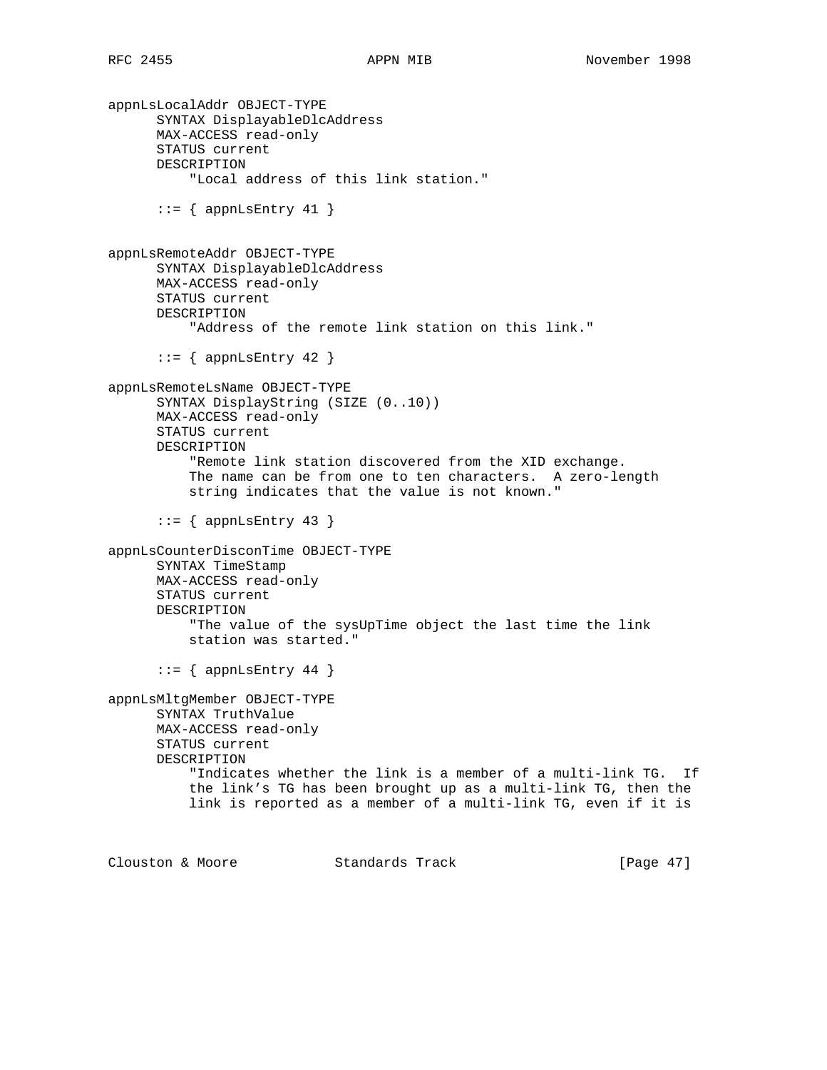```
appnLsLocalAddr OBJECT-TYPE
      SYNTAX DisplayableDlcAddress
      MAX-ACCESS read-only
      STATUS current
      DESCRIPTION
          "Local address of this link station."

      ::= { appnLsEntry 41 }


appnLsRemoteAddr OBJECT-TYPE
      SYNTAX DisplayableDlcAddress
      MAX-ACCESS read-only
      STATUS current
      DESCRIPTION
          "Address of the remote link station on this link."

      ::= { appnLsEntry 42 }

appnLsRemoteLsName OBJECT-TYPE
      SYNTAX DisplayString (SIZE (0..10))
      MAX-ACCESS read-only
      STATUS current
      DESCRIPTION
          "Remote link station discovered from the XID exchange.
          The name can be from one to ten characters.  A zero-length
          string indicates that the value is not known."

      ::= { appnLsEntry 43 }

appnLsCounterDisconTime OBJECT-TYPE
      SYNTAX TimeStamp
      MAX-ACCESS read-only
      STATUS current
      DESCRIPTION
          "The value of the sysUpTime object the last time the link
          station was started."

      ::= { appnLsEntry 44 }

appnLsMltgMember OBJECT-TYPE
      SYNTAX TruthValue
      MAX-ACCESS read-only
      STATUS current
      DESCRIPTION
          "Indicates whether the link is a member of a multi-link TG.  If
          the link's TG has been brought up as a multi-link TG, then the
          link is reported as a member of a multi-link TG, even if it is
```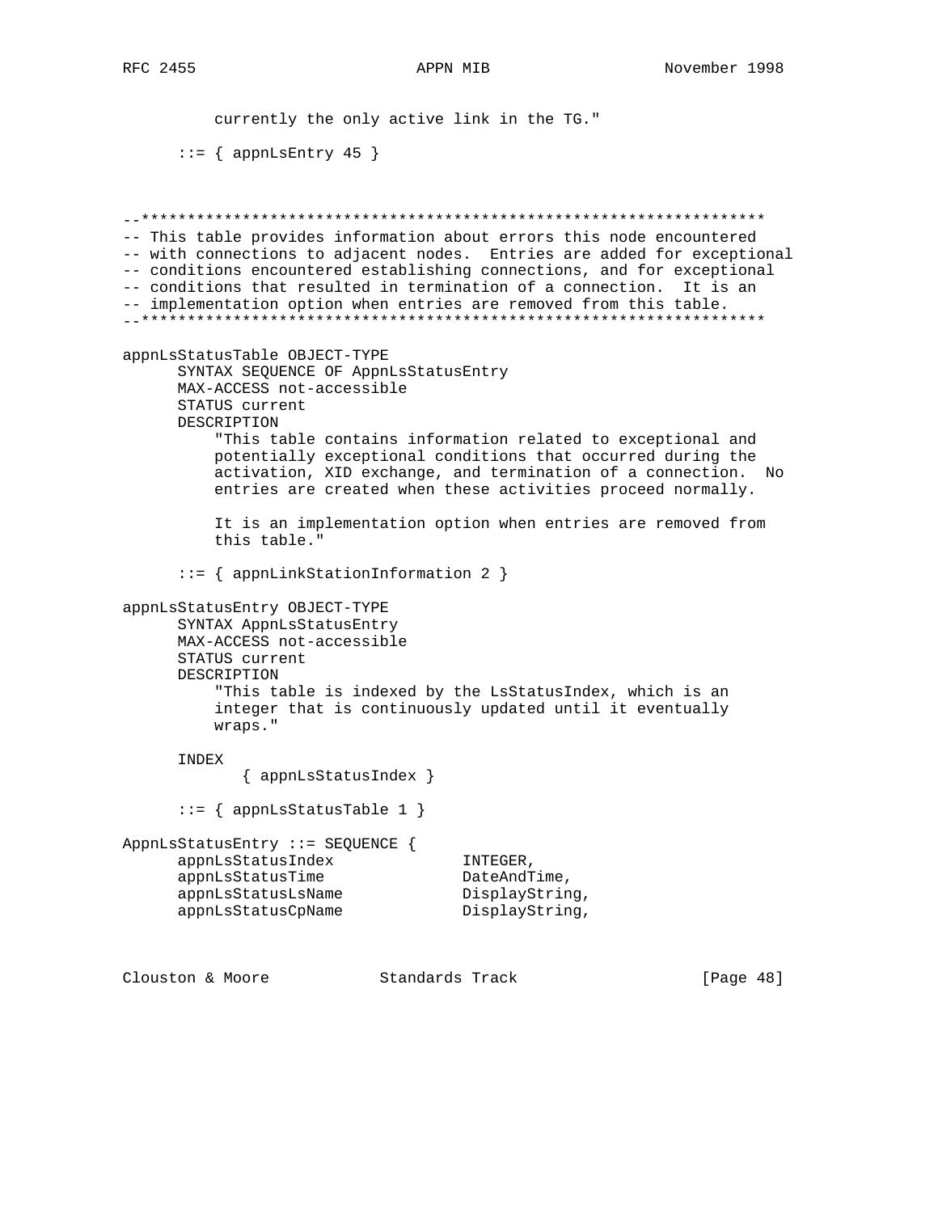```
          currently the only active link in the TG."

      ::= { appnLsEntry 45 }



--*********************************************************************
-- This table provides information about errors this node encountered
-- with connections to adjacent nodes.  Entries are added for exceptional
-- conditions encountered establishing connections, and for exceptional
-- conditions that resulted in termination of a connection.  It is an
-- implementation option when entries are removed from this table.
--*********************************************************************

appnLsStatusTable OBJECT-TYPE
      SYNTAX SEQUENCE OF AppnLsStatusEntry
      MAX-ACCESS not-accessible
      STATUS current
      DESCRIPTION
          "This table contains information related to exceptional and
          potentially exceptional conditions that occurred during the
          activation, XID exchange, and termination of a connection.  No
          entries are created when these activities proceed normally.

          It is an implementation option when entries are removed from
          this table."

      ::= { appnLinkStationInformation 2 }

appnLsStatusEntry OBJECT-TYPE
      SYNTAX AppnLsStatusEntry
      MAX-ACCESS not-accessible
      STATUS current
      DESCRIPTION
          "This table is indexed by the LsStatusIndex, which is an
          integer that is continuously updated until it eventually
          wraps."

      INDEX
             { appnLsStatusIndex }

      ::= { appnLsStatusTable 1 }

AppnLsStatusEntry ::= SEQUENCE {
      appnLsStatusIndex             INTEGER,
      appnLsStatusTime              DateAndTime,
      appnLsStatusLsName            DisplayString,
      appnLsStatusCpName            DisplayString,
```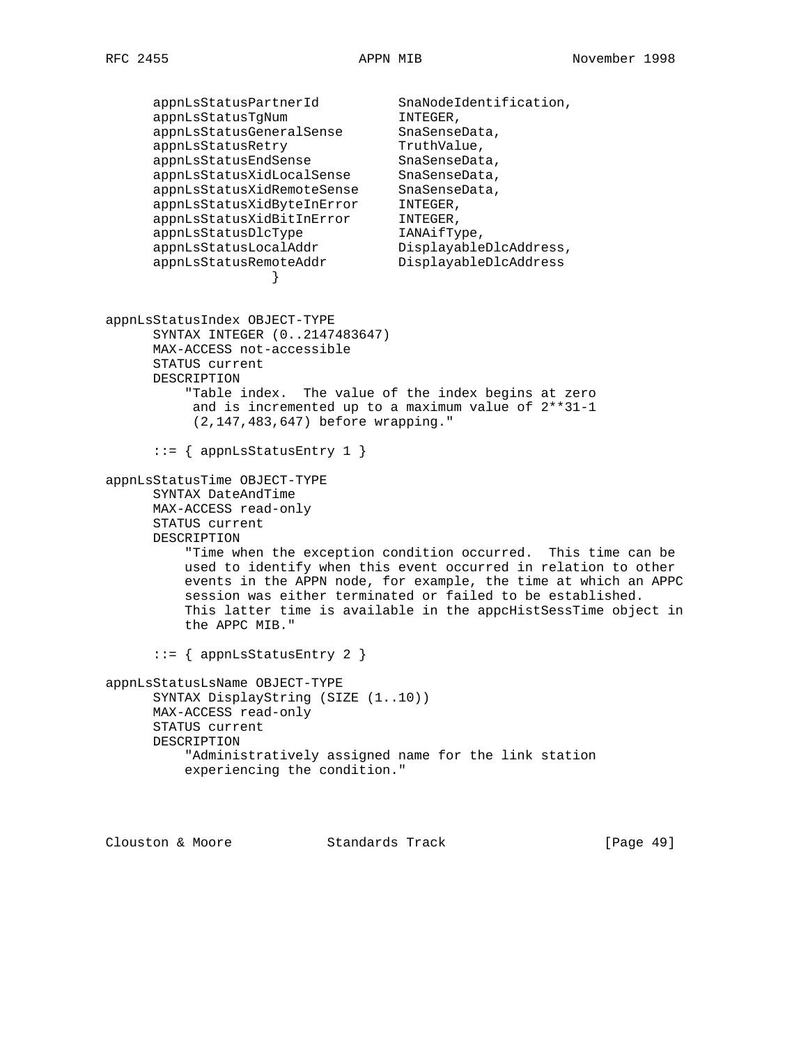```
      appnLsStatusPartnerId          SnaNodeIdentification,
      appnLsStatusTgNum              INTEGER,
      appnLsStatusGeneralSense       SnaSenseData,
      appnLsStatusRetry              TruthValue,
      appnLsStatusEndSense           SnaSenseData,
      appnLsStatusXidLocalSense      SnaSenseData,
      appnLsStatusXidRemoteSense     SnaSenseData,
      appnLsStatusXidByteInError     INTEGER,
      appnLsStatusXidBitInError      INTEGER,
      appnLsStatusDlcType            IANAifType,
      appnLsStatusLocalAddr          DisplayableDlcAddress,
      appnLsStatusRemoteAddr         DisplayableDlcAddress
                     }


appnLsStatusIndex OBJECT-TYPE
      SYNTAX INTEGER (0..2147483647)
      MAX-ACCESS not-accessible
      STATUS current
      DESCRIPTION
          "Table index.  The value of the index begins at zero
           and is incremented up to a maximum value of 2**31-1
           (2,147,483,647) before wrapping."

      ::= { appnLsStatusEntry 1 }

appnLsStatusTime OBJECT-TYPE
      SYNTAX DateAndTime
      MAX-ACCESS read-only
      STATUS current
      DESCRIPTION
          "Time when the exception condition occurred.  This time can be
          used to identify when this event occurred in relation to other
          events in the APPN node, for example, the time at which an APPC
          session was either terminated or failed to be established.
          This latter time is available in the appcHistSessTime object in
          the APPC MIB."

      ::= { appnLsStatusEntry 2 }

appnLsStatusLsName OBJECT-TYPE
      SYNTAX DisplayString (SIZE (1..10))
      MAX-ACCESS read-only
      STATUS current
      DESCRIPTION
          "Administratively assigned name for the link station
          experiencing the condition."
```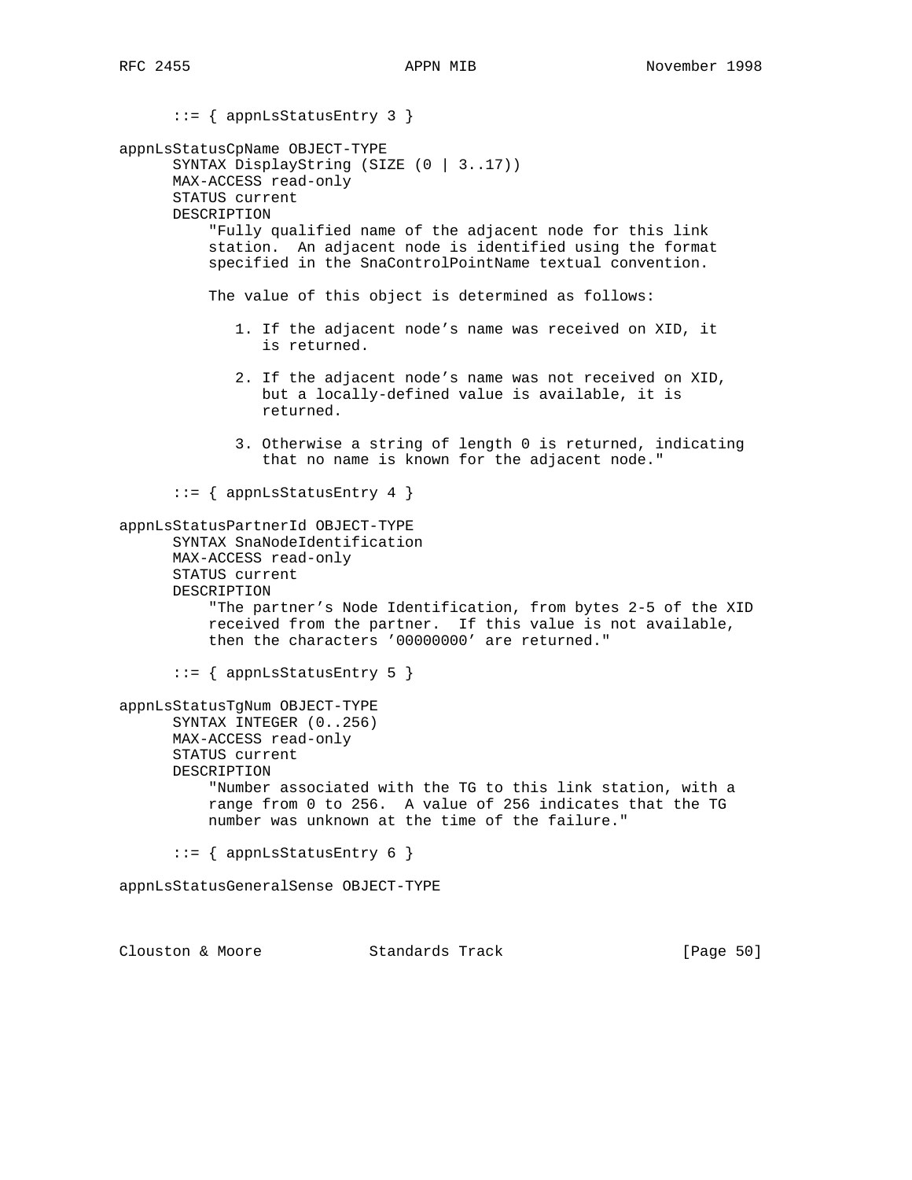```
      ::= { appnLsStatusEntry 3 }

appnLsStatusCpName OBJECT-TYPE
      SYNTAX DisplayString (SIZE (0 | 3..17))
      MAX-ACCESS read-only
      STATUS current
      DESCRIPTION
          "Fully qualified name of the adjacent node for this link
          station.  An adjacent node is identified using the format
          specified in the SnaControlPointName textual convention.

          The value of this object is determined as follows:

             1. If the adjacent node's name was received on XID, it
                is returned.

             2. If the adjacent node's name was not received on XID,
                but a locally-defined value is available, it is
                returned.

             3. Otherwise a string of length 0 is returned, indicating
                that no name is known for the adjacent node."

      ::= { appnLsStatusEntry 4 }

appnLsStatusPartnerId OBJECT-TYPE
      SYNTAX SnaNodeIdentification
      MAX-ACCESS read-only
      STATUS current
      DESCRIPTION
          "The partner's Node Identification, from bytes 2-5 of the XID
          received from the partner.  If this value is not available,
          then the characters '00000000' are returned."

      ::= { appnLsStatusEntry 5 }

appnLsStatusTgNum OBJECT-TYPE
      SYNTAX INTEGER (0..256)
      MAX-ACCESS read-only
      STATUS current
      DESCRIPTION
          "Number associated with the TG to this link station, with a
          range from 0 to 256.  A value of 256 indicates that the TG
          number was unknown at the time of the failure."

      ::= { appnLsStatusEntry 6 }

appnLsStatusGeneralSense OBJECT-TYPE
```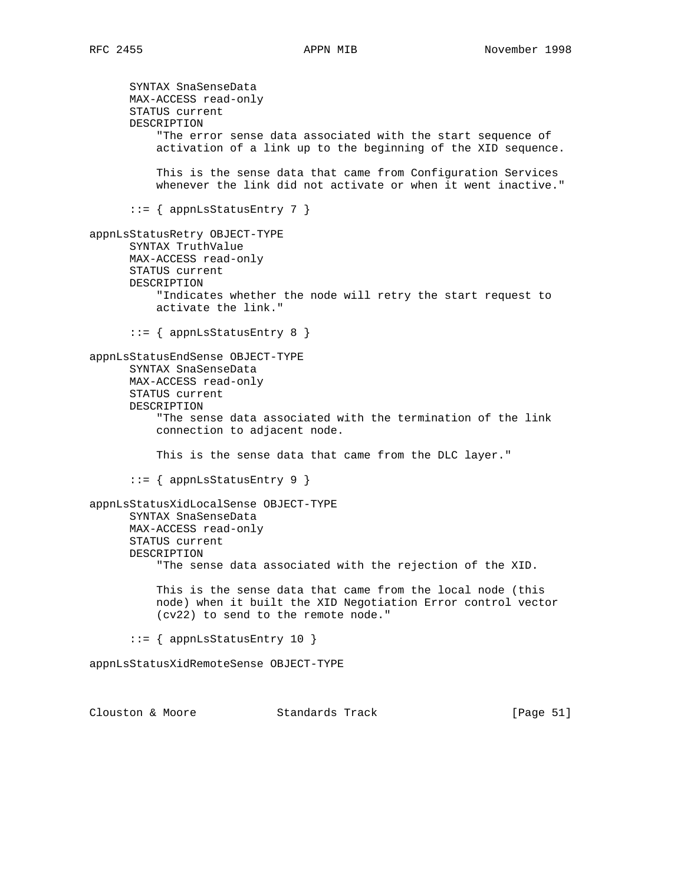```
      SYNTAX SnaSenseData
      MAX-ACCESS read-only
      STATUS current
      DESCRIPTION
          "The error sense data associated with the start sequence of
          activation of a link up to the beginning of the XID sequence.

          This is the sense data that came from Configuration Services
          whenever the link did not activate or when it went inactive."

      ::= { appnLsStatusEntry 7 }

appnLsStatusRetry OBJECT-TYPE
      SYNTAX TruthValue
      MAX-ACCESS read-only
      STATUS current
      DESCRIPTION
          "Indicates whether the node will retry the start request to
          activate the link."

      ::= { appnLsStatusEntry 8 }

appnLsStatusEndSense OBJECT-TYPE
      SYNTAX SnaSenseData
      MAX-ACCESS read-only
      STATUS current
      DESCRIPTION
          "The sense data associated with the termination of the link
          connection to adjacent node.

          This is the sense data that came from the DLC layer."

      ::= { appnLsStatusEntry 9 }

appnLsStatusXidLocalSense OBJECT-TYPE
      SYNTAX SnaSenseData
      MAX-ACCESS read-only
      STATUS current
      DESCRIPTION
          "The sense data associated with the rejection of the XID.

          This is the sense data that came from the local node (this
          node) when it built the XID Negotiation Error control vector
          (cv22) to send to the remote node."

      ::= { appnLsStatusEntry 10 }

appnLsStatusXidRemoteSense OBJECT-TYPE
```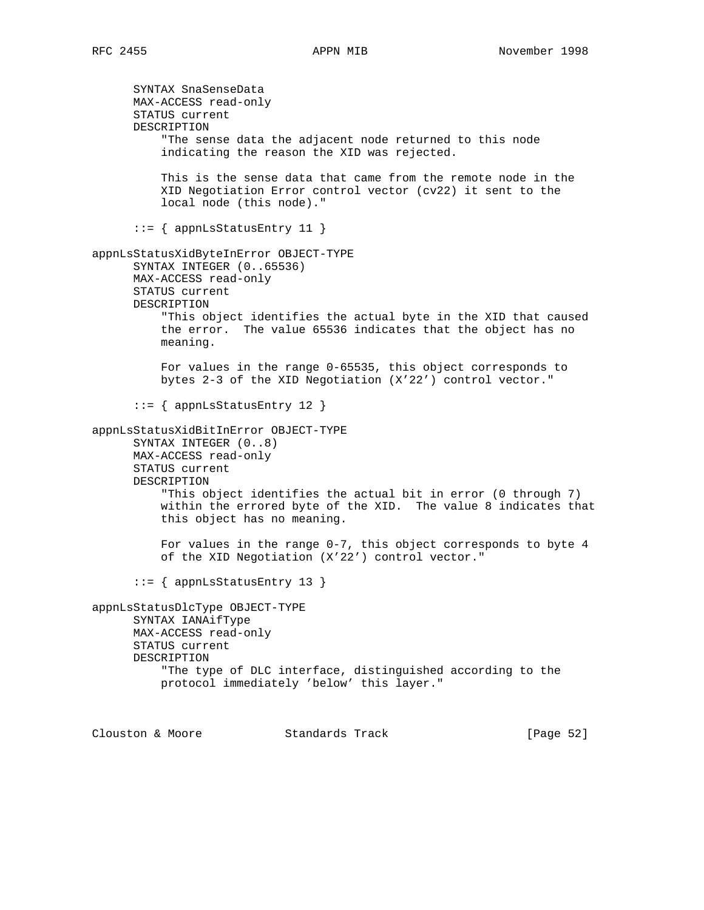```
      SYNTAX SnaSenseData
      MAX-ACCESS read-only
      STATUS current
      DESCRIPTION
          "The sense data the adjacent node returned to this node
          indicating the reason the XID was rejected.

          This is the sense data that came from the remote node in the
          XID Negotiation Error control vector (cv22) it sent to the
          local node (this node)."

      ::= { appnLsStatusEntry 11 }

appnLsStatusXidByteInError OBJECT-TYPE
      SYNTAX INTEGER (0..65536)
      MAX-ACCESS read-only
      STATUS current
      DESCRIPTION
          "This object identifies the actual byte in the XID that caused
          the error.  The value 65536 indicates that the object has no
          meaning.

          For values in the range 0-65535, this object corresponds to
          bytes 2-3 of the XID Negotiation (X'22') control vector."

      ::= { appnLsStatusEntry 12 }

appnLsStatusXidBitInError OBJECT-TYPE
      SYNTAX INTEGER (0..8)
      MAX-ACCESS read-only
      STATUS current
      DESCRIPTION
          "This object identifies the actual bit in error (0 through 7)
          within the errored byte of the XID.  The value 8 indicates that
          this object has no meaning.

          For values in the range 0-7, this object corresponds to byte 4
          of the XID Negotiation (X'22') control vector."

      ::= { appnLsStatusEntry 13 }

appnLsStatusDlcType OBJECT-TYPE
      SYNTAX IANAifType
      MAX-ACCESS read-only
      STATUS current
      DESCRIPTION
          "The type of DLC interface, distinguished according to the
          protocol immediately 'below' this layer."
```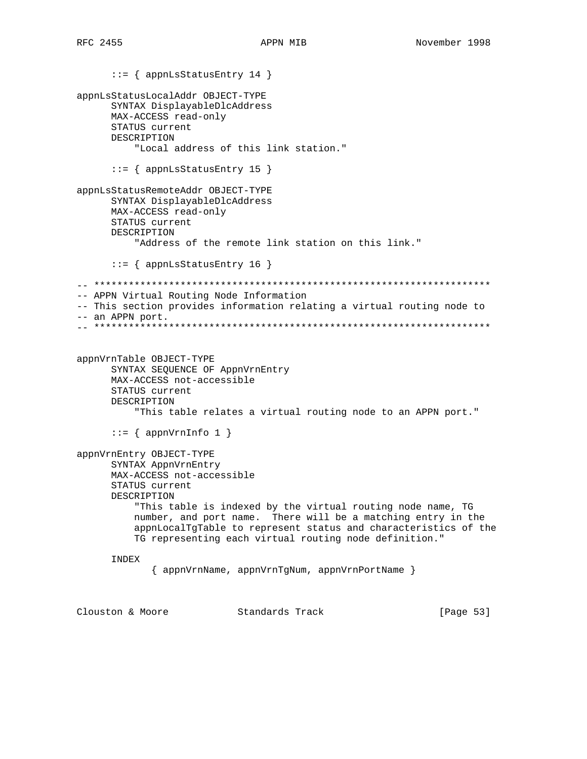```
      ::= { appnLsStatusEntry 14 }

appnLsStatusLocalAddr OBJECT-TYPE
      SYNTAX DisplayableDlcAddress
      MAX-ACCESS read-only
      STATUS current
      DESCRIPTION
          "Local address of this link station."

      ::= { appnLsStatusEntry 15 }

appnLsStatusRemoteAddr OBJECT-TYPE
      SYNTAX DisplayableDlcAddress
      MAX-ACCESS read-only
      STATUS current
      DESCRIPTION
          "Address of the remote link station on this link."

      ::= { appnLsStatusEntry 16 }

-- *********************************************************************
-- APPN Virtual Routing Node Information
-- This section provides information relating a virtual routing node to
-- an APPN port.
-- *********************************************************************


appnVrnTable OBJECT-TYPE
      SYNTAX SEQUENCE OF AppnVrnEntry
      MAX-ACCESS not-accessible
      STATUS current
      DESCRIPTION
          "This table relates a virtual routing node to an APPN port."

      ::= { appnVrnInfo 1 }

appnVrnEntry OBJECT-TYPE
      SYNTAX AppnVrnEntry
      MAX-ACCESS not-accessible
      STATUS current
      DESCRIPTION
          "This table is indexed by the virtual routing node name, TG
          number, and port name.  There will be a matching entry in the
          appnLocalTgTable to represent status and characteristics of the
          TG representing each virtual routing node definition."

      INDEX
            { appnVrnName, appnVrnTgNum, appnVrnPortName }
```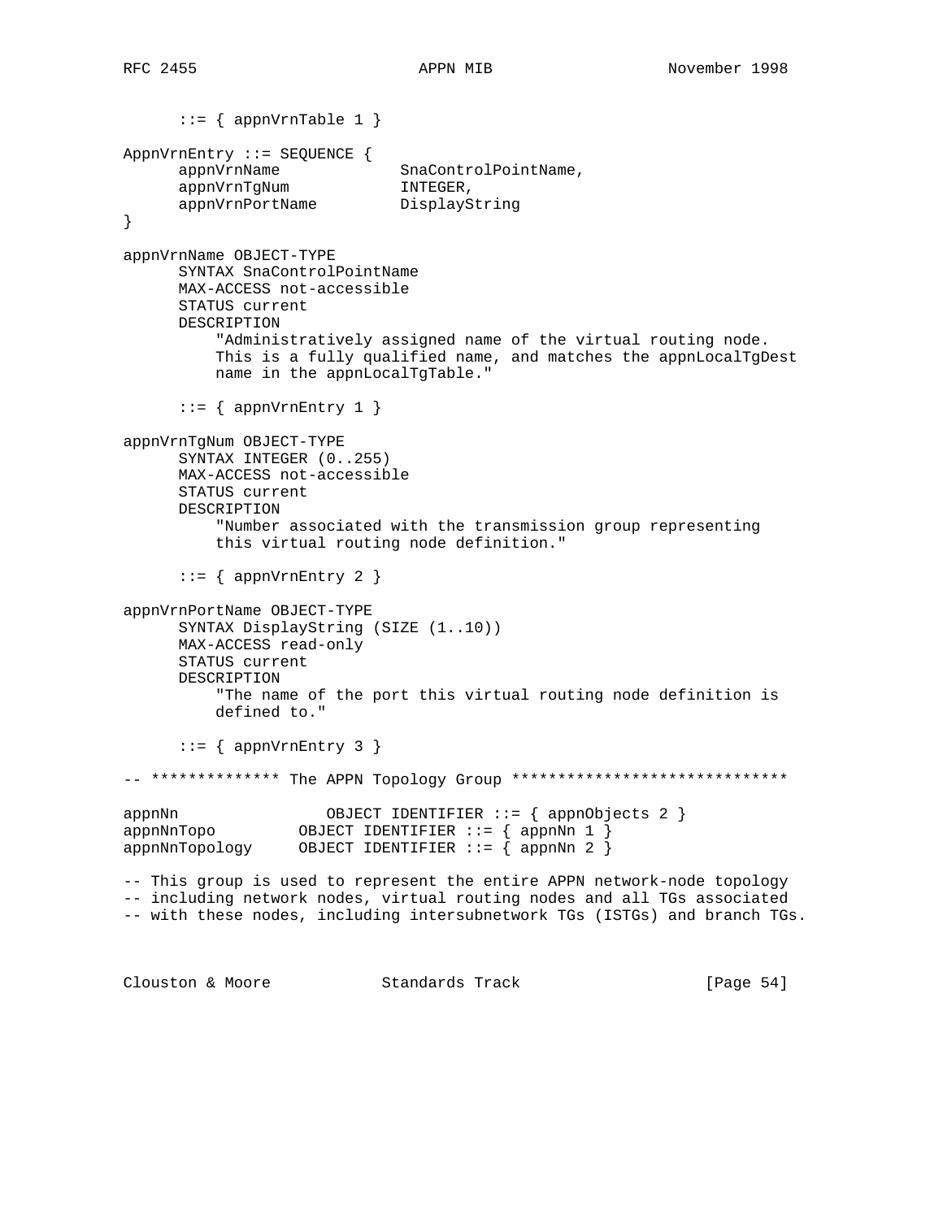```
      ::= { appnVrnTable 1 }

AppnVrnEntry ::= SEQUENCE {
      appnVrnName             SnaControlPointName,
      appnVrnTgNum            INTEGER,
      appnVrnPortName         DisplayString
}

appnVrnName OBJECT-TYPE
      SYNTAX SnaControlPointName
      MAX-ACCESS not-accessible
      STATUS current
      DESCRIPTION
          "Administratively assigned name of the virtual routing node.
          This is a fully qualified name, and matches the appnLocalTgDest
          name in the appnLocalTgTable."

      ::= { appnVrnEntry 1 }

appnVrnTgNum OBJECT-TYPE
      SYNTAX INTEGER (0..255)
      MAX-ACCESS not-accessible
      STATUS current
      DESCRIPTION
          "Number associated with the transmission group representing
          this virtual routing node definition."

      ::= { appnVrnEntry 2 }

appnVrnPortName OBJECT-TYPE
      SYNTAX DisplayString (SIZE (1..10))
      MAX-ACCESS read-only
      STATUS current
      DESCRIPTION
          "The name of the port this virtual routing node definition is
          defined to."

      ::= { appnVrnEntry 3 }

-- ************** The APPN Topology Group ******************************

appnNn                 OBJECT IDENTIFIER ::= { appnObjects 2 }
appnNnTopo          OBJECT IDENTIFIER ::= { appnNn 1 }
appnNnTopology      OBJECT IDENTIFIER ::= { appnNn 2 }

-- This group is used to represent the entire APPN network-node topology
-- including network nodes, virtual routing nodes and all TGs associated
-- with these nodes, including intersubnetwork TGs (ISTGs) and branch TGs.
```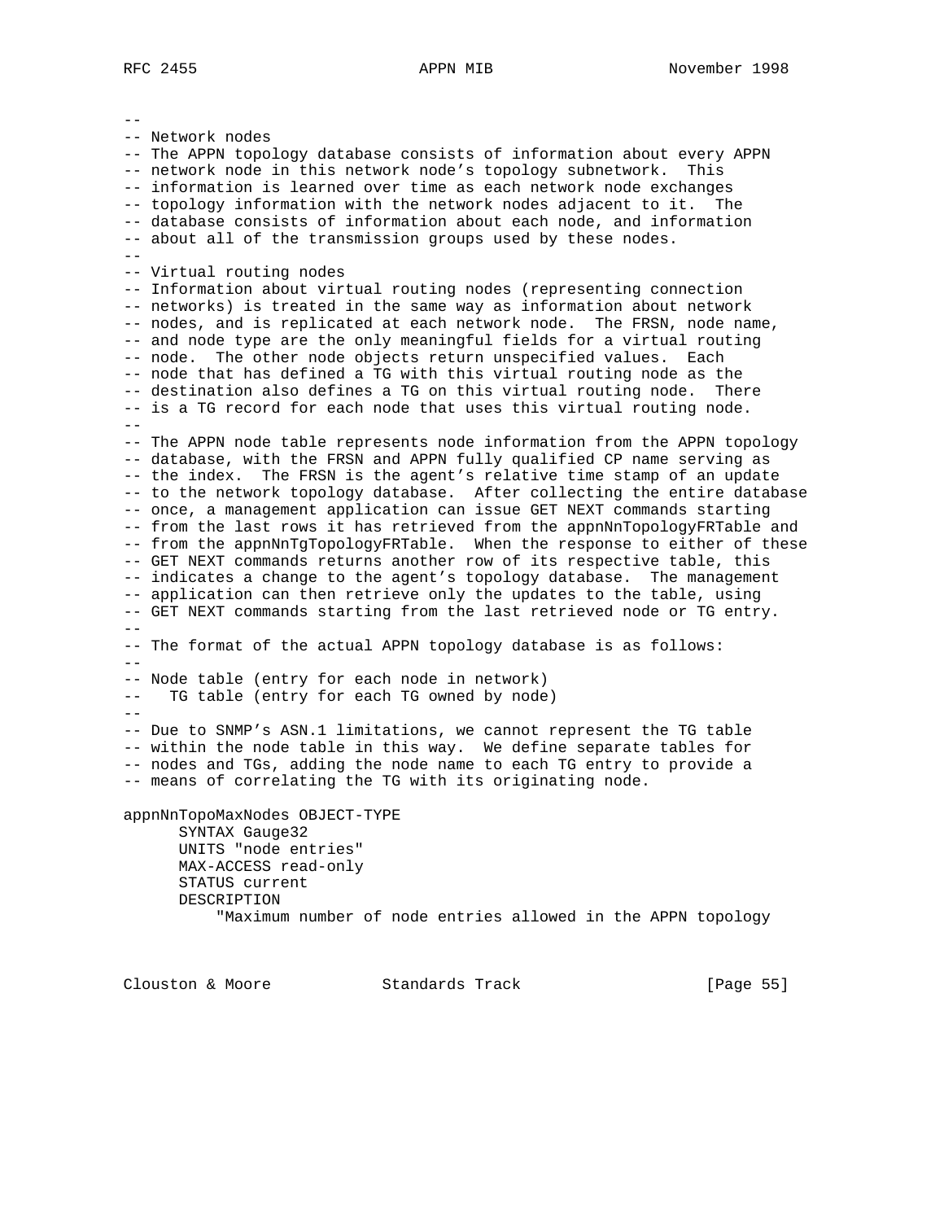```
--
-- Network nodes
-- The APPN topology database consists of information about every APPN
-- network node in this network node's topology subnetwork.  This
-- information is learned over time as each network node exchanges
-- topology information with the network nodes adjacent to it.  The
-- database consists of information about each node, and information
-- about all of the transmission groups used by these nodes.
--
-- Virtual routing nodes
-- Information about virtual routing nodes (representing connection
-- networks) is treated in the same way as information about network
-- nodes, and is replicated at each network node.  The FRSN, node name,
-- and node type are the only meaningful fields for a virtual routing
-- node.  The other node objects return unspecified values.  Each
-- node that has defined a TG with this virtual routing node as the
-- destination also defines a TG on this virtual routing node.  There
-- is a TG record for each node that uses this virtual routing node.
--
-- The APPN node table represents node information from the APPN topology
-- database, with the FRSN and APPN fully qualified CP name serving as
-- the index.  The FRSN is the agent's relative time stamp of an update
-- to the network topology database.  After collecting the entire database
-- once, a management application can issue GET NEXT commands starting
-- from the last rows it has retrieved from the appnNnTopologyFRTable and
-- from the appnNnTgTopologyFRTable.  When the response to either of these
-- GET NEXT commands returns another row of its respective table, this
-- indicates a change to the agent's topology database.  The management
-- application can then retrieve only the updates to the table, using
-- GET NEXT commands starting from the last retrieved node or TG entry.
--
-- The format of the actual APPN topology database is as follows:
--
-- Node table (entry for each node in network)
--   TG table (entry for each TG owned by node)
--
-- Due to SNMP's ASN.1 limitations, we cannot represent the TG table
-- within the node table in this way.  We define separate tables for
-- nodes and TGs, adding the node name to each TG entry to provide a
-- means of correlating the TG with its originating node.

appnNnTopoMaxNodes OBJECT-TYPE
      SYNTAX Gauge32
      UNITS "node entries"
      MAX-ACCESS read-only
      STATUS current
      DESCRIPTION
          "Maximum number of node entries allowed in the APPN topology
```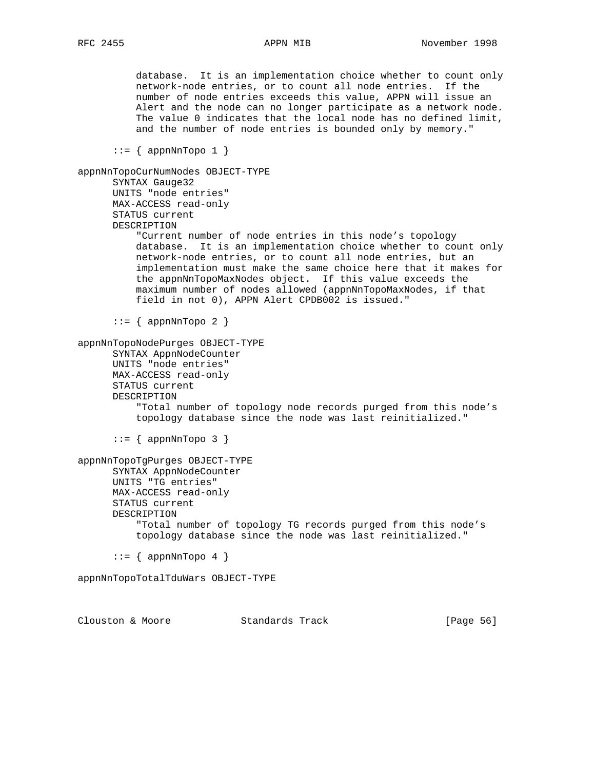```
          database.  It is an implementation choice whether to count only
          network-node entries, or to count all node entries.  If the
          number of node entries exceeds this value, APPN will issue an
          Alert and the node can no longer participate as a network node.
          The value 0 indicates that the local node has no defined limit,
          and the number of node entries is bounded only by memory."

      ::= { appnNnTopo 1 }

appnNnTopoCurNumNodes OBJECT-TYPE
      SYNTAX Gauge32
      UNITS "node entries"
      MAX-ACCESS read-only
      STATUS current
      DESCRIPTION
          "Current number of node entries in this node's topology
          database.  It is an implementation choice whether to count only
          network-node entries, or to count all node entries, but an
          implementation must make the same choice here that it makes for
          the appnNnTopoMaxNodes object.  If this value exceeds the
          maximum number of nodes allowed (appnNnTopoMaxNodes, if that
          field in not 0), APPN Alert CPDB002 is issued."

      ::= { appnNnTopo 2 }

appnNnTopoNodePurges OBJECT-TYPE
      SYNTAX AppnNodeCounter
      UNITS "node entries"
      MAX-ACCESS read-only
      STATUS current
      DESCRIPTION
          "Total number of topology node records purged from this node's
          topology database since the node was last reinitialized."

      ::= { appnNnTopo 3 }

appnNnTopoTgPurges OBJECT-TYPE
      SYNTAX AppnNodeCounter
      UNITS "TG entries"
      MAX-ACCESS read-only
      STATUS current
      DESCRIPTION
          "Total number of topology TG records purged from this node's
          topology database since the node was last reinitialized."

      ::= { appnNnTopo 4 }

appnNnTopoTotalTduWars OBJECT-TYPE
```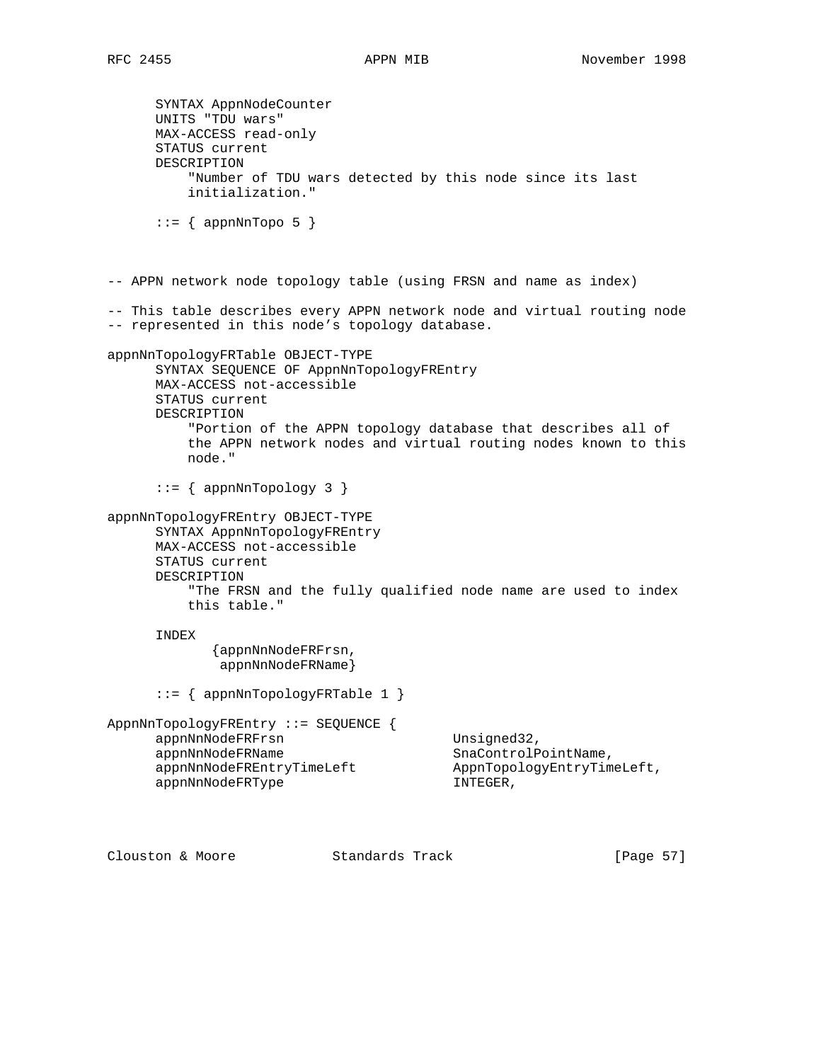```
      SYNTAX AppnNodeCounter
      UNITS "TDU wars"
      MAX-ACCESS read-only
      STATUS current
      DESCRIPTION
          "Number of TDU wars detected by this node since its last
          initialization."

      ::= { appnNnTopo 5 }



-- APPN network node topology table (using FRSN and name as index)

-- This table describes every APPN network node and virtual routing node
-- represented in this node's topology database.

appnNnTopologyFRTable OBJECT-TYPE
      SYNTAX SEQUENCE OF AppnNnTopologyFREntry
      MAX-ACCESS not-accessible
      STATUS current
      DESCRIPTION
          "Portion of the APPN topology database that describes all of
          the APPN network nodes and virtual routing nodes known to this
          node."

      ::= { appnNnTopology 3 }

appnNnTopologyFREntry OBJECT-TYPE
      SYNTAX AppnNnTopologyFREntry
      MAX-ACCESS not-accessible
      STATUS current
      DESCRIPTION
          "The FRSN and the fully qualified node name are used to index
          this table."

      INDEX
             {appnNnNodeFRFrsn,
              appnNnNodeFRName}

      ::= { appnNnTopologyFRTable 1 }

AppnNnTopologyFREntry ::= SEQUENCE {
      appnNnNodeFRFrsn                     Unsigned32,
      appnNnNodeFRName                     SnaControlPointName,
      appnNnNodeFREntryTimeLeft            AppnTopologyEntryTimeLeft,
      appnNnNodeFRType                     INTEGER,
```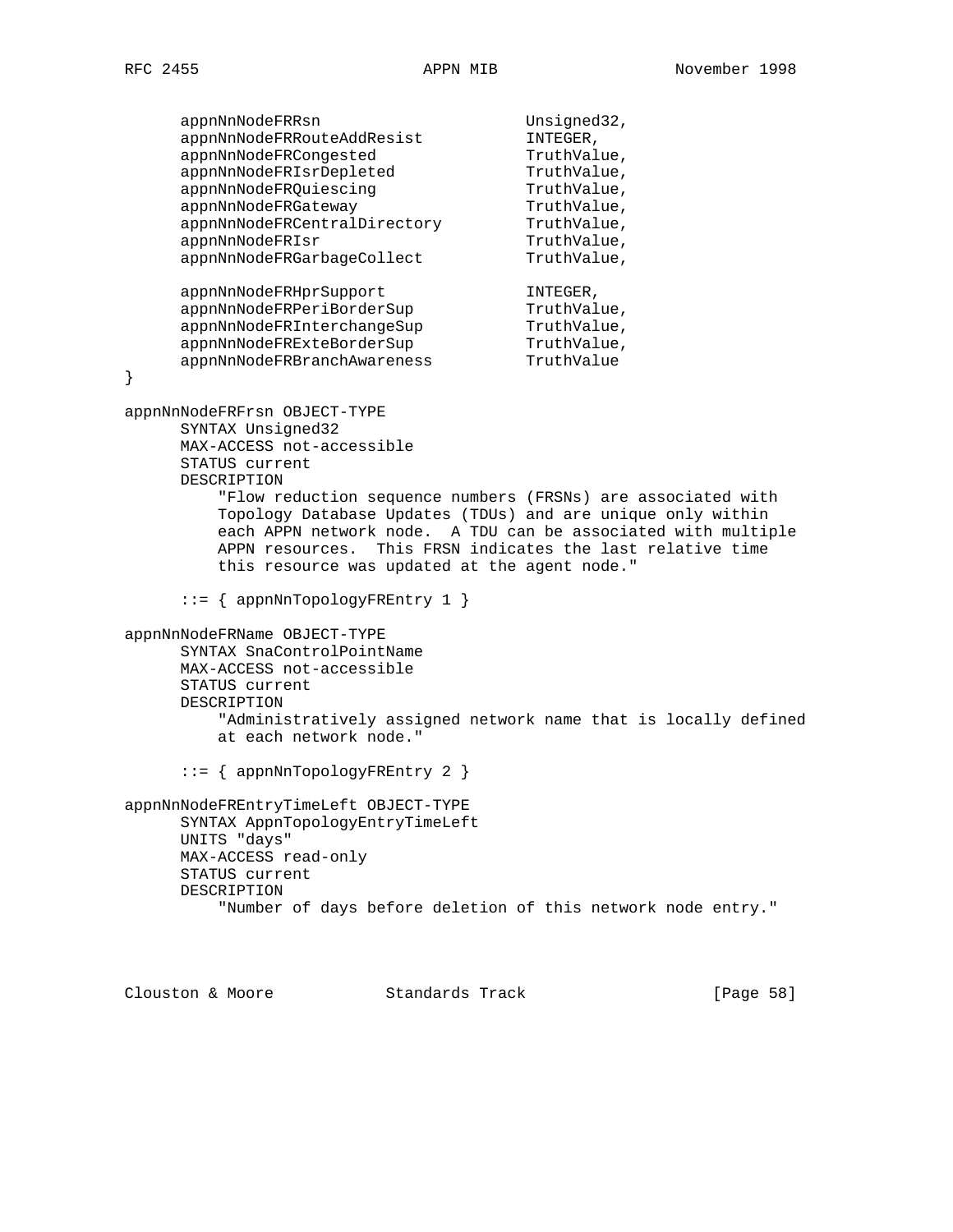```
      appnNnNodeFRRsn                    Unsigned32,
      appnNnNodeFRRouteAddResist         INTEGER,
      appnNnNodeFRCongested              TruthValue,
      appnNnNodeFRIsrDepleted            TruthValue,
      appnNnNodeFRQuiescing              TruthValue,
      appnNnNodeFRGateway                TruthValue,
      appnNnNodeFRCentralDirectory       TruthValue,
      appnNnNodeFRIsr                    TruthValue,
      appnNnNodeFRGarbageCollect         TruthValue,

      appnNnNodeFRHprSupport             INTEGER,
      appnNnNodeFRPeriBorderSup          TruthValue,
      appnNnNodeFRInterchangeSup         TruthValue,
      appnNnNodeFRExteBorderSup          TruthValue,
      appnNnNodeFRBranchAwareness        TruthValue
}

appnNnNodeFRFrsn OBJECT-TYPE
      SYNTAX Unsigned32
      MAX-ACCESS not-accessible
      STATUS current
      DESCRIPTION
          "Flow reduction sequence numbers (FRSNs) are associated with
          Topology Database Updates (TDUs) and are unique only within
          each APPN network node.  A TDU can be associated with multiple
          APPN resources.  This FRSN indicates the last relative time
          this resource was updated at the agent node."

      ::= { appnNnTopologyFREntry 1 }

appnNnNodeFRName OBJECT-TYPE
      SYNTAX SnaControlPointName
      MAX-ACCESS not-accessible
      STATUS current
      DESCRIPTION
          "Administratively assigned network name that is locally defined
          at each network node."

      ::= { appnNnTopologyFREntry 2 }

appnNnNodeFREntryTimeLeft OBJECT-TYPE
      SYNTAX AppnTopologyEntryTimeLeft
      UNITS "days"
      MAX-ACCESS read-only
      STATUS current
      DESCRIPTION
          "Number of days before deletion of this network node entry."
```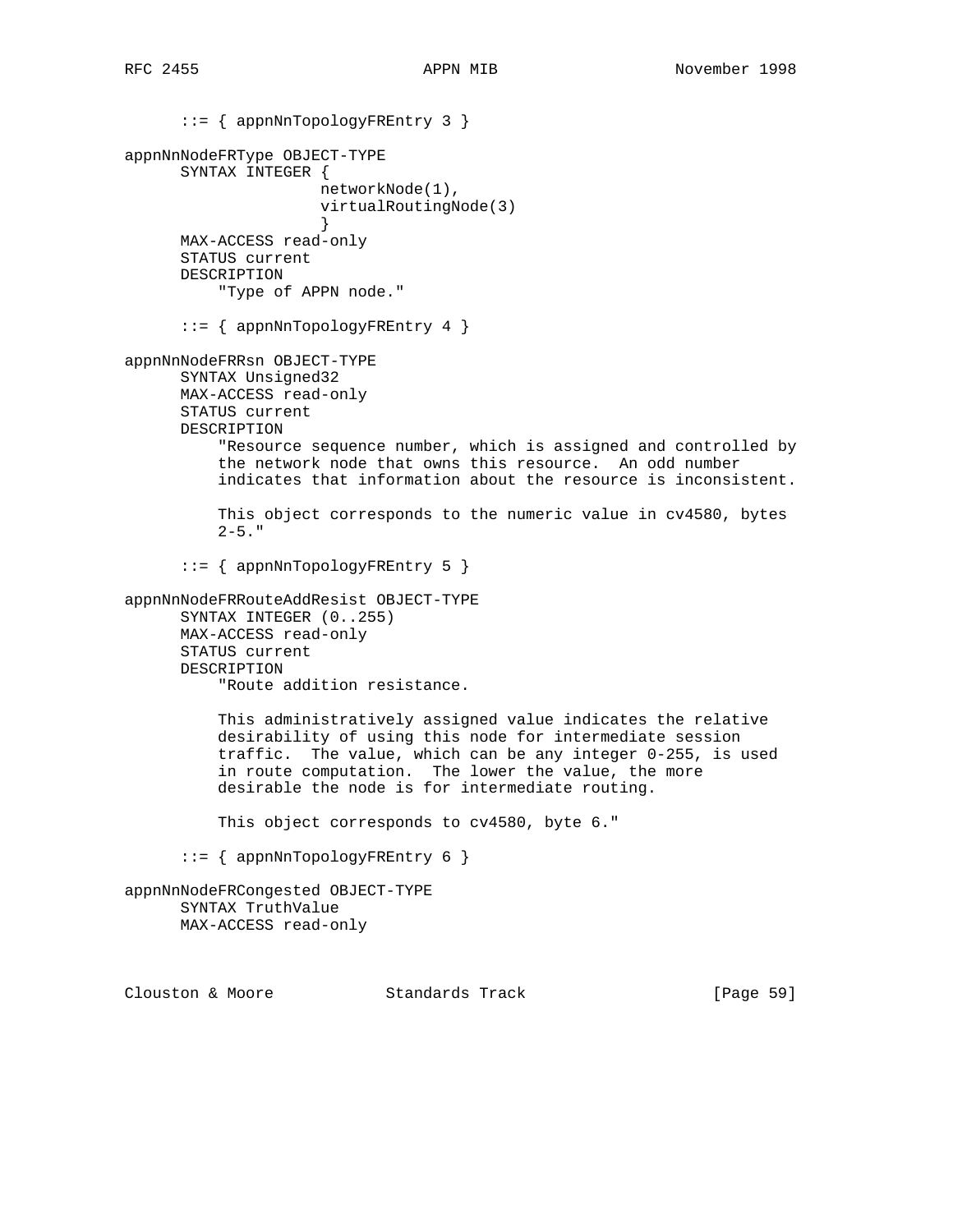```
      ::= { appnNnTopologyFREntry 3 }

appnNnNodeFRType OBJECT-TYPE
      SYNTAX INTEGER {
                     networkNode(1),
                     virtualRoutingNode(3)
                     }
      MAX-ACCESS read-only
      STATUS current
      DESCRIPTION
          "Type of APPN node."

      ::= { appnNnTopologyFREntry 4 }

appnNnNodeFRRsn OBJECT-TYPE
      SYNTAX Unsigned32
      MAX-ACCESS read-only
      STATUS current
      DESCRIPTION
          "Resource sequence number, which is assigned and controlled by
          the network node that owns this resource.  An odd number
          indicates that information about the resource is inconsistent.

          This object corresponds to the numeric value in cv4580, bytes
          2-5."

      ::= { appnNnTopologyFREntry 5 }

appnNnNodeFRRouteAddResist OBJECT-TYPE
      SYNTAX INTEGER (0..255)
      MAX-ACCESS read-only
      STATUS current
      DESCRIPTION
          "Route addition resistance.

          This administratively assigned value indicates the relative
          desirability of using this node for intermediate session
          traffic.  The value, which can be any integer 0-255, is used
          in route computation.  The lower the value, the more
          desirable the node is for intermediate routing.

          This object corresponds to cv4580, byte 6."

      ::= { appnNnTopologyFREntry 6 }

appnNnNodeFRCongested OBJECT-TYPE
      SYNTAX TruthValue
      MAX-ACCESS read-only
```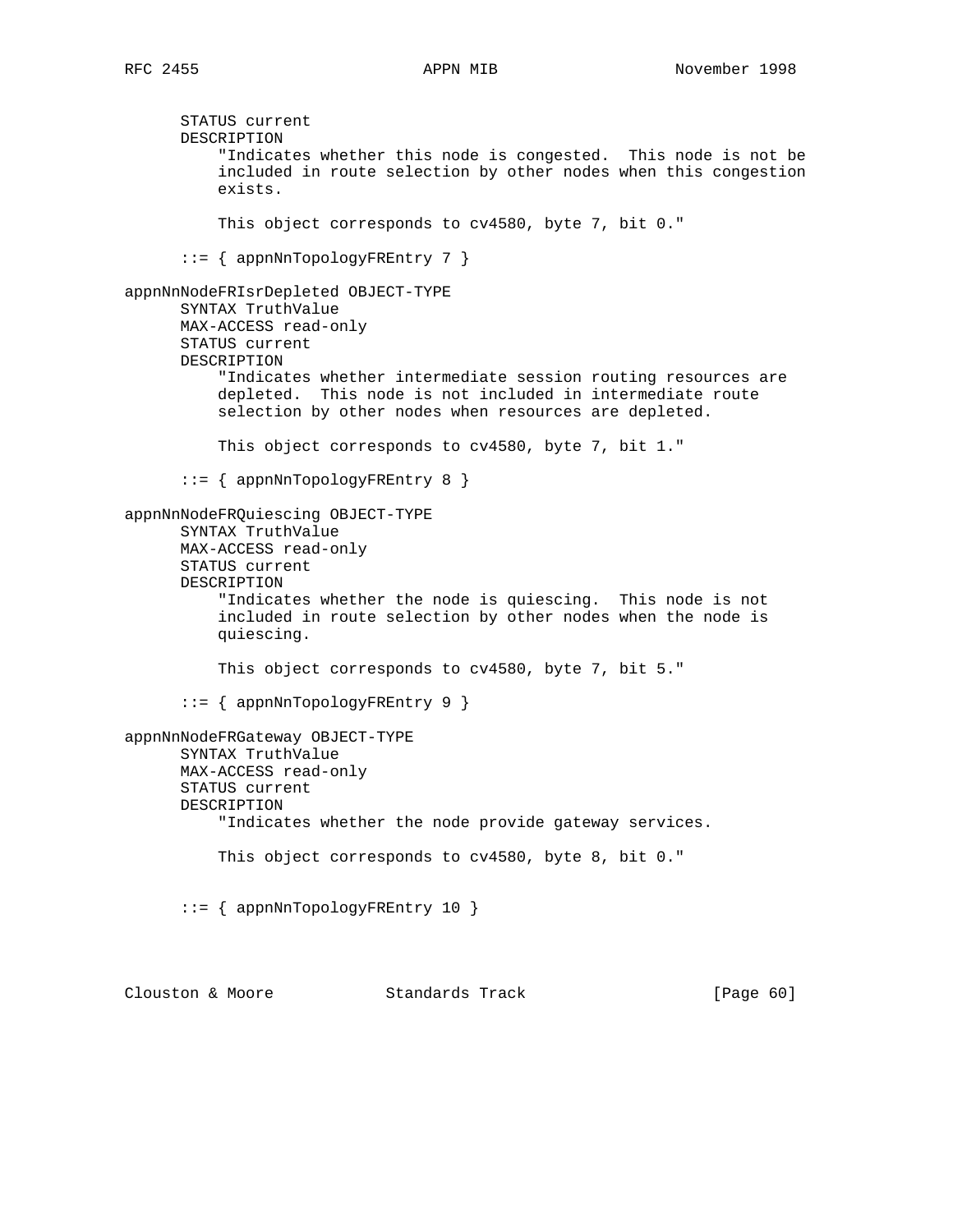```
      STATUS current
      DESCRIPTION
          "Indicates whether this node is congested.  This node is not be
          included in route selection by other nodes when this congestion
          exists.

          This object corresponds to cv4580, byte 7, bit 0."

      ::= { appnNnTopologyFREntry 7 }

appnNnNodeFRIsrDepleted OBJECT-TYPE
      SYNTAX TruthValue
      MAX-ACCESS read-only
      STATUS current
      DESCRIPTION
          "Indicates whether intermediate session routing resources are
          depleted.  This node is not included in intermediate route
          selection by other nodes when resources are depleted.

          This object corresponds to cv4580, byte 7, bit 1."

      ::= { appnNnTopologyFREntry 8 }

appnNnNodeFRQuiescing OBJECT-TYPE
      SYNTAX TruthValue
      MAX-ACCESS read-only
      STATUS current
      DESCRIPTION
          "Indicates whether the node is quiescing.  This node is not
          included in route selection by other nodes when the node is
          quiescing.

          This object corresponds to cv4580, byte 7, bit 5."

      ::= { appnNnTopologyFREntry 9 }

appnNnNodeFRGateway OBJECT-TYPE
      SYNTAX TruthValue
      MAX-ACCESS read-only
      STATUS current
      DESCRIPTION
          "Indicates whether the node provide gateway services.

          This object corresponds to cv4580, byte 8, bit 0."


      ::= { appnNnTopologyFREntry 10 }
```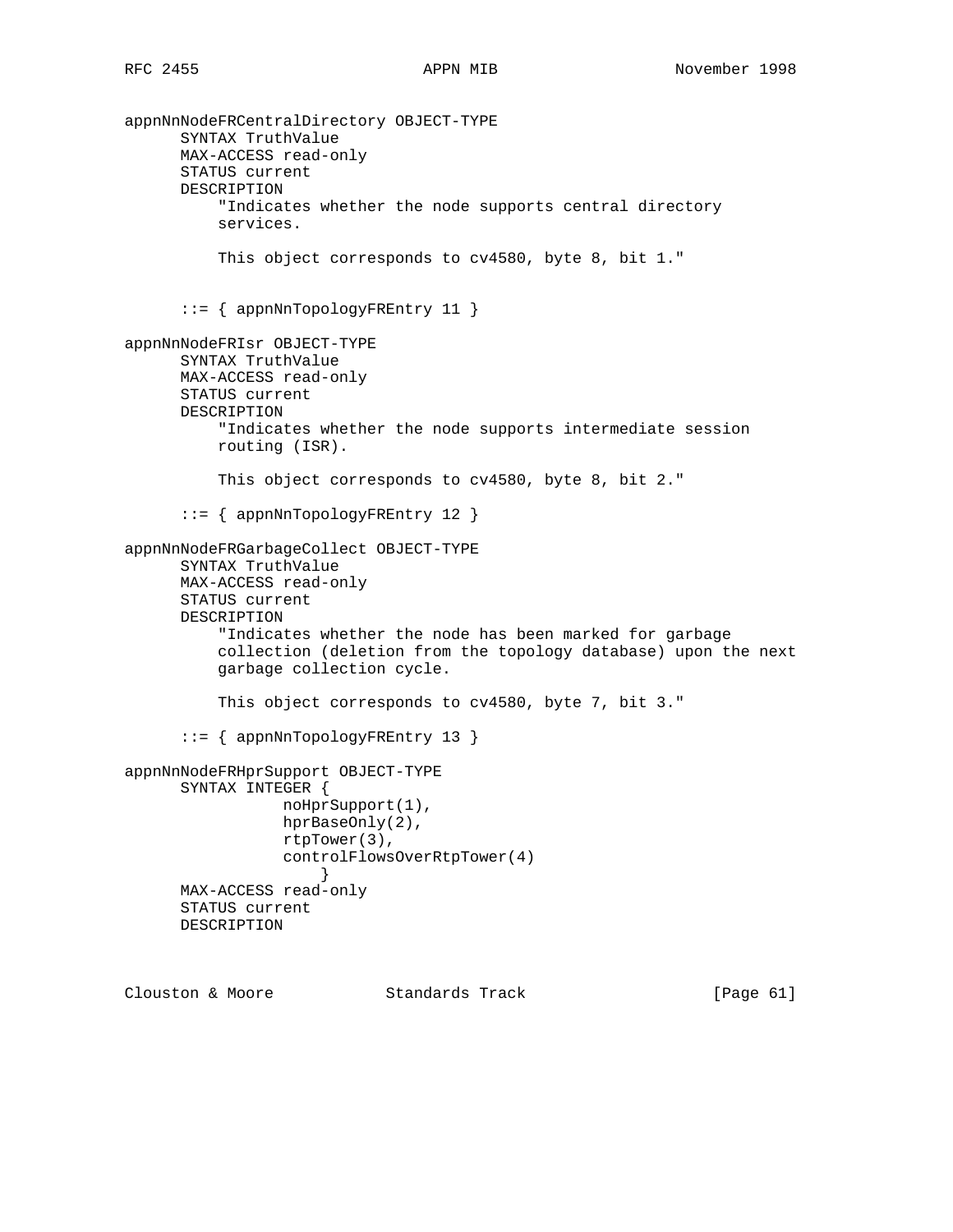```
appnNnNodeFRCentralDirectory OBJECT-TYPE
      SYNTAX TruthValue
      MAX-ACCESS read-only
      STATUS current
      DESCRIPTION
          "Indicates whether the node supports central directory
          services.

          This object corresponds to cv4580, byte 8, bit 1."


      ::= { appnNnTopologyFREntry 11 }

appnNnNodeFRIsr OBJECT-TYPE
      SYNTAX TruthValue
      MAX-ACCESS read-only
      STATUS current
      DESCRIPTION
          "Indicates whether the node supports intermediate session
          routing (ISR).

          This object corresponds to cv4580, byte 8, bit 2."

      ::= { appnNnTopologyFREntry 12 }

appnNnNodeFRGarbageCollect OBJECT-TYPE
      SYNTAX TruthValue
      MAX-ACCESS read-only
      STATUS current
      DESCRIPTION
          "Indicates whether the node has been marked for garbage
          collection (deletion from the topology database) upon the next
          garbage collection cycle.

          This object corresponds to cv4580, byte 7, bit 3."

      ::= { appnNnTopologyFREntry 13 }

appnNnNodeFRHprSupport OBJECT-TYPE
      SYNTAX INTEGER {
                 noHprSupport(1),
                 hprBaseOnly(2),
                 rtpTower(3),
                 controlFlowsOverRtpTower(4)
                     }
      MAX-ACCESS read-only
      STATUS current
      DESCRIPTION
```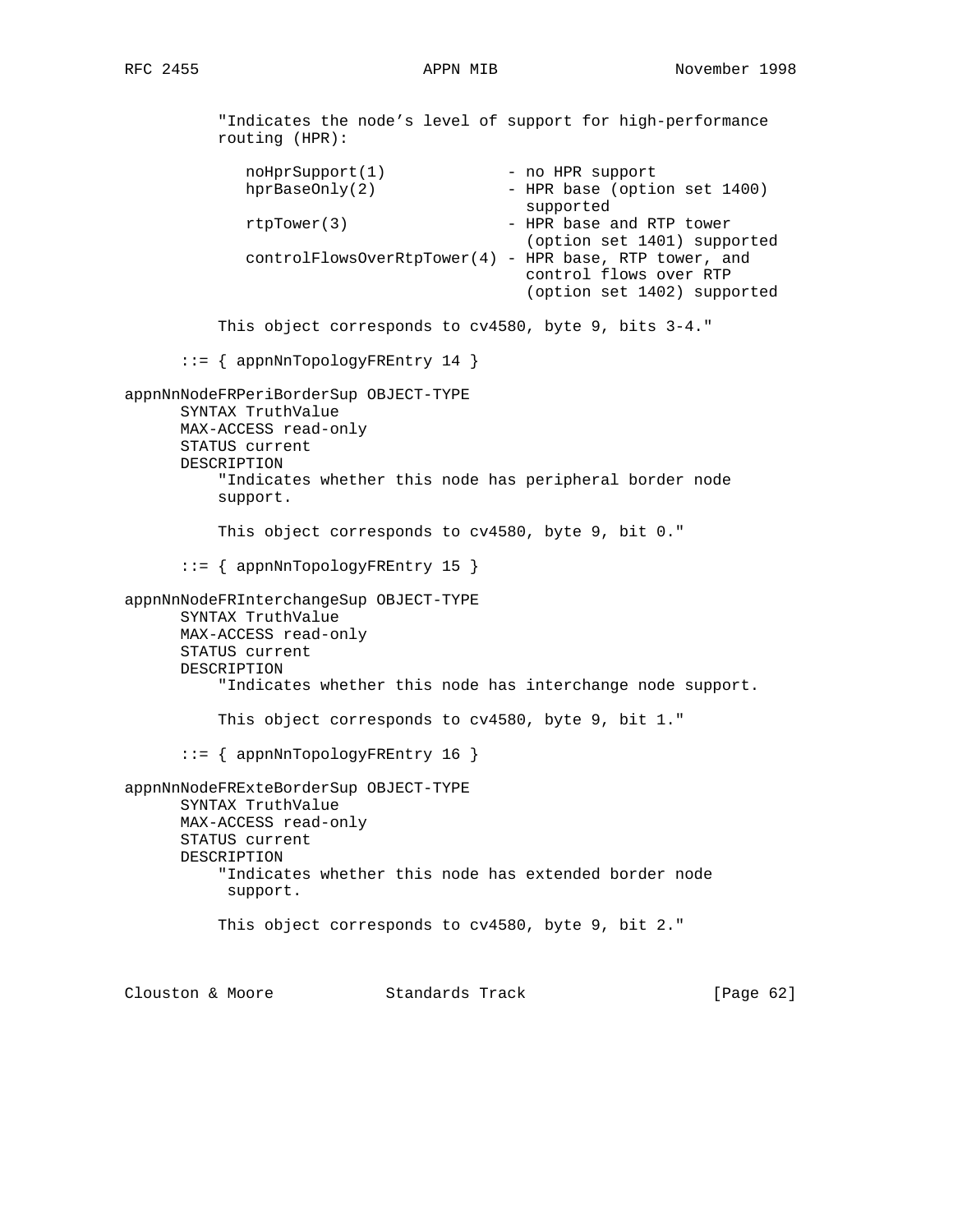```
          "Indicates the node's level of support for high-performance
          routing (HPR):

             noHprSupport(1)             - no HPR support
             hprBaseOnly(2)              - HPR base (option set 1400)
                                           supported
             rtpTower(3)                 - HPR base and RTP tower
                                           (option set 1401) supported
             controlFlowsOverRtpTower(4) - HPR base, RTP tower, and
                                           control flows over RTP
                                           (option set 1402) supported

          This object corresponds to cv4580, byte 9, bits 3-4."

      ::= { appnNnTopologyFREntry 14 }

appnNnNodeFRPeriBorderSup OBJECT-TYPE
      SYNTAX TruthValue
      MAX-ACCESS read-only
      STATUS current
      DESCRIPTION
          "Indicates whether this node has peripheral border node
          support.

          This object corresponds to cv4580, byte 9, bit 0."

      ::= { appnNnTopologyFREntry 15 }

appnNnNodeFRInterchangeSup OBJECT-TYPE
      SYNTAX TruthValue
      MAX-ACCESS read-only
      STATUS current
      DESCRIPTION
          "Indicates whether this node has interchange node support.

          This object corresponds to cv4580, byte 9, bit 1."

      ::= { appnNnTopologyFREntry 16 }

appnNnNodeFRExteBorderSup OBJECT-TYPE
      SYNTAX TruthValue
      MAX-ACCESS read-only
      STATUS current
      DESCRIPTION
          "Indicates whether this node has extended border node
           support.

          This object corresponds to cv4580, byte 9, bit 2."
```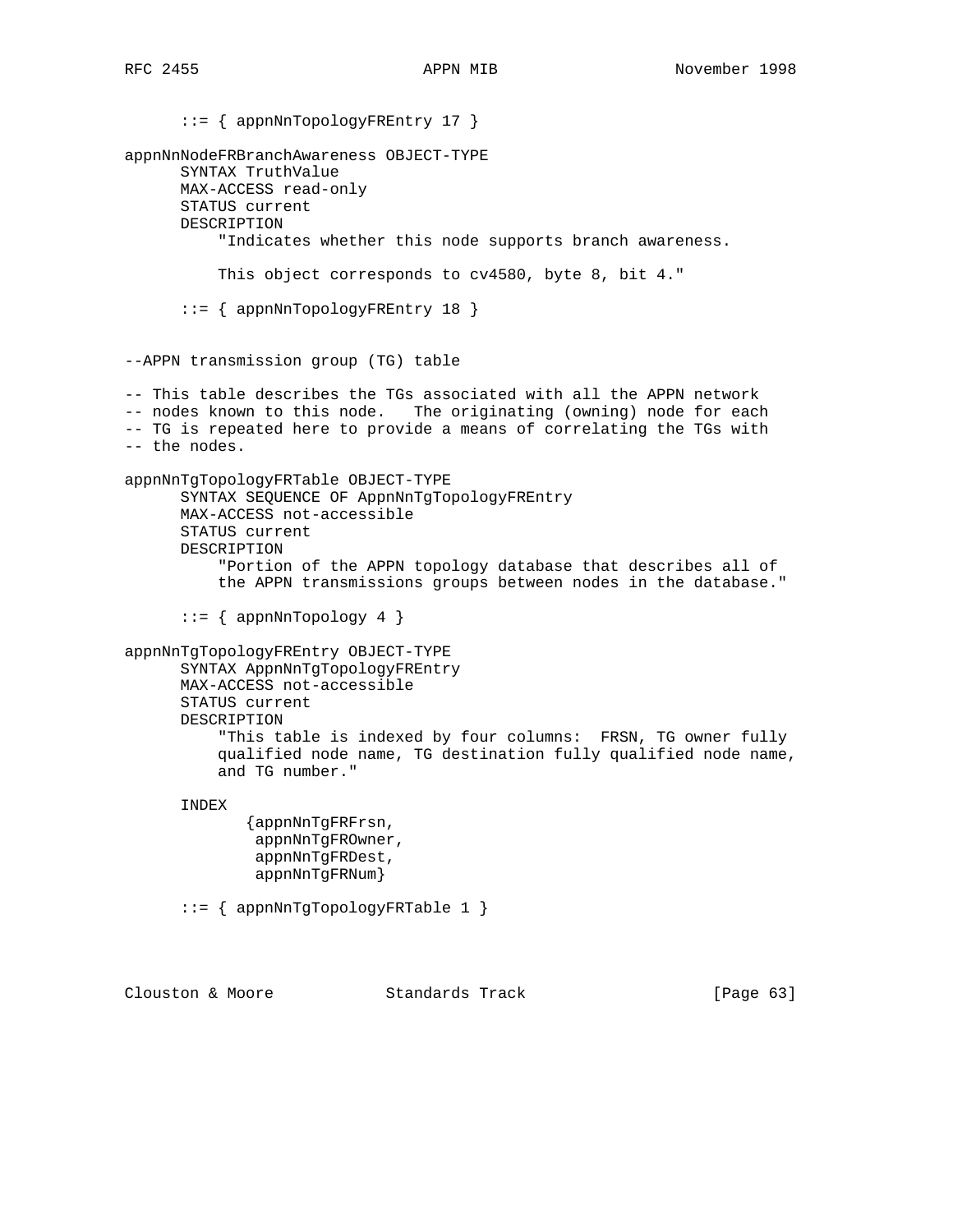```
      ::= { appnNnTopologyFREntry 17 }

appnNnNodeFRBranchAwareness OBJECT-TYPE
      SYNTAX TruthValue
      MAX-ACCESS read-only
      STATUS current
      DESCRIPTION
          "Indicates whether this node supports branch awareness.

          This object corresponds to cv4580, byte 8, bit 4."

      ::= { appnNnTopologyFREntry 18 }


--APPN transmission group (TG) table

-- This table describes the TGs associated with all the APPN network
-- nodes known to this node.   The originating (owning) node for each
-- TG is repeated here to provide a means of correlating the TGs with
-- the nodes.

appnNnTgTopologyFRTable OBJECT-TYPE
      SYNTAX SEQUENCE OF AppnNnTgTopologyFREntry
      MAX-ACCESS not-accessible
      STATUS current
      DESCRIPTION
          "Portion of the APPN topology database that describes all of
          the APPN transmissions groups between nodes in the database."

      ::= { appnNnTopology 4 }

appnNnTgTopologyFREntry OBJECT-TYPE
      SYNTAX AppnNnTgTopologyFREntry
      MAX-ACCESS not-accessible
      STATUS current
      DESCRIPTION
          "This table is indexed by four columns:  FRSN, TG owner fully
          qualified node name, TG destination fully qualified node name,
          and TG number."

      INDEX
             {appnNnTgFRFrsn,
              appnNnTgFROwner,
              appnNnTgFRDest,
              appnNnTgFRNum}

      ::= { appnNnTgTopologyFRTable 1 }
```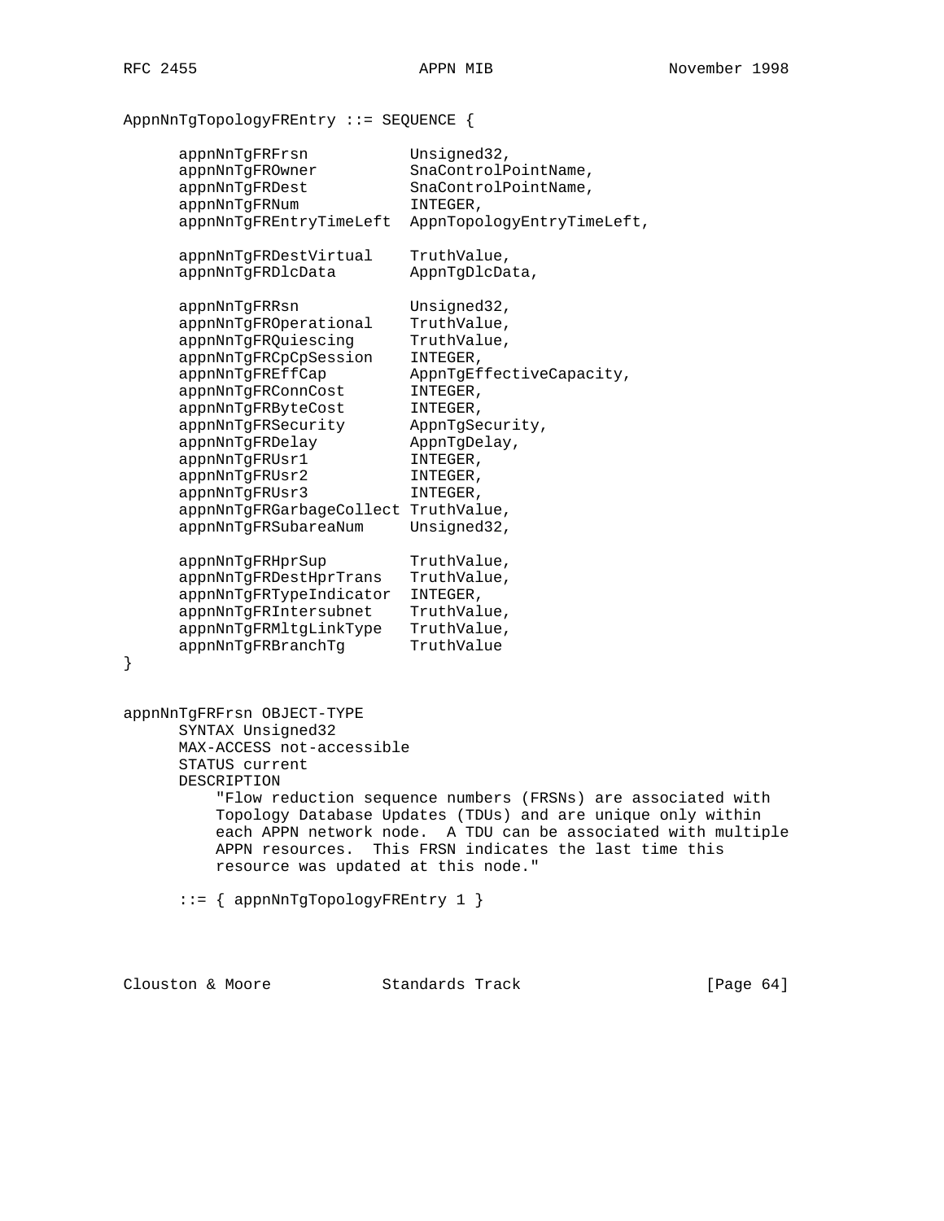```
AppnNnTgTopologyFREntry ::= SEQUENCE {

      appnNnTgFRFrsn            Unsigned32,
      appnNnTgFROwner           SnaControlPointName,
      appnNnTgFRDest            SnaControlPointName,
      appnNnTgFRNum             INTEGER,
      appnNnTgFREntryTimeLeft   AppnTopologyEntryTimeLeft,

      appnNnTgFRDestVirtual     TruthValue,
      appnNnTgFRDlcData         AppnTgDlcData,

      appnNnTgFRRsn             Unsigned32,
      appnNnTgFROperational     TruthValue,
      appnNnTgFRQuiescing       TruthValue,
      appnNnTgFRCpCpSession     INTEGER,
      appnNnTgFREffCap          AppnTgEffectiveCapacity,
      appnNnTgFRConnCost        INTEGER,
      appnNnTgFRByteCost        INTEGER,
      appnNnTgFRSecurity        AppnTgSecurity,
      appnNnTgFRDelay           AppnTgDelay,
      appnNnTgFRUsr1            INTEGER,
      appnNnTgFRUsr2            INTEGER,
      appnNnTgFRUsr3            INTEGER,
      appnNnTgFRGarbageCollect  TruthValue,
      appnNnTgFRSubareaNum      Unsigned32,

      appnNnTgFRHprSup          TruthValue,
      appnNnTgFRDestHprTrans    TruthValue,
      appnNnTgFRTypeIndicator   INTEGER,
      appnNnTgFRIntersubnet     TruthValue,
      appnNnTgFRMltgLinkType    TruthValue,
      appnNnTgFRBranchTg        TruthValue
}


appnNnTgFRFrsn OBJECT-TYPE
      SYNTAX Unsigned32
      MAX-ACCESS not-accessible
      STATUS current
      DESCRIPTION
          "Flow reduction sequence numbers (FRSNs) are associated with
          Topology Database Updates (TDUs) and are unique only within
          each APPN network node.  A TDU can be associated with multiple
          APPN resources.  This FRSN indicates the last time this
          resource was updated at this node."

      ::= { appnNnTgTopologyFREntry 1 }
```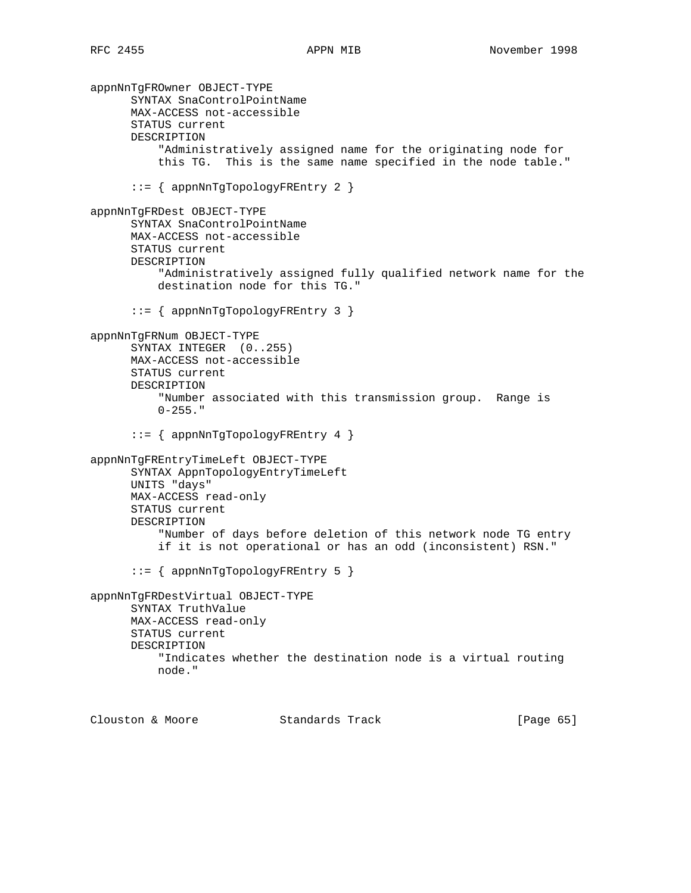```
appnNnTgFROwner OBJECT-TYPE
      SYNTAX SnaControlPointName
      MAX-ACCESS not-accessible
      STATUS current
      DESCRIPTION
          "Administratively assigned name for the originating node for
          this TG.  This is the same name specified in the node table."

      ::= { appnNnTgTopologyFREntry 2 }

appnNnTgFRDest OBJECT-TYPE
      SYNTAX SnaControlPointName
      MAX-ACCESS not-accessible
      STATUS current
      DESCRIPTION
          "Administratively assigned fully qualified network name for the
          destination node for this TG."

      ::= { appnNnTgTopologyFREntry 3 }

appnNnTgFRNum OBJECT-TYPE
      SYNTAX INTEGER  (0..255)
      MAX-ACCESS not-accessible
      STATUS current
      DESCRIPTION
          "Number associated with this transmission group.  Range is
          0-255."

      ::= { appnNnTgTopologyFREntry 4 }

appnNnTgFREntryTimeLeft OBJECT-TYPE
      SYNTAX AppnTopologyEntryTimeLeft
      UNITS "days"
      MAX-ACCESS read-only
      STATUS current
      DESCRIPTION
          "Number of days before deletion of this network node TG entry
          if it is not operational or has an odd (inconsistent) RSN."

      ::= { appnNnTgTopologyFREntry 5 }

appnNnTgFRDestVirtual OBJECT-TYPE
      SYNTAX TruthValue
      MAX-ACCESS read-only
      STATUS current
      DESCRIPTION
          "Indicates whether the destination node is a virtual routing
          node."
```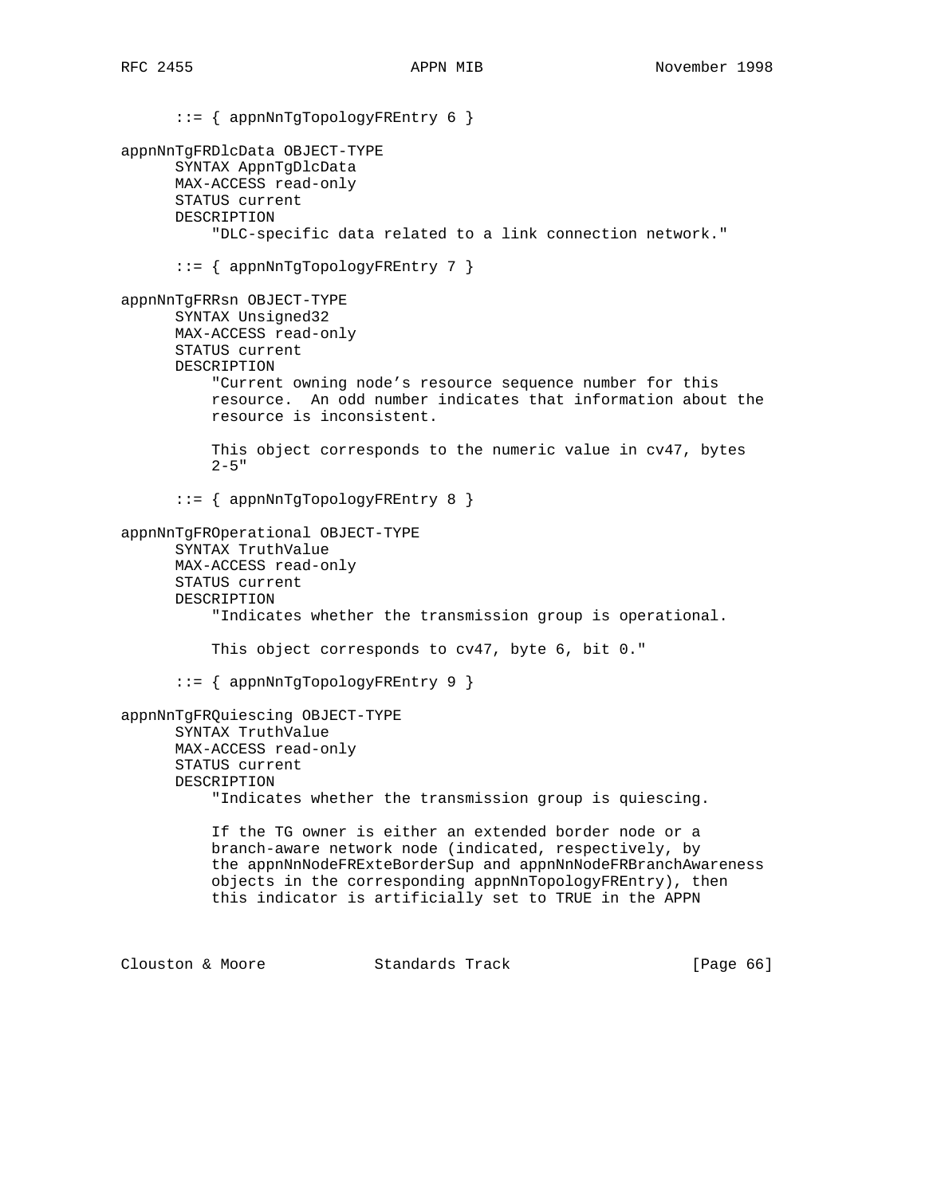```
      ::= { appnNnTgTopologyFREntry 6 }

appnNnTgFRDlcData OBJECT-TYPE
      SYNTAX AppnTgDlcData
      MAX-ACCESS read-only
      STATUS current
      DESCRIPTION
          "DLC-specific data related to a link connection network."

      ::= { appnNnTgTopologyFREntry 7 }

appnNnTgFRRsn OBJECT-TYPE
      SYNTAX Unsigned32
      MAX-ACCESS read-only
      STATUS current
      DESCRIPTION
          "Current owning node's resource sequence number for this
          resource.  An odd number indicates that information about the
          resource is inconsistent.

          This object corresponds to the numeric value in cv47, bytes
          2-5"

      ::= { appnNnTgTopologyFREntry 8 }

appnNnTgFROperational OBJECT-TYPE
      SYNTAX TruthValue
      MAX-ACCESS read-only
      STATUS current
      DESCRIPTION
          "Indicates whether the transmission group is operational.

          This object corresponds to cv47, byte 6, bit 0."

      ::= { appnNnTgTopologyFREntry 9 }

appnNnTgFRQuiescing OBJECT-TYPE
      SYNTAX TruthValue
      MAX-ACCESS read-only
      STATUS current
      DESCRIPTION
          "Indicates whether the transmission group is quiescing.

          If the TG owner is either an extended border node or a
          branch-aware network node (indicated, respectively, by
          the appnNnNodeFRExteBorderSup and appnNnNodeFRBranchAwareness
          objects in the corresponding appnNnTopologyFREntry), then
          this indicator is artificially set to TRUE in the APPN
```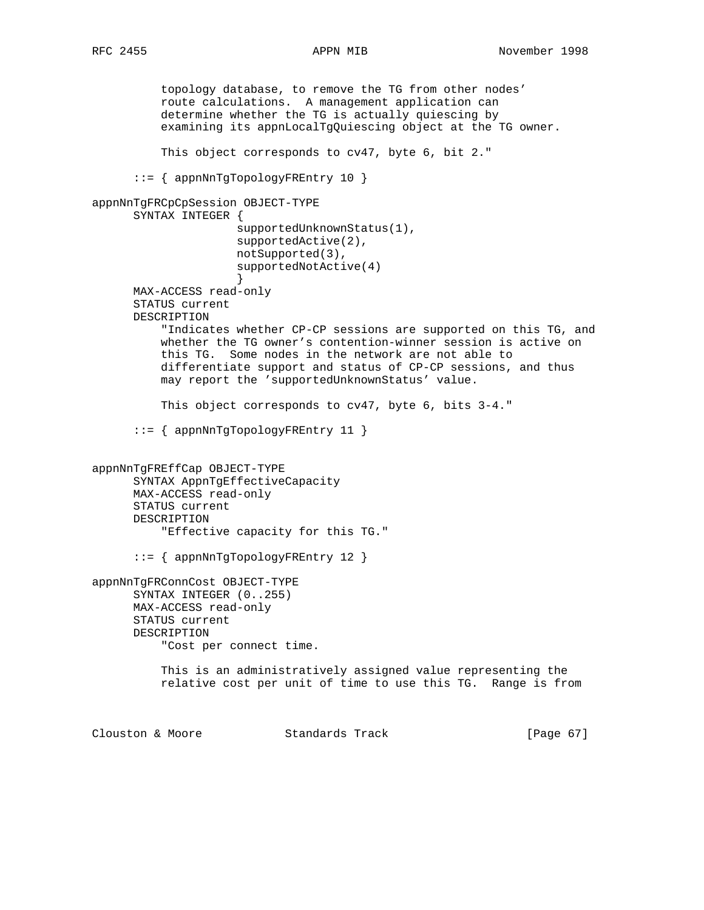```
          topology database, to remove the TG from other nodes'
          route calculations.  A management application can
          determine whether the TG is actually quiescing by
          examining its appnLocalTgQuiescing object at the TG owner.

          This object corresponds to cv47, byte 6, bit 2."

      ::= { appnNnTgTopologyFREntry 10 }

appnNnTgFRCpCpSession OBJECT-TYPE
      SYNTAX INTEGER {
                     supportedUnknownStatus(1),
                     supportedActive(2),
                     notSupported(3),
                     supportedNotActive(4)
                     }
      MAX-ACCESS read-only
      STATUS current
      DESCRIPTION
          "Indicates whether CP-CP sessions are supported on this TG, and
          whether the TG owner's contention-winner session is active on
          this TG.  Some nodes in the network are not able to
          differentiate support and status of CP-CP sessions, and thus
          may report the 'supportedUnknownStatus' value.

          This object corresponds to cv47, byte 6, bits 3-4."

      ::= { appnNnTgTopologyFREntry 11 }


appnNnTgFREffCap OBJECT-TYPE
      SYNTAX AppnTgEffectiveCapacity
      MAX-ACCESS read-only
      STATUS current
      DESCRIPTION
          "Effective capacity for this TG."

      ::= { appnNnTgTopologyFREntry 12 }

appnNnTgFRConnCost OBJECT-TYPE
      SYNTAX INTEGER (0..255)
      MAX-ACCESS read-only
      STATUS current
      DESCRIPTION
          "Cost per connect time.

          This is an administratively assigned value representing the
          relative cost per unit of time to use this TG.  Range is from
```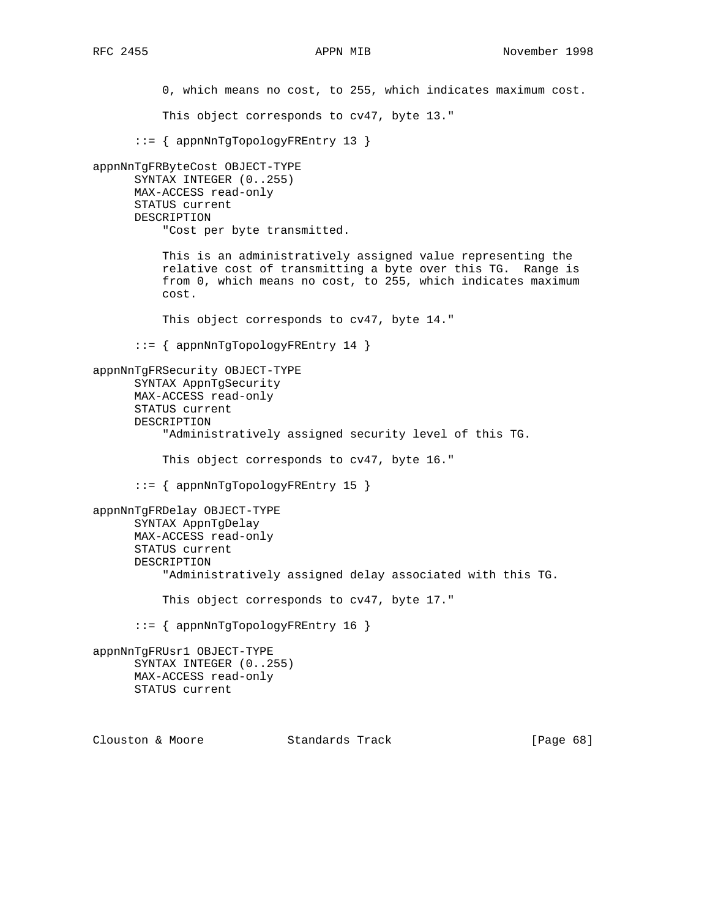```
          0, which means no cost, to 255, which indicates maximum cost.

          This object corresponds to cv47, byte 13."

      ::= { appnNnTgTopologyFREntry 13 }

appnNnTgFRByteCost OBJECT-TYPE
      SYNTAX INTEGER (0..255)
      MAX-ACCESS read-only
      STATUS current
      DESCRIPTION
          "Cost per byte transmitted.

          This is an administratively assigned value representing the
          relative cost of transmitting a byte over this TG.  Range is
          from 0, which means no cost, to 255, which indicates maximum
          cost.

          This object corresponds to cv47, byte 14."

      ::= { appnNnTgTopologyFREntry 14 }

appnNnTgFRSecurity OBJECT-TYPE
      SYNTAX AppnTgSecurity
      MAX-ACCESS read-only
      STATUS current
      DESCRIPTION
          "Administratively assigned security level of this TG.

          This object corresponds to cv47, byte 16."

      ::= { appnNnTgTopologyFREntry 15 }

appnNnTgFRDelay OBJECT-TYPE
      SYNTAX AppnTgDelay
      MAX-ACCESS read-only
      STATUS current
      DESCRIPTION
          "Administratively assigned delay associated with this TG.

          This object corresponds to cv47, byte 17."

      ::= { appnNnTgTopologyFREntry 16 }

appnNnTgFRUsr1 OBJECT-TYPE
      SYNTAX INTEGER (0..255)
      MAX-ACCESS read-only
      STATUS current
```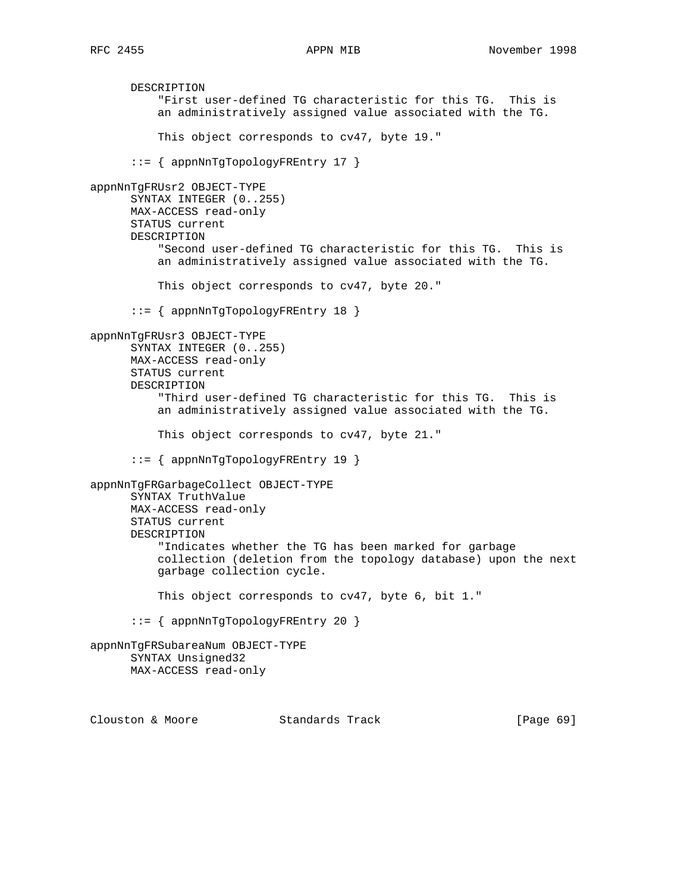```
      DESCRIPTION
          "First user-defined TG characteristic for this TG.  This is
          an administratively assigned value associated with the TG.

          This object corresponds to cv47, byte 19."

      ::= { appnNnTgTopologyFREntry 17 }

appnNnTgFRUsr2 OBJECT-TYPE
      SYNTAX INTEGER (0..255)
      MAX-ACCESS read-only
      STATUS current
      DESCRIPTION
          "Second user-defined TG characteristic for this TG.  This is
          an administratively assigned value associated with the TG.

          This object corresponds to cv47, byte 20."

      ::= { appnNnTgTopologyFREntry 18 }

appnNnTgFRUsr3 OBJECT-TYPE
      SYNTAX INTEGER (0..255)
      MAX-ACCESS read-only
      STATUS current
      DESCRIPTION
          "Third user-defined TG characteristic for this TG.  This is
          an administratively assigned value associated with the TG.

          This object corresponds to cv47, byte 21."

      ::= { appnNnTgTopologyFREntry 19 }

appnNnTgFRGarbageCollect OBJECT-TYPE
      SYNTAX TruthValue
      MAX-ACCESS read-only
      STATUS current
      DESCRIPTION
          "Indicates whether the TG has been marked for garbage
          collection (deletion from the topology database) upon the next
          garbage collection cycle.

          This object corresponds to cv47, byte 6, bit 1."

      ::= { appnNnTgTopologyFREntry 20 }

appnNnTgFRSubareaNum OBJECT-TYPE
      SYNTAX Unsigned32
      MAX-ACCESS read-only
```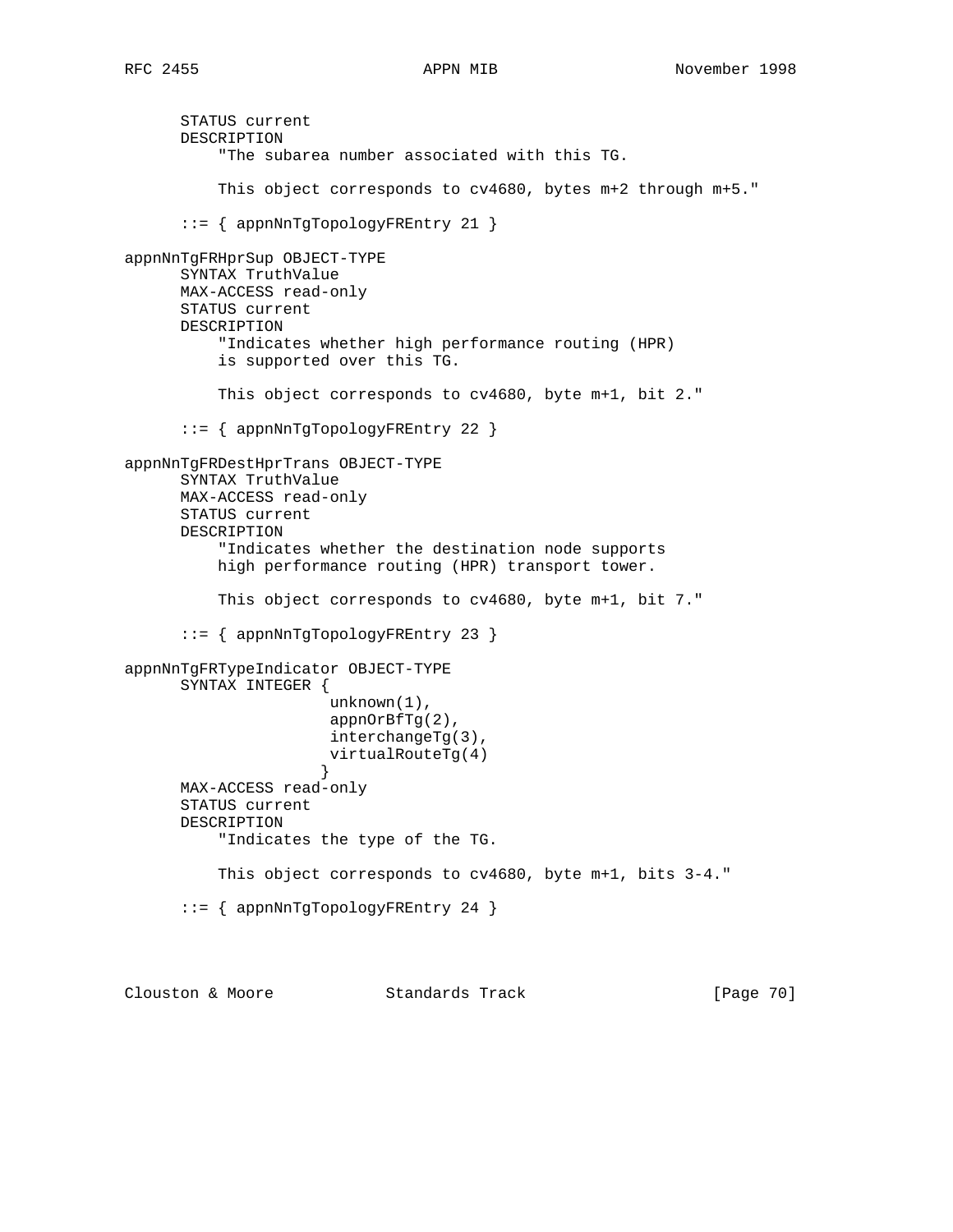```
      STATUS current
      DESCRIPTION
          "The subarea number associated with this TG.

          This object corresponds to cv4680, bytes m+2 through m+5."

      ::= { appnNnTgTopologyFREntry 21 }

appnNnTgFRHprSup OBJECT-TYPE
      SYNTAX TruthValue
      MAX-ACCESS read-only
      STATUS current
      DESCRIPTION
          "Indicates whether high performance routing (HPR)
          is supported over this TG.

          This object corresponds to cv4680, byte m+1, bit 2."

      ::= { appnNnTgTopologyFREntry 22 }

appnNnTgFRDestHprTrans OBJECT-TYPE
      SYNTAX TruthValue
      MAX-ACCESS read-only
      STATUS current
      DESCRIPTION
          "Indicates whether the destination node supports
          high performance routing (HPR) transport tower.

          This object corresponds to cv4680, byte m+1, bit 7."

      ::= { appnNnTgTopologyFREntry 23 }

appnNnTgFRTypeIndicator OBJECT-TYPE
      SYNTAX INTEGER {
                      unknown(1),
                      appnOrBfTg(2),
                      interchangeTg(3),
                      virtualRouteTg(4)
                     }
      MAX-ACCESS read-only
      STATUS current
      DESCRIPTION
          "Indicates the type of the TG.

          This object corresponds to cv4680, byte m+1, bits 3-4."

      ::= { appnNnTgTopologyFREntry 24 }
```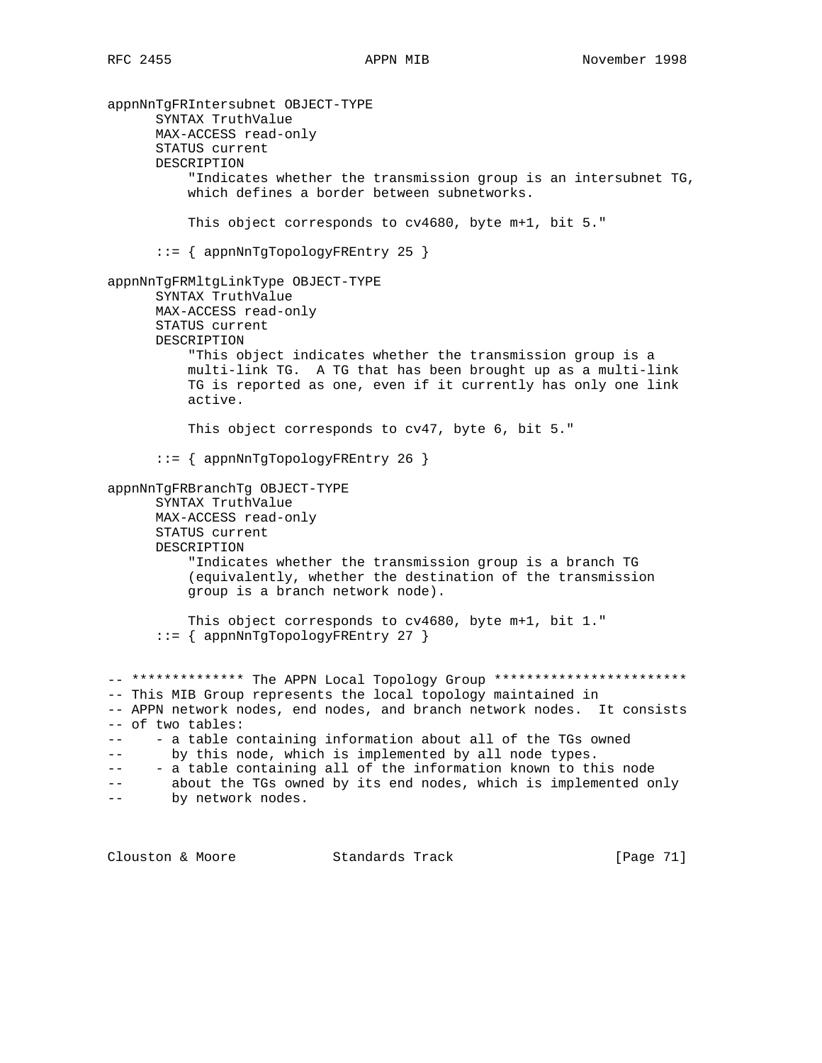```
appnNnTgFRIntersubnet OBJECT-TYPE
      SYNTAX TruthValue
      MAX-ACCESS read-only
      STATUS current
      DESCRIPTION
          "Indicates whether the transmission group is an intersubnet TG,
          which defines a border between subnetworks.

          This object corresponds to cv4680, byte m+1, bit 5."

      ::= { appnNnTgTopologyFREntry 25 }

appnNnTgFRMltgLinkType OBJECT-TYPE
      SYNTAX TruthValue
      MAX-ACCESS read-only
      STATUS current
      DESCRIPTION
          "This object indicates whether the transmission group is a
          multi-link TG.  A TG that has been brought up as a multi-link
          TG is reported as one, even if it currently has only one link
          active.

          This object corresponds to cv47, byte 6, bit 5."

      ::= { appnNnTgTopologyFREntry 26 }

appnNnTgFRBranchTg OBJECT-TYPE
      SYNTAX TruthValue
      MAX-ACCESS read-only
      STATUS current
      DESCRIPTION
          "Indicates whether the transmission group is a branch TG
          (equivalently, whether the destination of the transmission
          group is a branch network node).

          This object corresponds to cv4680, byte m+1, bit 1."
      ::= { appnNnTgTopologyFREntry 27 }


-- ************** The APPN Local Topology Group ************************
-- This MIB Group represents the local topology maintained in
-- APPN network nodes, end nodes, and branch network nodes.  It consists
-- of two tables:
--    - a table containing information about all of the TGs owned
--      by this node, which is implemented by all node types.
--    - a table containing all of the information known to this node
--      about the TGs owned by its end nodes, which is implemented only
--      by network nodes.
```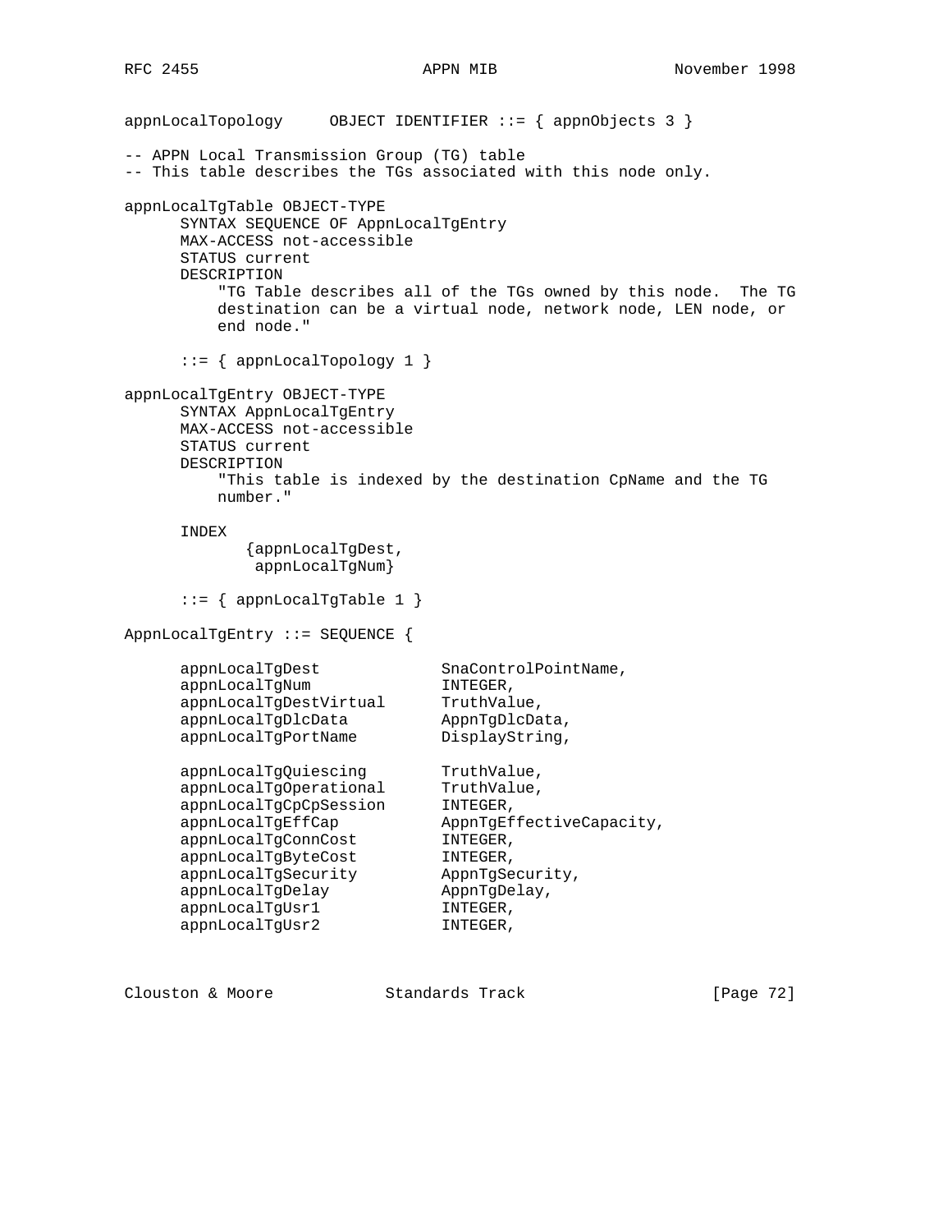```
appnLocalTopology     OBJECT IDENTIFIER ::= { appnObjects 3 }

-- APPN Local Transmission Group (TG) table
-- This table describes the TGs associated with this node only.

appnLocalTgTable OBJECT-TYPE
      SYNTAX SEQUENCE OF AppnLocalTgEntry
      MAX-ACCESS not-accessible
      STATUS current
      DESCRIPTION
          "TG Table describes all of the TGs owned by this node.  The TG
          destination can be a virtual node, network node, LEN node, or
          end node."

      ::= { appnLocalTopology 1 }

appnLocalTgEntry OBJECT-TYPE
      SYNTAX AppnLocalTgEntry
      MAX-ACCESS not-accessible
      STATUS current
      DESCRIPTION
          "This table is indexed by the destination CpName and the TG
          number."

      INDEX
            {appnLocalTgDest,
             appnLocalTgNum}

      ::= { appnLocalTgTable 1 }

AppnLocalTgEntry ::= SEQUENCE {

      appnLocalTgDest             SnaControlPointName,
      appnLocalTgNum              INTEGER,
      appnLocalTgDestVirtual      TruthValue,
      appnLocalTgDlcData          AppnTgDlcData,
      appnLocalTgPortName         DisplayString,

      appnLocalTgQuiescing        TruthValue,
      appnLocalTgOperational      TruthValue,
      appnLocalTgCpCpSession      INTEGER,
      appnLocalTgEffCap           AppnTgEffectiveCapacity,
      appnLocalTgConnCost         INTEGER,
      appnLocalTgByteCost         INTEGER,
      appnLocalTgSecurity         AppnTgSecurity,
      appnLocalTgDelay            AppnTgDelay,
      appnLocalTgUsr1             INTEGER,
      appnLocalTgUsr2             INTEGER,
```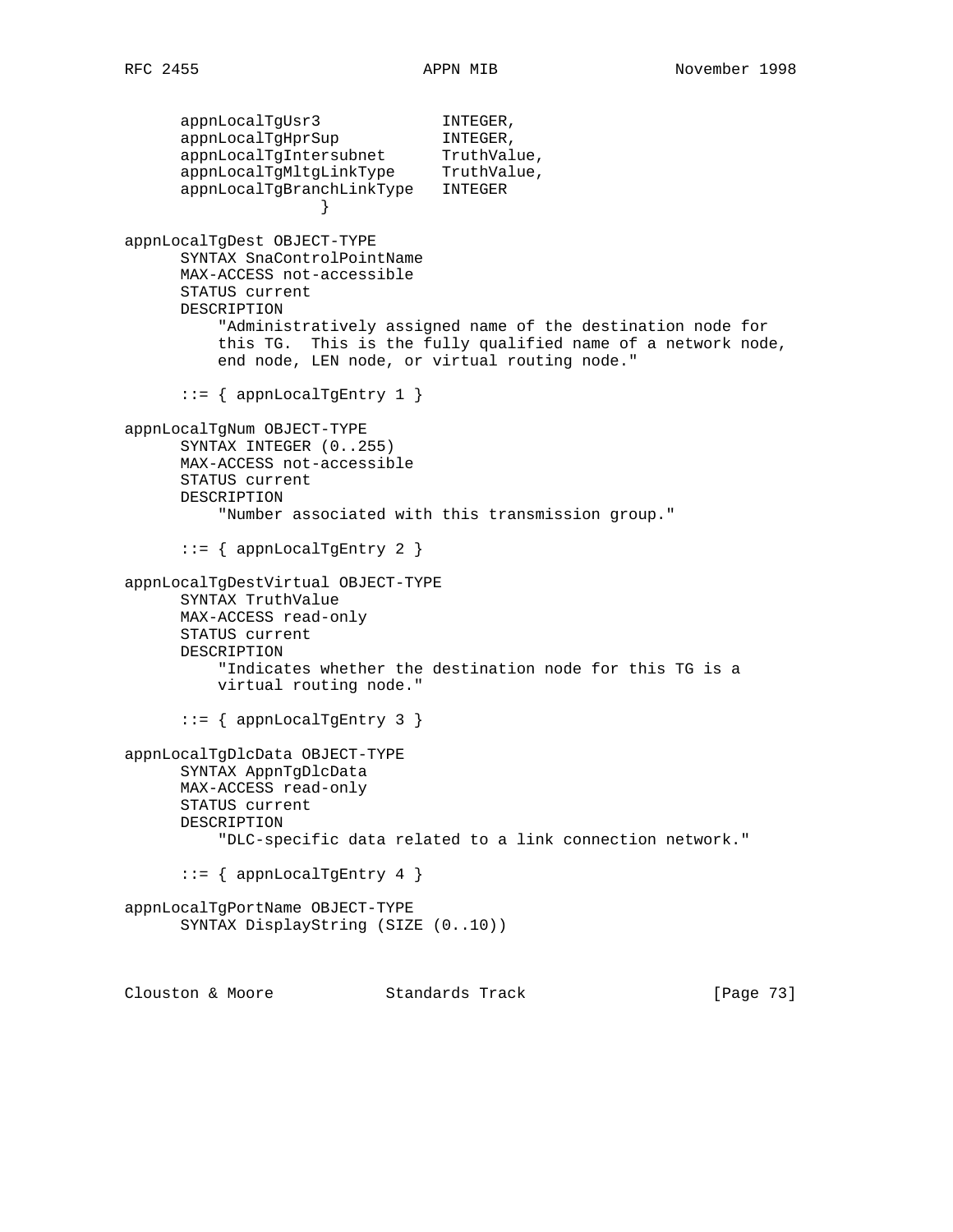```
      appnLocalTgUsr3             INTEGER,
      appnLocalTgHprSup           INTEGER,
      appnLocalTgIntersubnet      TruthValue,
      appnLocalTgMltgLinkType     TruthValue,
      appnLocalTgBranchLinkType   INTEGER
                    }

appnLocalTgDest OBJECT-TYPE
      SYNTAX SnaControlPointName
      MAX-ACCESS not-accessible
      STATUS current
      DESCRIPTION
          "Administratively assigned name of the destination node for
          this TG.  This is the fully qualified name of a network node,
          end node, LEN node, or virtual routing node."

      ::= { appnLocalTgEntry 1 }

appnLocalTgNum OBJECT-TYPE
      SYNTAX INTEGER (0..255)
      MAX-ACCESS not-accessible
      STATUS current
      DESCRIPTION
          "Number associated with this transmission group."

      ::= { appnLocalTgEntry 2 }

appnLocalTgDestVirtual OBJECT-TYPE
      SYNTAX TruthValue
      MAX-ACCESS read-only
      STATUS current
      DESCRIPTION
          "Indicates whether the destination node for this TG is a
          virtual routing node."

      ::= { appnLocalTgEntry 3 }

appnLocalTgDlcData OBJECT-TYPE
      SYNTAX AppnTgDlcData
      MAX-ACCESS read-only
      STATUS current
      DESCRIPTION
          "DLC-specific data related to a link connection network."

      ::= { appnLocalTgEntry 4 }

appnLocalTgPortName OBJECT-TYPE
      SYNTAX DisplayString (SIZE (0..10))
```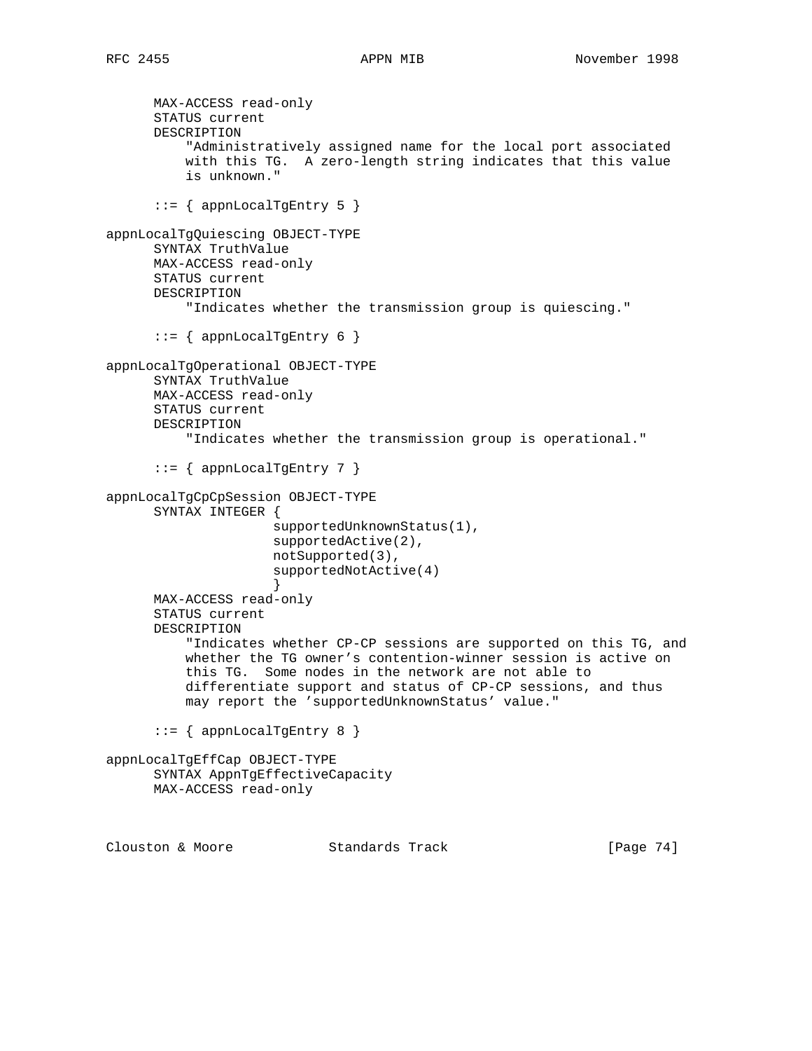```
      MAX-ACCESS read-only
      STATUS current
      DESCRIPTION
          "Administratively assigned name for the local port associated
          with this TG.  A zero-length string indicates that this value
          is unknown."

      ::= { appnLocalTgEntry 5 }

appnLocalTgQuiescing OBJECT-TYPE
      SYNTAX TruthValue
      MAX-ACCESS read-only
      STATUS current
      DESCRIPTION
          "Indicates whether the transmission group is quiescing."

      ::= { appnLocalTgEntry 6 }

appnLocalTgOperational OBJECT-TYPE
      SYNTAX TruthValue
      MAX-ACCESS read-only
      STATUS current
      DESCRIPTION
          "Indicates whether the transmission group is operational."

      ::= { appnLocalTgEntry 7 }

appnLocalTgCpCpSession OBJECT-TYPE
      SYNTAX INTEGER {
                      supportedUnknownStatus(1),
                      supportedActive(2),
                      notSupported(3),
                      supportedNotActive(4)
                      }
      MAX-ACCESS read-only
      STATUS current
      DESCRIPTION
          "Indicates whether CP-CP sessions are supported on this TG, and
          whether the TG owner's contention-winner session is active on
          this TG.  Some nodes in the network are not able to
          differentiate support and status of CP-CP sessions, and thus
          may report the 'supportedUnknownStatus' value."

      ::= { appnLocalTgEntry 8 }

appnLocalTgEffCap OBJECT-TYPE
      SYNTAX AppnTgEffectiveCapacity
      MAX-ACCESS read-only
```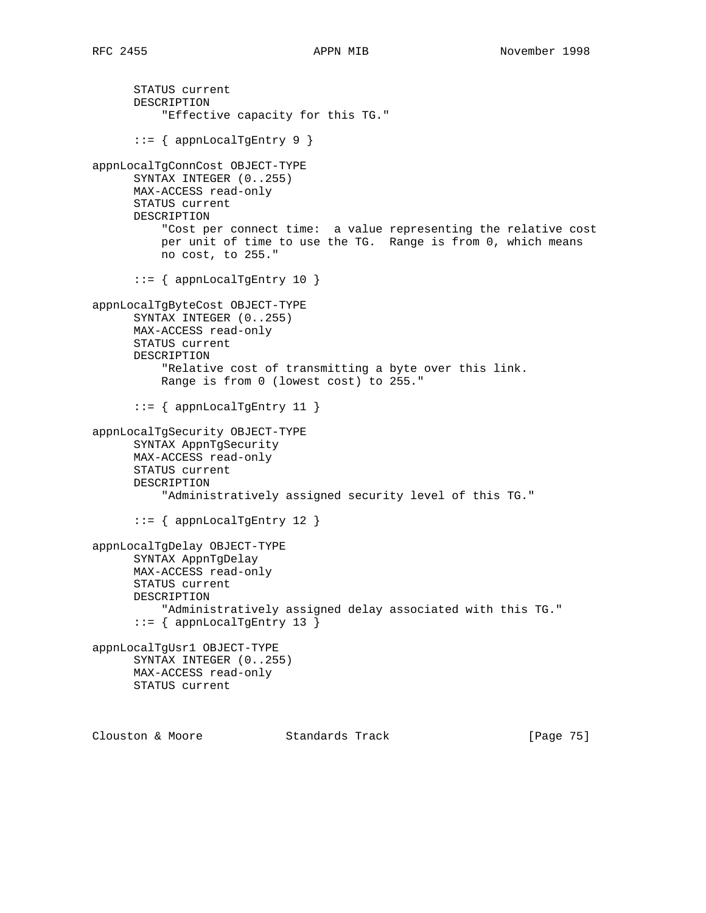```
      STATUS current
      DESCRIPTION
          "Effective capacity for this TG."

      ::= { appnLocalTgEntry 9 }

appnLocalTgConnCost OBJECT-TYPE
      SYNTAX INTEGER (0..255)
      MAX-ACCESS read-only
      STATUS current
      DESCRIPTION
          "Cost per connect time:  a value representing the relative cost
          per unit of time to use the TG.  Range is from 0, which means
          no cost, to 255."

      ::= { appnLocalTgEntry 10 }

appnLocalTgByteCost OBJECT-TYPE
      SYNTAX INTEGER (0..255)
      MAX-ACCESS read-only
      STATUS current
      DESCRIPTION
          "Relative cost of transmitting a byte over this link.
          Range is from 0 (lowest cost) to 255."

      ::= { appnLocalTgEntry 11 }

appnLocalTgSecurity OBJECT-TYPE
      SYNTAX AppnTgSecurity
      MAX-ACCESS read-only
      STATUS current
      DESCRIPTION
          "Administratively assigned security level of this TG."

      ::= { appnLocalTgEntry 12 }

appnLocalTgDelay OBJECT-TYPE
      SYNTAX AppnTgDelay
      MAX-ACCESS read-only
      STATUS current
      DESCRIPTION
          "Administratively assigned delay associated with this TG."
      ::= { appnLocalTgEntry 13 }

appnLocalTgUsr1 OBJECT-TYPE
      SYNTAX INTEGER (0..255)
      MAX-ACCESS read-only
      STATUS current
```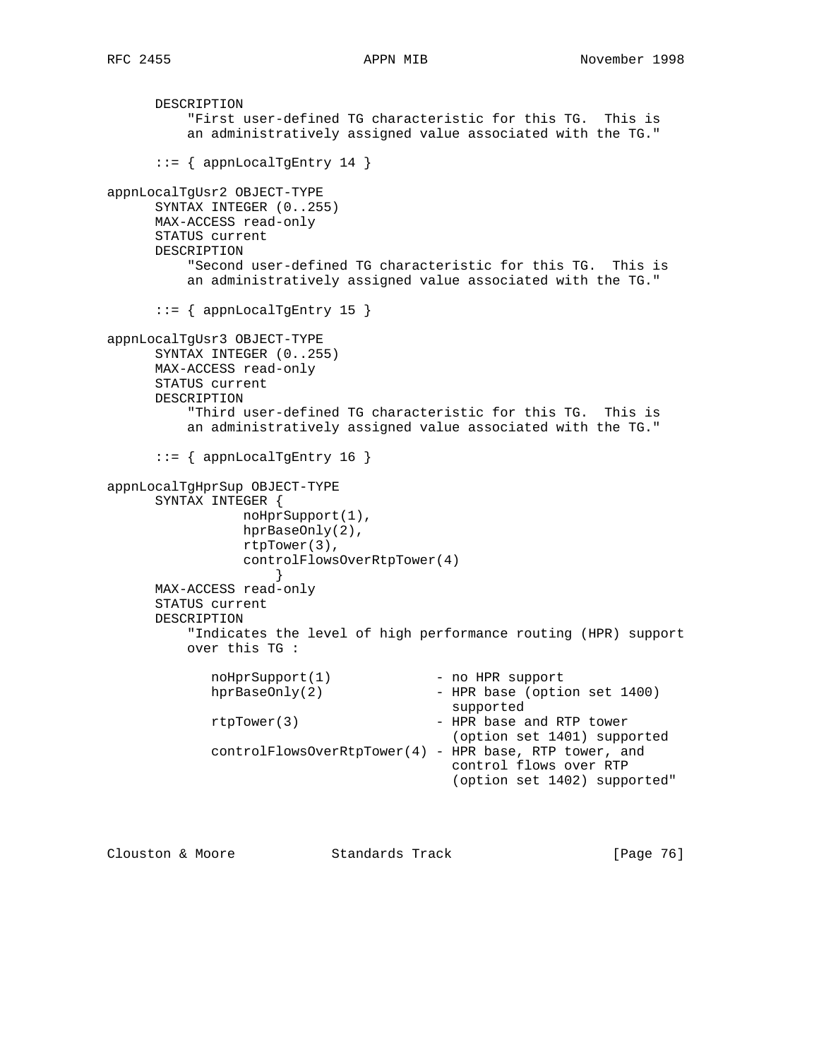```
      DESCRIPTION
          "First user-defined TG characteristic for this TG.  This is
          an administratively assigned value associated with the TG."

      ::= { appnLocalTgEntry 14 }

appnLocalTgUsr2 OBJECT-TYPE
      SYNTAX INTEGER (0..255)
      MAX-ACCESS read-only
      STATUS current
      DESCRIPTION
          "Second user-defined TG characteristic for this TG.  This is
          an administratively assigned value associated with the TG."

      ::= { appnLocalTgEntry 15 }

appnLocalTgUsr3 OBJECT-TYPE
      SYNTAX INTEGER (0..255)
      MAX-ACCESS read-only
      STATUS current
      DESCRIPTION
          "Third user-defined TG characteristic for this TG.  This is
          an administratively assigned value associated with the TG."

      ::= { appnLocalTgEntry 16 }

appnLocalTgHprSup OBJECT-TYPE
      SYNTAX INTEGER {
                noHprSupport(1),
                hprBaseOnly(2),
                rtpTower(3),
                controlFlowsOverRtpTower(4)
                    }
      MAX-ACCESS read-only
      STATUS current
      DESCRIPTION
          "Indicates the level of high performance routing (HPR) support
          over this TG :

             noHprSupport(1)             - no HPR support
             hprBaseOnly(2)              - HPR base (option set 1400)
                                           supported
             rtpTower(3)                 - HPR base and RTP tower
                                           (option set 1401) supported
             controlFlowsOverRtpTower(4) - HPR base, RTP tower, and
                                           control flows over RTP
                                           (option set 1402) supported"
```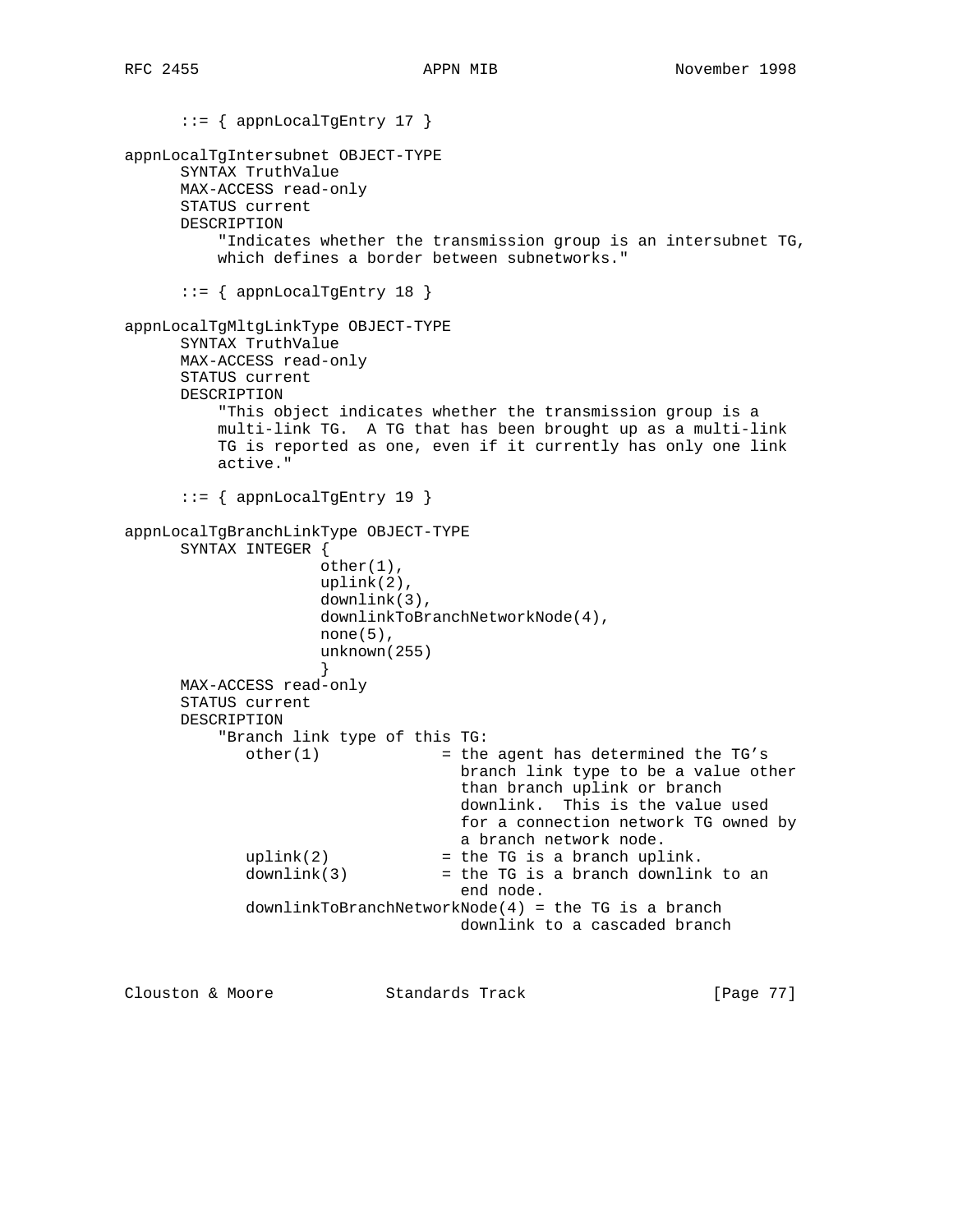```
      ::= { appnLocalTgEntry 17 }

appnLocalTgIntersubnet OBJECT-TYPE
      SYNTAX TruthValue
      MAX-ACCESS read-only
      STATUS current
      DESCRIPTION
          "Indicates whether the transmission group is an intersubnet TG,
          which defines a border between subnetworks."

      ::= { appnLocalTgEntry 18 }

appnLocalTgMltgLinkType OBJECT-TYPE
      SYNTAX TruthValue
      MAX-ACCESS read-only
      STATUS current
      DESCRIPTION
          "This object indicates whether the transmission group is a
          multi-link TG.  A TG that has been brought up as a multi-link
          TG is reported as one, even if it currently has only one link
          active."

      ::= { appnLocalTgEntry 19 }

appnLocalTgBranchLinkType OBJECT-TYPE
      SYNTAX INTEGER {
                    other(1),
                    uplink(2),
                    downlink(3),
                    downlinkToBranchNetworkNode(4),
                    none(5),
                    unknown(255)
                    }
      MAX-ACCESS read-only
      STATUS current
      DESCRIPTION
          "Branch link type of this TG:
             other(1)             = the agent has determined the TG's
                                    branch link type to be a value other
                                    than branch uplink or branch
                                    downlink.  This is the value used
                                    for a connection network TG owned by
                                    a branch network node.
             uplink(2)            = the TG is a branch uplink.
             downlink(3)          = the TG is a branch downlink to an
                                    end node.
             downlinkToBranchNetworkNode(4) = the TG is a branch
                                    downlink to a cascaded branch
```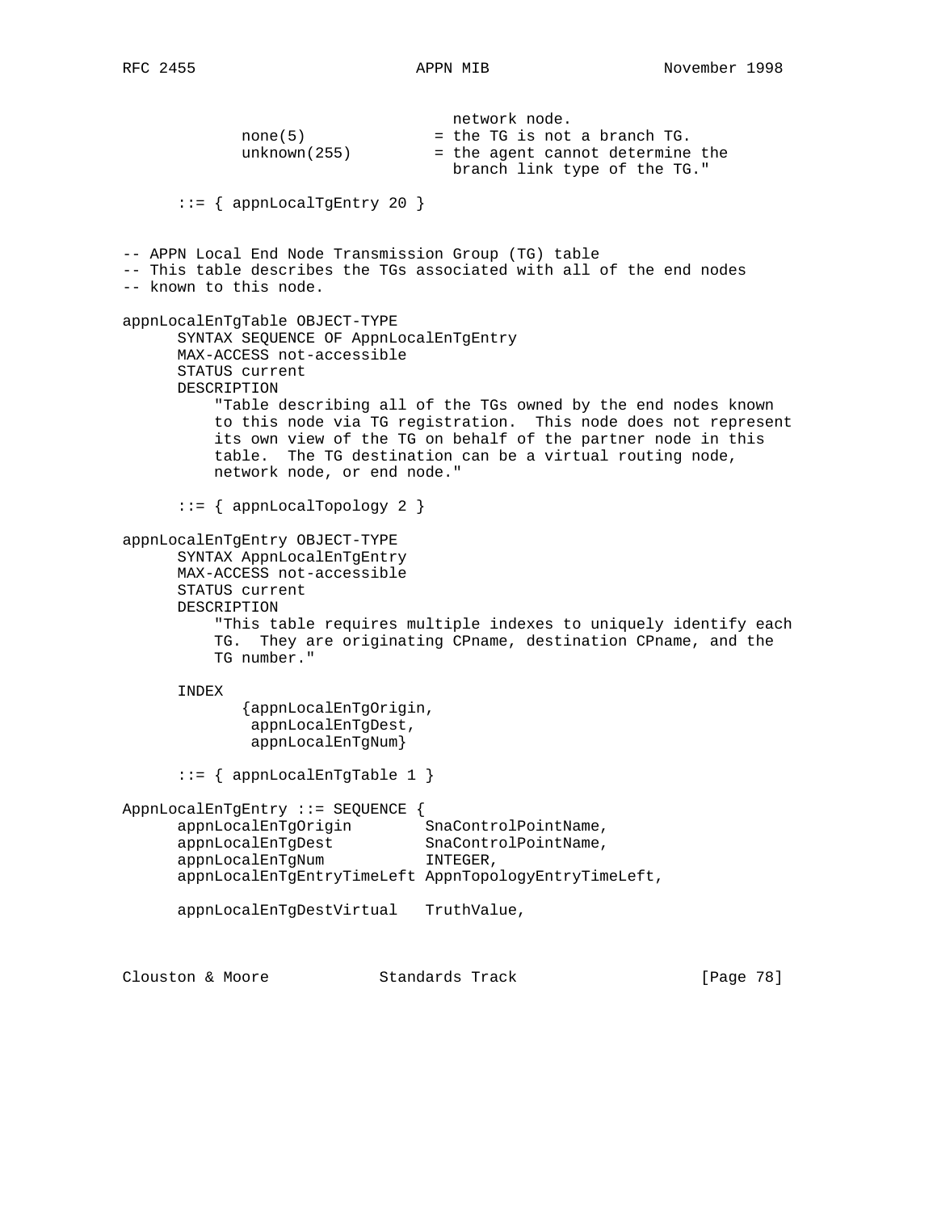```
                                 network node.
            none(5)              = the TG is not a branch TG.
            unknown(255)         = the agent cannot determine the
                                   branch link type of the TG."

      ::= { appnLocalTgEntry 20 }


-- APPN Local End Node Transmission Group (TG) table
-- This table describes the TGs associated with all of the end nodes
-- known to this node.

appnLocalEnTgTable OBJECT-TYPE
      SYNTAX SEQUENCE OF AppnLocalEnTgEntry
      MAX-ACCESS not-accessible
      STATUS current
      DESCRIPTION
          "Table describing all of the TGs owned by the end nodes known
          to this node via TG registration.  This node does not represent
          its own view of the TG on behalf of the partner node in this
          table.  The TG destination can be a virtual routing node,
          network node, or end node."

      ::= { appnLocalTopology 2 }

appnLocalEnTgEntry OBJECT-TYPE
      SYNTAX AppnLocalEnTgEntry
      MAX-ACCESS not-accessible
      STATUS current
      DESCRIPTION
          "This table requires multiple indexes to uniquely identify each
          TG.  They are originating CPname, destination CPname, and the
          TG number."

      INDEX
             {appnLocalEnTgOrigin,
              appnLocalEnTgDest,
              appnLocalEnTgNum}

      ::= { appnLocalEnTgTable 1 }

AppnLocalEnTgEntry ::= SEQUENCE {
      appnLocalEnTgOrigin        SnaControlPointName,
      appnLocalEnTgDest          SnaControlPointName,
      appnLocalEnTgNum           INTEGER,
      appnLocalEnTgEntryTimeLeft AppnTopologyEntryTimeLeft,

      appnLocalEnTgDestVirtual   TruthValue,
```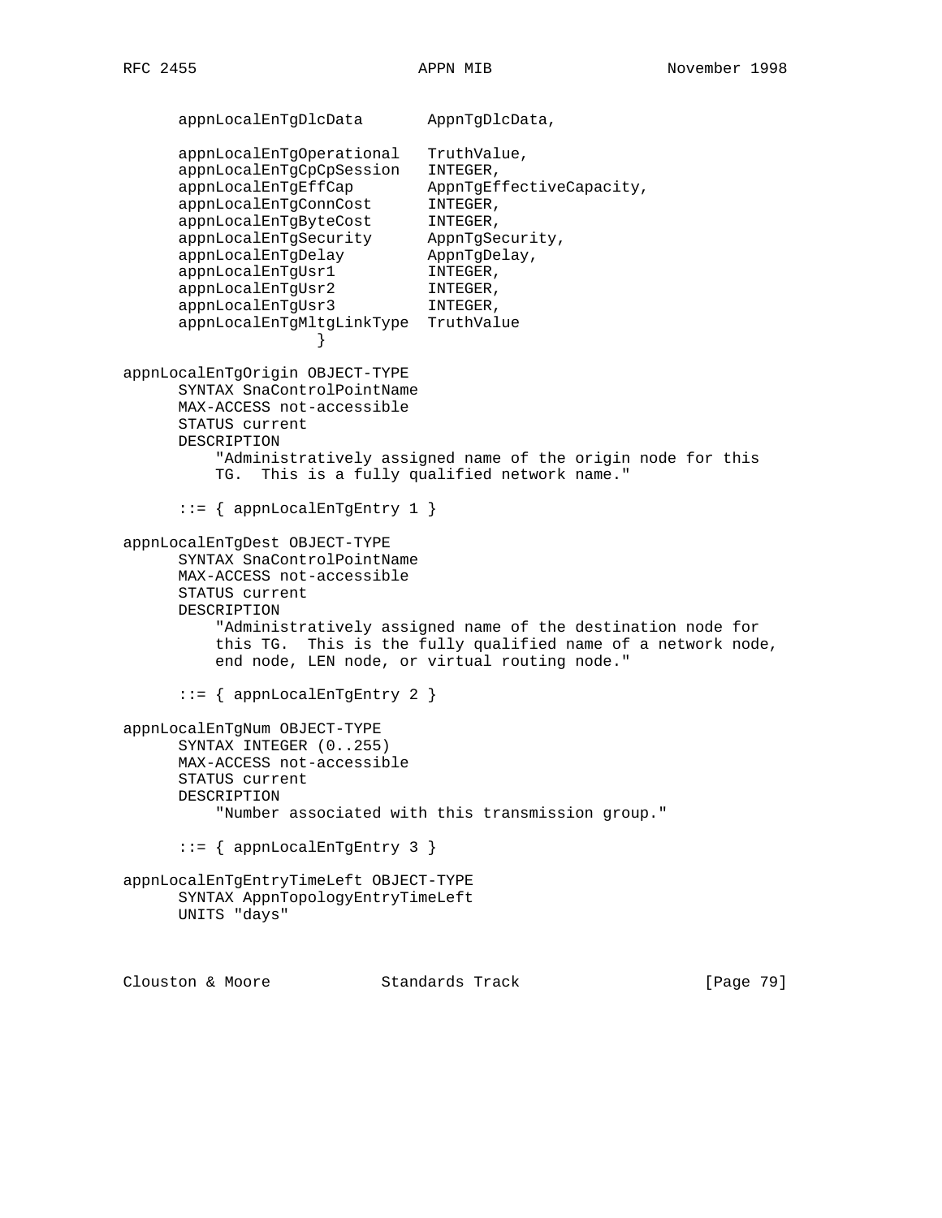```
      appnLocalEnTgDlcData       AppnTgDlcData,

      appnLocalEnTgOperational   TruthValue,
      appnLocalEnTgCpCpSession   INTEGER,
      appnLocalEnTgEffCap        AppnTgEffectiveCapacity,
      appnLocalEnTgConnCost      INTEGER,
      appnLocalEnTgByteCost      INTEGER,
      appnLocalEnTgSecurity      AppnTgSecurity,
      appnLocalEnTgDelay         AppnTgDelay,
      appnLocalEnTgUsr1          INTEGER,
      appnLocalEnTgUsr2          INTEGER,
      appnLocalEnTgUsr3          INTEGER,
      appnLocalEnTgMltgLinkType  TruthValue
                    }

appnLocalEnTgOrigin OBJECT-TYPE
      SYNTAX SnaControlPointName
      MAX-ACCESS not-accessible
      STATUS current
      DESCRIPTION
          "Administratively assigned name of the origin node for this
          TG.  This is a fully qualified network name."

      ::= { appnLocalEnTgEntry 1 }

appnLocalEnTgDest OBJECT-TYPE
      SYNTAX SnaControlPointName
      MAX-ACCESS not-accessible
      STATUS current
      DESCRIPTION
          "Administratively assigned name of the destination node for
          this TG.  This is the fully qualified name of a network node,
          end node, LEN node, or virtual routing node."

      ::= { appnLocalEnTgEntry 2 }

appnLocalEnTgNum OBJECT-TYPE
      SYNTAX INTEGER (0..255)
      MAX-ACCESS not-accessible
      STATUS current
      DESCRIPTION
          "Number associated with this transmission group."

      ::= { appnLocalEnTgEntry 3 }

appnLocalEnTgEntryTimeLeft OBJECT-TYPE
      SYNTAX AppnTopologyEntryTimeLeft
      UNITS "days"
```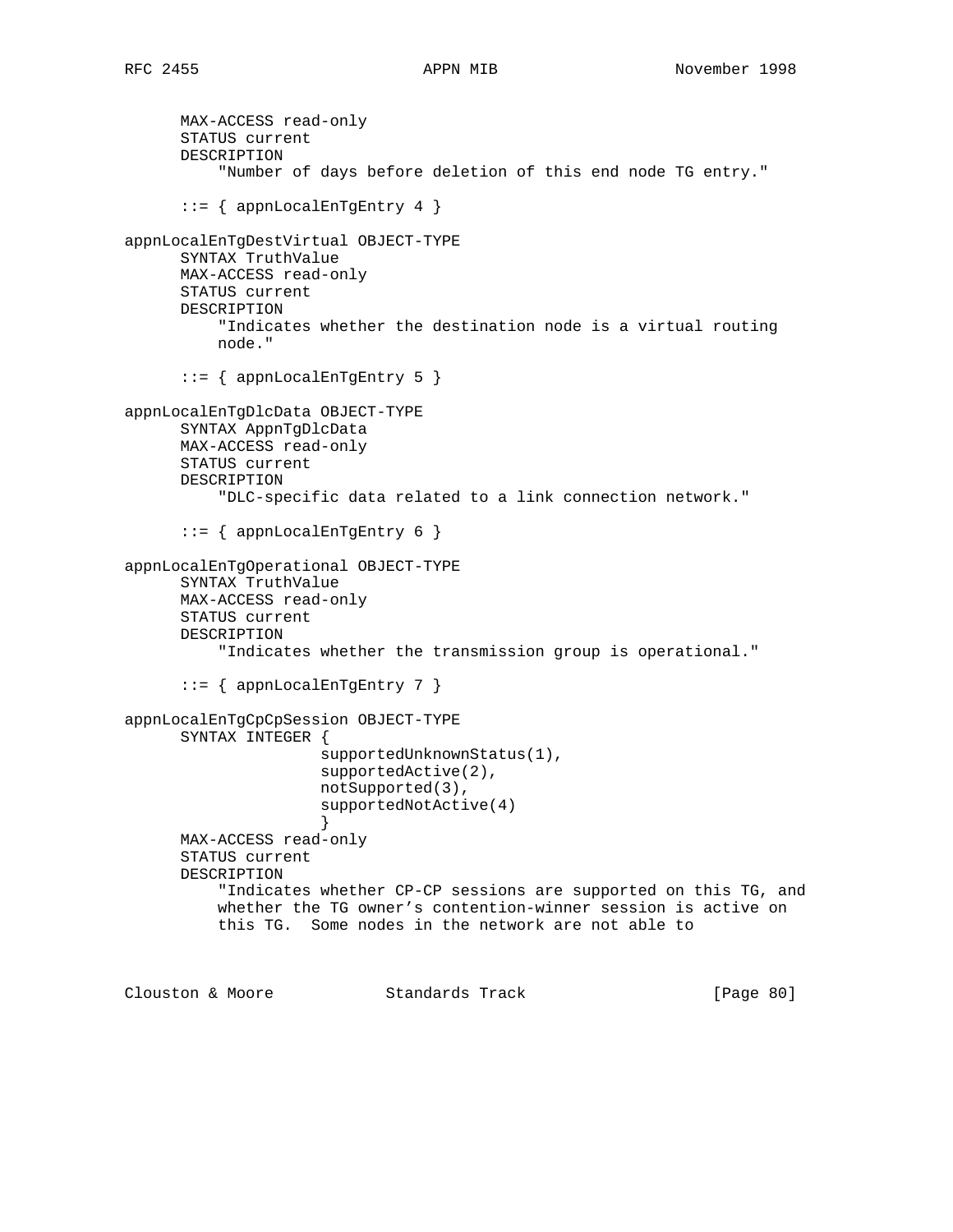```
      MAX-ACCESS read-only
      STATUS current
      DESCRIPTION
          "Number of days before deletion of this end node TG entry."

      ::= { appnLocalEnTgEntry 4 }

appnLocalEnTgDestVirtual OBJECT-TYPE
      SYNTAX TruthValue
      MAX-ACCESS read-only
      STATUS current
      DESCRIPTION
          "Indicates whether the destination node is a virtual routing
          node."

      ::= { appnLocalEnTgEntry 5 }

appnLocalEnTgDlcData OBJECT-TYPE
      SYNTAX AppnTgDlcData
      MAX-ACCESS read-only
      STATUS current
      DESCRIPTION
          "DLC-specific data related to a link connection network."

      ::= { appnLocalEnTgEntry 6 }

appnLocalEnTgOperational OBJECT-TYPE
      SYNTAX TruthValue
      MAX-ACCESS read-only
      STATUS current
      DESCRIPTION
          "Indicates whether the transmission group is operational."

      ::= { appnLocalEnTgEntry 7 }

appnLocalEnTgCpCpSession OBJECT-TYPE
      SYNTAX INTEGER {
                     supportedUnknownStatus(1),
                     supportedActive(2),
                     notSupported(3),
                     supportedNotActive(4)
                     }
      MAX-ACCESS read-only
      STATUS current
      DESCRIPTION
          "Indicates whether CP-CP sessions are supported on this TG, and
          whether the TG owner's contention-winner session is active on
          this TG.  Some nodes in the network are not able to
```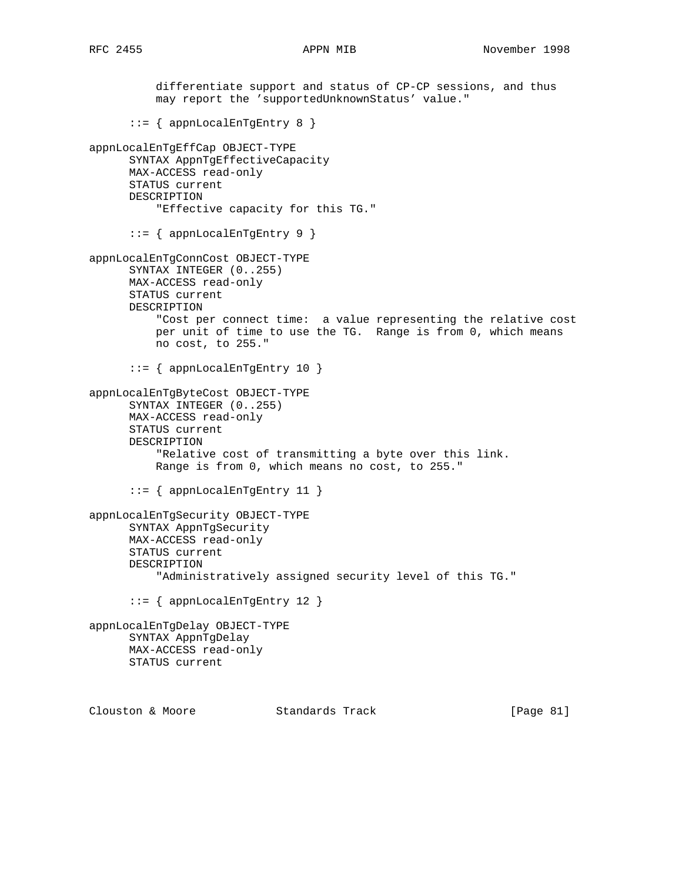```
          differentiate support and status of CP-CP sessions, and thus
          may report the 'supportedUnknownStatus' value."

      ::= { appnLocalEnTgEntry 8 }

appnLocalEnTgEffCap OBJECT-TYPE
      SYNTAX AppnTgEffectiveCapacity
      MAX-ACCESS read-only
      STATUS current
      DESCRIPTION
          "Effective capacity for this TG."

      ::= { appnLocalEnTgEntry 9 }

appnLocalEnTgConnCost OBJECT-TYPE
      SYNTAX INTEGER (0..255)
      MAX-ACCESS read-only
      STATUS current
      DESCRIPTION
          "Cost per connect time:  a value representing the relative cost
          per unit of time to use the TG.  Range is from 0, which means
          no cost, to 255."

      ::= { appnLocalEnTgEntry 10 }

appnLocalEnTgByteCost OBJECT-TYPE
      SYNTAX INTEGER (0..255)
      MAX-ACCESS read-only
      STATUS current
      DESCRIPTION
          "Relative cost of transmitting a byte over this link.
          Range is from 0, which means no cost, to 255."

      ::= { appnLocalEnTgEntry 11 }

appnLocalEnTgSecurity OBJECT-TYPE
      SYNTAX AppnTgSecurity
      MAX-ACCESS read-only
      STATUS current
      DESCRIPTION
          "Administratively assigned security level of this TG."

      ::= { appnLocalEnTgEntry 12 }

appnLocalEnTgDelay OBJECT-TYPE
      SYNTAX AppnTgDelay
      MAX-ACCESS read-only
      STATUS current
```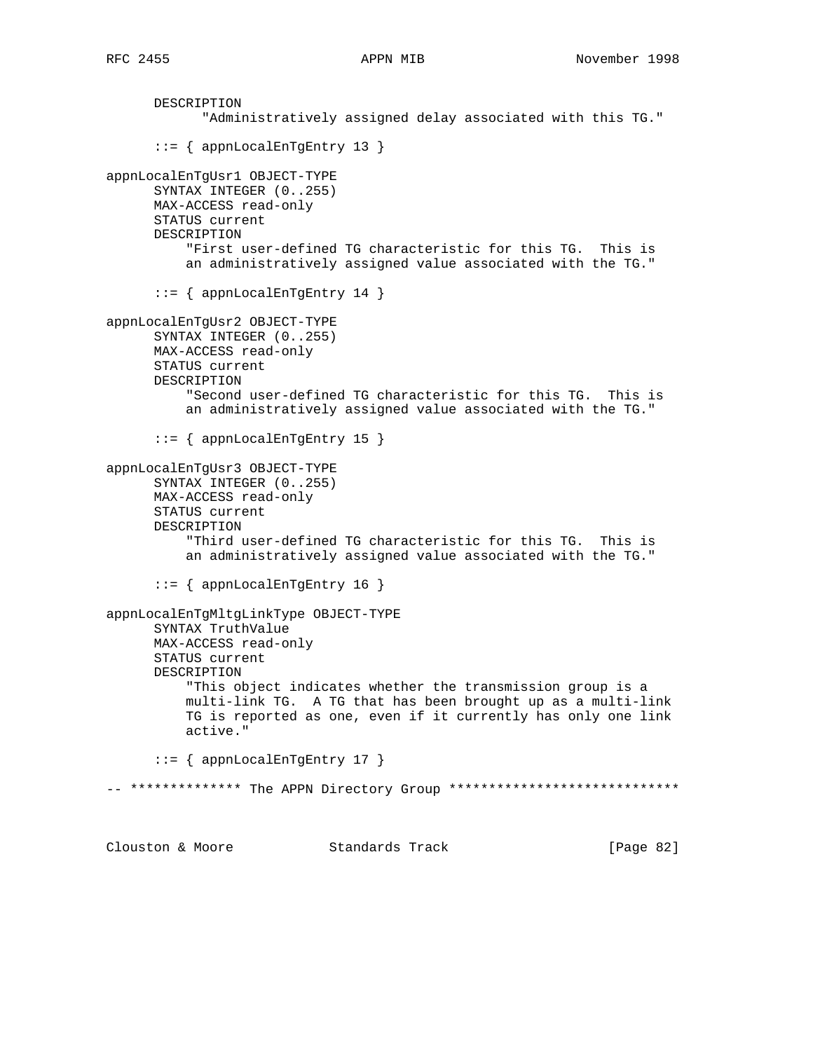```
      DESCRIPTION
            "Administratively assigned delay associated with this TG."

      ::= { appnLocalEnTgEntry 13 }

appnLocalEnTgUsr1 OBJECT-TYPE
      SYNTAX INTEGER (0..255)
      MAX-ACCESS read-only
      STATUS current
      DESCRIPTION
          "First user-defined TG characteristic for this TG.  This is
          an administratively assigned value associated with the TG."

      ::= { appnLocalEnTgEntry 14 }

appnLocalEnTgUsr2 OBJECT-TYPE
      SYNTAX INTEGER (0..255)
      MAX-ACCESS read-only
      STATUS current
      DESCRIPTION
          "Second user-defined TG characteristic for this TG.  This is
          an administratively assigned value associated with the TG."

      ::= { appnLocalEnTgEntry 15 }

appnLocalEnTgUsr3 OBJECT-TYPE
      SYNTAX INTEGER (0..255)
      MAX-ACCESS read-only
      STATUS current
      DESCRIPTION
          "Third user-defined TG characteristic for this TG.  This is
          an administratively assigned value associated with the TG."

      ::= { appnLocalEnTgEntry 16 }

appnLocalEnTgMltgLinkType OBJECT-TYPE
      SYNTAX TruthValue
      MAX-ACCESS read-only
      STATUS current
      DESCRIPTION
          "This object indicates whether the transmission group is a
          multi-link TG.  A TG that has been brought up as a multi-link
          TG is reported as one, even if it currently has only one link
          active."

      ::= { appnLocalEnTgEntry 17 }

-- ************** The APPN Directory Group *****************************
```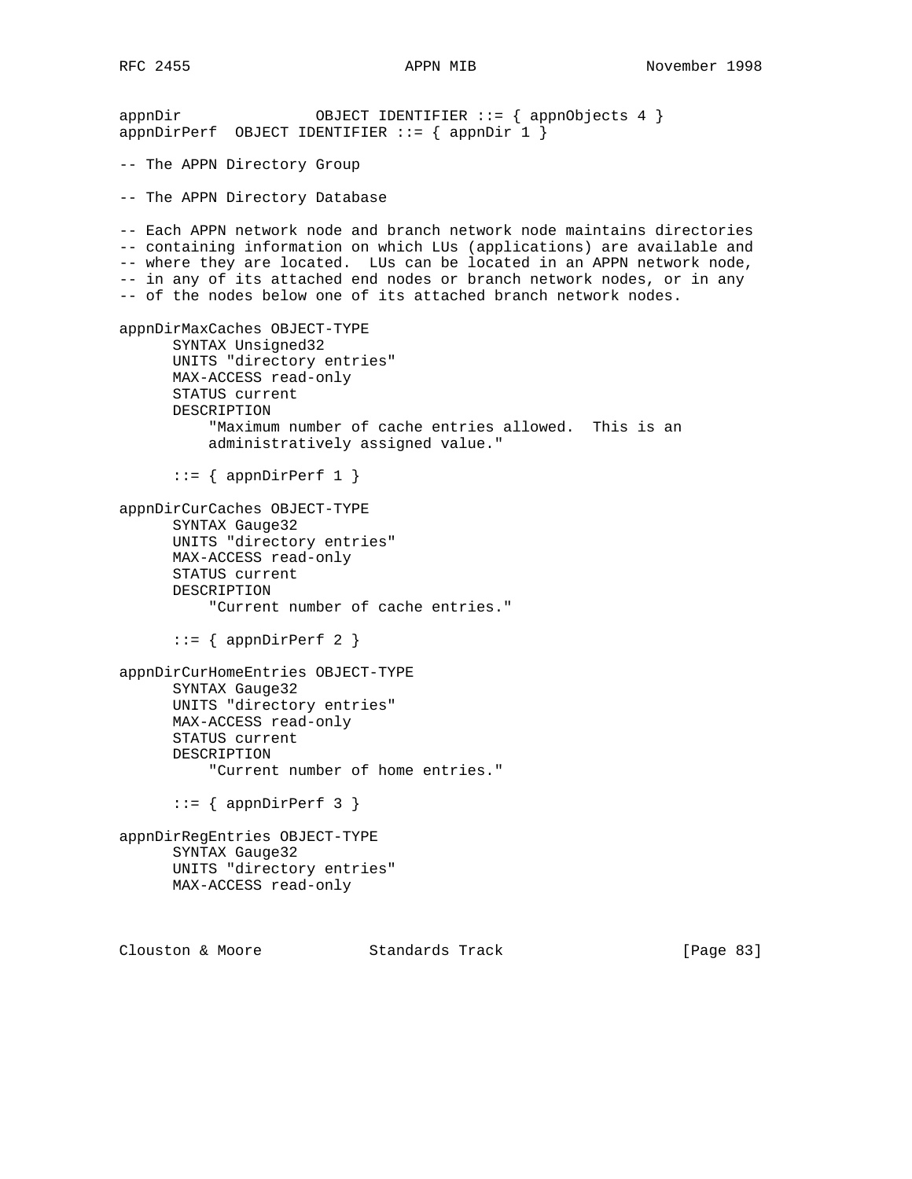```
appnDir               OBJECT IDENTIFIER ::= { appnObjects 4 }
appnDirPerf  OBJECT IDENTIFIER ::= { appnDir 1 }

-- The APPN Directory Group

-- The APPN Directory Database

-- Each APPN network node and branch network node maintains directories
-- containing information on which LUs (applications) are available and
-- where they are located.  LUs can be located in an APPN network node,
-- in any of its attached end nodes or branch network nodes, or in any
-- of the nodes below one of its attached branch network nodes.

appnDirMaxCaches OBJECT-TYPE
      SYNTAX Unsigned32
      UNITS "directory entries"
      MAX-ACCESS read-only
      STATUS current
      DESCRIPTION
          "Maximum number of cache entries allowed.  This is an
          administratively assigned value."

      ::= { appnDirPerf 1 }

appnDirCurCaches OBJECT-TYPE
      SYNTAX Gauge32
      UNITS "directory entries"
      MAX-ACCESS read-only
      STATUS current
      DESCRIPTION
          "Current number of cache entries."

      ::= { appnDirPerf 2 }

appnDirCurHomeEntries OBJECT-TYPE
      SYNTAX Gauge32
      UNITS "directory entries"
      MAX-ACCESS read-only
      STATUS current
      DESCRIPTION
          "Current number of home entries."

      ::= { appnDirPerf 3 }

appnDirRegEntries OBJECT-TYPE
      SYNTAX Gauge32
      UNITS "directory entries"
      MAX-ACCESS read-only
```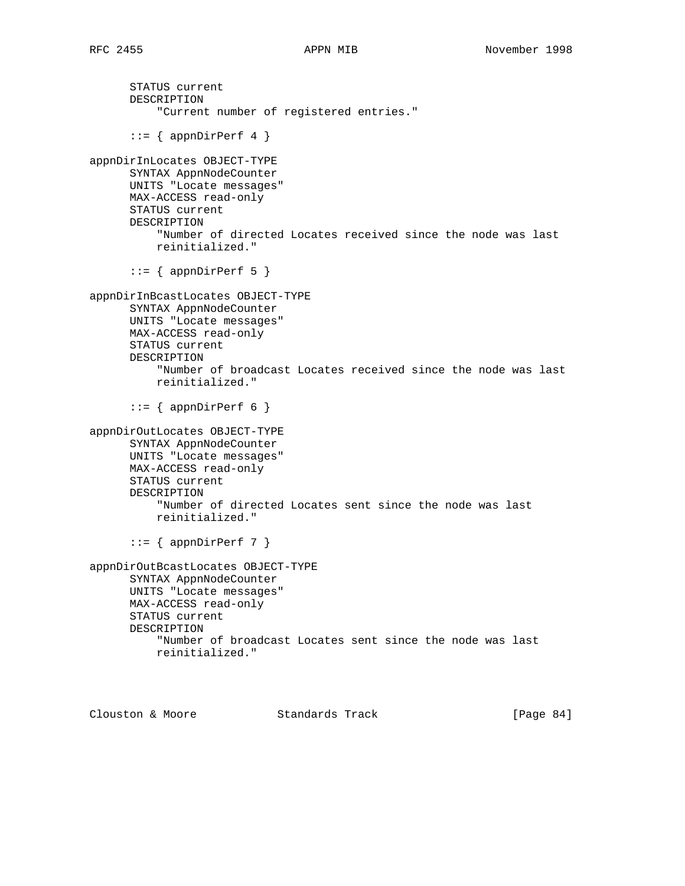```
      STATUS current
      DESCRIPTION
          "Current number of registered entries."

      ::= { appnDirPerf 4 }

appnDirInLocates OBJECT-TYPE
      SYNTAX AppnNodeCounter
      UNITS "Locate messages"
      MAX-ACCESS read-only
      STATUS current
      DESCRIPTION
          "Number of directed Locates received since the node was last
          reinitialized."

      ::= { appnDirPerf 5 }

appnDirInBcastLocates OBJECT-TYPE
      SYNTAX AppnNodeCounter
      UNITS "Locate messages"
      MAX-ACCESS read-only
      STATUS current
      DESCRIPTION
          "Number of broadcast Locates received since the node was last
          reinitialized."

      ::= { appnDirPerf 6 }

appnDirOutLocates OBJECT-TYPE
      SYNTAX AppnNodeCounter
      UNITS "Locate messages"
      MAX-ACCESS read-only
      STATUS current
      DESCRIPTION
          "Number of directed Locates sent since the node was last
          reinitialized."

      ::= { appnDirPerf 7 }

appnDirOutBcastLocates OBJECT-TYPE
      SYNTAX AppnNodeCounter
      UNITS "Locate messages"
      MAX-ACCESS read-only
      STATUS current
      DESCRIPTION
          "Number of broadcast Locates sent since the node was last
          reinitialized."
```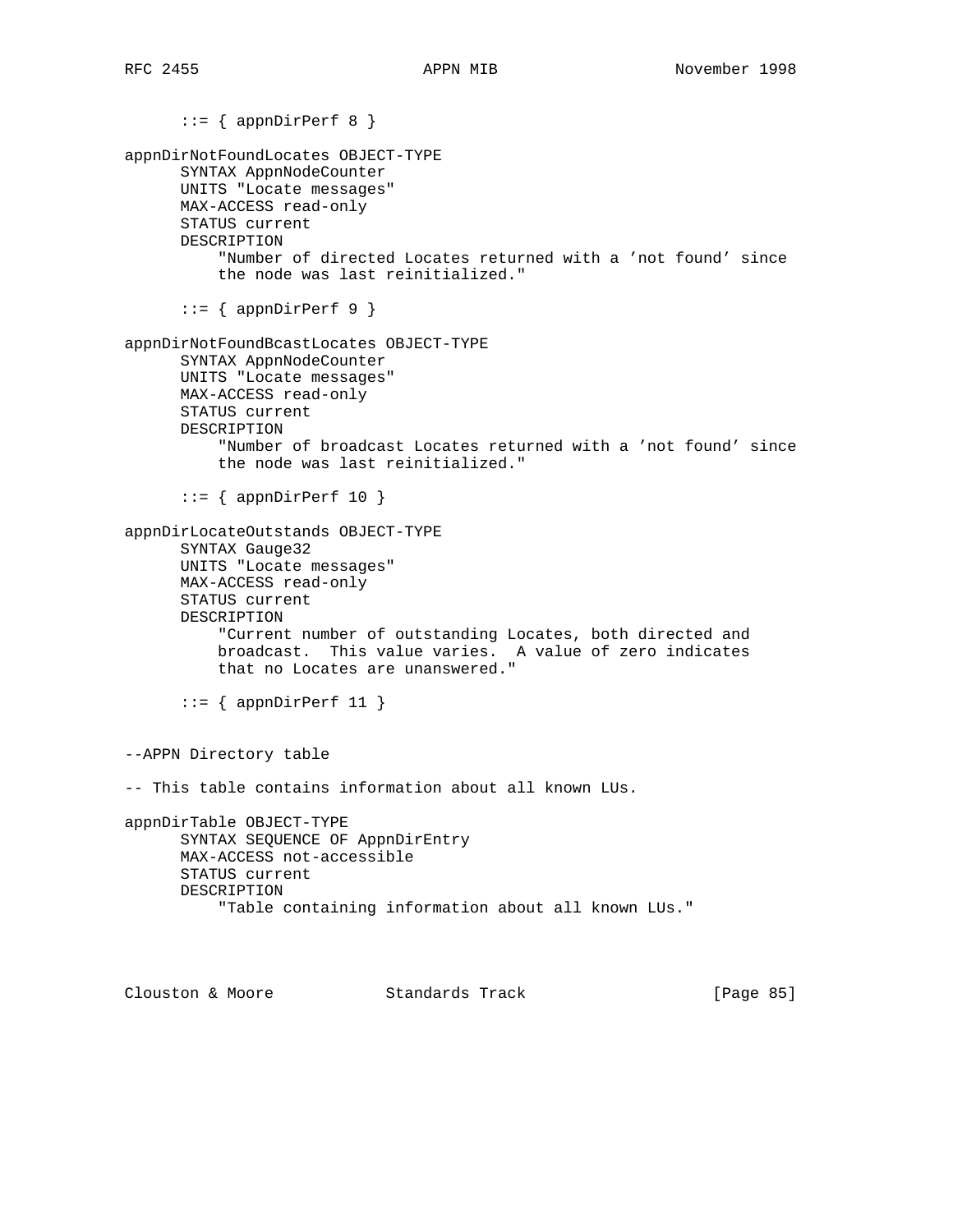```
      ::= { appnDirPerf 8 }

appnDirNotFoundLocates OBJECT-TYPE
      SYNTAX AppnNodeCounter
      UNITS "Locate messages"
      MAX-ACCESS read-only
      STATUS current
      DESCRIPTION
          "Number of directed Locates returned with a 'not found' since
          the node was last reinitialized."

      ::= { appnDirPerf 9 }

appnDirNotFoundBcastLocates OBJECT-TYPE
      SYNTAX AppnNodeCounter
      UNITS "Locate messages"
      MAX-ACCESS read-only
      STATUS current
      DESCRIPTION
          "Number of broadcast Locates returned with a 'not found' since
          the node was last reinitialized."

      ::= { appnDirPerf 10 }

appnDirLocateOutstands OBJECT-TYPE
      SYNTAX Gauge32
      UNITS "Locate messages"
      MAX-ACCESS read-only
      STATUS current
      DESCRIPTION
          "Current number of outstanding Locates, both directed and
          broadcast.  This value varies.  A value of zero indicates
          that no Locates are unanswered."

      ::= { appnDirPerf 11 }


--APPN Directory table

-- This table contains information about all known LUs.

appnDirTable OBJECT-TYPE
      SYNTAX SEQUENCE OF AppnDirEntry
      MAX-ACCESS not-accessible
      STATUS current
      DESCRIPTION
          "Table containing information about all known LUs."
```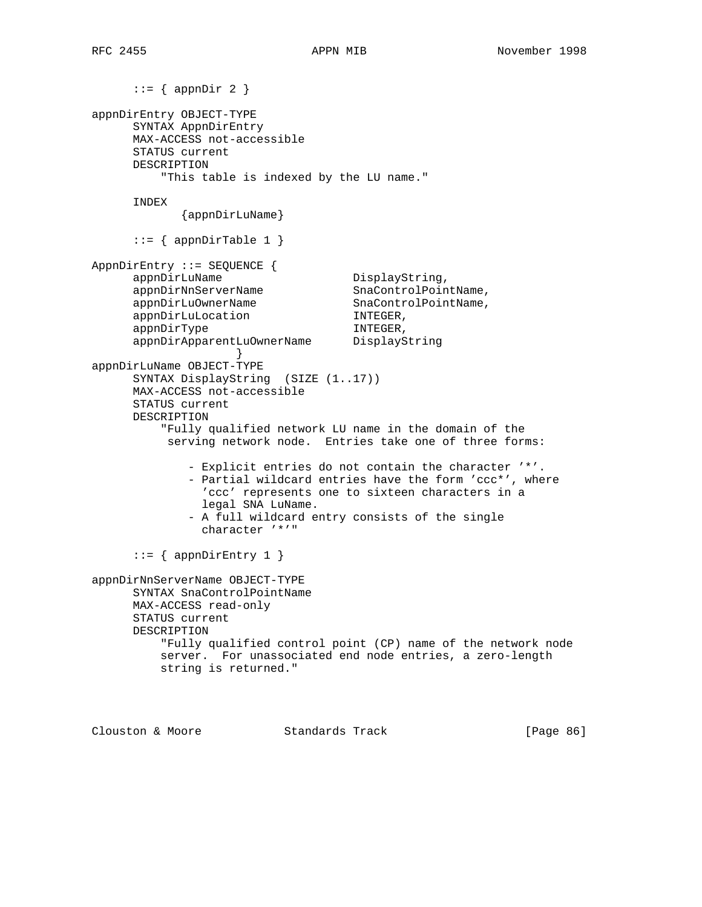```
      ::= { appnDir 2 }

appnDirEntry OBJECT-TYPE
      SYNTAX AppnDirEntry
      MAX-ACCESS not-accessible
      STATUS current
      DESCRIPTION
          "This table is indexed by the LU name."

      INDEX
             {appnDirLuName}

      ::= { appnDirTable 1 }

AppnDirEntry ::= SEQUENCE {
      appnDirLuName                   DisplayString,
      appnDirNnServerName             SnaControlPointName,
      appnDirLuOwnerName              SnaControlPointName,
      appnDirLuLocation               INTEGER,
      appnDirType                     INTEGER,
      appnDirApparentLuOwnerName      DisplayString
                     }
appnDirLuName OBJECT-TYPE
      SYNTAX DisplayString  (SIZE (1..17))
      MAX-ACCESS not-accessible
      STATUS current
      DESCRIPTION
          "Fully qualified network LU name in the domain of the
           serving network node.  Entries take one of three forms:

              - Explicit entries do not contain the character '*'.
              - Partial wildcard entries have the form 'ccc*', where
                'ccc' represents one to sixteen characters in a
                legal SNA LuName.
              - A full wildcard entry consists of the single
                character '*'"

      ::= { appnDirEntry 1 }

appnDirNnServerName OBJECT-TYPE
      SYNTAX SnaControlPointName
      MAX-ACCESS read-only
      STATUS current
      DESCRIPTION
          "Fully qualified control point (CP) name of the network node
          server.  For unassociated end node entries, a zero-length
          string is returned."
```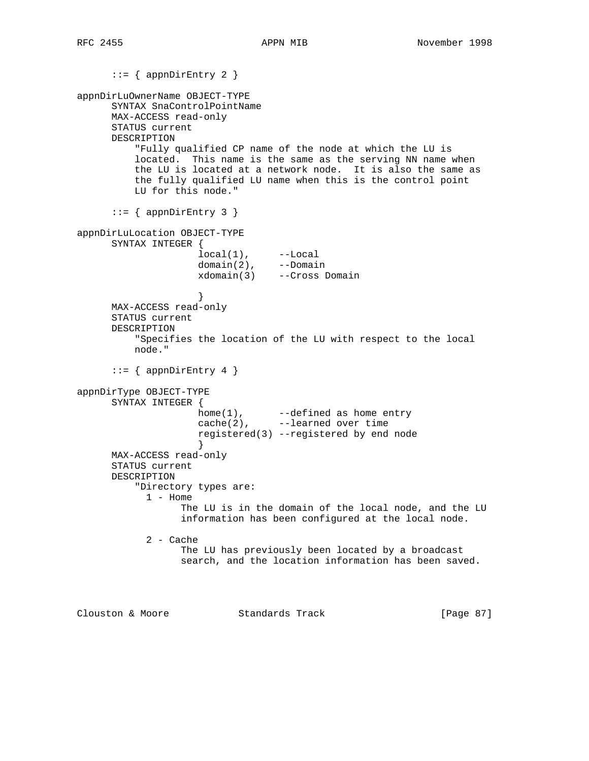```
      ::= { appnDirEntry 2 }

appnDirLuOwnerName OBJECT-TYPE
      SYNTAX SnaControlPointName
      MAX-ACCESS read-only
      STATUS current
      DESCRIPTION
          "Fully qualified CP name of the node at which the LU is
          located.  This name is the same as the serving NN name when
          the LU is located at a network node.  It is also the same as
          the fully qualified LU name when this is the control point
          LU for this node."

      ::= { appnDirEntry 3 }

appnDirLuLocation OBJECT-TYPE
      SYNTAX INTEGER {
                     local(1),     --Local
                     domain(2),    --Domain
                     xdomain(3)    --Cross Domain

                     }
      MAX-ACCESS read-only
      STATUS current
      DESCRIPTION
          "Specifies the location of the LU with respect to the local
          node."

      ::= { appnDirEntry 4 }

appnDirType OBJECT-TYPE
      SYNTAX INTEGER {
                     home(1),      --defined as home entry
                     cache(2),     --learned over time
                     registered(3) --registered by end node
                     }
      MAX-ACCESS read-only
      STATUS current
      DESCRIPTION
          "Directory types are:
            1 - Home
                  The LU is in the domain of the local node, and the LU
                  information has been configured at the local node.

            2 - Cache
                  The LU has previously been located by a broadcast
                  search, and the location information has been saved.
```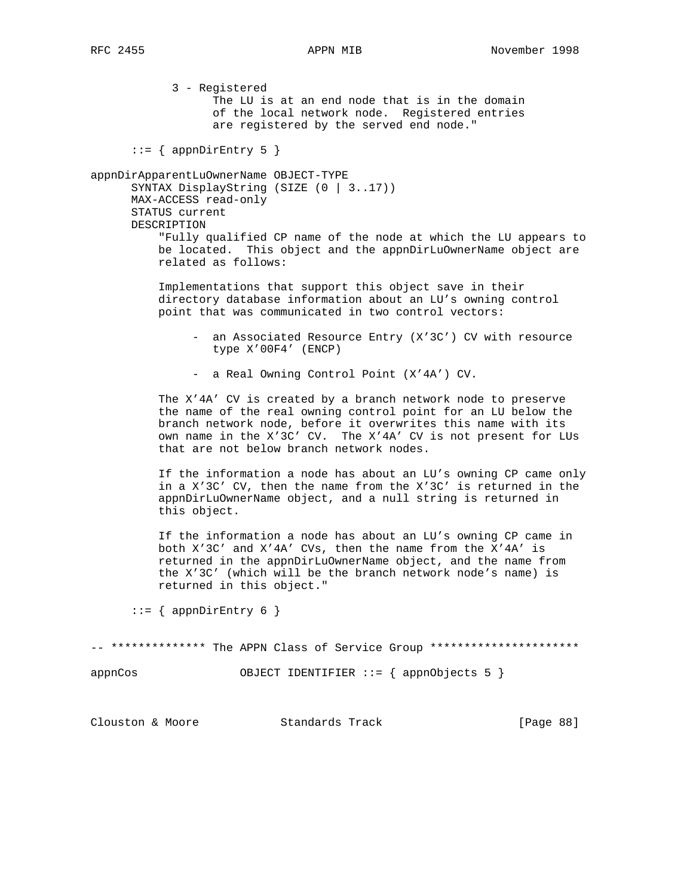```
            3 - Registered
                  The LU is at an end node that is in the domain
                  of the local network node.  Registered entries
                  are registered by the served end node."

       ::= { appnDirEntry 5 }

appnDirApparentLuOwnerName OBJECT-TYPE
       SYNTAX DisplayString (SIZE (0 | 3..17))
       MAX-ACCESS read-only
       STATUS current
       DESCRIPTION
           "Fully qualified CP name of the node at which the LU appears to
           be located.  This object and the appnDirLuOwnerName object are
           related as follows:

           Implementations that support this object save in their
           directory database information about an LU's owning control
           point that was communicated in two control vectors:

                -  an Associated Resource Entry (X'3C') CV with resource
                   type X'00F4' (ENCP)

                -  a Real Owning Control Point (X'4A') CV.

           The X'4A' CV is created by a branch network node to preserve
           the name of the real owning control point for an LU below the
           branch network node, before it overwrites this name with its
           own name in the X'3C' CV.  The X'4A' CV is not present for LUs
           that are not below branch network nodes.

           If the information a node has about an LU's owning CP came only
           in a X'3C' CV, then the name from the X'3C' is returned in the
           appnDirLuOwnerName object, and a null string is returned in
           this object.

           If the information a node has about an LU's owning CP came in
           both X'3C' and X'4A' CVs, then the name from the X'4A' is
           returned in the appnDirLuOwnerName object, and the name from
           the X'3C' (which will be the branch network node's name) is
           returned in this object."

       ::= { appnDirEntry 6 }

-- ************** The APPN Class of Service Group **********************

appnCos               OBJECT IDENTIFIER ::= { appnObjects 5 }
```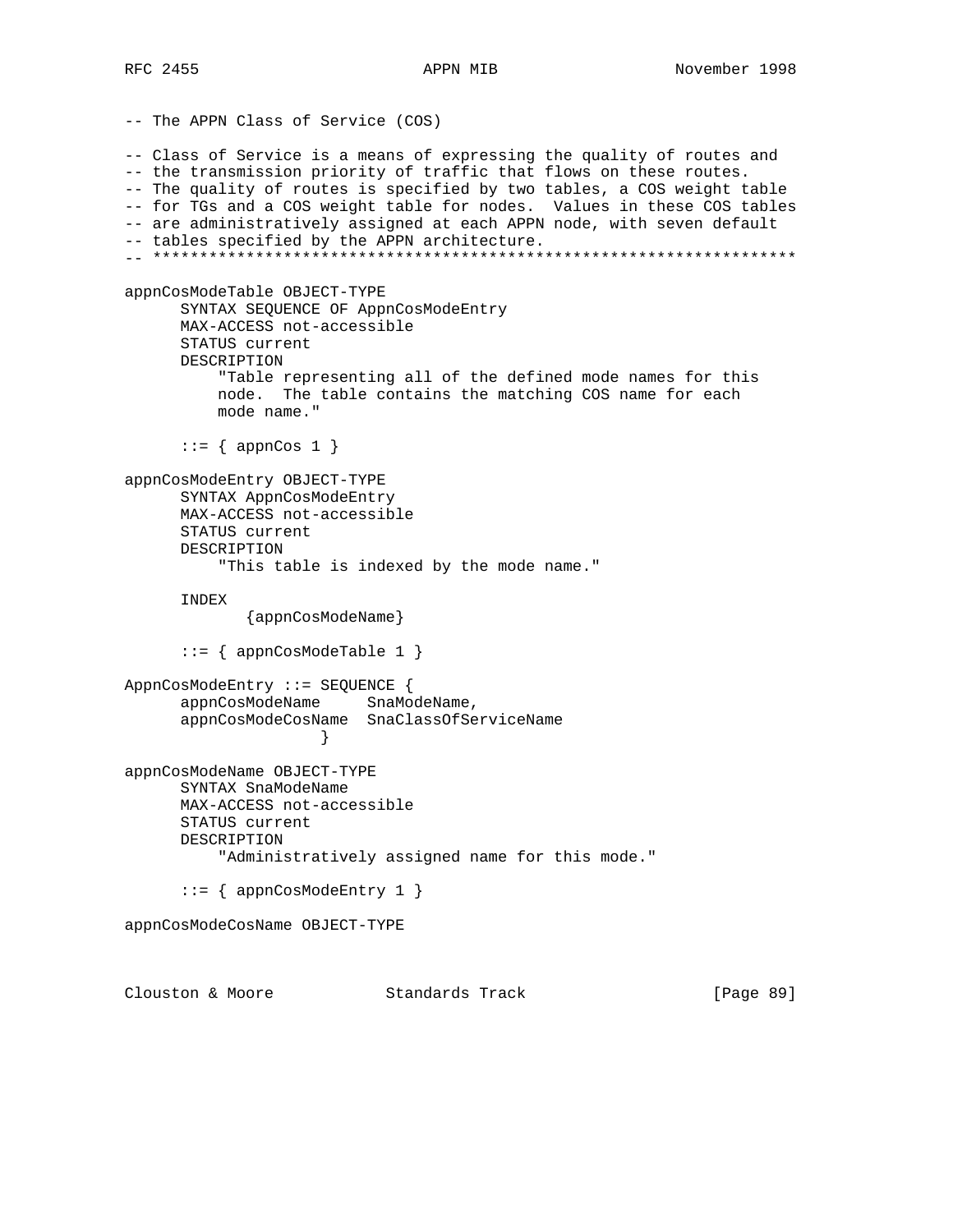```
-- The APPN Class of Service (COS)

-- Class of Service is a means of expressing the quality of routes and
-- the transmission priority of traffic that flows on these routes.
-- The quality of routes is specified by two tables, a COS weight table
-- for TGs and a COS weight table for nodes.  Values in these COS tables
-- are administratively assigned at each APPN node, with seven default
-- tables specified by the APPN architecture.
-- *********************************************************************

appnCosModeTable OBJECT-TYPE
      SYNTAX SEQUENCE OF AppnCosModeEntry
      MAX-ACCESS not-accessible
      STATUS current
      DESCRIPTION
          "Table representing all of the defined mode names for this
          node.  The table contains the matching COS name for each
          mode name."

      ::= { appnCos 1 }

appnCosModeEntry OBJECT-TYPE
      SYNTAX AppnCosModeEntry
      MAX-ACCESS not-accessible
      STATUS current
      DESCRIPTION
          "This table is indexed by the mode name."

      INDEX
            {appnCosModeName}

      ::= { appnCosModeTable 1 }

AppnCosModeEntry ::= SEQUENCE {
      appnCosModeName     SnaModeName,
      appnCosModeCosName  SnaClassOfServiceName
                     }

appnCosModeName OBJECT-TYPE
      SYNTAX SnaModeName
      MAX-ACCESS not-accessible
      STATUS current
      DESCRIPTION
          "Administratively assigned name for this mode."

      ::= { appnCosModeEntry 1 }

appnCosModeCosName OBJECT-TYPE
```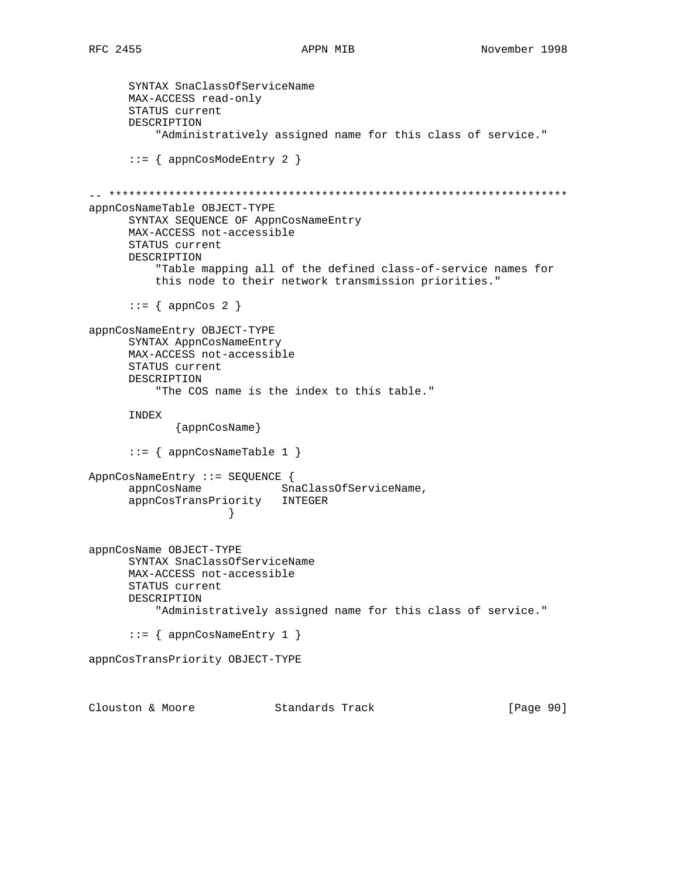```
      SYNTAX SnaClassOfServiceName
      MAX-ACCESS read-only
      STATUS current
      DESCRIPTION
          "Administratively assigned name for this class of service."

      ::= { appnCosModeEntry 2 }


-- *********************************************************************
appnCosNameTable OBJECT-TYPE
      SYNTAX SEQUENCE OF AppnCosNameEntry
      MAX-ACCESS not-accessible
      STATUS current
      DESCRIPTION
          "Table mapping all of the defined class-of-service names for
          this node to their network transmission priorities."

      ::= { appnCos 2 }

appnCosNameEntry OBJECT-TYPE
      SYNTAX AppnCosNameEntry
      MAX-ACCESS not-accessible
      STATUS current
      DESCRIPTION
          "The COS name is the index to this table."

      INDEX
            {appnCosName}

      ::= { appnCosNameTable 1 }

AppnCosNameEntry ::= SEQUENCE {
      appnCosName            SnaClassOfServiceName,
      appnCosTransPriority   INTEGER
                  }


appnCosName OBJECT-TYPE
      SYNTAX SnaClassOfServiceName
      MAX-ACCESS not-accessible
      STATUS current
      DESCRIPTION
          "Administratively assigned name for this class of service."

      ::= { appnCosNameEntry 1 }

appnCosTransPriority OBJECT-TYPE
```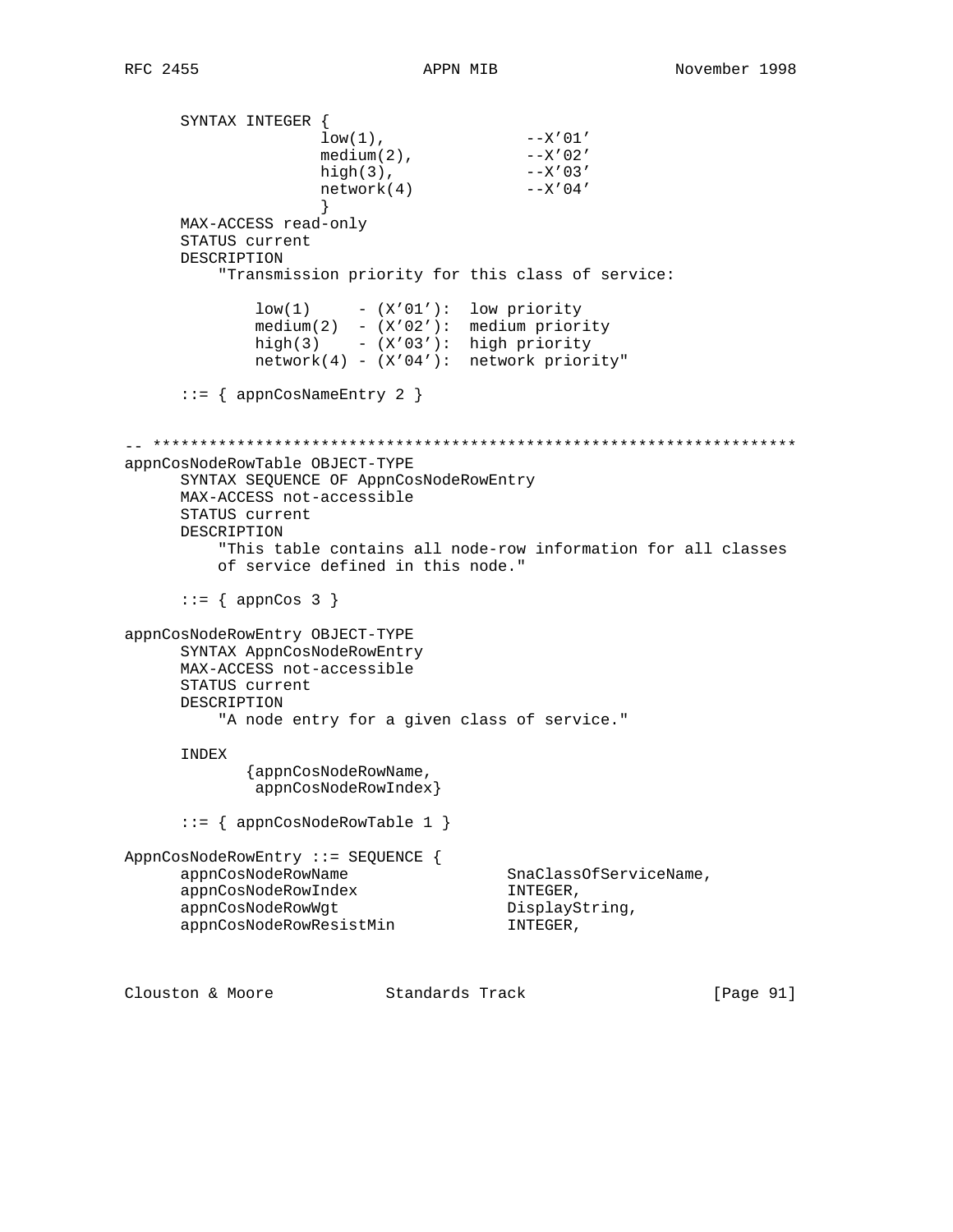```
      SYNTAX INTEGER {
                    low(1),                --X'01'
                    medium(2),             --X'02'
                    high(3),               --X'03'
                    network(4)             --X'04'
                    }
      MAX-ACCESS read-only
      STATUS current
      DESCRIPTION
          "Transmission priority for this class of service:

              low(1)     - (X'01'):  low priority
              medium(2)  - (X'02'):  medium priority
              high(3)    - (X'03'):  high priority
              network(4) - (X'04'):  network priority"

      ::= { appnCosNameEntry 2 }


-- *********************************************************************
appnCosNodeRowTable OBJECT-TYPE
      SYNTAX SEQUENCE OF AppnCosNodeRowEntry
      MAX-ACCESS not-accessible
      STATUS current
      DESCRIPTION
          "This table contains all node-row information for all classes
          of service defined in this node."

      ::= { appnCos 3 }

appnCosNodeRowEntry OBJECT-TYPE
      SYNTAX AppnCosNodeRowEntry
      MAX-ACCESS not-accessible
      STATUS current
      DESCRIPTION
          "A node entry for a given class of service."

      INDEX
             {appnCosNodeRowName,
              appnCosNodeRowIndex}

      ::= { appnCosNodeRowTable 1 }

AppnCosNodeRowEntry ::= SEQUENCE {
      appnCosNodeRowName                SnaClassOfServiceName,
      appnCosNodeRowIndex               INTEGER,
      appnCosNodeRowWgt                 DisplayString,
      appnCosNodeRowResistMin           INTEGER,
```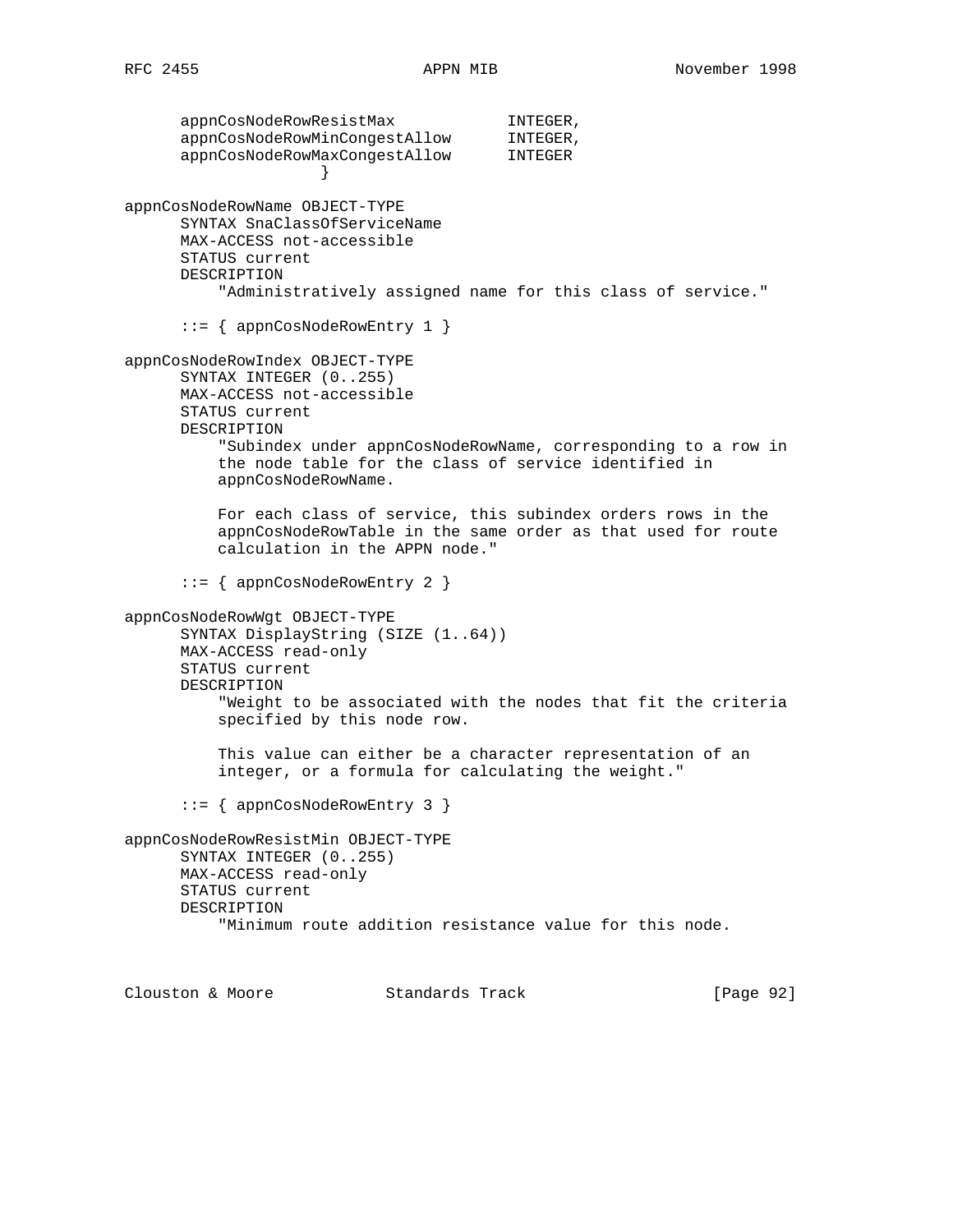```
      appnCosNodeRowResistMax            INTEGER,
      appnCosNodeRowMinCongestAllow      INTEGER,
      appnCosNodeRowMaxCongestAllow      INTEGER
                  }

appnCosNodeRowName OBJECT-TYPE
      SYNTAX SnaClassOfServiceName
      MAX-ACCESS not-accessible
      STATUS current
      DESCRIPTION
          "Administratively assigned name for this class of service."

      ::= { appnCosNodeRowEntry 1 }

appnCosNodeRowIndex OBJECT-TYPE
      SYNTAX INTEGER (0..255)
      MAX-ACCESS not-accessible
      STATUS current
      DESCRIPTION
          "Subindex under appnCosNodeRowName, corresponding to a row in
          the node table for the class of service identified in
          appnCosNodeRowName.

          For each class of service, this subindex orders rows in the
          appnCosNodeRowTable in the same order as that used for route
          calculation in the APPN node."

      ::= { appnCosNodeRowEntry 2 }

appnCosNodeRowWgt OBJECT-TYPE
      SYNTAX DisplayString (SIZE (1..64))
      MAX-ACCESS read-only
      STATUS current
      DESCRIPTION
          "Weight to be associated with the nodes that fit the criteria
          specified by this node row.

          This value can either be a character representation of an
          integer, or a formula for calculating the weight."

      ::= { appnCosNodeRowEntry 3 }

appnCosNodeRowResistMin OBJECT-TYPE
      SYNTAX INTEGER (0..255)
      MAX-ACCESS read-only
      STATUS current
      DESCRIPTION
          "Minimum route addition resistance value for this node.
```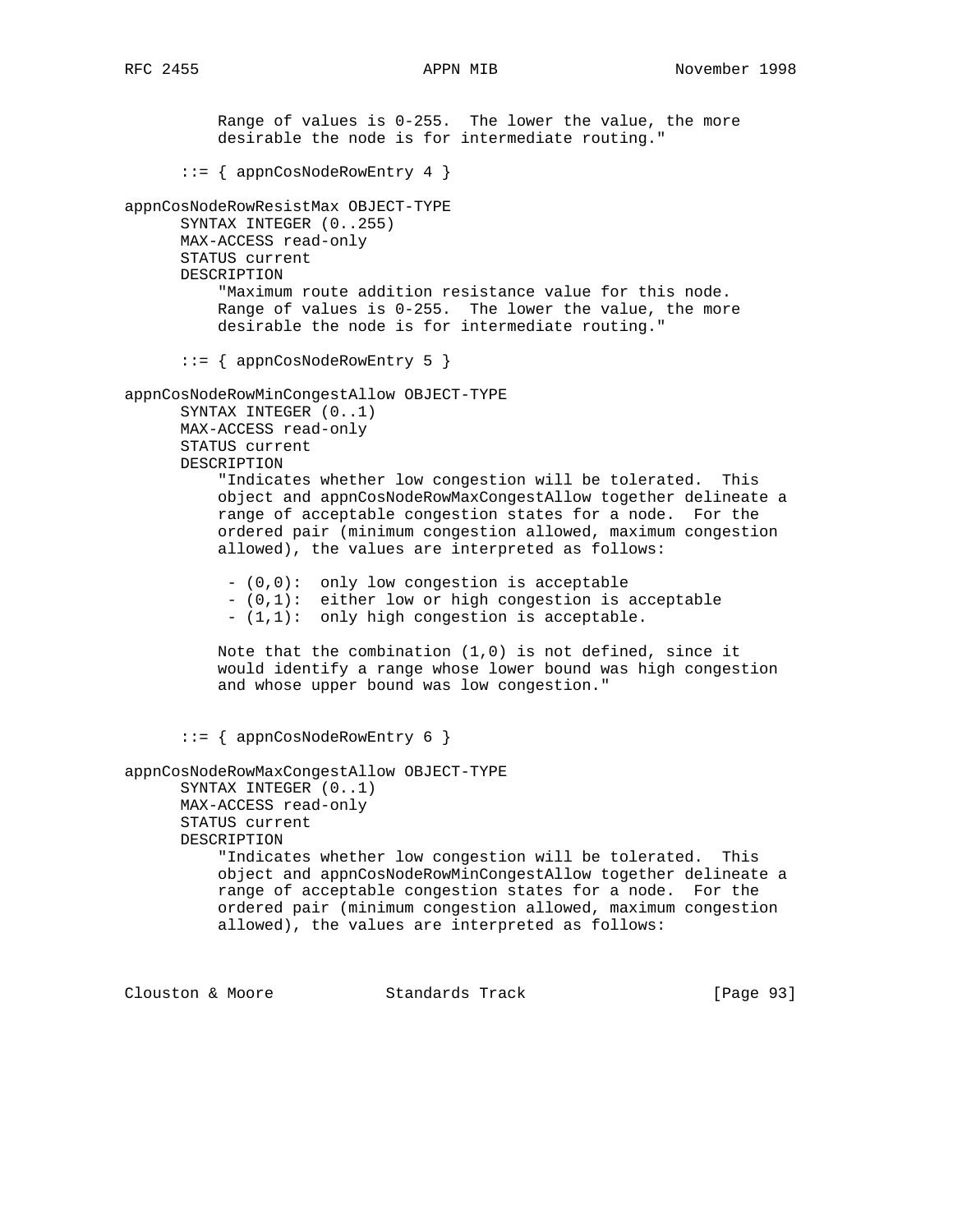```
          Range of values is 0-255.  The lower the value, the more
          desirable the node is for intermediate routing."

      ::= { appnCosNodeRowEntry 4 }

appnCosNodeRowResistMax OBJECT-TYPE
      SYNTAX INTEGER (0..255)
      MAX-ACCESS read-only
      STATUS current
      DESCRIPTION
          "Maximum route addition resistance value for this node.
          Range of values is 0-255.  The lower the value, the more
          desirable the node is for intermediate routing."

      ::= { appnCosNodeRowEntry 5 }

appnCosNodeRowMinCongestAllow OBJECT-TYPE
      SYNTAX INTEGER (0..1)
      MAX-ACCESS read-only
      STATUS current
      DESCRIPTION
          "Indicates whether low congestion will be tolerated.  This
          object and appnCosNodeRowMaxCongestAllow together delineate a
          range of acceptable congestion states for a node.  For the
          ordered pair (minimum congestion allowed, maximum congestion
          allowed), the values are interpreted as follows:

           - (0,0):  only low congestion is acceptable
           - (0,1):  either low or high congestion is acceptable
           - (1,1):  only high congestion is acceptable.

          Note that the combination (1,0) is not defined, since it
          would identify a range whose lower bound was high congestion
          and whose upper bound was low congestion."


      ::= { appnCosNodeRowEntry 6 }

appnCosNodeRowMaxCongestAllow OBJECT-TYPE
      SYNTAX INTEGER (0..1)
      MAX-ACCESS read-only
      STATUS current
      DESCRIPTION
          "Indicates whether low congestion will be tolerated.  This
          object and appnCosNodeRowMinCongestAllow together delineate a
          range of acceptable congestion states for a node.  For the
          ordered pair (minimum congestion allowed, maximum congestion
          allowed), the values are interpreted as follows:
```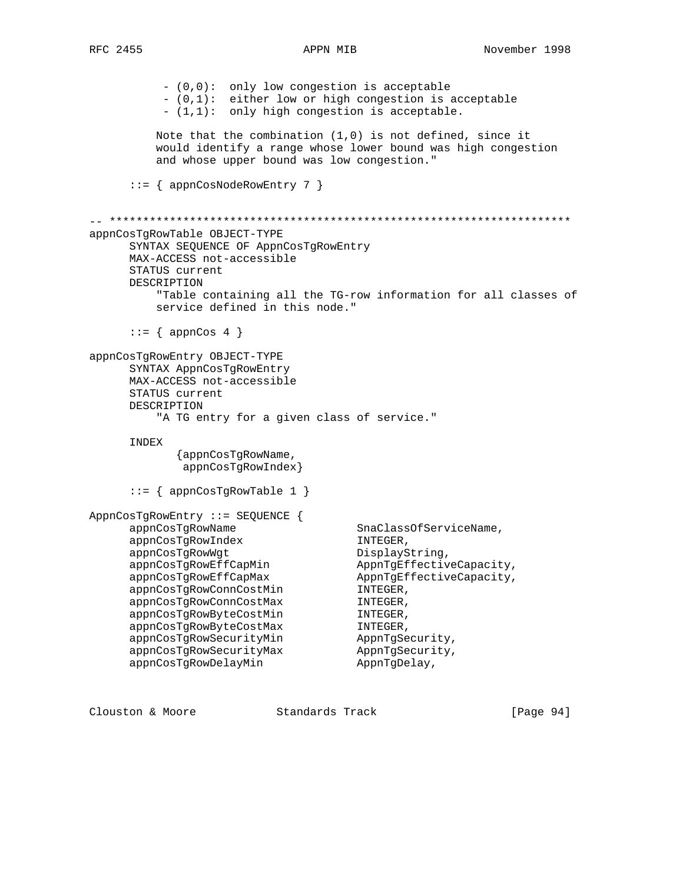```
           - (0,0):  only low congestion is acceptable
           - (0,1):  either low or high congestion is acceptable
           - (1,1):  only high congestion is acceptable.

          Note that the combination (1,0) is not defined, since it
          would identify a range whose lower bound was high congestion
          and whose upper bound was low congestion."

      ::= { appnCosNodeRowEntry 7 }


-- *********************************************************************
appnCosTgRowTable OBJECT-TYPE
      SYNTAX SEQUENCE OF AppnCosTgRowEntry
      MAX-ACCESS not-accessible
      STATUS current
      DESCRIPTION
          "Table containing all the TG-row information for all classes of
          service defined in this node."

      ::= { appnCos 4 }

appnCosTgRowEntry OBJECT-TYPE
      SYNTAX AppnCosTgRowEntry
      MAX-ACCESS not-accessible
      STATUS current
      DESCRIPTION
          "A TG entry for a given class of service."

      INDEX
             {appnCosTgRowName,
              appnCosTgRowIndex}

      ::= { appnCosTgRowTable 1 }

AppnCosTgRowEntry ::= SEQUENCE {
      appnCosTgRowName                 SnaClassOfServiceName,
      appnCosTgRowIndex                INTEGER,
      appnCosTgRowWgt                  DisplayString,
      appnCosTgRowEffCapMin            AppnTgEffectiveCapacity,
      appnCosTgRowEffCapMax            AppnTgEffectiveCapacity,
      appnCosTgRowConnCostMin          INTEGER,
      appnCosTgRowConnCostMax          INTEGER,
      appnCosTgRowByteCostMin          INTEGER,
      appnCosTgRowByteCostMax          INTEGER,
      appnCosTgRowSecurityMin          AppnTgSecurity,
      appnCosTgRowSecurityMax          AppnTgSecurity,
      appnCosTgRowDelayMin             AppnTgDelay,
```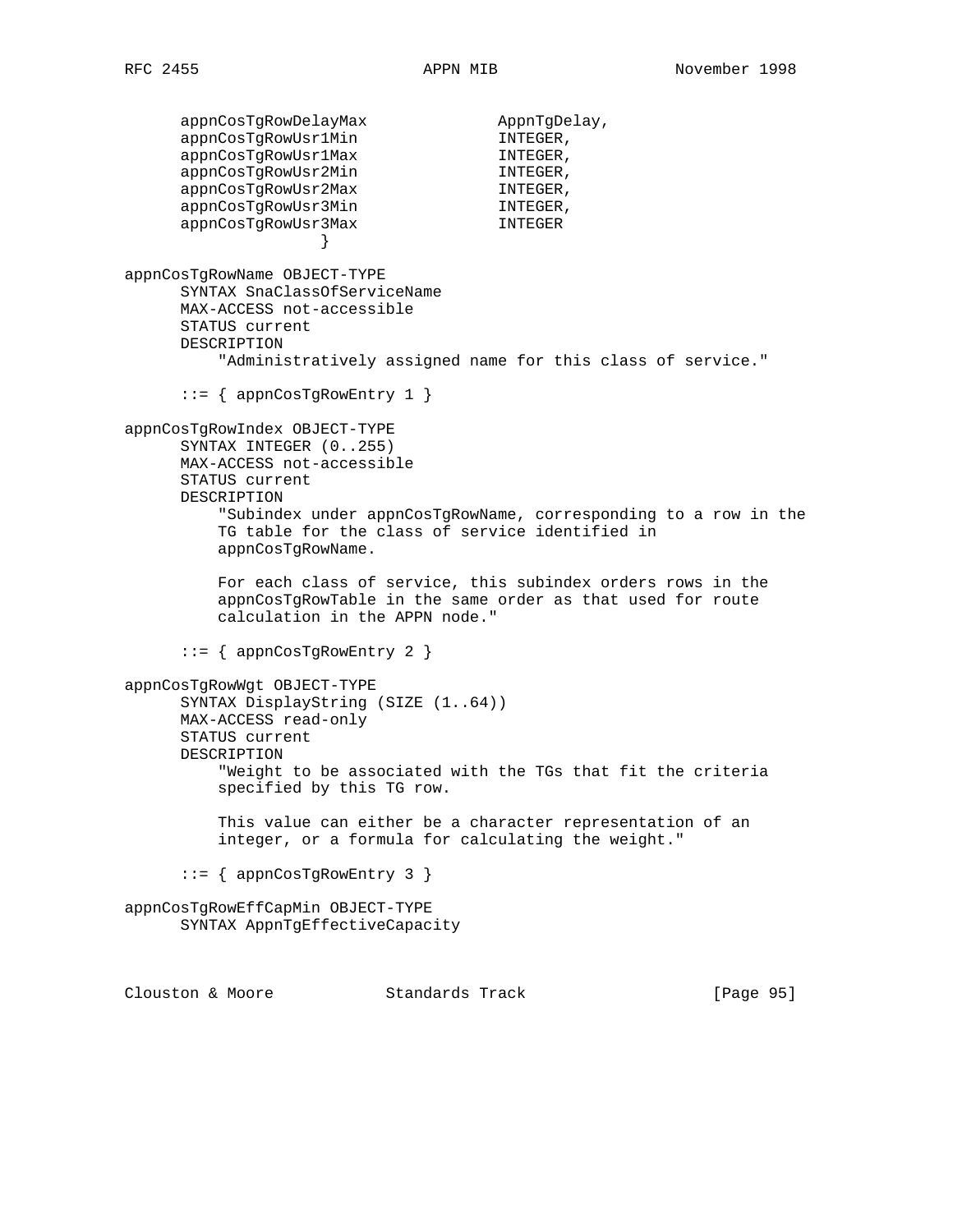```
      appnCosTgRowDelayMax              AppnTgDelay,
      appnCosTgRowUsr1Min               INTEGER,
      appnCosTgRowUsr1Max               INTEGER,
      appnCosTgRowUsr2Min               INTEGER,
      appnCosTgRowUsr2Max               INTEGER,
      appnCosTgRowUsr3Min               INTEGER,
      appnCosTgRowUsr3Max               INTEGER
                       }

appnCosTgRowName OBJECT-TYPE
      SYNTAX SnaClassOfServiceName
      MAX-ACCESS not-accessible
      STATUS current
      DESCRIPTION
          "Administratively assigned name for this class of service."

      ::= { appnCosTgRowEntry 1 }

appnCosTgRowIndex OBJECT-TYPE
      SYNTAX INTEGER (0..255)
      MAX-ACCESS not-accessible
      STATUS current
      DESCRIPTION
          "Subindex under appnCosTgRowName, corresponding to a row in the
          TG table for the class of service identified in
          appnCosTgRowName.

          For each class of service, this subindex orders rows in the
          appnCosTgRowTable in the same order as that used for route
          calculation in the APPN node."

      ::= { appnCosTgRowEntry 2 }

appnCosTgRowWgt OBJECT-TYPE
      SYNTAX DisplayString (SIZE (1..64))
      MAX-ACCESS read-only
      STATUS current
      DESCRIPTION
          "Weight to be associated with the TGs that fit the criteria
          specified by this TG row.

          This value can either be a character representation of an
          integer, or a formula for calculating the weight."

      ::= { appnCosTgRowEntry 3 }

appnCosTgRowEffCapMin OBJECT-TYPE
      SYNTAX AppnTgEffectiveCapacity
```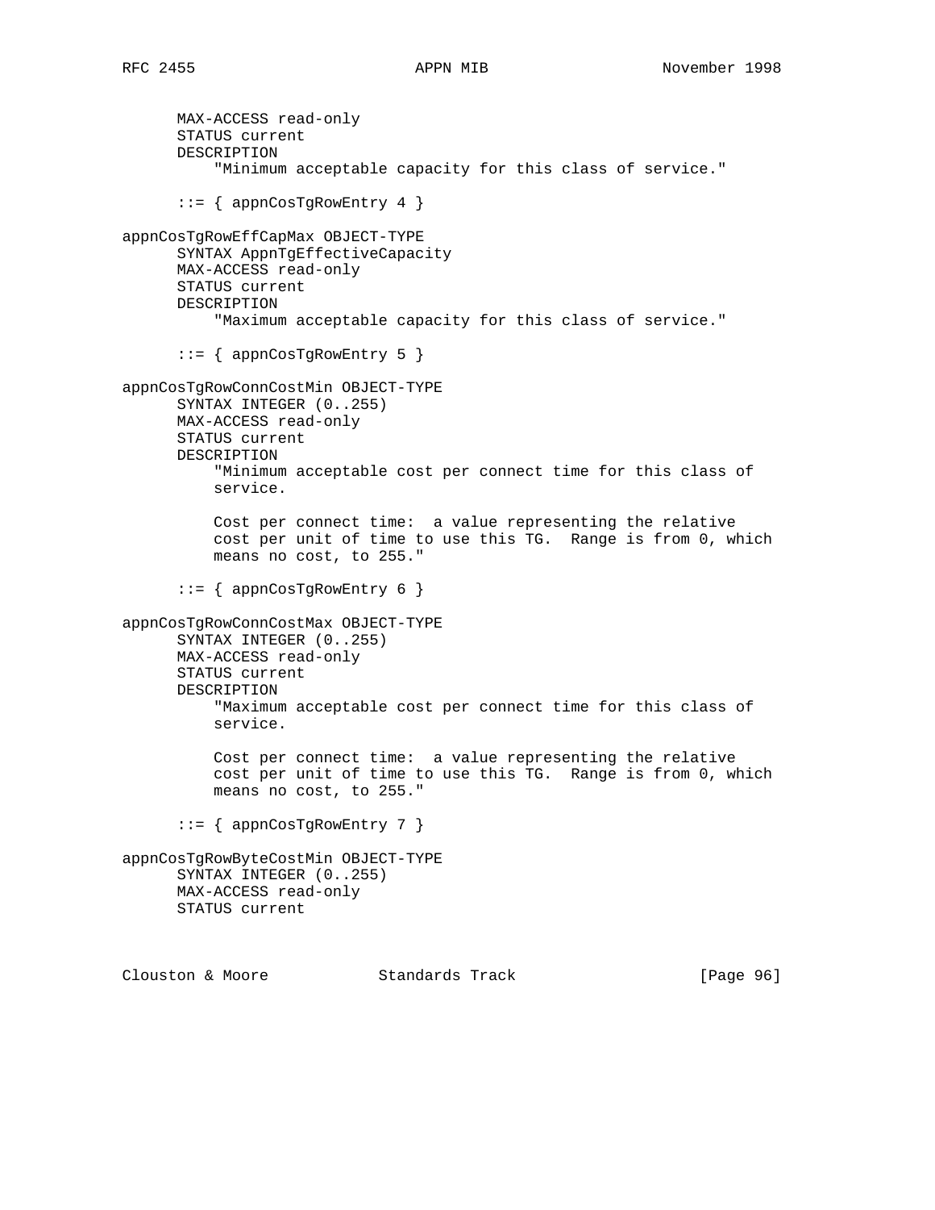```
      MAX-ACCESS read-only
      STATUS current
      DESCRIPTION
          "Minimum acceptable capacity for this class of service."

      ::= { appnCosTgRowEntry 4 }

appnCosTgRowEffCapMax OBJECT-TYPE
      SYNTAX AppnTgEffectiveCapacity
      MAX-ACCESS read-only
      STATUS current
      DESCRIPTION
          "Maximum acceptable capacity for this class of service."

      ::= { appnCosTgRowEntry 5 }

appnCosTgRowConnCostMin OBJECT-TYPE
      SYNTAX INTEGER (0..255)
      MAX-ACCESS read-only
      STATUS current
      DESCRIPTION
          "Minimum acceptable cost per connect time for this class of
          service.

          Cost per connect time:  a value representing the relative
          cost per unit of time to use this TG.  Range is from 0, which
          means no cost, to 255."

      ::= { appnCosTgRowEntry 6 }

appnCosTgRowConnCostMax OBJECT-TYPE
      SYNTAX INTEGER (0..255)
      MAX-ACCESS read-only
      STATUS current
      DESCRIPTION
          "Maximum acceptable cost per connect time for this class of
          service.

          Cost per connect time:  a value representing the relative
          cost per unit of time to use this TG.  Range is from 0, which
          means no cost, to 255."

      ::= { appnCosTgRowEntry 7 }

appnCosTgRowByteCostMin OBJECT-TYPE
      SYNTAX INTEGER (0..255)
      MAX-ACCESS read-only
      STATUS current
```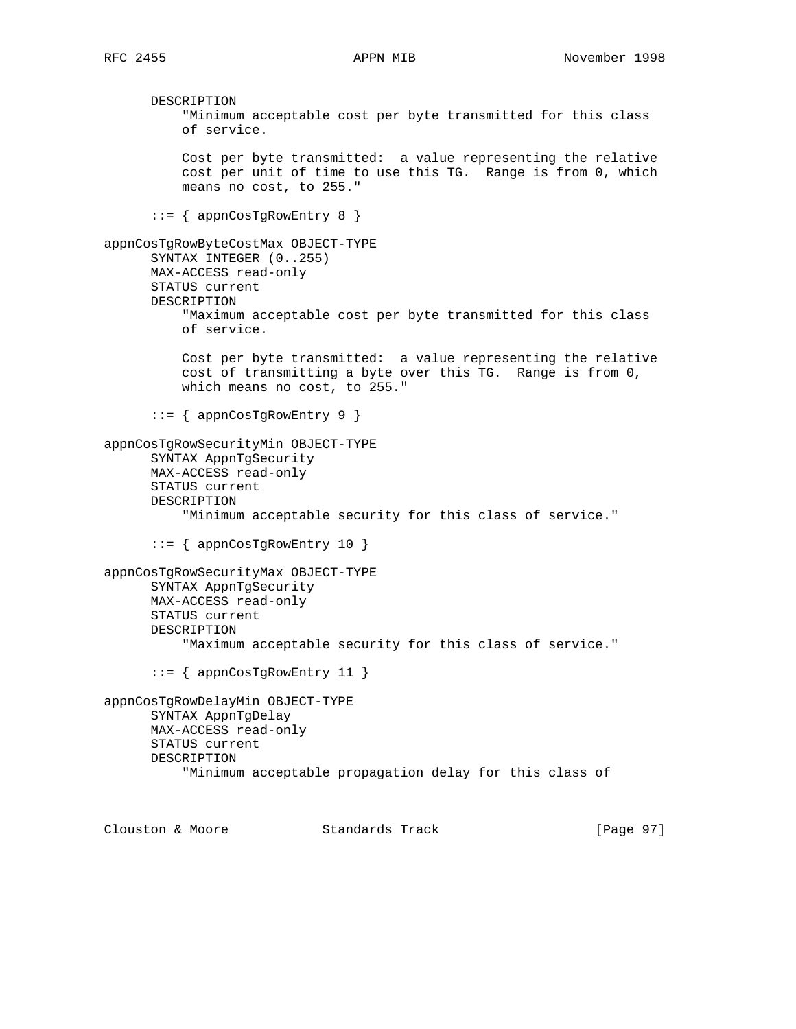```
      DESCRIPTION
          "Minimum acceptable cost per byte transmitted for this class
          of service.

          Cost per byte transmitted:  a value representing the relative
          cost per unit of time to use this TG.  Range is from 0, which
          means no cost, to 255."

      ::= { appnCosTgRowEntry 8 }

appnCosTgRowByteCostMax OBJECT-TYPE
      SYNTAX INTEGER (0..255)
      MAX-ACCESS read-only
      STATUS current
      DESCRIPTION
          "Maximum acceptable cost per byte transmitted for this class
          of service.

          Cost per byte transmitted:  a value representing the relative
          cost of transmitting a byte over this TG.  Range is from 0,
          which means no cost, to 255."

      ::= { appnCosTgRowEntry 9 }

appnCosTgRowSecurityMin OBJECT-TYPE
      SYNTAX AppnTgSecurity
      MAX-ACCESS read-only
      STATUS current
      DESCRIPTION
          "Minimum acceptable security for this class of service."

      ::= { appnCosTgRowEntry 10 }

appnCosTgRowSecurityMax OBJECT-TYPE
      SYNTAX AppnTgSecurity
      MAX-ACCESS read-only
      STATUS current
      DESCRIPTION
          "Maximum acceptable security for this class of service."

      ::= { appnCosTgRowEntry 11 }

appnCosTgRowDelayMin OBJECT-TYPE
      SYNTAX AppnTgDelay
      MAX-ACCESS read-only
      STATUS current
      DESCRIPTION
          "Minimum acceptable propagation delay for this class of
```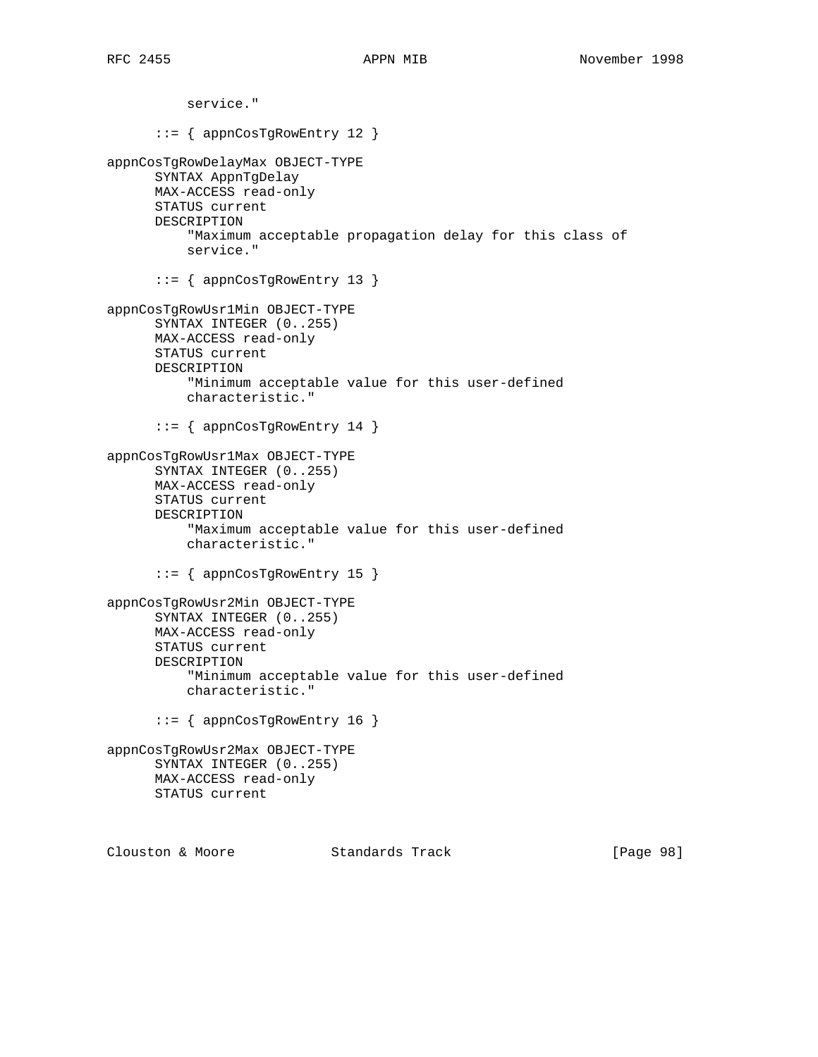```
          service."

      ::= { appnCosTgRowEntry 12 }

appnCosTgRowDelayMax OBJECT-TYPE
      SYNTAX AppnTgDelay
      MAX-ACCESS read-only
      STATUS current
      DESCRIPTION
          "Maximum acceptable propagation delay for this class of
          service."

      ::= { appnCosTgRowEntry 13 }

appnCosTgRowUsr1Min OBJECT-TYPE
      SYNTAX INTEGER (0..255)
      MAX-ACCESS read-only
      STATUS current
      DESCRIPTION
          "Minimum acceptable value for this user-defined
          characteristic."

      ::= { appnCosTgRowEntry 14 }

appnCosTgRowUsr1Max OBJECT-TYPE
      SYNTAX INTEGER (0..255)
      MAX-ACCESS read-only
      STATUS current
      DESCRIPTION
          "Maximum acceptable value for this user-defined
          characteristic."

      ::= { appnCosTgRowEntry 15 }

appnCosTgRowUsr2Min OBJECT-TYPE
      SYNTAX INTEGER (0..255)
      MAX-ACCESS read-only
      STATUS current
      DESCRIPTION
          "Minimum acceptable value for this user-defined
          characteristic."

      ::= { appnCosTgRowEntry 16 }

appnCosTgRowUsr2Max OBJECT-TYPE
      SYNTAX INTEGER (0..255)
      MAX-ACCESS read-only
      STATUS current
```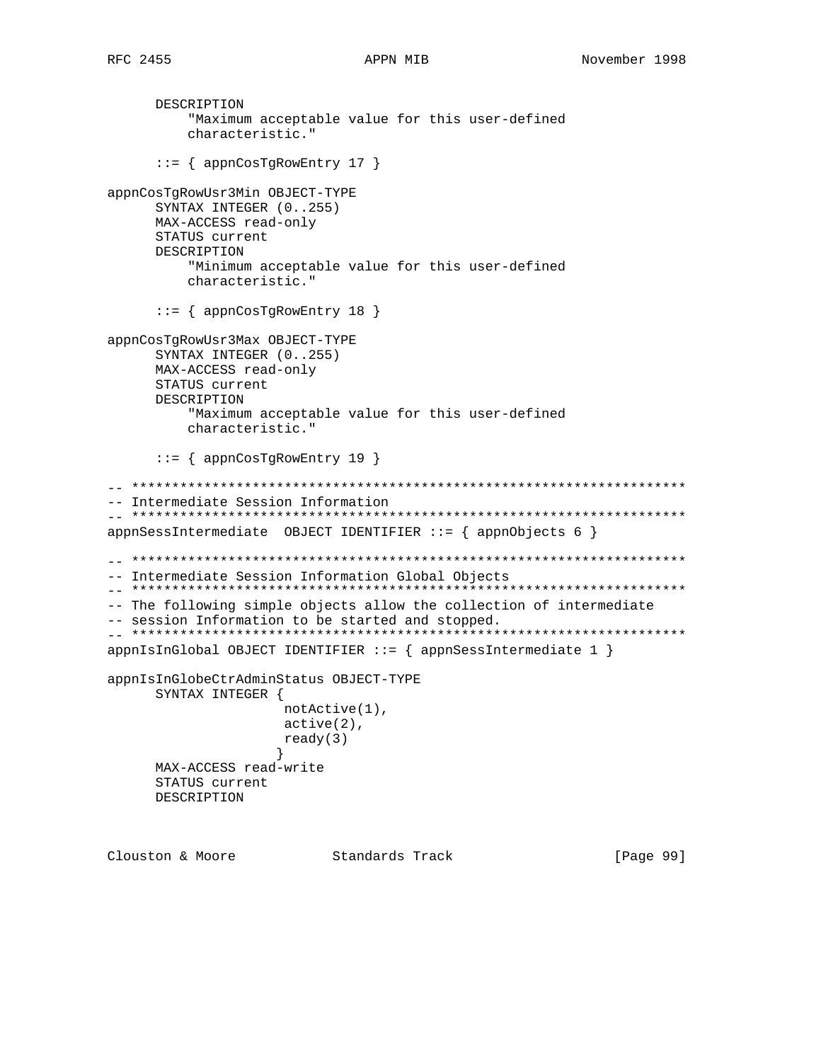```
      DESCRIPTION
          "Maximum acceptable value for this user-defined
          characteristic."

      ::= { appnCosTgRowEntry 17 }

appnCosTgRowUsr3Min OBJECT-TYPE
      SYNTAX INTEGER (0..255)
      MAX-ACCESS read-only
      STATUS current
      DESCRIPTION
          "Minimum acceptable value for this user-defined
          characteristic."

      ::= { appnCosTgRowEntry 18 }

appnCosTgRowUsr3Max OBJECT-TYPE
      SYNTAX INTEGER (0..255)
      MAX-ACCESS read-only
      STATUS current
      DESCRIPTION
          "Maximum acceptable value for this user-defined
          characteristic."

      ::= { appnCosTgRowEntry 19 }

-- *********************************************************************
-- Intermediate Session Information
-- *********************************************************************
appnSessIntermediate  OBJECT IDENTIFIER ::= { appnObjects 6 }

-- *********************************************************************
-- Intermediate Session Information Global Objects
-- *********************************************************************
-- The following simple objects allow the collection of intermediate
-- session Information to be started and stopped.
-- *********************************************************************
appnIsInGlobal OBJECT IDENTIFIER ::= { appnSessIntermediate 1 }

appnIsInGlobeCtrAdminStatus OBJECT-TYPE
      SYNTAX INTEGER {
                      notActive(1),
                      active(2),
                      ready(3)
                     }
      MAX-ACCESS read-write
      STATUS current
      DESCRIPTION
```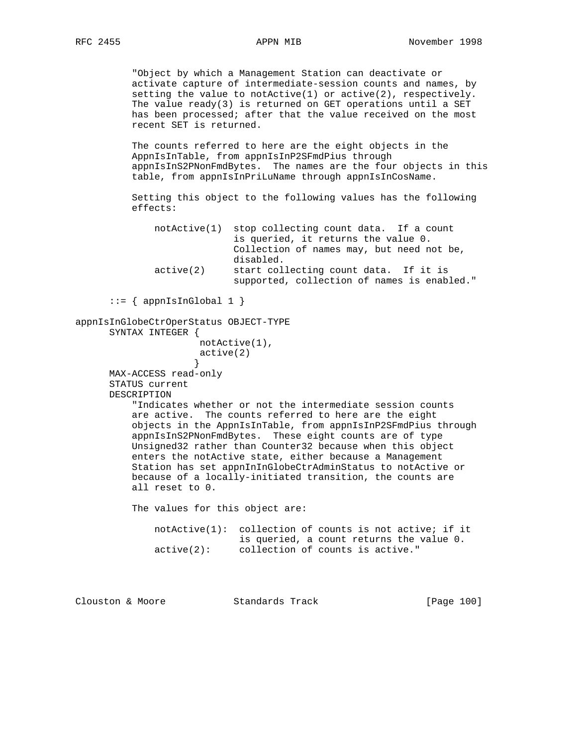```
          "Object by which a Management Station can deactivate or
          activate capture of intermediate-session counts and names, by
          setting the value to notActive(1) or active(2), respectively.
          The value ready(3) is returned on GET operations until a SET
          has been processed; after that the value received on the most
          recent SET is returned.

          The counts referred to here are the eight objects in the
          AppnIsInTable, from appnIsInP2SFmdPius through
          appnIsInS2PNonFmdBytes.  The names are the four objects in this
          table, from appnIsInPriLuName through appnIsInCosName.

          Setting this object to the following values has the following
          effects:

              notActive(1)  stop collecting count data.  If a count
                            is queried, it returns the value 0.
                            Collection of names may, but need not be,
                            disabled.
              active(2)     start collecting count data.  If it is
                            supported, collection of names is enabled."

      ::= { appnIsInGlobal 1 }

appnIsInGlobeCtrOperStatus OBJECT-TYPE
      SYNTAX INTEGER {
                      notActive(1),
                      active(2)
                     }
      MAX-ACCESS read-only
      STATUS current
      DESCRIPTION
          "Indicates whether or not the intermediate session counts
          are active.  The counts referred to here are the eight
          objects in the AppnIsInTable, from appnIsInP2SFmdPius through
          appnIsInS2PNonFmdBytes.  These eight counts are of type
          Unsigned32 rather than Counter32 because when this object
          enters the notActive state, either because a Management
          Station has set appnInInGlobeCtrAdminStatus to notActive or
          because of a locally-initiated transition, the counts are
          all reset to 0.

          The values for this object are:

              notActive(1):  collection of counts is not active; if it
                             is queried, a count returns the value 0.
              active(2):     collection of counts is active."
```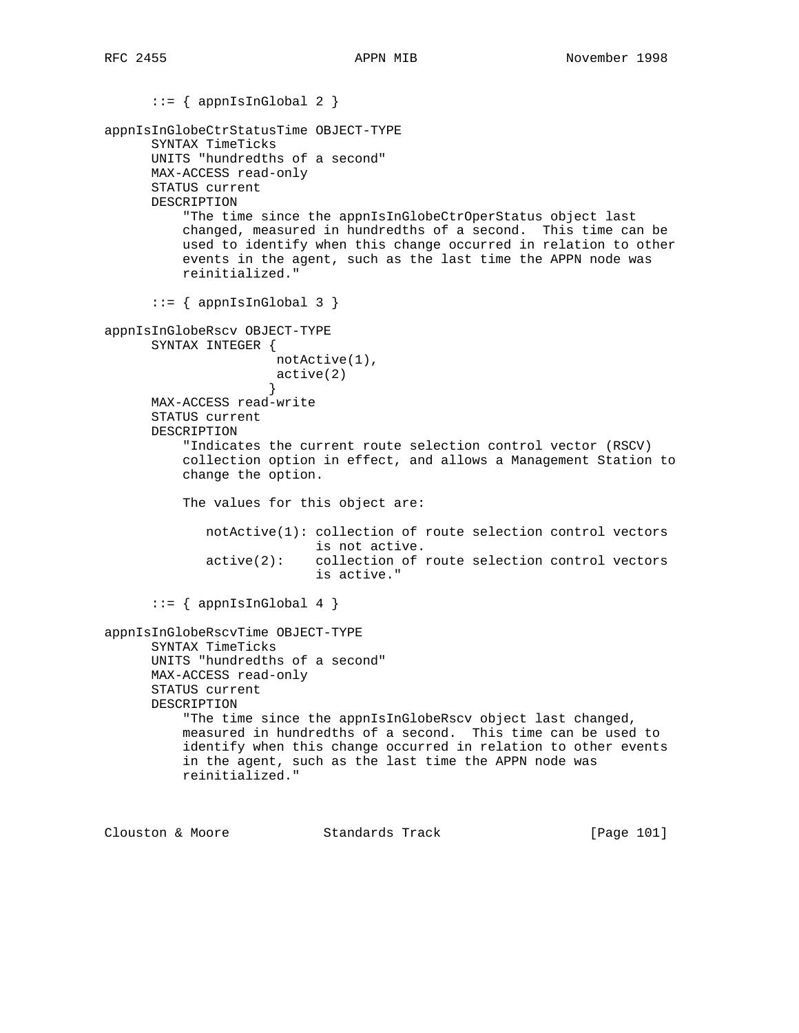```
      ::= { appnIsInGlobal 2 }

appnIsInGlobeCtrStatusTime OBJECT-TYPE
      SYNTAX TimeTicks
      UNITS "hundredths of a second"
      MAX-ACCESS read-only
      STATUS current
      DESCRIPTION
          "The time since the appnIsInGlobeCtrOperStatus object last
          changed, measured in hundredths of a second.  This time can be
          used to identify when this change occurred in relation to other
          events in the agent, such as the last time the APPN node was
          reinitialized."

      ::= { appnIsInGlobal 3 }

appnIsInGlobeRscv OBJECT-TYPE
      SYNTAX INTEGER {
                      notActive(1),
                      active(2)
                     }
      MAX-ACCESS read-write
      STATUS current
      DESCRIPTION
          "Indicates the current route selection control vector (RSCV)
          collection option in effect, and allows a Management Station to
          change the option.

          The values for this object are:

             notActive(1): collection of route selection control vectors
                           is not active.
             active(2):    collection of route selection control vectors
                           is active."

      ::= { appnIsInGlobal 4 }

appnIsInGlobeRscvTime OBJECT-TYPE
      SYNTAX TimeTicks
      UNITS "hundredths of a second"
      MAX-ACCESS read-only
      STATUS current
      DESCRIPTION
          "The time since the appnIsInGlobeRscv object last changed,
          measured in hundredths of a second.  This time can be used to
          identify when this change occurred in relation to other events
          in the agent, such as the last time the APPN node was
          reinitialized."
```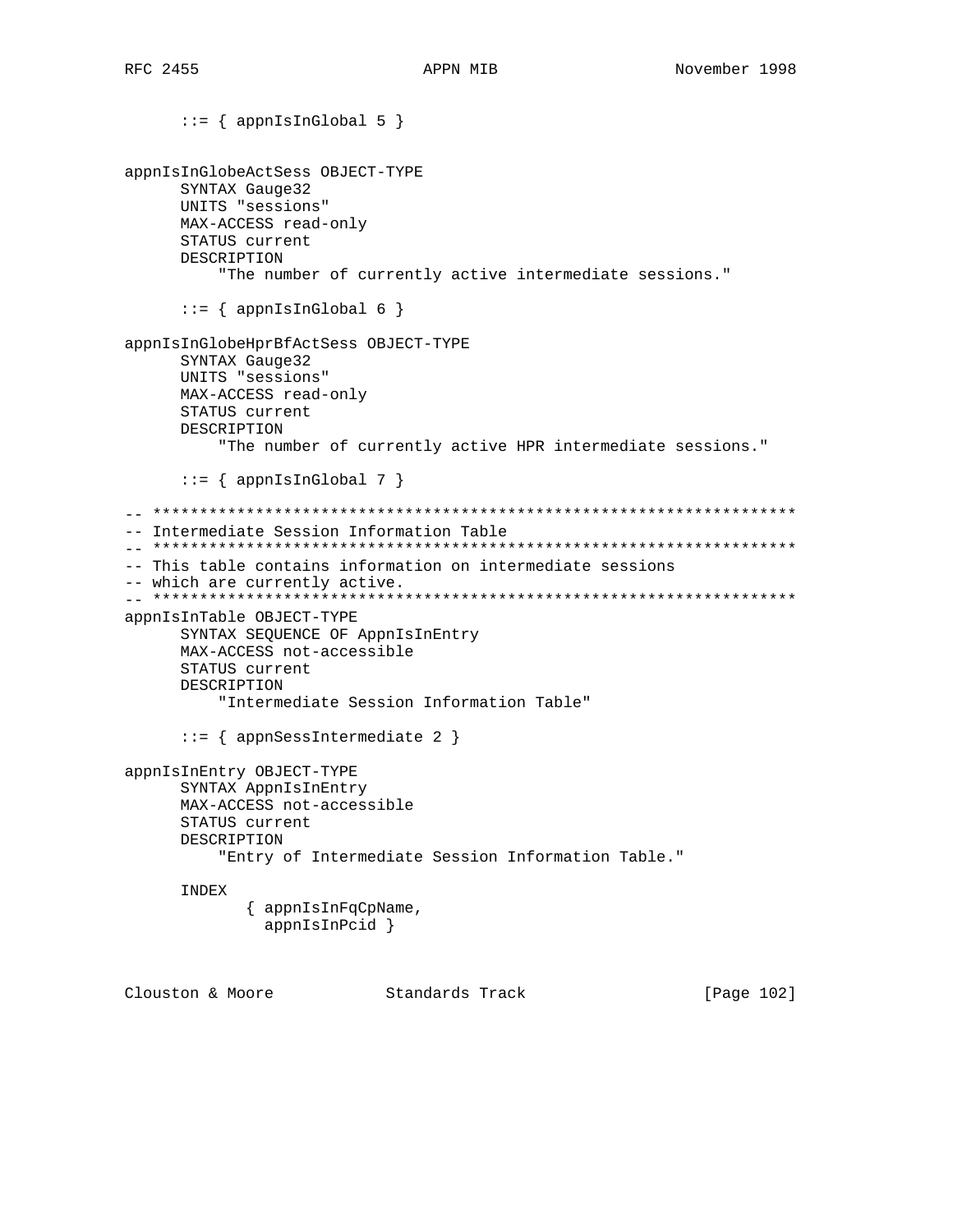```
      ::= { appnIsInGlobal 5 }


appnIsInGlobeActSess OBJECT-TYPE
      SYNTAX Gauge32
      UNITS "sessions"
      MAX-ACCESS read-only
      STATUS current
      DESCRIPTION
          "The number of currently active intermediate sessions."

      ::= { appnIsInGlobal 6 }

appnIsInGlobeHprBfActSess OBJECT-TYPE
      SYNTAX Gauge32
      UNITS "sessions"
      MAX-ACCESS read-only
      STATUS current
      DESCRIPTION
          "The number of currently active HPR intermediate sessions."

      ::= { appnIsInGlobal 7 }

-- *********************************************************************
-- Intermediate Session Information Table
-- *********************************************************************
-- This table contains information on intermediate sessions
-- which are currently active.
-- *********************************************************************
appnIsInTable OBJECT-TYPE
      SYNTAX SEQUENCE OF AppnIsInEntry
      MAX-ACCESS not-accessible
      STATUS current
      DESCRIPTION
          "Intermediate Session Information Table"

      ::= { appnSessIntermediate 2 }

appnIsInEntry OBJECT-TYPE
      SYNTAX AppnIsInEntry
      MAX-ACCESS not-accessible
      STATUS current
      DESCRIPTION
          "Entry of Intermediate Session Information Table."

      INDEX
             { appnIsInFqCpName,
               appnIsInPcid }
```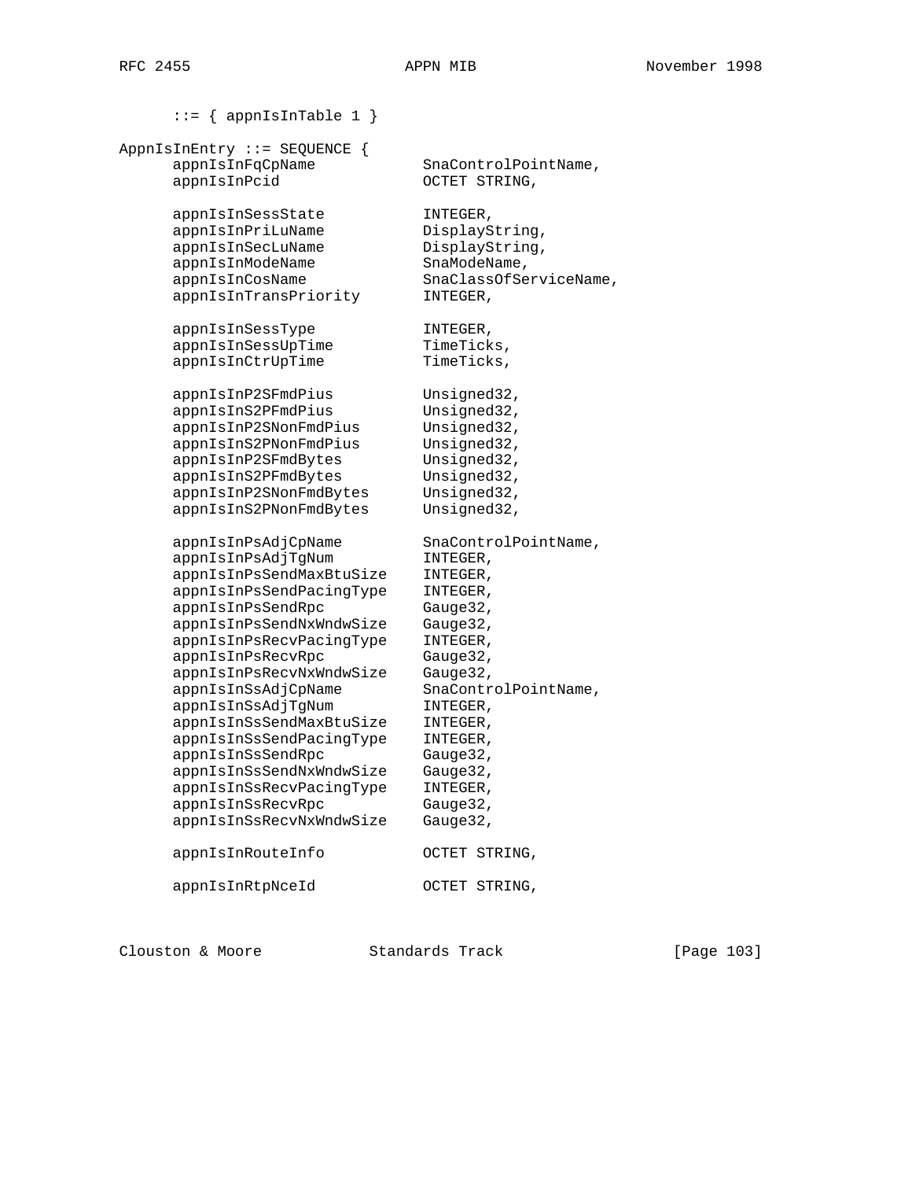```
      ::= { appnIsInTable 1 }

AppnIsInEntry ::= SEQUENCE {
      appnIsInFqCpName            SnaControlPointName,
      appnIsInPcid                OCTET STRING,

      appnIsInSessState           INTEGER,
      appnIsInPriLuName           DisplayString,
      appnIsInSecLuName           DisplayString,
      appnIsInModeName            SnaModeName,
      appnIsInCosName             SnaClassOfServiceName,
      appnIsInTransPriority       INTEGER,

      appnIsInSessType            INTEGER,
      appnIsInSessUpTime          TimeTicks,
      appnIsInCtrUpTime           TimeTicks,

      appnIsInP2SFmdPius          Unsigned32,
      appnIsInS2PFmdPius          Unsigned32,
      appnIsInP2SNonFmdPius       Unsigned32,
      appnIsInS2PNonFmdPius       Unsigned32,
      appnIsInP2SFmdBytes         Unsigned32,
      appnIsInS2PFmdBytes         Unsigned32,
      appnIsInP2SNonFmdBytes      Unsigned32,
      appnIsInS2PNonFmdBytes      Unsigned32,

      appnIsInPsAdjCpName         SnaControlPointName,
      appnIsInPsAdjTgNum          INTEGER,
      appnIsInPsSendMaxBtuSize    INTEGER,
      appnIsInPsSendPacingType    INTEGER,
      appnIsInPsSendRpc           Gauge32,
      appnIsInPsSendNxWndwSize    Gauge32,
      appnIsInPsRecvPacingType    INTEGER,
      appnIsInPsRecvRpc           Gauge32,
      appnIsInPsRecvNxWndwSize    Gauge32,
      appnIsInSsAdjCpName         SnaControlPointName,
      appnIsInSsAdjTgNum          INTEGER,
      appnIsInSsSendMaxBtuSize    INTEGER,
      appnIsInSsSendPacingType    INTEGER,
      appnIsInSsSendRpc           Gauge32,
      appnIsInSsSendNxWndwSize    Gauge32,
      appnIsInSsRecvPacingType    INTEGER,
      appnIsInSsRecvRpc           Gauge32,
      appnIsInSsRecvNxWndwSize    Gauge32,

      appnIsInRouteInfo           OCTET STRING,

      appnIsInRtpNceId            OCTET STRING,
```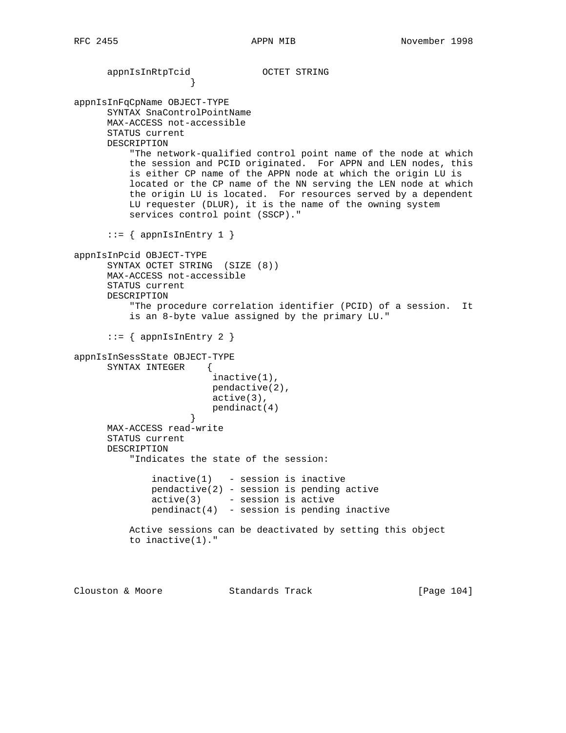```
      appnIsInRtpTcid             OCTET STRING
                     }

appnIsInFqCpName OBJECT-TYPE
      SYNTAX SnaControlPointName
      MAX-ACCESS not-accessible
      STATUS current
      DESCRIPTION
          "The network-qualified control point name of the node at which
          the session and PCID originated.  For APPN and LEN nodes, this
          is either CP name of the APPN node at which the origin LU is
          located or the CP name of the NN serving the LEN node at which
          the origin LU is located.  For resources served by a dependent
          LU requester (DLUR), it is the name of the owning system
          services control point (SSCP)."

      ::= { appnIsInEntry 1 }

appnIsInPcid OBJECT-TYPE
      SYNTAX OCTET STRING  (SIZE (8))
      MAX-ACCESS not-accessible
      STATUS current
      DESCRIPTION
          "The procedure correlation identifier (PCID) of a session.  It
          is an 8-byte value assigned by the primary LU."

      ::= { appnIsInEntry 2 }

appnIsInSessState OBJECT-TYPE
      SYNTAX INTEGER    {
                         inactive(1),
                         pendactive(2),
                         active(3),
                         pendinact(4)
                     }
      MAX-ACCESS read-write
      STATUS current
      DESCRIPTION
          "Indicates the state of the session:

              inactive(1)   - session is inactive
              pendactive(2) - session is pending active
              active(3)     - session is active
              pendinact(4)  - session is pending inactive

          Active sessions can be deactivated by setting this object
          to inactive(1)."
```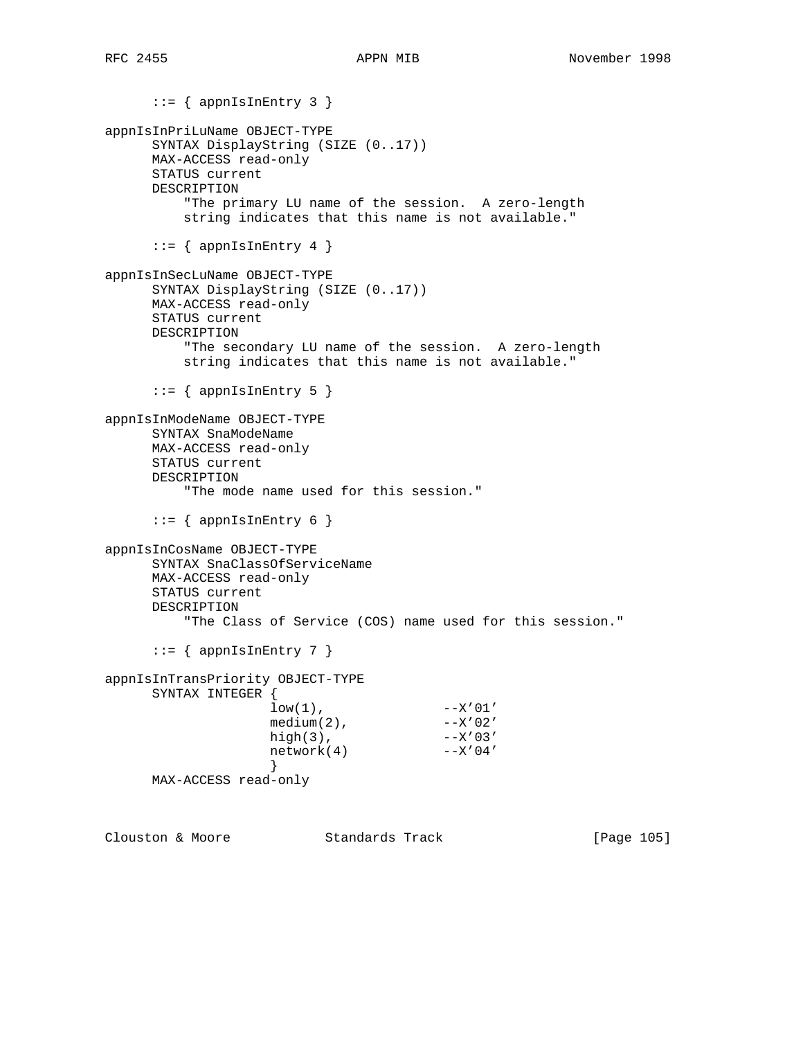```
      ::= { appnIsInEntry 3 }

appnIsInPriLuName OBJECT-TYPE
      SYNTAX DisplayString (SIZE (0..17))
      MAX-ACCESS read-only
      STATUS current
      DESCRIPTION
          "The primary LU name of the session.  A zero-length
          string indicates that this name is not available."

      ::= { appnIsInEntry 4 }

appnIsInSecLuName OBJECT-TYPE
      SYNTAX DisplayString (SIZE (0..17))
      MAX-ACCESS read-only
      STATUS current
      DESCRIPTION
          "The secondary LU name of the session.  A zero-length
          string indicates that this name is not available."

      ::= { appnIsInEntry 5 }

appnIsInModeName OBJECT-TYPE
      SYNTAX SnaModeName
      MAX-ACCESS read-only
      STATUS current
      DESCRIPTION
          "The mode name used for this session."

      ::= { appnIsInEntry 6 }

appnIsInCosName OBJECT-TYPE
      SYNTAX SnaClassOfServiceName
      MAX-ACCESS read-only
      STATUS current
      DESCRIPTION
          "The Class of Service (COS) name used for this session."

      ::= { appnIsInEntry 7 }

appnIsInTransPriority OBJECT-TYPE
      SYNTAX INTEGER {
                   low(1),               --X'01'
                   medium(2),            --X'02'
                   high(3),              --X'03'
                   network(4)            --X'04'
                   }
      MAX-ACCESS read-only
```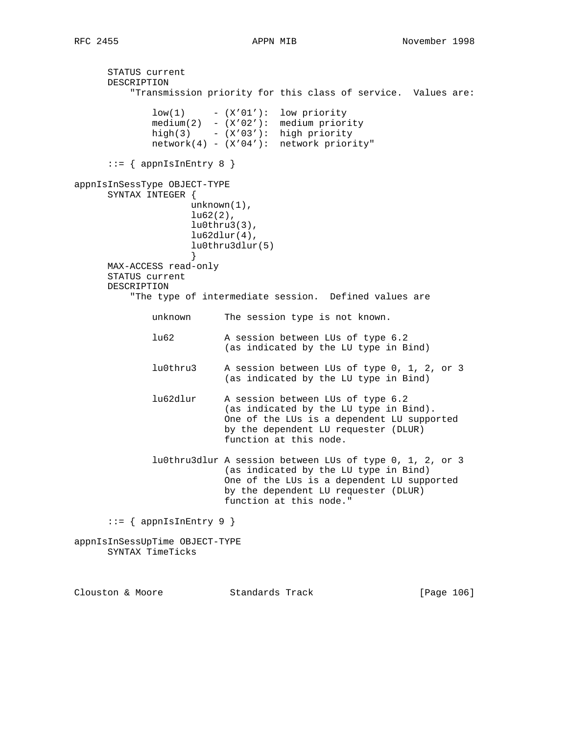```
      STATUS current
      DESCRIPTION
          "Transmission priority for this class of service.  Values are:

              low(1)     - (X'01'):  low priority
              medium(2)  - (X'02'):  medium priority
              high(3)    - (X'03'):  high priority
              network(4) - (X'04'):  network priority"

      ::= { appnIsInEntry 8 }

appnIsInSessType OBJECT-TYPE
      SYNTAX INTEGER {
                   unknown(1),
                   lu62(2),
                   lu0thru3(3),
                   lu62dlur(4),
                   lu0thru3dlur(5)
                   }
      MAX-ACCESS read-only
      STATUS current
      DESCRIPTION
          "The type of intermediate session.  Defined values are

              unknown      The session type is not known.

              lu62         A session between LUs of type 6.2
                           (as indicated by the LU type in Bind)

              lu0thru3     A session between LUs of type 0, 1, 2, or 3
                           (as indicated by the LU type in Bind)

              lu62dlur     A session between LUs of type 6.2
                           (as indicated by the LU type in Bind).
                           One of the LUs is a dependent LU supported
                           by the dependent LU requester (DLUR)
                           function at this node.

              lu0thru3dlur A session between LUs of type 0, 1, 2, or 3
                           (as indicated by the LU type in Bind)
                           One of the LUs is a dependent LU supported
                           by the dependent LU requester (DLUR)
                           function at this node."

      ::= { appnIsInEntry 9 }

appnIsInSessUpTime OBJECT-TYPE
      SYNTAX TimeTicks
```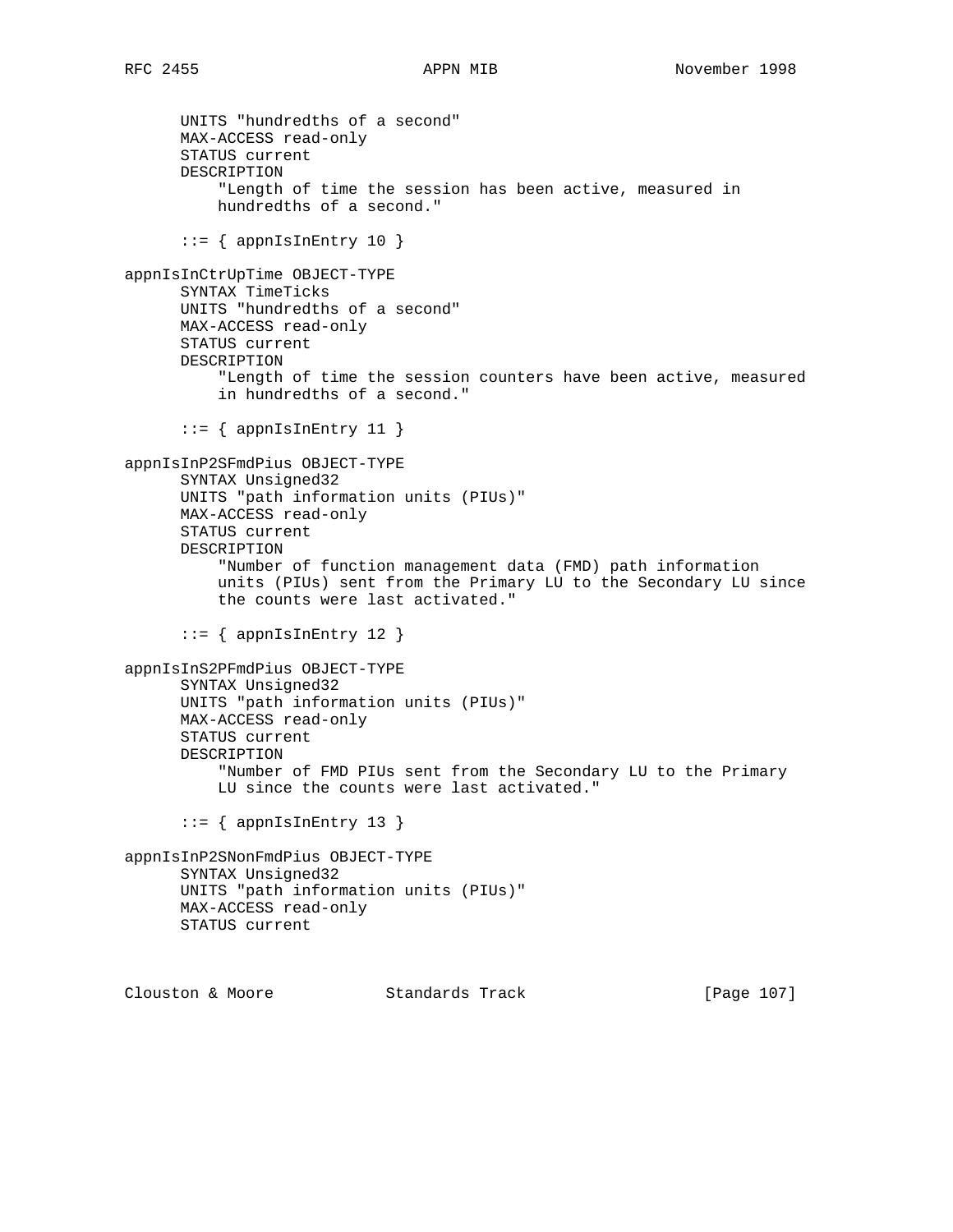```
      UNITS "hundredths of a second"
      MAX-ACCESS read-only
      STATUS current
      DESCRIPTION
          "Length of time the session has been active, measured in
          hundredths of a second."

      ::= { appnIsInEntry 10 }

appnIsInCtrUpTime OBJECT-TYPE
      SYNTAX TimeTicks
      UNITS "hundredths of a second"
      MAX-ACCESS read-only
      STATUS current
      DESCRIPTION
          "Length of time the session counters have been active, measured
          in hundredths of a second."

      ::= { appnIsInEntry 11 }

appnIsInP2SFmdPius OBJECT-TYPE
      SYNTAX Unsigned32
      UNITS "path information units (PIUs)"
      MAX-ACCESS read-only
      STATUS current
      DESCRIPTION
          "Number of function management data (FMD) path information
          units (PIUs) sent from the Primary LU to the Secondary LU since
          the counts were last activated."

      ::= { appnIsInEntry 12 }

appnIsInS2PFmdPius OBJECT-TYPE
      SYNTAX Unsigned32
      UNITS "path information units (PIUs)"
      MAX-ACCESS read-only
      STATUS current
      DESCRIPTION
          "Number of FMD PIUs sent from the Secondary LU to the Primary
          LU since the counts were last activated."

      ::= { appnIsInEntry 13 }

appnIsInP2SNonFmdPius OBJECT-TYPE
      SYNTAX Unsigned32
      UNITS "path information units (PIUs)"
      MAX-ACCESS read-only
      STATUS current
```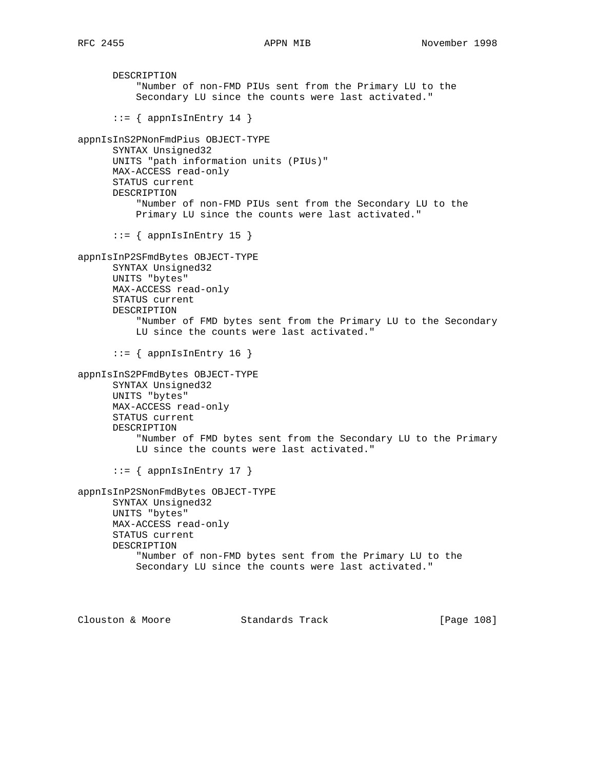```
      DESCRIPTION
          "Number of non-FMD PIUs sent from the Primary LU to the
          Secondary LU since the counts were last activated."

      ::= { appnIsInEntry 14 }

appnIsInS2PNonFmdPius OBJECT-TYPE
      SYNTAX Unsigned32
      UNITS "path information units (PIUs)"
      MAX-ACCESS read-only
      STATUS current
      DESCRIPTION
          "Number of non-FMD PIUs sent from the Secondary LU to the
          Primary LU since the counts were last activated."

      ::= { appnIsInEntry 15 }

appnIsInP2SFmdBytes OBJECT-TYPE
      SYNTAX Unsigned32
      UNITS "bytes"
      MAX-ACCESS read-only
      STATUS current
      DESCRIPTION
          "Number of FMD bytes sent from the Primary LU to the Secondary
          LU since the counts were last activated."

      ::= { appnIsInEntry 16 }

appnIsInS2PFmdBytes OBJECT-TYPE
      SYNTAX Unsigned32
      UNITS "bytes"
      MAX-ACCESS read-only
      STATUS current
      DESCRIPTION
          "Number of FMD bytes sent from the Secondary LU to the Primary
          LU since the counts were last activated."

      ::= { appnIsInEntry 17 }

appnIsInP2SNonFmdBytes OBJECT-TYPE
      SYNTAX Unsigned32
      UNITS "bytes"
      MAX-ACCESS read-only
      STATUS current
      DESCRIPTION
          "Number of non-FMD bytes sent from the Primary LU to the
          Secondary LU since the counts were last activated."
```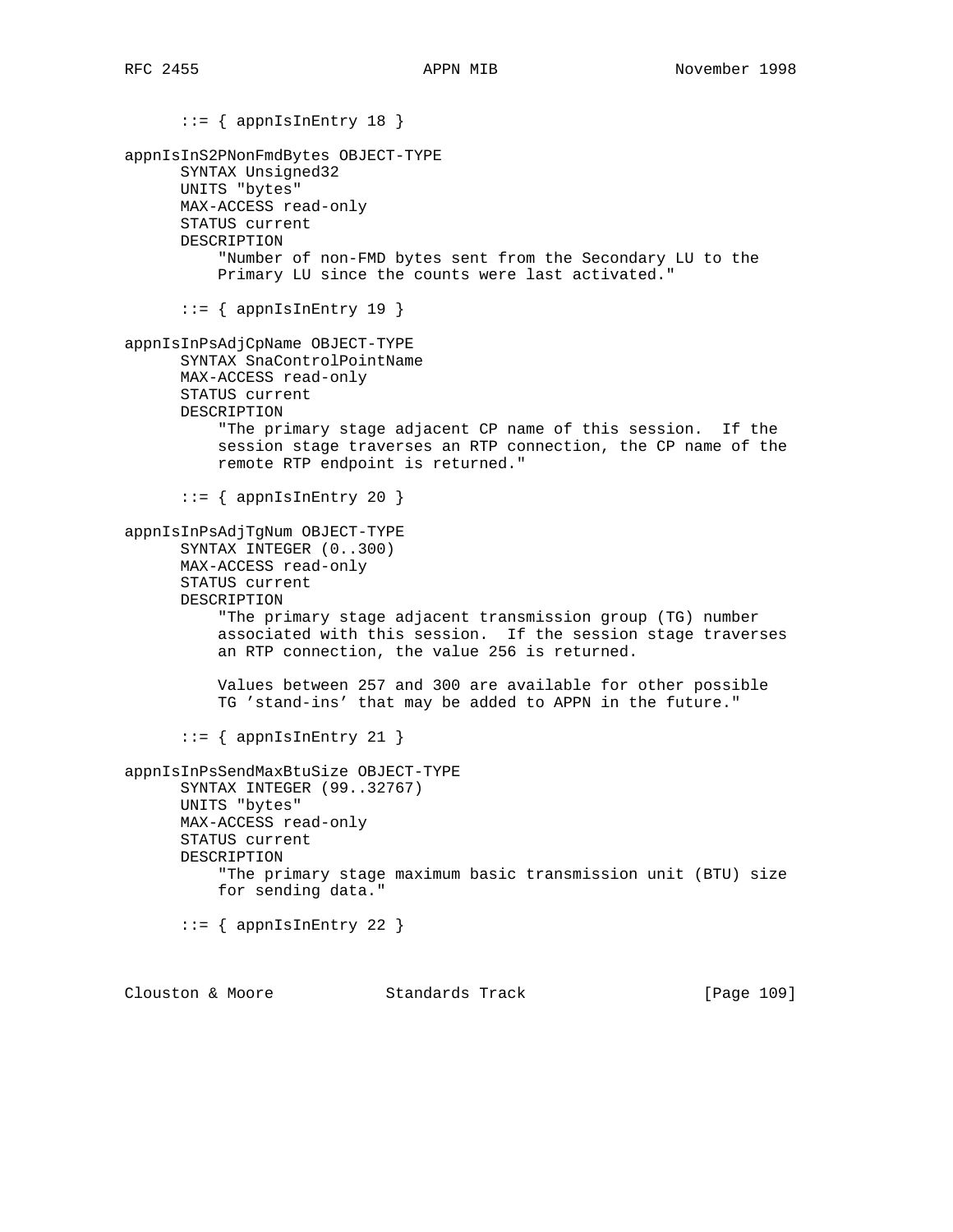```
      ::= { appnIsInEntry 18 }

appnIsInS2PNonFmdBytes OBJECT-TYPE
      SYNTAX Unsigned32
      UNITS "bytes"
      MAX-ACCESS read-only
      STATUS current
      DESCRIPTION
          "Number of non-FMD bytes sent from the Secondary LU to the
          Primary LU since the counts were last activated."

      ::= { appnIsInEntry 19 }

appnIsInPsAdjCpName OBJECT-TYPE
      SYNTAX SnaControlPointName
      MAX-ACCESS read-only
      STATUS current
      DESCRIPTION
          "The primary stage adjacent CP name of this session.  If the
          session stage traverses an RTP connection, the CP name of the
          remote RTP endpoint is returned."

      ::= { appnIsInEntry 20 }

appnIsInPsAdjTgNum OBJECT-TYPE
      SYNTAX INTEGER (0..300)
      MAX-ACCESS read-only
      STATUS current
      DESCRIPTION
          "The primary stage adjacent transmission group (TG) number
          associated with this session.  If the session stage traverses
          an RTP connection, the value 256 is returned.

          Values between 257 and 300 are available for other possible
          TG 'stand-ins' that may be added to APPN in the future."

      ::= { appnIsInEntry 21 }

appnIsInPsSendMaxBtuSize OBJECT-TYPE
      SYNTAX INTEGER (99..32767)
      UNITS "bytes"
      MAX-ACCESS read-only
      STATUS current
      DESCRIPTION
          "The primary stage maximum basic transmission unit (BTU) size
          for sending data."

      ::= { appnIsInEntry 22 }
```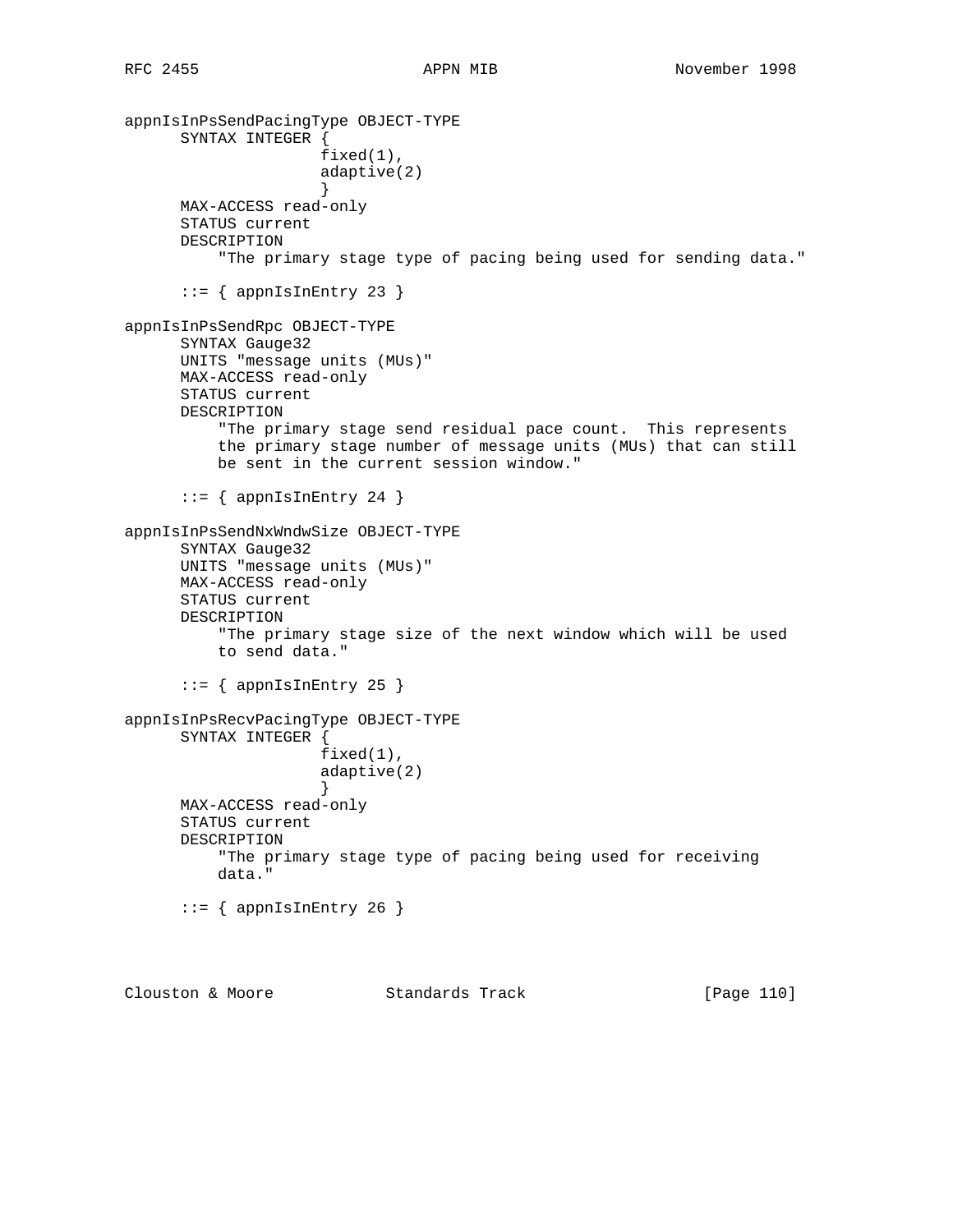```
appnIsInPsSendPacingType OBJECT-TYPE
      SYNTAX INTEGER {
                    fixed(1),
                    adaptive(2)
                    }
      MAX-ACCESS read-only
      STATUS current
      DESCRIPTION
          "The primary stage type of pacing being used for sending data."

      ::= { appnIsInEntry 23 }

appnIsInPsSendRpc OBJECT-TYPE
      SYNTAX Gauge32
      UNITS "message units (MUs)"
      MAX-ACCESS read-only
      STATUS current
      DESCRIPTION
          "The primary stage send residual pace count.  This represents
          the primary stage number of message units (MUs) that can still
          be sent in the current session window."

      ::= { appnIsInEntry 24 }

appnIsInPsSendNxWndwSize OBJECT-TYPE
      SYNTAX Gauge32
      UNITS "message units (MUs)"
      MAX-ACCESS read-only
      STATUS current
      DESCRIPTION
          "The primary stage size of the next window which will be used
          to send data."

      ::= { appnIsInEntry 25 }

appnIsInPsRecvPacingType OBJECT-TYPE
      SYNTAX INTEGER {
                    fixed(1),
                    adaptive(2)
                    }
      MAX-ACCESS read-only
      STATUS current
      DESCRIPTION
          "The primary stage type of pacing being used for receiving
          data."

      ::= { appnIsInEntry 26 }
```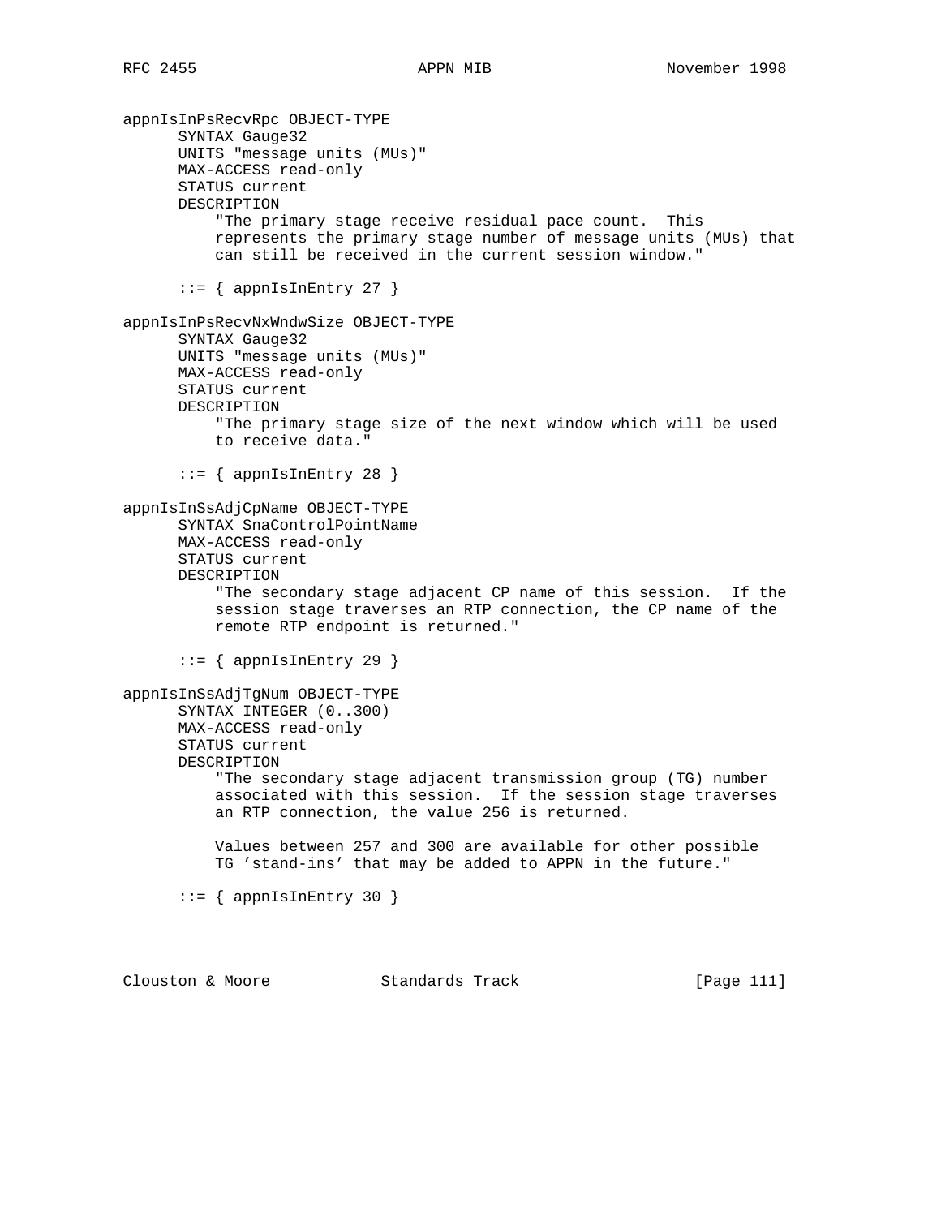```
appnIsInPsRecvRpc OBJECT-TYPE
      SYNTAX Gauge32
      UNITS "message units (MUs)"
      MAX-ACCESS read-only
      STATUS current
      DESCRIPTION
          "The primary stage receive residual pace count.  This
          represents the primary stage number of message units (MUs) that
          can still be received in the current session window."

      ::= { appnIsInEntry 27 }

appnIsInPsRecvNxWndwSize OBJECT-TYPE
      SYNTAX Gauge32
      UNITS "message units (MUs)"
      MAX-ACCESS read-only
      STATUS current
      DESCRIPTION
          "The primary stage size of the next window which will be used
          to receive data."

      ::= { appnIsInEntry 28 }

appnIsInSsAdjCpName OBJECT-TYPE
      SYNTAX SnaControlPointName
      MAX-ACCESS read-only
      STATUS current
      DESCRIPTION
          "The secondary stage adjacent CP name of this session.  If the
          session stage traverses an RTP connection, the CP name of the
          remote RTP endpoint is returned."

      ::= { appnIsInEntry 29 }

appnIsInSsAdjTgNum OBJECT-TYPE
      SYNTAX INTEGER (0..300)
      MAX-ACCESS read-only
      STATUS current
      DESCRIPTION
          "The secondary stage adjacent transmission group (TG) number
          associated with this session.  If the session stage traverses
          an RTP connection, the value 256 is returned.

          Values between 257 and 300 are available for other possible
          TG 'stand-ins' that may be added to APPN in the future."

      ::= { appnIsInEntry 30 }
```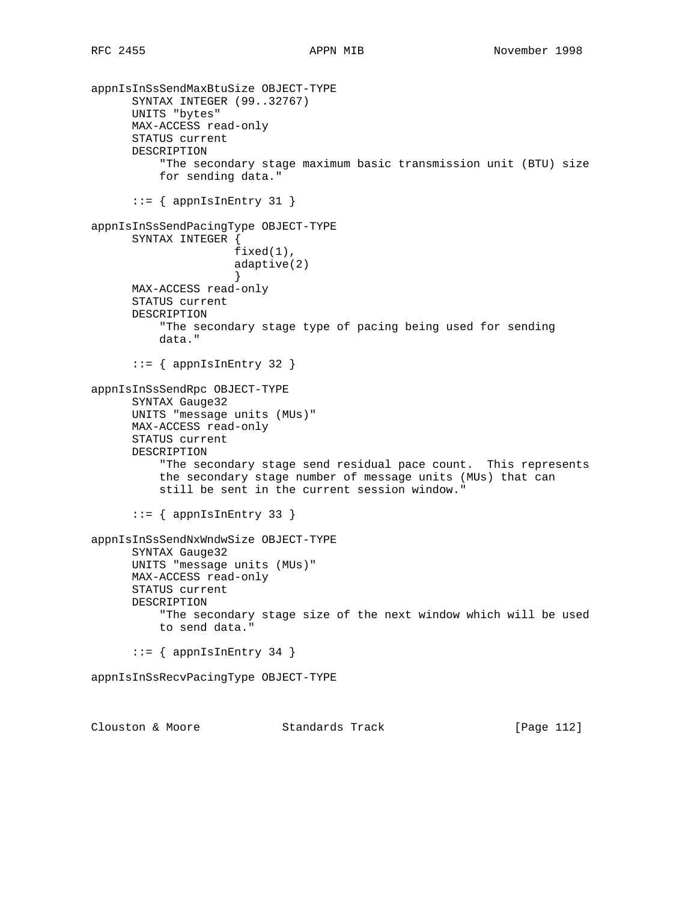```
appnIsInSsSendMaxBtuSize OBJECT-TYPE
      SYNTAX INTEGER (99..32767)
      UNITS "bytes"
      MAX-ACCESS read-only
      STATUS current
      DESCRIPTION
          "The secondary stage maximum basic transmission unit (BTU) size
          for sending data."

      ::= { appnIsInEntry 31 }

appnIsInSsSendPacingType OBJECT-TYPE
      SYNTAX INTEGER {
                     fixed(1),
                     adaptive(2)
                     }
      MAX-ACCESS read-only
      STATUS current
      DESCRIPTION
          "The secondary stage type of pacing being used for sending
          data."

      ::= { appnIsInEntry 32 }

appnIsInSsSendRpc OBJECT-TYPE
      SYNTAX Gauge32
      UNITS "message units (MUs)"
      MAX-ACCESS read-only
      STATUS current
      DESCRIPTION
          "The secondary stage send residual pace count.  This represents
          the secondary stage number of message units (MUs) that can
          still be sent in the current session window."

      ::= { appnIsInEntry 33 }

appnIsInSsSendNxWndwSize OBJECT-TYPE
      SYNTAX Gauge32
      UNITS "message units (MUs)"
      MAX-ACCESS read-only
      STATUS current
      DESCRIPTION
          "The secondary stage size of the next window which will be used
          to send data."

      ::= { appnIsInEntry 34 }

appnIsInSsRecvPacingType OBJECT-TYPE
```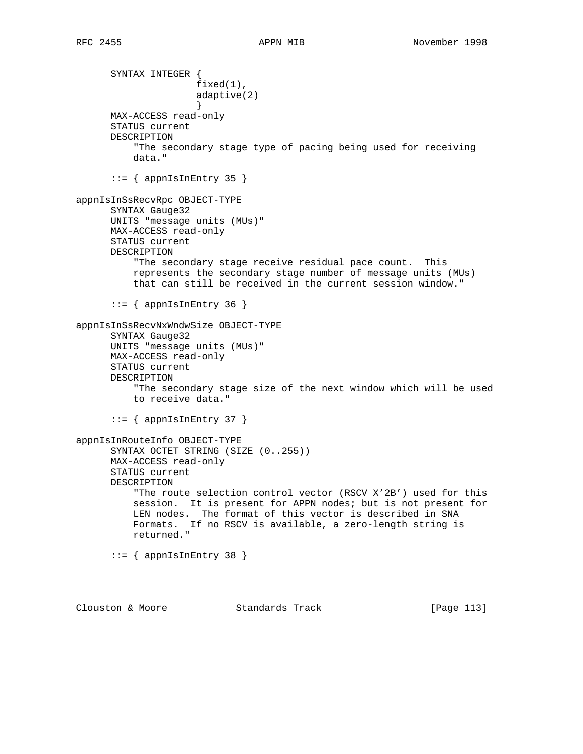```
      SYNTAX INTEGER {
                     fixed(1),
                     adaptive(2)
                     }
      MAX-ACCESS read-only
      STATUS current
      DESCRIPTION
          "The secondary stage type of pacing being used for receiving
          data."

      ::= { appnIsInEntry 35 }

appnIsInSsRecvRpc OBJECT-TYPE
      SYNTAX Gauge32
      UNITS "message units (MUs)"
      MAX-ACCESS read-only
      STATUS current
      DESCRIPTION
          "The secondary stage receive residual pace count.  This
          represents the secondary stage number of message units (MUs)
          that can still be received in the current session window."

      ::= { appnIsInEntry 36 }

appnIsInSsRecvNxWndwSize OBJECT-TYPE
      SYNTAX Gauge32
      UNITS "message units (MUs)"
      MAX-ACCESS read-only
      STATUS current
      DESCRIPTION
          "The secondary stage size of the next window which will be used
          to receive data."

      ::= { appnIsInEntry 37 }

appnIsInRouteInfo OBJECT-TYPE
      SYNTAX OCTET STRING (SIZE (0..255))
      MAX-ACCESS read-only
      STATUS current
      DESCRIPTION
          "The route selection control vector (RSCV X'2B') used for this
          session.  It is present for APPN nodes; but is not present for
          LEN nodes.  The format of this vector is described in SNA
          Formats.  If no RSCV is available, a zero-length string is
          returned."

      ::= { appnIsInEntry 38 }
```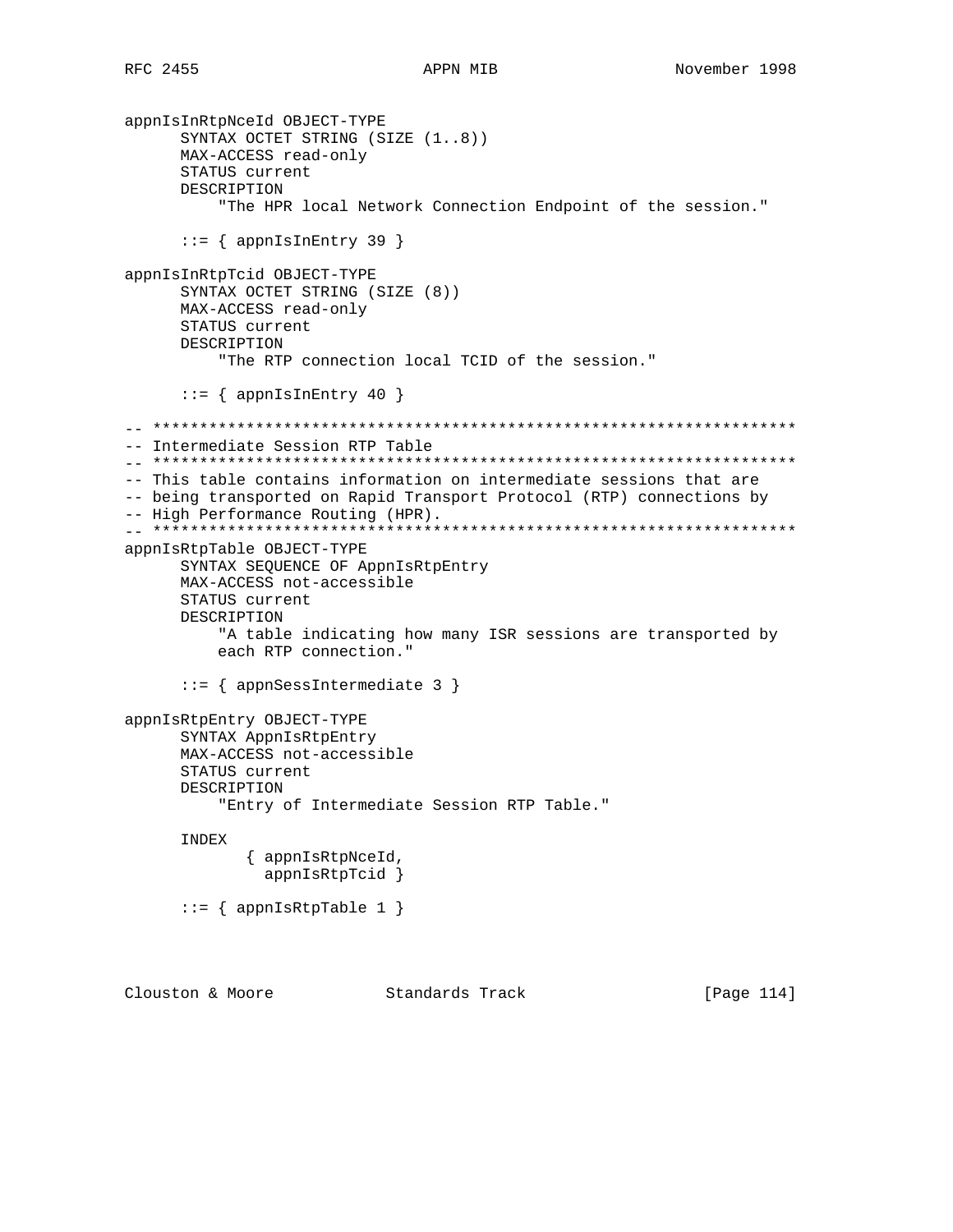```
appnIsInRtpNceId OBJECT-TYPE
      SYNTAX OCTET STRING (SIZE (1..8))
      MAX-ACCESS read-only
      STATUS current
      DESCRIPTION
          "The HPR local Network Connection Endpoint of the session."

      ::= { appnIsInEntry 39 }

appnIsInRtpTcid OBJECT-TYPE
      SYNTAX OCTET STRING (SIZE (8))
      MAX-ACCESS read-only
      STATUS current
      DESCRIPTION
          "The RTP connection local TCID of the session."

      ::= { appnIsInEntry 40 }

-- *********************************************************************
-- Intermediate Session RTP Table
-- *********************************************************************
-- This table contains information on intermediate sessions that are
-- being transported on Rapid Transport Protocol (RTP) connections by
-- High Performance Routing (HPR).
-- *********************************************************************
appnIsRtpTable OBJECT-TYPE
      SYNTAX SEQUENCE OF AppnIsRtpEntry
      MAX-ACCESS not-accessible
      STATUS current
      DESCRIPTION
          "A table indicating how many ISR sessions are transported by
          each RTP connection."

      ::= { appnSessIntermediate 3 }

appnIsRtpEntry OBJECT-TYPE
      SYNTAX AppnIsRtpEntry
      MAX-ACCESS not-accessible
      STATUS current
      DESCRIPTION
          "Entry of Intermediate Session RTP Table."

      INDEX
             { appnIsRtpNceId,
               appnIsRtpTcid }

      ::= { appnIsRtpTable 1 }
```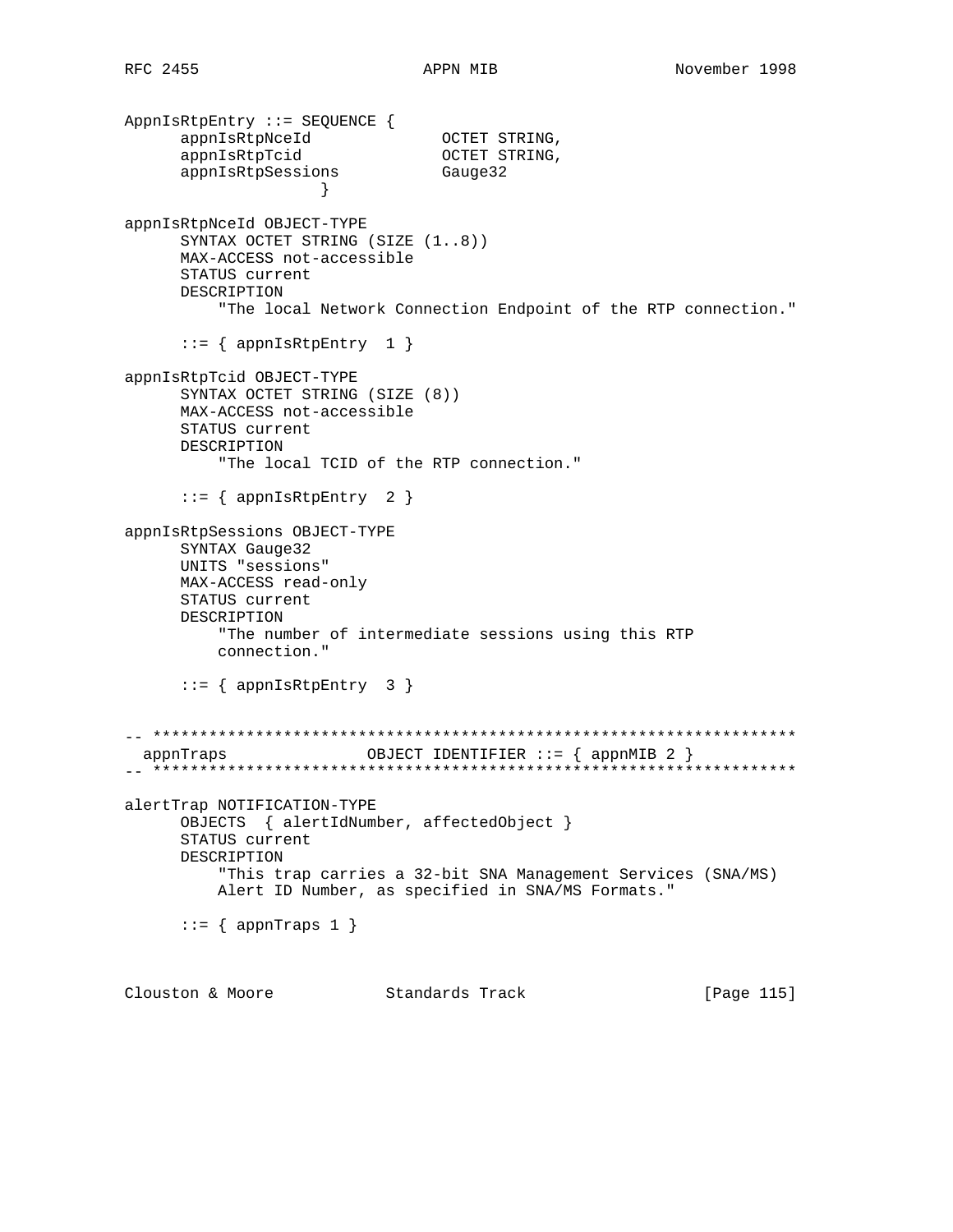```
AppnIsRtpEntry ::= SEQUENCE {
      appnIsRtpNceId              OCTET STRING,
      appnIsRtpTcid               OCTET STRING,
      appnIsRtpSessions           Gauge32
                   }

appnIsRtpNceId OBJECT-TYPE
      SYNTAX OCTET STRING (SIZE (1..8))
      MAX-ACCESS not-accessible
      STATUS current
      DESCRIPTION
          "The local Network Connection Endpoint of the RTP connection."

      ::= { appnIsRtpEntry  1 }

appnIsRtpTcid OBJECT-TYPE
      SYNTAX OCTET STRING (SIZE (8))
      MAX-ACCESS not-accessible
      STATUS current
      DESCRIPTION
          "The local TCID of the RTP connection."

      ::= { appnIsRtpEntry  2 }

appnIsRtpSessions OBJECT-TYPE
      SYNTAX Gauge32
      UNITS "sessions"
      MAX-ACCESS read-only
      STATUS current
      DESCRIPTION
          "The number of intermediate sessions using this RTP
          connection."

      ::= { appnIsRtpEntry  3 }


-- *********************************************************************
  appnTraps               OBJECT IDENTIFIER ::= { appnMIB 2 }
-- *********************************************************************

alertTrap NOTIFICATION-TYPE
      OBJECTS  { alertIdNumber, affectedObject }
      STATUS current
      DESCRIPTION
          "This trap carries a 32-bit SNA Management Services (SNA/MS)
          Alert ID Number, as specified in SNA/MS Formats."

      ::= { appnTraps 1 }
```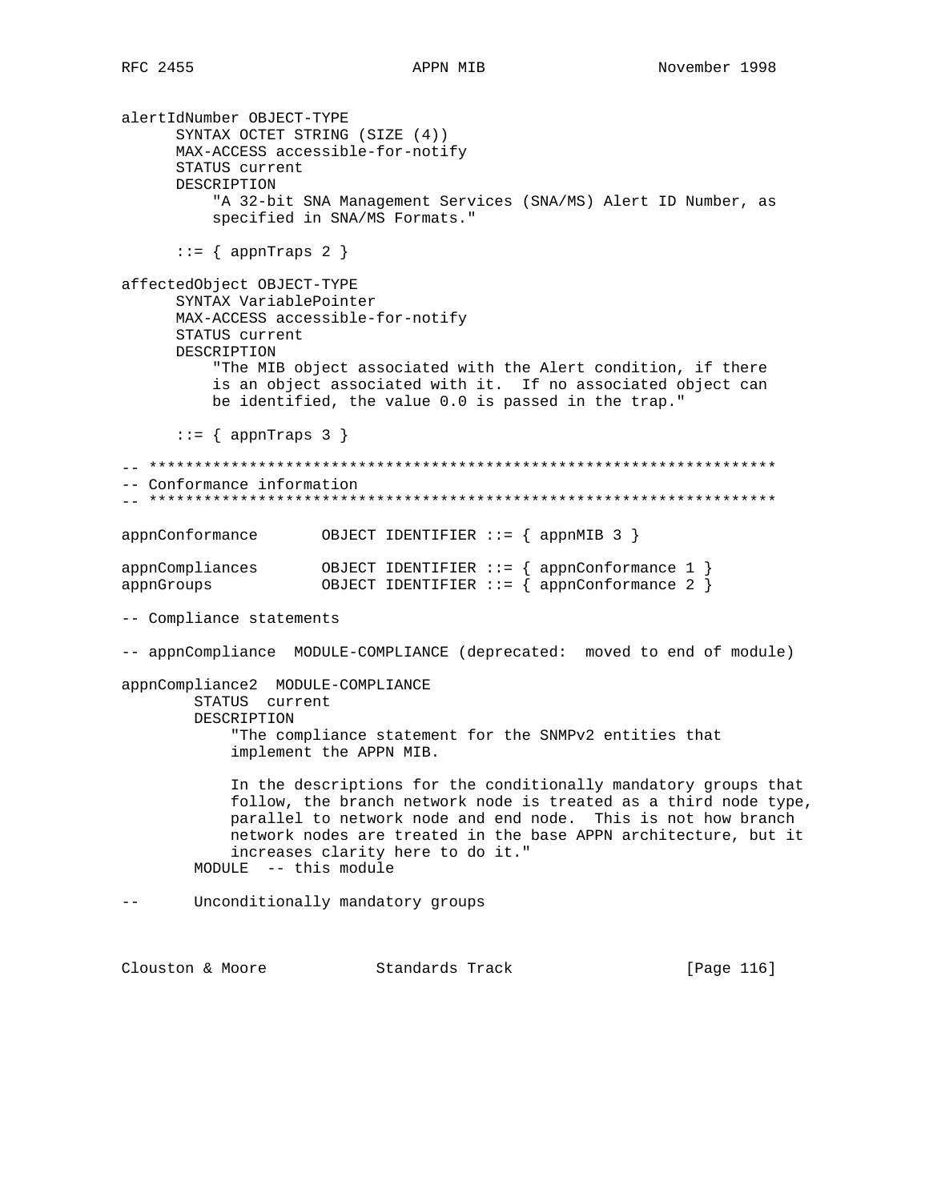```
alertIdNumber OBJECT-TYPE
      SYNTAX OCTET STRING (SIZE (4))
      MAX-ACCESS accessible-for-notify
      STATUS current
      DESCRIPTION
          "A 32-bit SNA Management Services (SNA/MS) Alert ID Number, as
          specified in SNA/MS Formats."

      ::= { appnTraps 2 }

affectedObject OBJECT-TYPE
      SYNTAX VariablePointer
      MAX-ACCESS accessible-for-notify
      STATUS current
      DESCRIPTION
          "The MIB object associated with the Alert condition, if there
          is an object associated with it.  If no associated object can
          be identified, the value 0.0 is passed in the trap."

      ::= { appnTraps 3 }

-- *********************************************************************
-- Conformance information
-- *********************************************************************

appnConformance       OBJECT IDENTIFIER ::= { appnMIB 3 }

appnCompliances       OBJECT IDENTIFIER ::= { appnConformance 1 }
appnGroups            OBJECT IDENTIFIER ::= { appnConformance 2 }

-- Compliance statements

-- appnCompliance  MODULE-COMPLIANCE (deprecated:  moved to end of module)

appnCompliance2  MODULE-COMPLIANCE
        STATUS  current
        DESCRIPTION
            "The compliance statement for the SNMPv2 entities that
            implement the APPN MIB.

            In the descriptions for the conditionally mandatory groups that
            follow, the branch network node is treated as a third node type,
            parallel to network node and end node.  This is not how branch
            network nodes are treated in the base APPN architecture, but it
            increases clarity here to do it."
        MODULE  -- this module

--      Unconditionally mandatory groups
```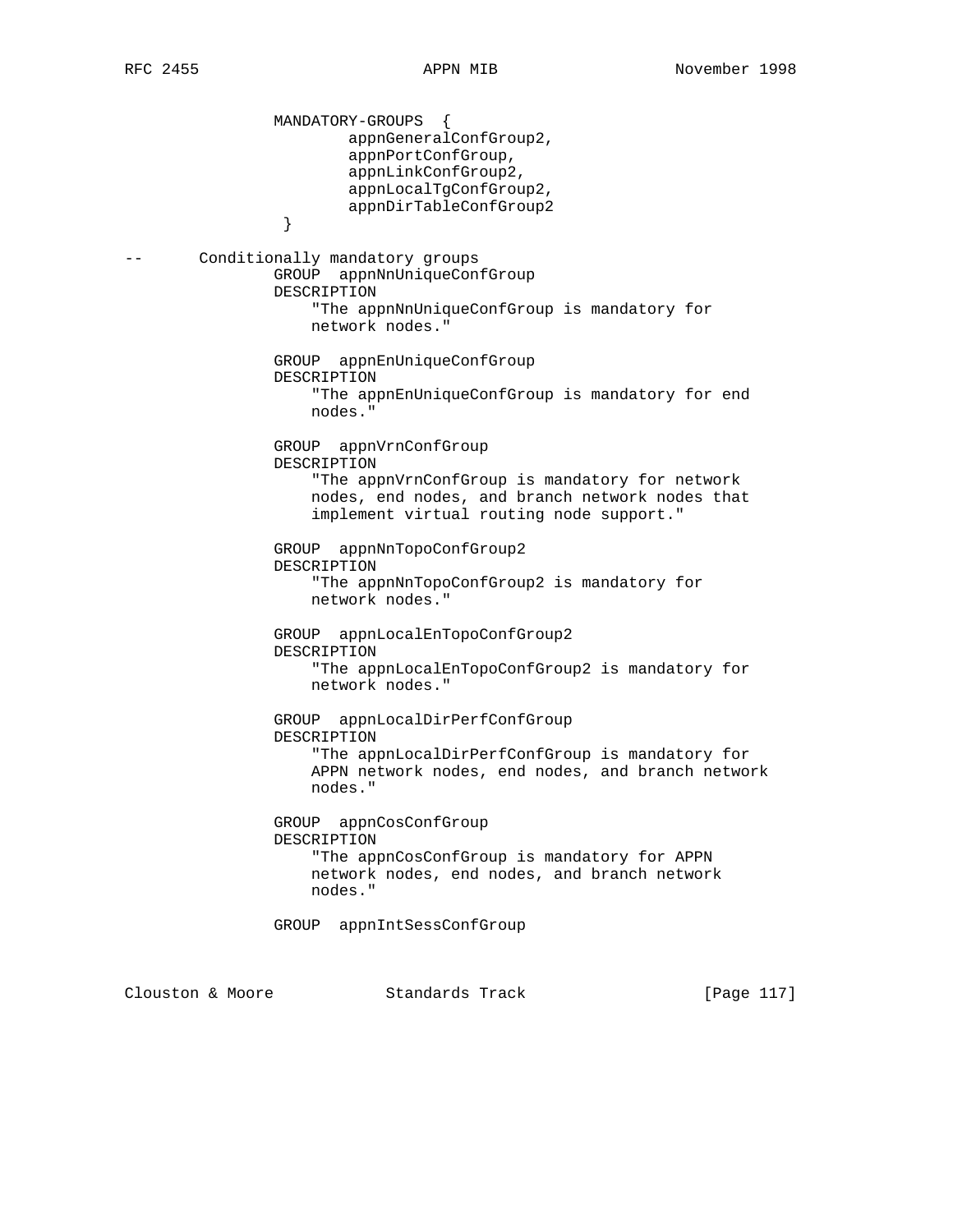```
                MANDATORY-GROUPS  {
                        appnGeneralConfGroup2,
                        appnPortConfGroup,
                        appnLinkConfGroup2,
                        appnLocalTgConfGroup2,
                        appnDirTableConfGroup2
                 }

--      Conditionally mandatory groups
                GROUP  appnNnUniqueConfGroup
                DESCRIPTION
                    "The appnNnUniqueConfGroup is mandatory for
                    network nodes."

                GROUP  appnEnUniqueConfGroup
                DESCRIPTION
                    "The appnEnUniqueConfGroup is mandatory for end
                    nodes."

                GROUP  appnVrnConfGroup
                DESCRIPTION
                    "The appnVrnConfGroup is mandatory for network
                    nodes, end nodes, and branch network nodes that
                    implement virtual routing node support."

                GROUP  appnNnTopoConfGroup2
                DESCRIPTION
                    "The appnNnTopoConfGroup2 is mandatory for
                    network nodes."

                GROUP  appnLocalEnTopoConfGroup2
                DESCRIPTION
                    "The appnLocalEnTopoConfGroup2 is mandatory for
                    network nodes."

                GROUP  appnLocalDirPerfConfGroup
                DESCRIPTION
                    "The appnLocalDirPerfConfGroup is mandatory for
                    APPN network nodes, end nodes, and branch network
                    nodes."

                GROUP  appnCosConfGroup
                DESCRIPTION
                    "The appnCosConfGroup is mandatory for APPN
                    network nodes, end nodes, and branch network
                    nodes."

                GROUP  appnIntSessConfGroup
```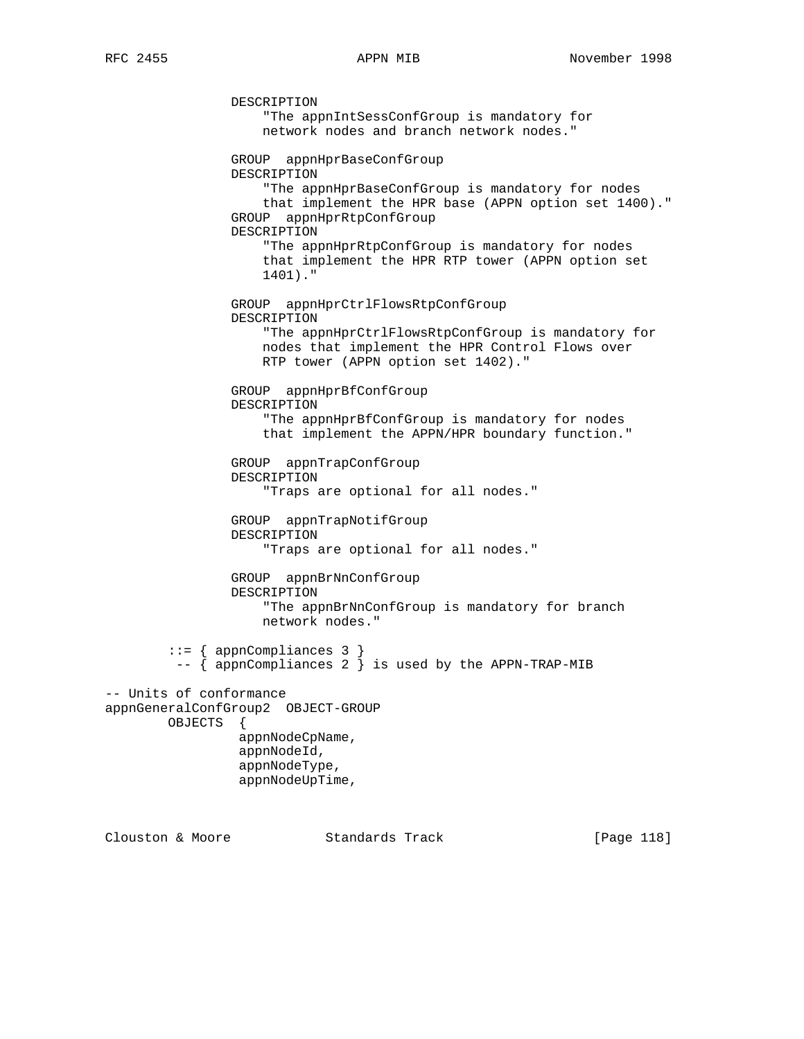```
               DESCRIPTION
                   "The appnIntSessConfGroup is mandatory for
                   network nodes and branch network nodes."

               GROUP  appnHprBaseConfGroup
               DESCRIPTION
                   "The appnHprBaseConfGroup is mandatory for nodes
                   that implement the HPR base (APPN option set 1400)."
               GROUP  appnHprRtpConfGroup
               DESCRIPTION
                   "The appnHprRtpConfGroup is mandatory for nodes
                   that implement the HPR RTP tower (APPN option set
                   1401)."

               GROUP  appnHprCtrlFlowsRtpConfGroup
               DESCRIPTION
                   "The appnHprCtrlFlowsRtpConfGroup is mandatory for
                   nodes that implement the HPR Control Flows over
                   RTP tower (APPN option set 1402)."

               GROUP  appnHprBfConfGroup
               DESCRIPTION
                   "The appnHprBfConfGroup is mandatory for nodes
                   that implement the APPN/HPR boundary function."

               GROUP  appnTrapConfGroup
               DESCRIPTION
                   "Traps are optional for all nodes."

               GROUP  appnTrapNotifGroup
               DESCRIPTION
                   "Traps are optional for all nodes."

               GROUP  appnBrNnConfGroup
               DESCRIPTION
                   "The appnBrNnConfGroup is mandatory for branch
                   network nodes."

        ::= { appnCompliances 3 }
         -- { appnCompliances 2 } is used by the APPN-TRAP-MIB

-- Units of conformance
appnGeneralConfGroup2  OBJECT-GROUP
        OBJECTS  {
                 appnNodeCpName,
                 appnNodeId,
                 appnNodeType,
                 appnNodeUpTime,
```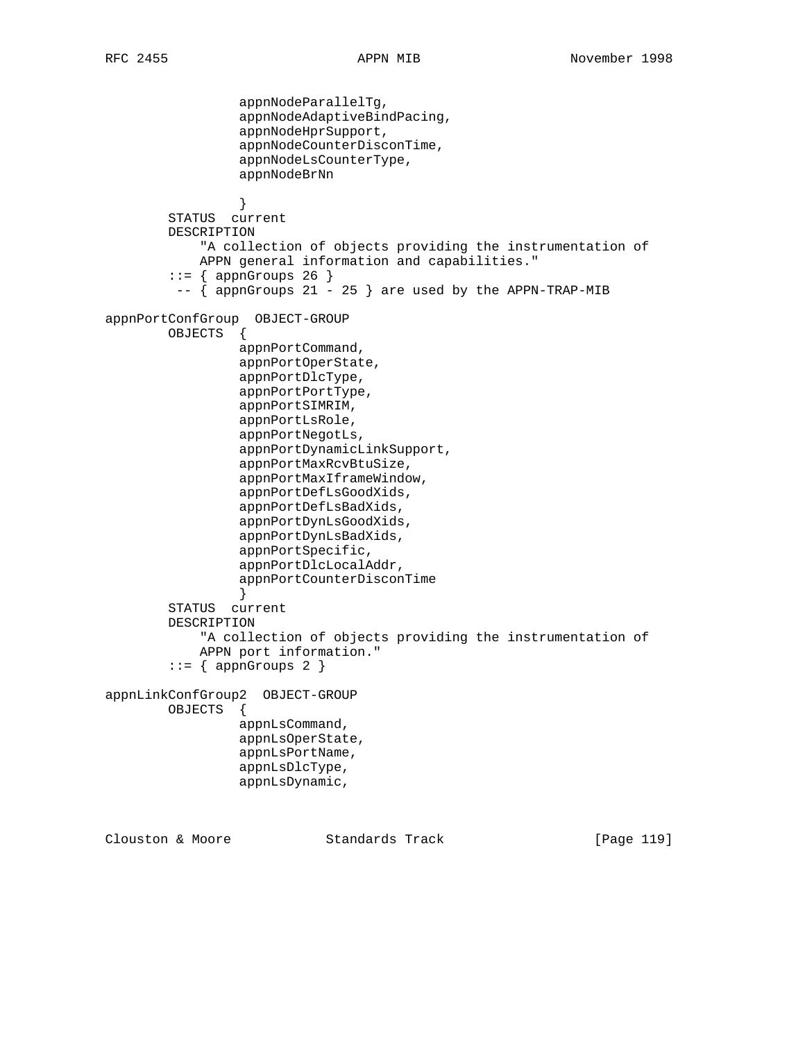```
                 appnNodeParallelTg,
                 appnNodeAdaptiveBindPacing,
                 appnNodeHprSupport,
                 appnNodeCounterDisconTime,
                 appnNodeLsCounterType,
                 appnNodeBrNn

                 }
        STATUS  current
        DESCRIPTION
            "A collection of objects providing the instrumentation of
            APPN general information and capabilities."
        ::= { appnGroups 26 }
         -- { appnGroups 21 - 25 } are used by the APPN-TRAP-MIB

appnPortConfGroup  OBJECT-GROUP
        OBJECTS  {
                 appnPortCommand,
                 appnPortOperState,
                 appnPortDlcType,
                 appnPortPortType,
                 appnPortSIMRIM,
                 appnPortLsRole,
                 appnPortNegotLs,
                 appnPortDynamicLinkSupport,
                 appnPortMaxRcvBtuSize,
                 appnPortMaxIframeWindow,
                 appnPortDefLsGoodXids,
                 appnPortDefLsBadXids,
                 appnPortDynLsGoodXids,
                 appnPortDynLsBadXids,
                 appnPortSpecific,
                 appnPortDlcLocalAddr,
                 appnPortCounterDisconTime
                 }
        STATUS  current
        DESCRIPTION
            "A collection of objects providing the instrumentation of
            APPN port information."
        ::= { appnGroups 2 }

appnLinkConfGroup2  OBJECT-GROUP
        OBJECTS  {
                 appnLsCommand,
                 appnLsOperState,
                 appnLsPortName,
                 appnLsDlcType,
                 appnLsDynamic,
```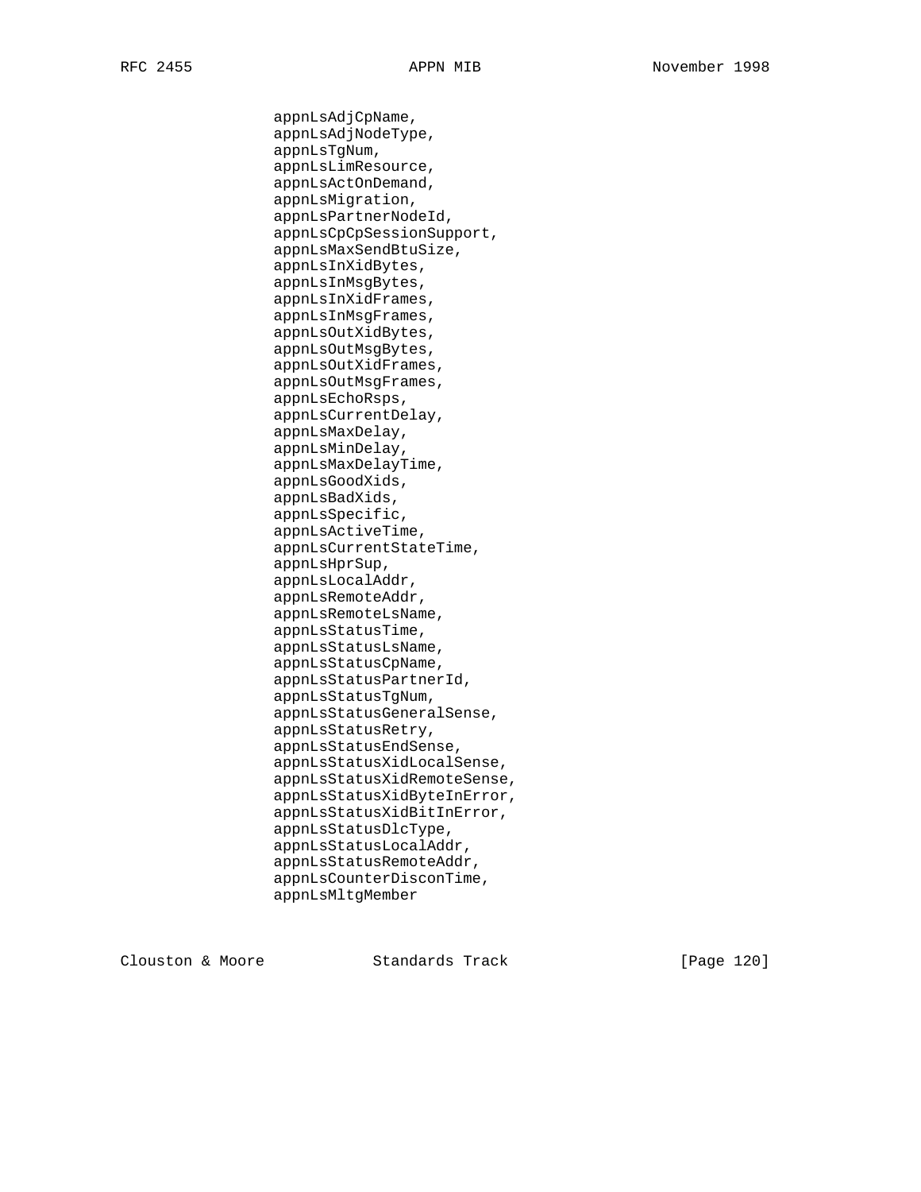```
                  appnLsAdjCpName,
                  appnLsAdjNodeType,
                  appnLsTgNum,
                  appnLsLimResource,
                  appnLsActOnDemand,
                  appnLsMigration,
                  appnLsPartnerNodeId,
                  appnLsCpCpSessionSupport,
                  appnLsMaxSendBtuSize,
                  appnLsInXidBytes,
                  appnLsInMsgBytes,
                  appnLsInXidFrames,
                  appnLsInMsgFrames,
                  appnLsOutXidBytes,
                  appnLsOutMsgBytes,
                  appnLsOutXidFrames,
                  appnLsOutMsgFrames,
                  appnLsEchoRsps,
                  appnLsCurrentDelay,
                  appnLsMaxDelay,
                  appnLsMinDelay,
                  appnLsMaxDelayTime,
                  appnLsGoodXids,
                  appnLsBadXids,
                  appnLsSpecific,
                  appnLsActiveTime,
                  appnLsCurrentStateTime,
                  appnLsHprSup,
                  appnLsLocalAddr,
                  appnLsRemoteAddr,
                  appnLsRemoteLsName,
                  appnLsStatusTime,
                  appnLsStatusLsName,
                  appnLsStatusCpName,
                  appnLsStatusPartnerId,
                  appnLsStatusTgNum,
                  appnLsStatusGeneralSense,
                  appnLsStatusRetry,
                  appnLsStatusEndSense,
                  appnLsStatusXidLocalSense,
                  appnLsStatusXidRemoteSense,
                  appnLsStatusXidByteInError,
                  appnLsStatusXidBitInError,
                  appnLsStatusDlcType,
                  appnLsStatusLocalAddr,
                  appnLsStatusRemoteAddr,
                  appnLsCounterDisconTime,
                  appnLsMltgMember
```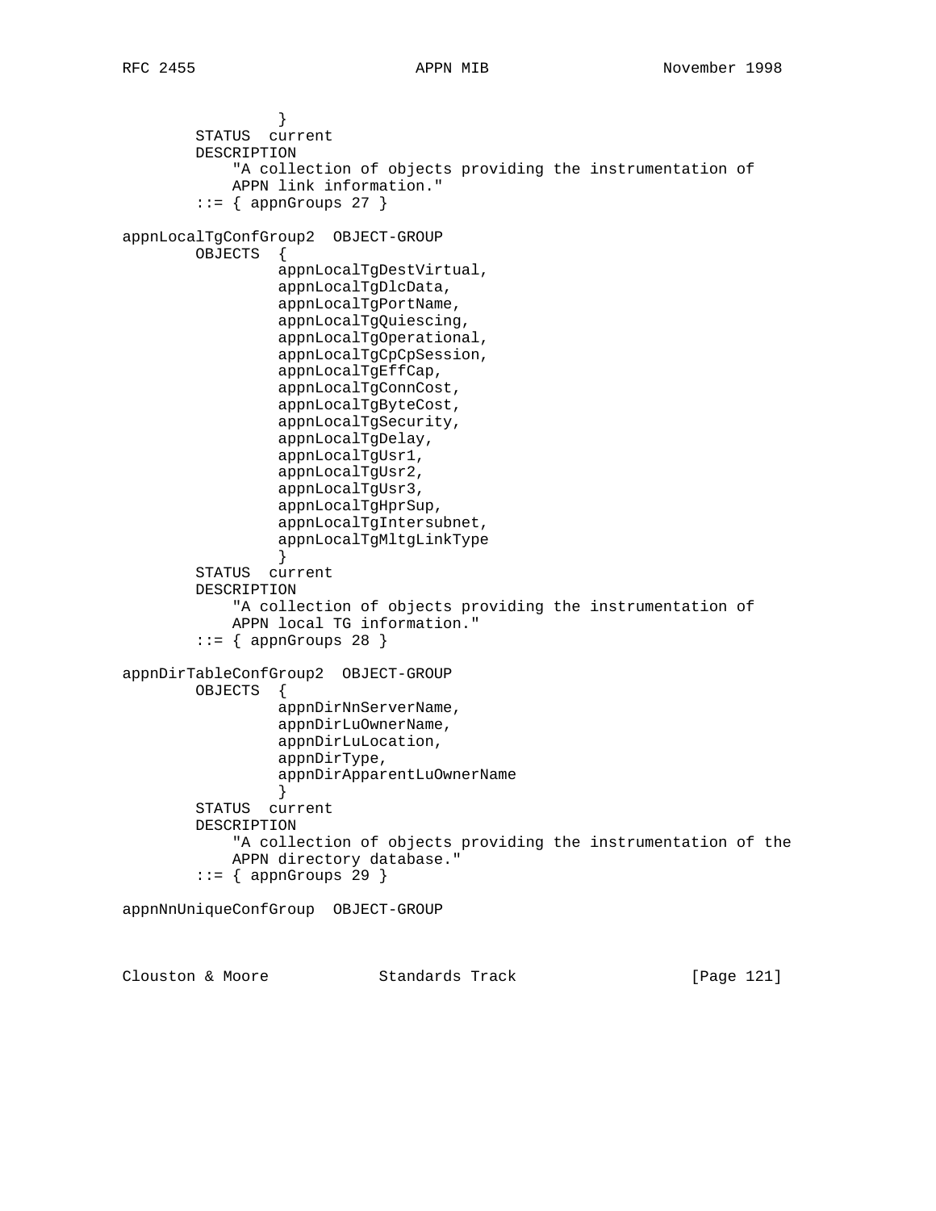```
                }
        STATUS  current
        DESCRIPTION
            "A collection of objects providing the instrumentation of
            APPN link information."
        ::= { appnGroups 27 }

appnLocalTgConfGroup2  OBJECT-GROUP
        OBJECTS  {
                appnLocalTgDestVirtual,
                appnLocalTgDlcData,
                appnLocalTgPortName,
                appnLocalTgQuiescing,
                appnLocalTgOperational,
                appnLocalTgCpCpSession,
                appnLocalTgEffCap,
                appnLocalTgConnCost,
                appnLocalTgByteCost,
                appnLocalTgSecurity,
                appnLocalTgDelay,
                appnLocalTgUsr1,
                appnLocalTgUsr2,
                appnLocalTgUsr3,
                appnLocalTgHprSup,
                appnLocalTgIntersubnet,
                appnLocalTgMltgLinkType
                }
        STATUS  current
        DESCRIPTION
            "A collection of objects providing the instrumentation of
            APPN local TG information."
        ::= { appnGroups 28 }

appnDirTableConfGroup2  OBJECT-GROUP
        OBJECTS  {
                appnDirNnServerName,
                appnDirLuOwnerName,
                appnDirLuLocation,
                appnDirType,
                appnDirApparentLuOwnerName
                }
        STATUS  current
        DESCRIPTION
            "A collection of objects providing the instrumentation of the
            APPN directory database."
        ::= { appnGroups 29 }

appnNnUniqueConfGroup  OBJECT-GROUP
```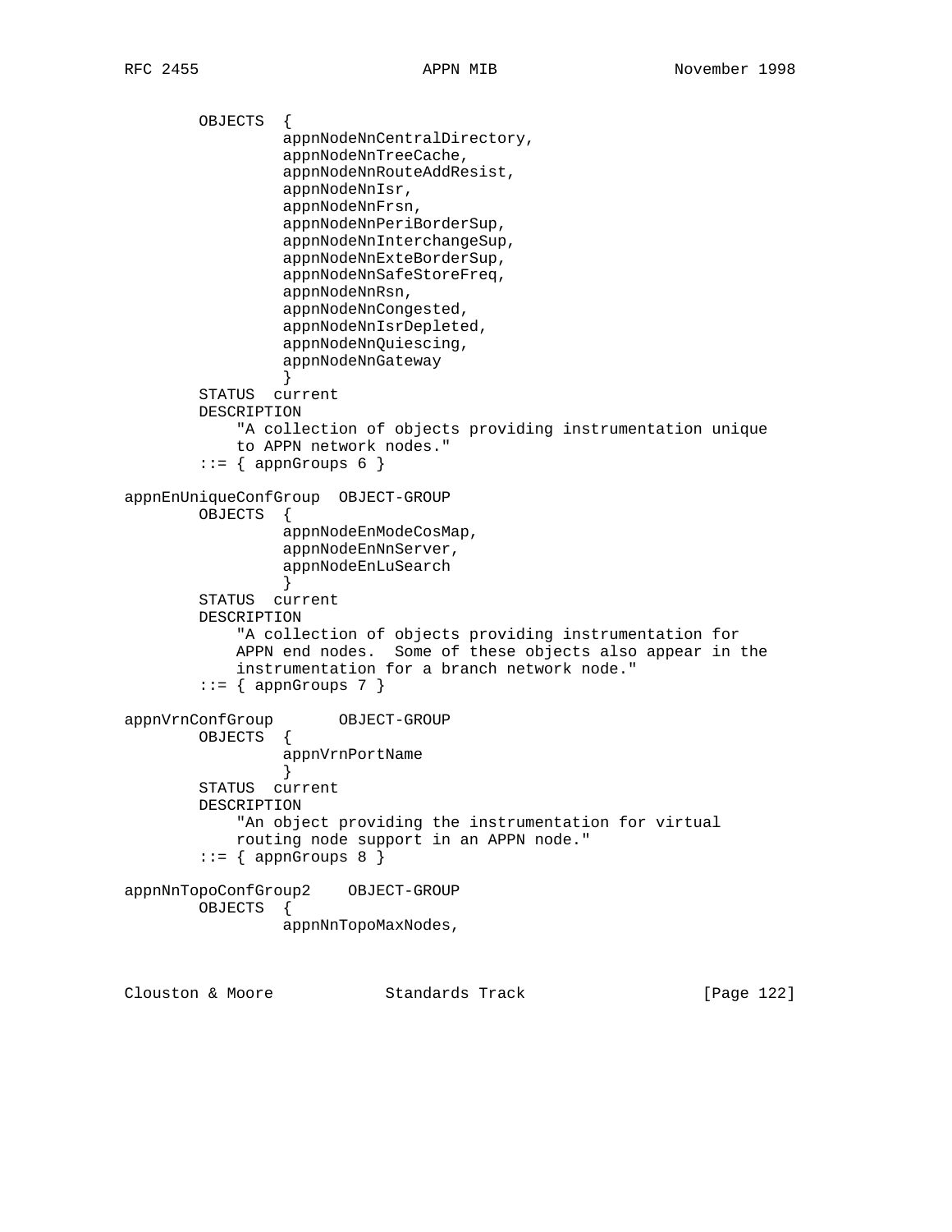```
        OBJECTS  {
                 appnNodeNnCentralDirectory,
                 appnNodeNnTreeCache,
                 appnNodeNnRouteAddResist,
                 appnNodeNnIsr,
                 appnNodeNnFrsn,
                 appnNodeNnPeriBorderSup,
                 appnNodeNnInterchangeSup,
                 appnNodeNnExteBorderSup,
                 appnNodeNnSafeStoreFreq,
                 appnNodeNnRsn,
                 appnNodeNnCongested,
                 appnNodeNnIsrDepleted,
                 appnNodeNnQuiescing,
                 appnNodeNnGateway
                 }
        STATUS  current
        DESCRIPTION
            "A collection of objects providing instrumentation unique
            to APPN network nodes."
        ::= { appnGroups 6 }

appnEnUniqueConfGroup  OBJECT-GROUP
        OBJECTS  {
                 appnNodeEnModeCosMap,
                 appnNodeEnNnServer,
                 appnNodeEnLuSearch
                 }
        STATUS  current
        DESCRIPTION
            "A collection of objects providing instrumentation for
            APPN end nodes.  Some of these objects also appear in the
            instrumentation for a branch network node."
        ::= { appnGroups 7 }

appnVrnConfGroup       OBJECT-GROUP
        OBJECTS  {
                 appnVrnPortName
                 }
        STATUS  current
        DESCRIPTION
            "An object providing the instrumentation for virtual
            routing node support in an APPN node."
        ::= { appnGroups 8 }

appnNnTopoConfGroup2    OBJECT-GROUP
        OBJECTS  {
                 appnNnTopoMaxNodes,
```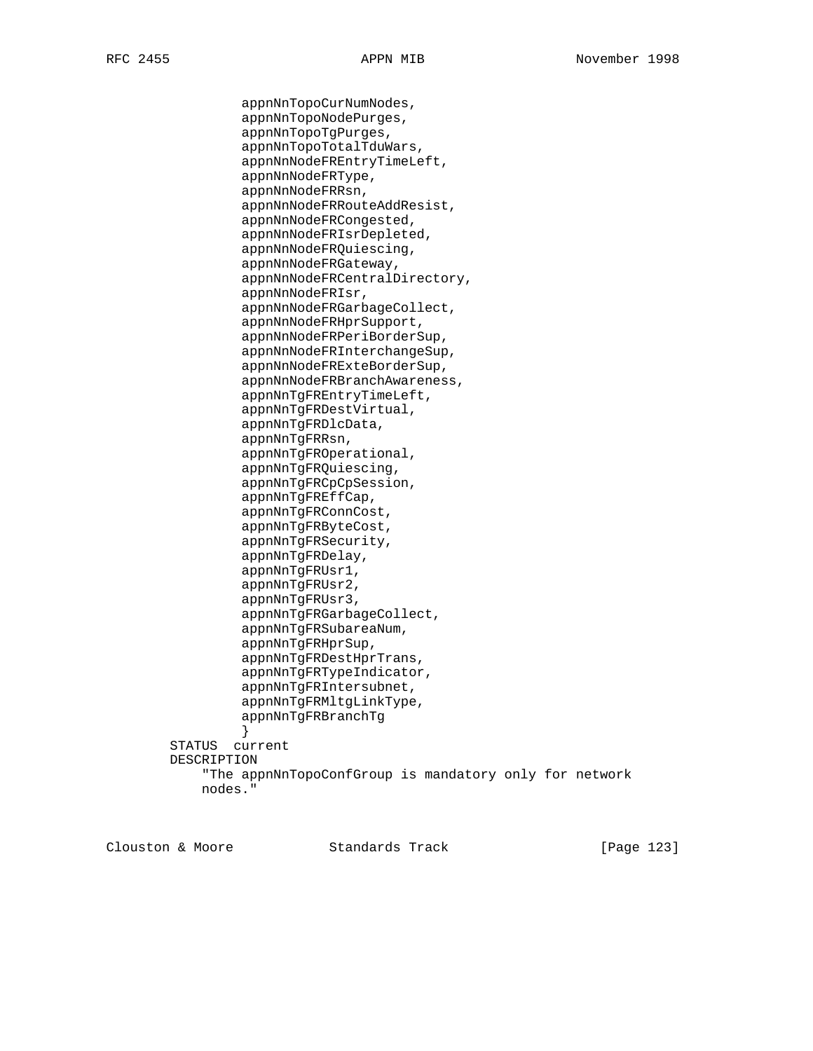```
            appnNnTopoCurNumNodes,
            appnNnTopoNodePurges,
            appnNnTopoTgPurges,
            appnNnTopoTotalTduWars,
            appnNnNodeFREntryTimeLeft,
            appnNnNodeFRType,
            appnNnNodeFRRsn,
            appnNnNodeFRRouteAddResist,
            appnNnNodeFRCongested,
            appnNnNodeFRIsrDepleted,
            appnNnNodeFRQuiescing,
            appnNnNodeFRGateway,
            appnNnNodeFRCentralDirectory,
            appnNnNodeFRIsr,
            appnNnNodeFRGarbageCollect,
            appnNnNodeFRHprSupport,
            appnNnNodeFRPeriBorderSup,
            appnNnNodeFRInterchangeSup,
            appnNnNodeFRExteBorderSup,
            appnNnNodeFRBranchAwareness,
            appnNnTgFREntryTimeLeft,
            appnNnTgFRDestVirtual,
            appnNnTgFRDlcData,
            appnNnTgFRRsn,
            appnNnTgFROperational,
            appnNnTgFRQuiescing,
            appnNnTgFRCpCpSession,
            appnNnTgFREffCap,
            appnNnTgFRConnCost,
            appnNnTgFRByteCost,
            appnNnTgFRSecurity,
            appnNnTgFRDelay,
            appnNnTgFRUsr1,
            appnNnTgFRUsr2,
            appnNnTgFRUsr3,
            appnNnTgFRGarbageCollect,
            appnNnTgFRSubareaNum,
            appnNnTgFRHprSup,
            appnNnTgFRDestHprTrans,
            appnNnTgFRTypeIndicator,
            appnNnTgFRIntersubnet,
            appnNnTgFRMltgLinkType,
            appnNnTgFRBranchTg
            }
        STATUS  current
        DESCRIPTION
            "The appnNnTopoConfGroup is mandatory only for network
            nodes."
```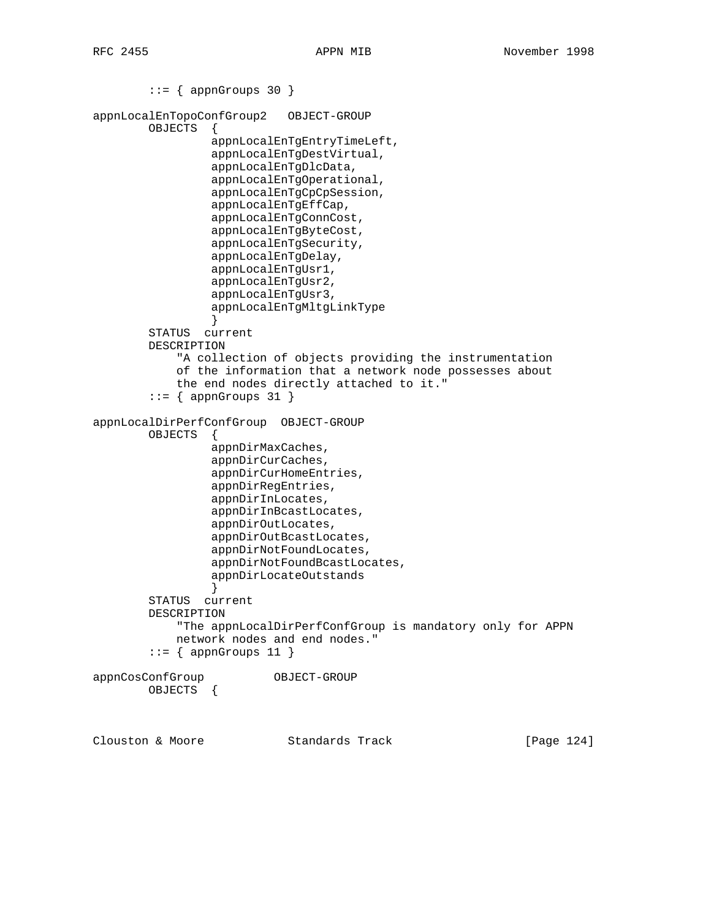```
        ::= { appnGroups 30 }

appnLocalEnTopoConfGroup2   OBJECT-GROUP
        OBJECTS  {
                 appnLocalEnTgEntryTimeLeft,
                 appnLocalEnTgDestVirtual,
                 appnLocalEnTgDlcData,
                 appnLocalEnTgOperational,
                 appnLocalEnTgCpCpSession,
                 appnLocalEnTgEffCap,
                 appnLocalEnTgConnCost,
                 appnLocalEnTgByteCost,
                 appnLocalEnTgSecurity,
                 appnLocalEnTgDelay,
                 appnLocalEnTgUsr1,
                 appnLocalEnTgUsr2,
                 appnLocalEnTgUsr3,
                 appnLocalEnTgMltgLinkType
                 }
        STATUS  current
        DESCRIPTION
            "A collection of objects providing the instrumentation
            of the information that a network node possesses about
            the end nodes directly attached to it."
        ::= { appnGroups 31 }

appnLocalDirPerfConfGroup  OBJECT-GROUP
        OBJECTS  {
                 appnDirMaxCaches,
                 appnDirCurCaches,
                 appnDirCurHomeEntries,
                 appnDirRegEntries,
                 appnDirInLocates,
                 appnDirInBcastLocates,
                 appnDirOutLocates,
                 appnDirOutBcastLocates,
                 appnDirNotFoundLocates,
                 appnDirNotFoundBcastLocates,
                 appnDirLocateOutstands
                 }
        STATUS  current
        DESCRIPTION
            "The appnLocalDirPerfConfGroup is mandatory only for APPN
            network nodes and end nodes."
        ::= { appnGroups 11 }

appnCosConfGroup          OBJECT-GROUP
        OBJECTS  {
```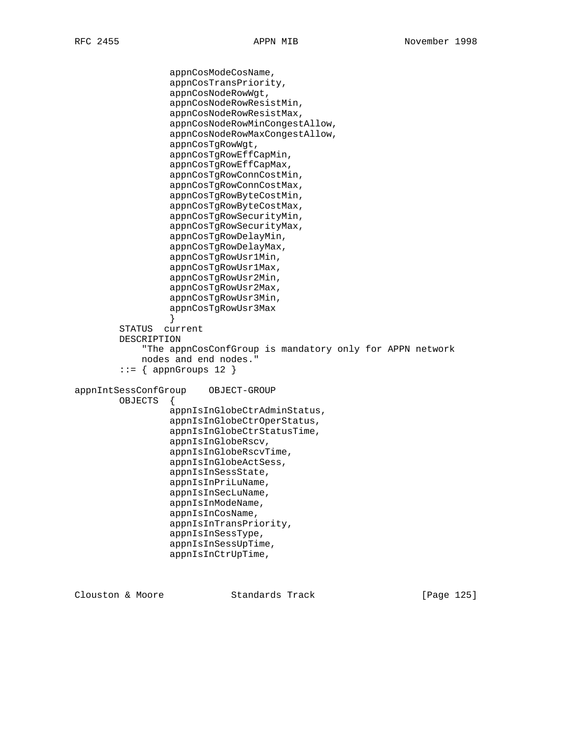```
                appnCosModeCosName,
                appnCosTransPriority,
                appnCosNodeRowWgt,
                appnCosNodeRowResistMin,
                appnCosNodeRowResistMax,
                appnCosNodeRowMinCongestAllow,
                appnCosNodeRowMaxCongestAllow,
                appnCosTgRowWgt,
                appnCosTgRowEffCapMin,
                appnCosTgRowEffCapMax,
                appnCosTgRowConnCostMin,
                appnCosTgRowConnCostMax,
                appnCosTgRowByteCostMin,
                appnCosTgRowByteCostMax,
                appnCosTgRowSecurityMin,
                appnCosTgRowSecurityMax,
                appnCosTgRowDelayMin,
                appnCosTgRowDelayMax,
                appnCosTgRowUsr1Min,
                appnCosTgRowUsr1Max,
                appnCosTgRowUsr2Min,
                appnCosTgRowUsr2Max,
                appnCosTgRowUsr3Min,
                appnCosTgRowUsr3Max
                }
        STATUS  current
        DESCRIPTION
            "The appnCosConfGroup is mandatory only for APPN network
            nodes and end nodes."
        ::= { appnGroups 12 }

appnIntSessConfGroup    OBJECT-GROUP
        OBJECTS  {
                appnIsInGlobeCtrAdminStatus,
                appnIsInGlobeCtrOperStatus,
                appnIsInGlobeCtrStatusTime,
                appnIsInGlobeRscv,
                appnIsInGlobeRscvTime,
                appnIsInGlobeActSess,
                appnIsInSessState,
                appnIsInPriLuName,
                appnIsInSecLuName,
                appnIsInModeName,
                appnIsInCosName,
                appnIsInTransPriority,
                appnIsInSessType,
                appnIsInSessUpTime,
                appnIsInCtrUpTime,
```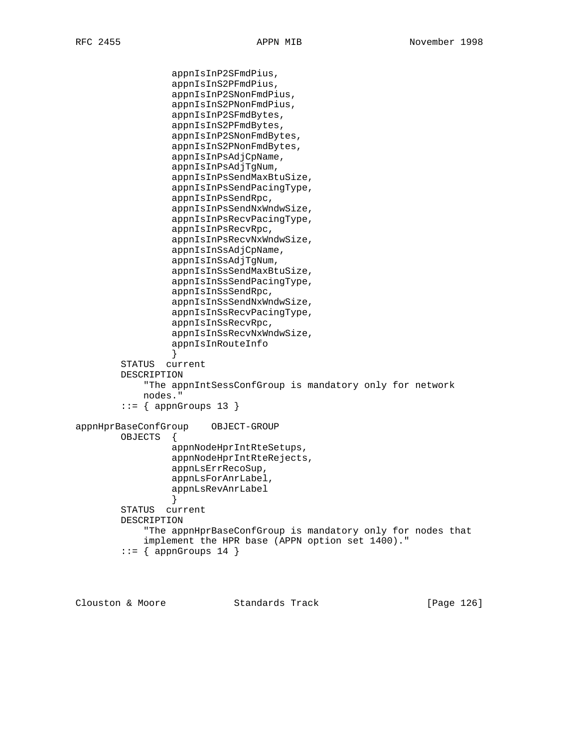```
                appnIsInP2SFmdPius,
                appnIsInS2PFmdPius,
                appnIsInP2SNonFmdPius,
                appnIsInS2PNonFmdPius,
                appnIsInP2SFmdBytes,
                appnIsInS2PFmdBytes,
                appnIsInP2SNonFmdBytes,
                appnIsInS2PNonFmdBytes,
                appnIsInPsAdjCpName,
                appnIsInPsAdjTgNum,
                appnIsInPsSendMaxBtuSize,
                appnIsInPsSendPacingType,
                appnIsInPsSendRpc,
                appnIsInPsSendNxWndwSize,
                appnIsInPsRecvPacingType,
                appnIsInPsRecvRpc,
                appnIsInPsRecvNxWndwSize,
                appnIsInSsAdjCpName,
                appnIsInSsAdjTgNum,
                appnIsInSsSendMaxBtuSize,
                appnIsInSsSendPacingType,
                appnIsInSsSendRpc,
                appnIsInSsSendNxWndwSize,
                appnIsInSsRecvPacingType,
                appnIsInSsRecvRpc,
                appnIsInSsRecvNxWndwSize,
                appnIsInRouteInfo
                }
        STATUS  current
        DESCRIPTION
            "The appnIntSessConfGroup is mandatory only for network
            nodes."
        ::= { appnGroups 13 }

appnHprBaseConfGroup    OBJECT-GROUP
        OBJECTS  {
                appnNodeHprIntRteSetups,
                appnNodeHprIntRteRejects,
                appnLsErrRecoSup,
                appnLsForAnrLabel,
                appnLsRevAnrLabel
                }
        STATUS  current
        DESCRIPTION
            "The appnHprBaseConfGroup is mandatory only for nodes that
            implement the HPR base (APPN option set 1400)."
        ::= { appnGroups 14 }
```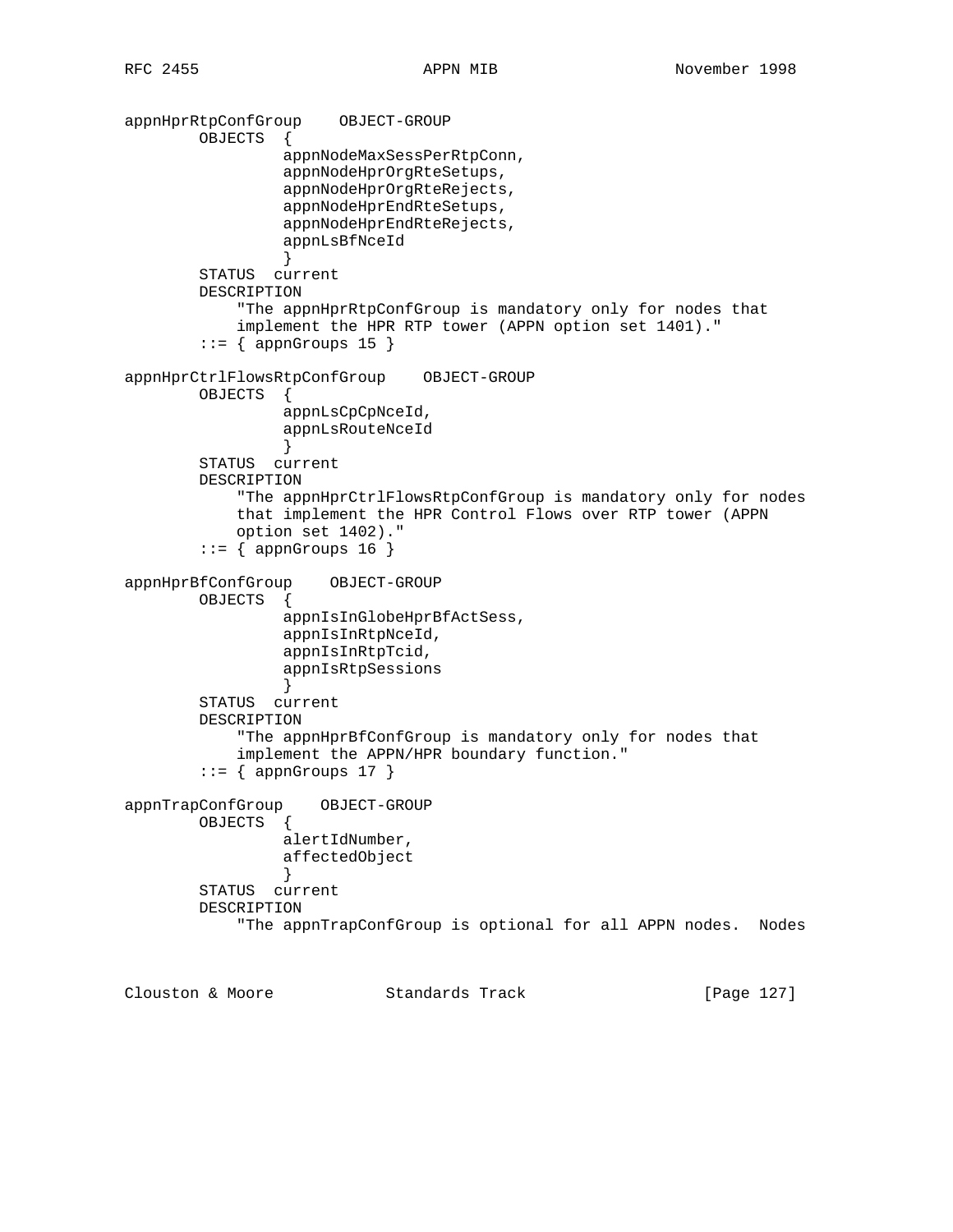```
appnHprRtpConfGroup    OBJECT-GROUP
        OBJECTS  {
                 appnNodeMaxSessPerRtpConn,
                 appnNodeHprOrgRteSetups,
                 appnNodeHprOrgRteRejects,
                 appnNodeHprEndRteSetups,
                 appnNodeHprEndRteRejects,
                 appnLsBfNceId
                 }
        STATUS  current
        DESCRIPTION
            "The appnHprRtpConfGroup is mandatory only for nodes that
            implement the HPR RTP tower (APPN option set 1401)."
        ::= { appnGroups 15 }

appnHprCtrlFlowsRtpConfGroup    OBJECT-GROUP
        OBJECTS  {
                 appnLsCpCpNceId,
                 appnLsRouteNceId
                 }
        STATUS  current
        DESCRIPTION
            "The appnHprCtrlFlowsRtpConfGroup is mandatory only for nodes
            that implement the HPR Control Flows over RTP tower (APPN
            option set 1402)."
        ::= { appnGroups 16 }

appnHprBfConfGroup    OBJECT-GROUP
        OBJECTS  {
                 appnIsInGlobeHprBfActSess,
                 appnIsInRtpNceId,
                 appnIsInRtpTcid,
                 appnIsRtpSessions
                 }
        STATUS  current
        DESCRIPTION
            "The appnHprBfConfGroup is mandatory only for nodes that
            implement the APPN/HPR boundary function."
        ::= { appnGroups 17 }

appnTrapConfGroup    OBJECT-GROUP
        OBJECTS  {
                 alertIdNumber,
                 affectedObject
                 }
        STATUS  current
        DESCRIPTION
            "The appnTrapConfGroup is optional for all APPN nodes.  Nodes
```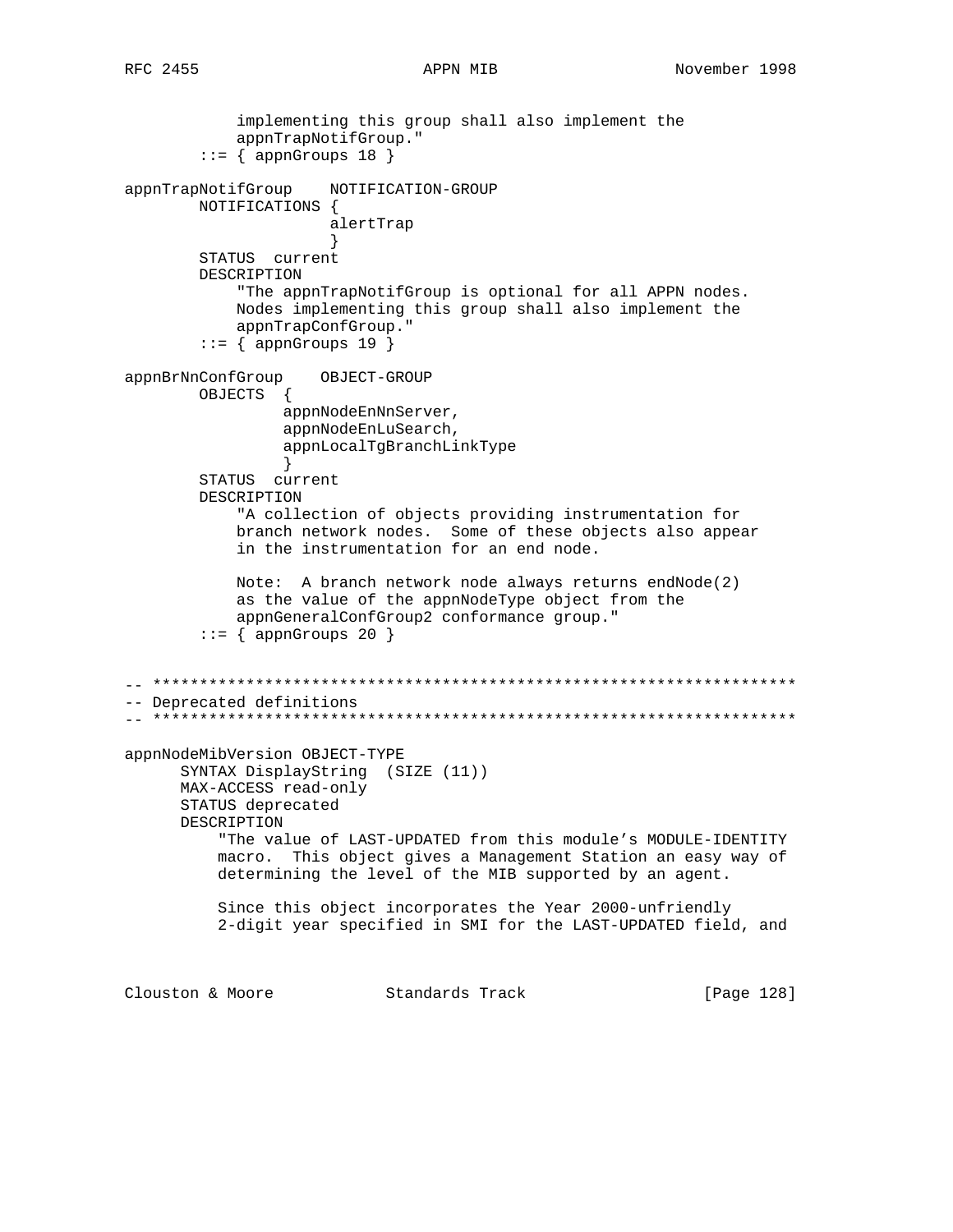```
            implementing this group shall also implement the
            appnTrapNotifGroup."
        ::= { appnGroups 18 }

appnTrapNotifGroup    NOTIFICATION-GROUP
        NOTIFICATIONS {
                      alertTrap
                      }
        STATUS  current
        DESCRIPTION
            "The appnTrapNotifGroup is optional for all APPN nodes.
            Nodes implementing this group shall also implement the
            appnTrapConfGroup."
        ::= { appnGroups 19 }

appnBrNnConfGroup    OBJECT-GROUP
        OBJECTS  {
                 appnNodeEnNnServer,
                 appnNodeEnLuSearch,
                 appnLocalTgBranchLinkType
                 }
        STATUS  current
        DESCRIPTION
            "A collection of objects providing instrumentation for
            branch network nodes.  Some of these objects also appear
            in the instrumentation for an end node.

            Note:  A branch network node always returns endNode(2)
            as the value of the appnNodeType object from the
            appnGeneralConfGroup2 conformance group."
        ::= { appnGroups 20 }


-- *********************************************************************
-- Deprecated definitions
-- *********************************************************************

appnNodeMibVersion OBJECT-TYPE
      SYNTAX DisplayString  (SIZE (11))
      MAX-ACCESS read-only
      STATUS deprecated
      DESCRIPTION
          "The value of LAST-UPDATED from this module's MODULE-IDENTITY
          macro.  This object gives a Management Station an easy way of
          determining the level of the MIB supported by an agent.

          Since this object incorporates the Year 2000-unfriendly
          2-digit year specified in SMI for the LAST-UPDATED field, and
```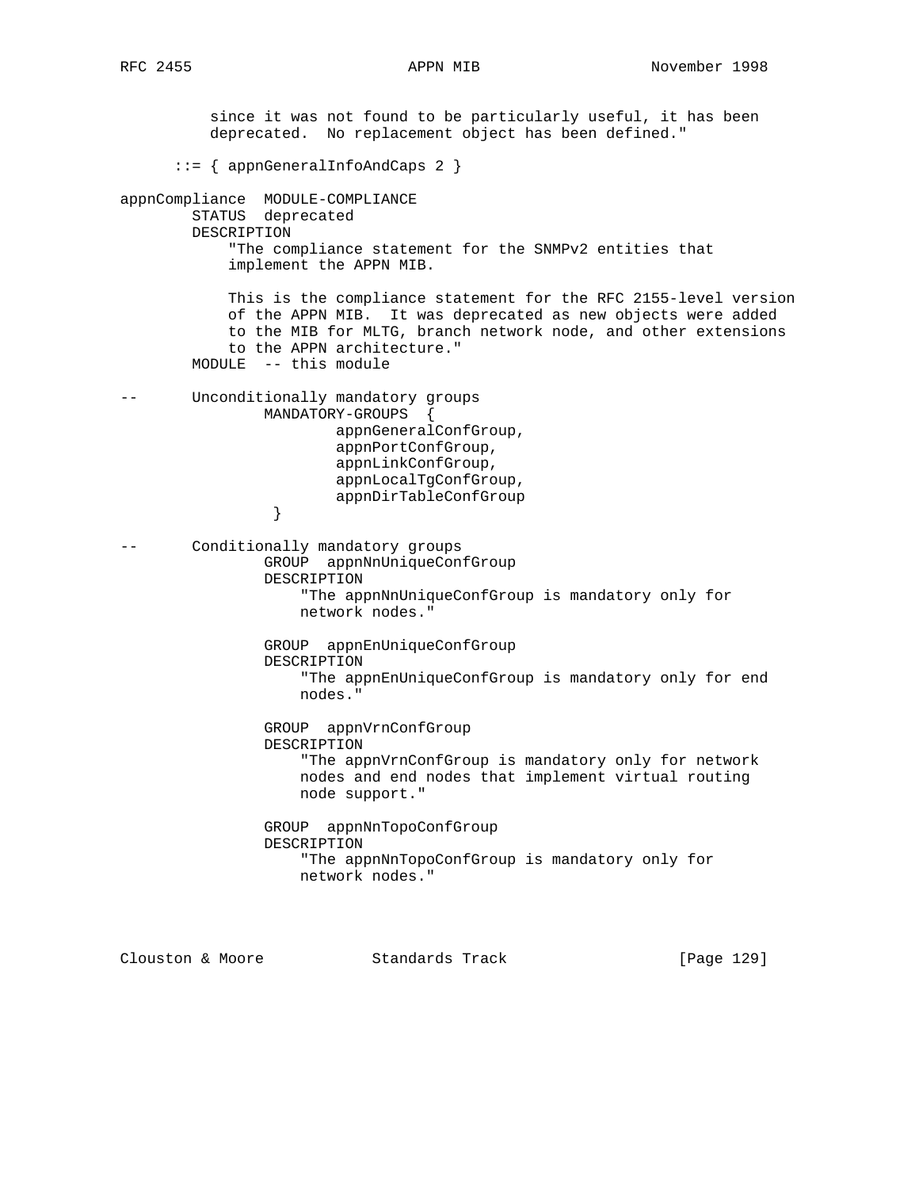```
          since it was not found to be particularly useful, it has been
          deprecated.  No replacement object has been defined."

      ::= { appnGeneralInfoAndCaps 2 }

appnCompliance  MODULE-COMPLIANCE
        STATUS  deprecated
        DESCRIPTION
            "The compliance statement for the SNMPv2 entities that
            implement the APPN MIB.

            This is the compliance statement for the RFC 2155-level version
            of the APPN MIB.  It was deprecated as new objects were added
            to the MIB for MLTG, branch network node, and other extensions
            to the APPN architecture."
        MODULE  -- this module

--      Unconditionally mandatory groups
                MANDATORY-GROUPS  {
                        appnGeneralConfGroup,
                        appnPortConfGroup,
                        appnLinkConfGroup,
                        appnLocalTgConfGroup,
                        appnDirTableConfGroup
                 }

--      Conditionally mandatory groups
                GROUP  appnNnUniqueConfGroup
                DESCRIPTION
                    "The appnNnUniqueConfGroup is mandatory only for
                    network nodes."

                GROUP  appnEnUniqueConfGroup
                DESCRIPTION
                    "The appnEnUniqueConfGroup is mandatory only for end
                    nodes."

                GROUP  appnVrnConfGroup
                DESCRIPTION
                    "The appnVrnConfGroup is mandatory only for network
                    nodes and end nodes that implement virtual routing
                    node support."

                GROUP  appnNnTopoConfGroup
                DESCRIPTION
                    "The appnNnTopoConfGroup is mandatory only for
                    network nodes."
```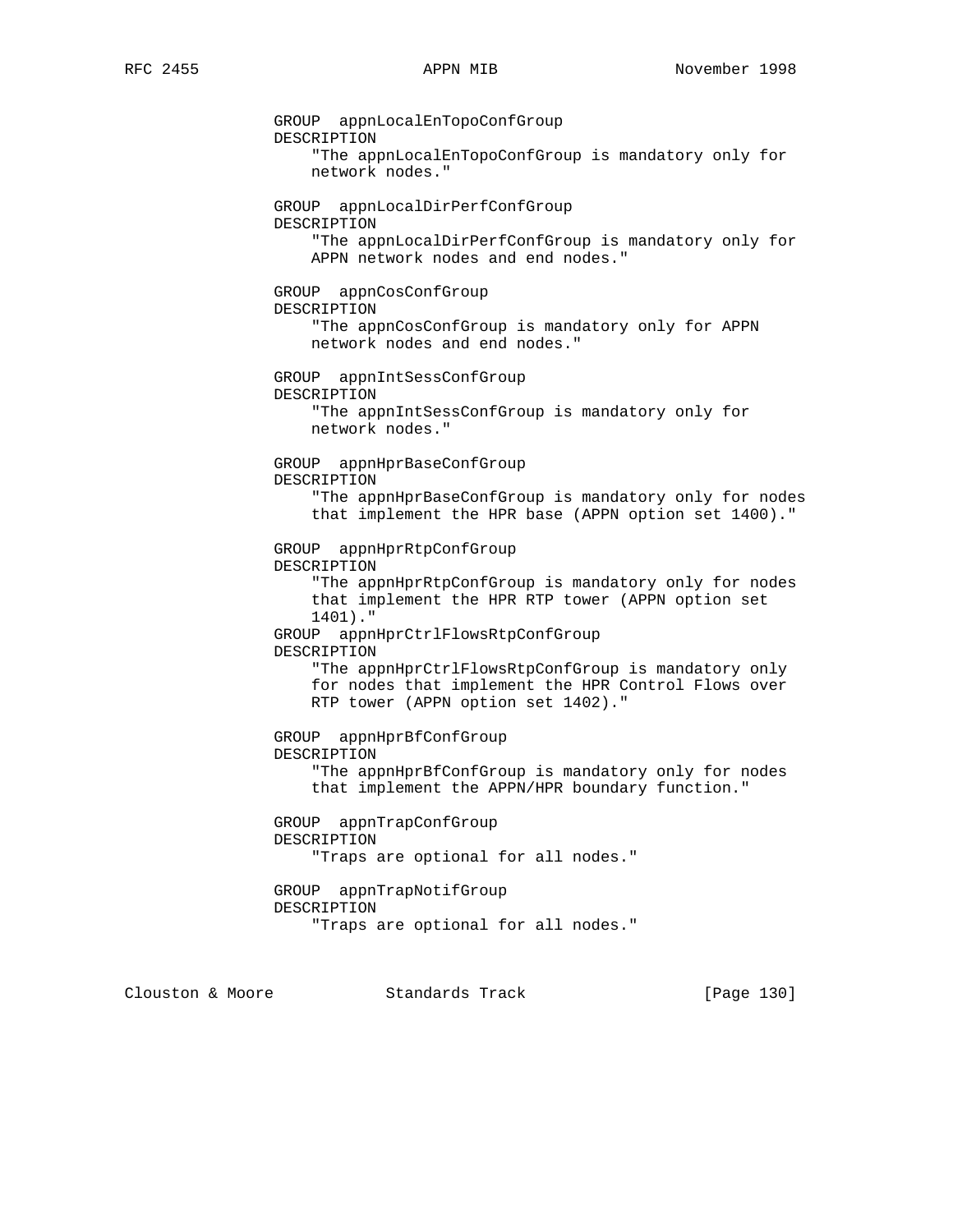```
            GROUP  appnLocalEnTopoConfGroup
            DESCRIPTION
                "The appnLocalEnTopoConfGroup is mandatory only for
                network nodes."

            GROUP  appnLocalDirPerfConfGroup
            DESCRIPTION
                "The appnLocalDirPerfConfGroup is mandatory only for
                APPN network nodes and end nodes."

            GROUP  appnCosConfGroup
            DESCRIPTION
                "The appnCosConfGroup is mandatory only for APPN
                network nodes and end nodes."

            GROUP  appnIntSessConfGroup
            DESCRIPTION
                "The appnIntSessConfGroup is mandatory only for
                network nodes."

            GROUP  appnHprBaseConfGroup
            DESCRIPTION
                "The appnHprBaseConfGroup is mandatory only for nodes
                that implement the HPR base (APPN option set 1400)."

            GROUP  appnHprRtpConfGroup
            DESCRIPTION
                "The appnHprRtpConfGroup is mandatory only for nodes
                that implement the HPR RTP tower (APPN option set
                1401)."
            GROUP  appnHprCtrlFlowsRtpConfGroup
            DESCRIPTION
                "The appnHprCtrlFlowsRtpConfGroup is mandatory only
                for nodes that implement the HPR Control Flows over
                RTP tower (APPN option set 1402)."

            GROUP  appnHprBfConfGroup
            DESCRIPTION
                "The appnHprBfConfGroup is mandatory only for nodes
                that implement the APPN/HPR boundary function."

            GROUP  appnTrapConfGroup
            DESCRIPTION
                "Traps are optional for all nodes."

            GROUP  appnTrapNotifGroup
            DESCRIPTION
                "Traps are optional for all nodes."
```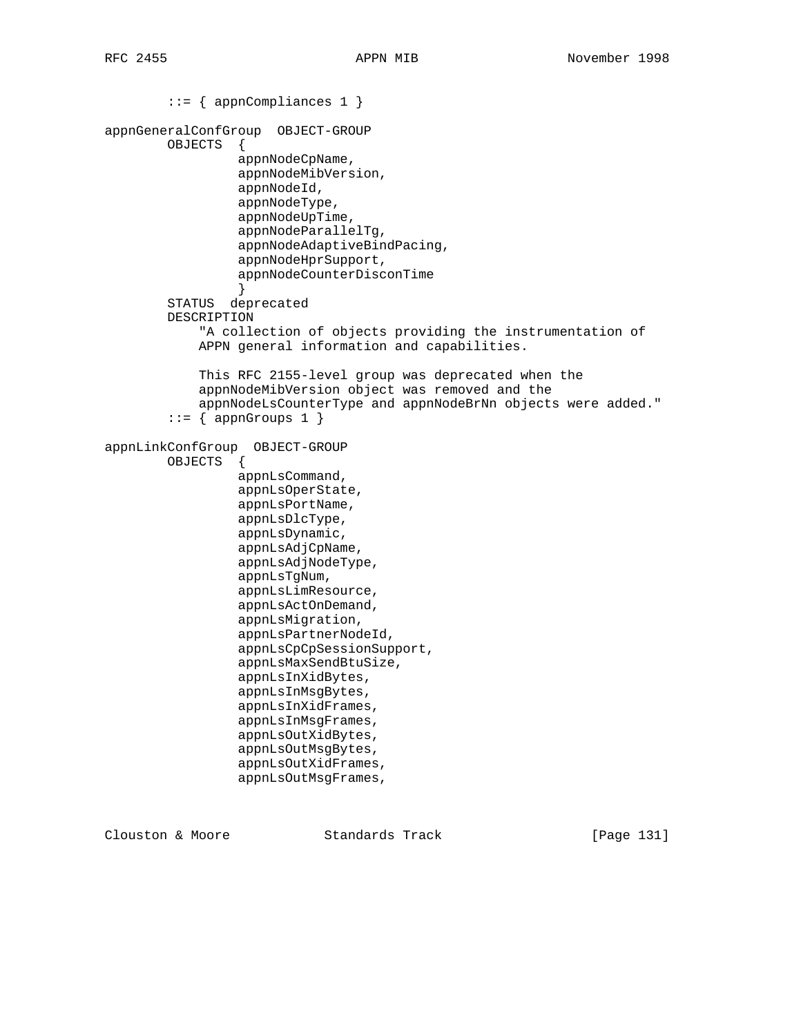```
        ::= { appnCompliances 1 }

appnGeneralConfGroup  OBJECT-GROUP
        OBJECTS  {
                 appnNodeCpName,
                 appnNodeMibVersion,
                 appnNodeId,
                 appnNodeType,
                 appnNodeUpTime,
                 appnNodeParallelTg,
                 appnNodeAdaptiveBindPacing,
                 appnNodeHprSupport,
                 appnNodeCounterDisconTime
                 }
        STATUS  deprecated
        DESCRIPTION
            "A collection of objects providing the instrumentation of
            APPN general information and capabilities.

            This RFC 2155-level group was deprecated when the
            appnNodeMibVersion object was removed and the
            appnNodeLsCounterType and appnNodeBrNn objects were added."
        ::= { appnGroups 1 }

appnLinkConfGroup  OBJECT-GROUP
        OBJECTS  {
                 appnLsCommand,
                 appnLsOperState,
                 appnLsPortName,
                 appnLsDlcType,
                 appnLsDynamic,
                 appnLsAdjCpName,
                 appnLsAdjNodeType,
                 appnLsTgNum,
                 appnLsLimResource,
                 appnLsActOnDemand,
                 appnLsMigration,
                 appnLsPartnerNodeId,
                 appnLsCpCpSessionSupport,
                 appnLsMaxSendBtuSize,
                 appnLsInXidBytes,
                 appnLsInMsgBytes,
                 appnLsInXidFrames,
                 appnLsInMsgFrames,
                 appnLsOutXidBytes,
                 appnLsOutMsgBytes,
                 appnLsOutXidFrames,
                 appnLsOutMsgFrames,
```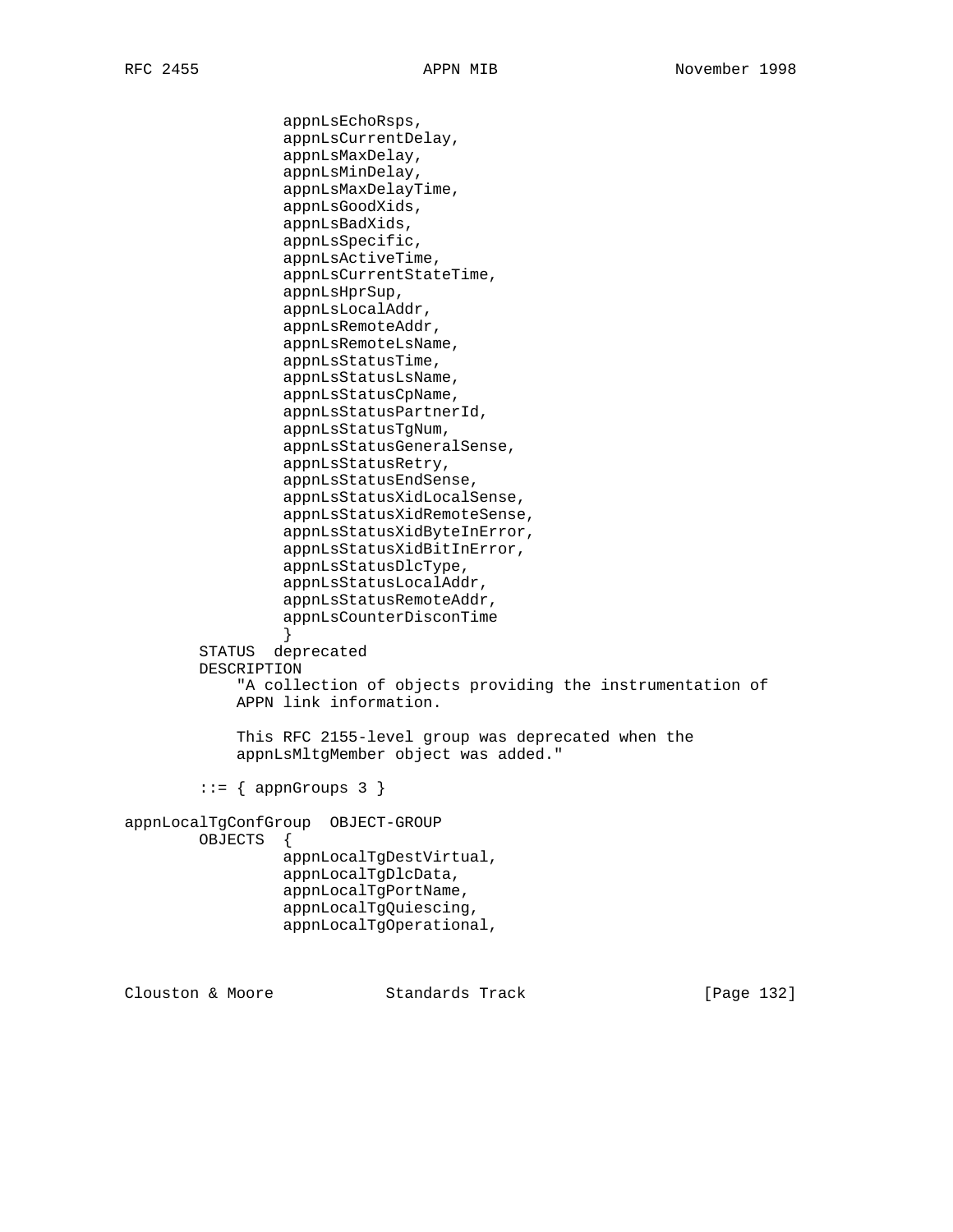```
                appnLsEchoRsps,
                appnLsCurrentDelay,
                appnLsMaxDelay,
                appnLsMinDelay,
                appnLsMaxDelayTime,
                appnLsGoodXids,
                appnLsBadXids,
                appnLsSpecific,
                appnLsActiveTime,
                appnLsCurrentStateTime,
                appnLsHprSup,
                appnLsLocalAddr,
                appnLsRemoteAddr,
                appnLsRemoteLsName,
                appnLsStatusTime,
                appnLsStatusLsName,
                appnLsStatusCpName,
                appnLsStatusPartnerId,
                appnLsStatusTgNum,
                appnLsStatusGeneralSense,
                appnLsStatusRetry,
                appnLsStatusEndSense,
                appnLsStatusXidLocalSense,
                appnLsStatusXidRemoteSense,
                appnLsStatusXidByteInError,
                appnLsStatusXidBitInError,
                appnLsStatusDlcType,
                appnLsStatusLocalAddr,
                appnLsStatusRemoteAddr,
                appnLsCounterDisconTime
                }
        STATUS  deprecated
        DESCRIPTION
            "A collection of objects providing the instrumentation of
            APPN link information.

            This RFC 2155-level group was deprecated when the
            appnLsMltgMember object was added."

        ::= { appnGroups 3 }

appnLocalTgConfGroup  OBJECT-GROUP
        OBJECTS  {
                appnLocalTgDestVirtual,
                appnLocalTgDlcData,
                appnLocalTgPortName,
                appnLocalTgQuiescing,
                appnLocalTgOperational,
```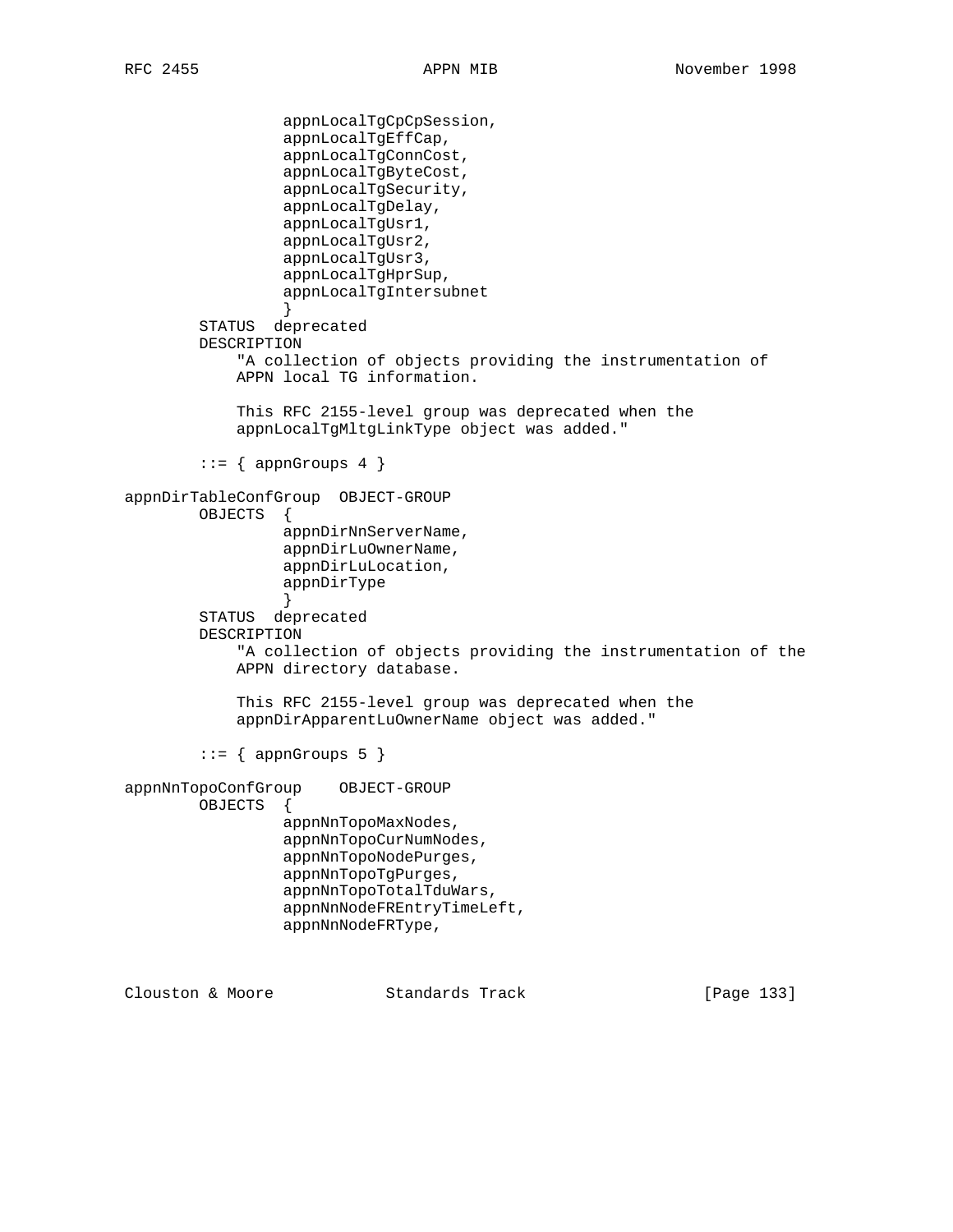```
                 appnLocalTgCpCpSession,
                 appnLocalTgEffCap,
                 appnLocalTgConnCost,
                 appnLocalTgByteCost,
                 appnLocalTgSecurity,
                 appnLocalTgDelay,
                 appnLocalTgUsr1,
                 appnLocalTgUsr2,
                 appnLocalTgUsr3,
                 appnLocalTgHprSup,
                 appnLocalTgIntersubnet
                 }
        STATUS  deprecated
        DESCRIPTION
            "A collection of objects providing the instrumentation of
            APPN local TG information.

            This RFC 2155-level group was deprecated when the
            appnLocalTgMltgLinkType object was added."

        ::= { appnGroups 4 }

appnDirTableConfGroup  OBJECT-GROUP
        OBJECTS  {
                 appnDirNnServerName,
                 appnDirLuOwnerName,
                 appnDirLuLocation,
                 appnDirType
                 }
        STATUS  deprecated
        DESCRIPTION
            "A collection of objects providing the instrumentation of the
            APPN directory database.

            This RFC 2155-level group was deprecated when the
            appnDirApparentLuOwnerName object was added."

        ::= { appnGroups 5 }

appnNnTopoConfGroup    OBJECT-GROUP
        OBJECTS  {
                 appnNnTopoMaxNodes,
                 appnNnTopoCurNumNodes,
                 appnNnTopoNodePurges,
                 appnNnTopoTgPurges,
                 appnNnTopoTotalTduWars,
                 appnNnNodeFREntryTimeLeft,
                 appnNnNodeFRType,
```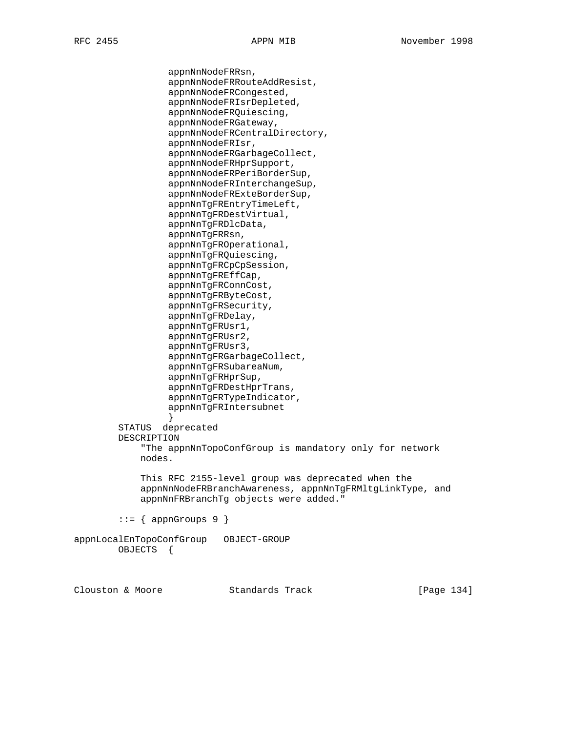```
                 appnNnNodeFRRsn,
                 appnNnNodeFRRouteAddResist,
                 appnNnNodeFRCongested,
                 appnNnNodeFRIsrDepleted,
                 appnNnNodeFRQuiescing,
                 appnNnNodeFRGateway,
                 appnNnNodeFRCentralDirectory,
                 appnNnNodeFRIsr,
                 appnNnNodeFRGarbageCollect,
                 appnNnNodeFRHprSupport,
                 appnNnNodeFRPeriBorderSup,
                 appnNnNodeFRInterchangeSup,
                 appnNnNodeFRExteBorderSup,
                 appnNnTgFREntryTimeLeft,
                 appnNnTgFRDestVirtual,
                 appnNnTgFRDlcData,
                 appnNnTgFRRsn,
                 appnNnTgFROperational,
                 appnNnTgFRQuiescing,
                 appnNnTgFRCpCpSession,
                 appnNnTgFREffCap,
                 appnNnTgFRConnCost,
                 appnNnTgFRByteCost,
                 appnNnTgFRSecurity,
                 appnNnTgFRDelay,
                 appnNnTgFRUsr1,
                 appnNnTgFRUsr2,
                 appnNnTgFRUsr3,
                 appnNnTgFRGarbageCollect,
                 appnNnTgFRSubareaNum,
                 appnNnTgFRHprSup,
                 appnNnTgFRDestHprTrans,
                 appnNnTgFRTypeIndicator,
                 appnNnTgFRIntersubnet
                 }
        STATUS  deprecated
        DESCRIPTION
            "The appnNnTopoConfGroup is mandatory only for network
            nodes.

            This RFC 2155-level group was deprecated when the
            appnNnNodeFRBranchAwareness, appnNnTgFRMltgLinkType, and
            appnNnFRBranchTg objects were added."

        ::= { appnGroups 9 }

appnLocalEnTopoConfGroup   OBJECT-GROUP
        OBJECTS  {
```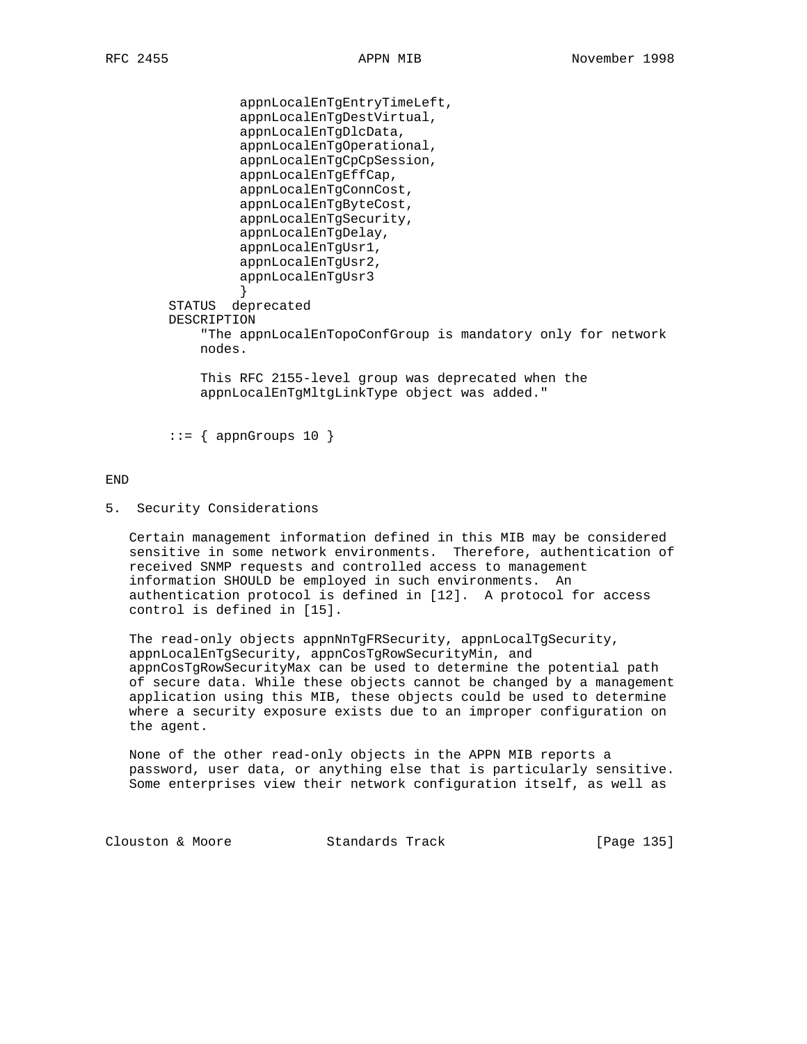```
                appnLocalEnTgEntryTimeLeft,
                appnLocalEnTgDestVirtual,
                appnLocalEnTgDlcData,
                appnLocalEnTgOperational,
                appnLocalEnTgCpCpSession,
                appnLocalEnTgEffCap,
                appnLocalEnTgConnCost,
                appnLocalEnTgByteCost,
                appnLocalEnTgSecurity,
                appnLocalEnTgDelay,
                appnLocalEnTgUsr1,
                appnLocalEnTgUsr2,
                appnLocalEnTgUsr3
                }
        STATUS  deprecated
        DESCRIPTION
            "The appnLocalEnTopoConfGroup is mandatory only for network
            nodes.

            This RFC 2155-level group was deprecated when the
            appnLocalEnTgMltgLinkType object was added."


        ::= { appnGroups 10 }

END
```

## 5. Security Considerations

Certain management information defined in this MIB may be considered sensitive in some network environments. Therefore, authentication of received SNMP requests and controlled access to management information SHOULD be employed in such environments. An authentication protocol is defined in [12]. A protocol for access control is defined in [15].

The read-only objects appnNnTgFRSecurity, appnLocalTgSecurity, appnLocalEnTgSecurity, appnCosTgRowSecurityMin, and appnCosTgRowSecurityMax can be used to determine the potential path of secure data. While these objects cannot be changed by a management application using this MIB, these objects could be used to determine where a security exposure exists due to an improper configuration on the agent.

None of the other read-only objects in the APPN MIB reports a password, user data, or anything else that is particularly sensitive. Some enterprises view their network configuration itself, as well as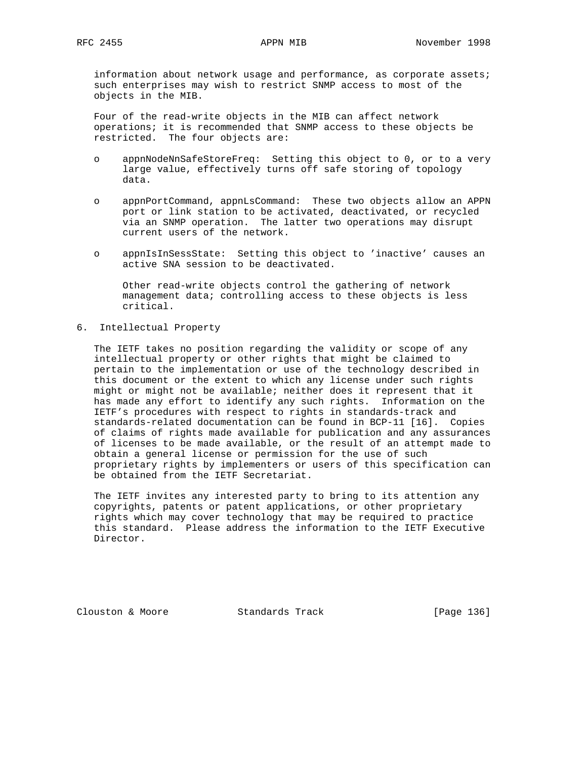information about network usage and performance, as corporate assets; such enterprises may wish to restrict SNMP access to most of the objects in the MIB.

Four of the read-write objects in the MIB can affect network operations; it is recommended that SNMP access to these objects be restricted. The four objects are:

- appnNodeNnSafeStoreFreq: Setting this object to 0, or to a very large value, effectively turns off safe storing of topology data.

- appnPortCommand, appnLsCommand: These two objects allow an APPN port or link station to be activated, deactivated, or recycled via an SNMP operation. The latter two operations may disrupt current users of the network.

- appnIsInSessState: Setting this object to 'inactive' causes an active SNA session to be deactivated.

  Other read-write objects control the gathering of network management data; controlling access to these objects is less critical.

## 6. Intellectual Property

The IETF takes no position regarding the validity or scope of any intellectual property or other rights that might be claimed to pertain to the implementation or use of the technology described in this document or the extent to which any license under such rights might or might not be available; neither does it represent that it has made any effort to identify any such rights. Information on the IETF's procedures with respect to rights in standards-track and standards-related documentation can be found in BCP-11 [16]. Copies of claims of rights made available for publication and any assurances of licenses to be made available, or the result of an attempt made to obtain a general license or permission for the use of such proprietary rights by implementers or users of this specification can be obtained from the IETF Secretariat.

The IETF invites any interested party to bring to its attention any copyrights, patents or patent applications, or other proprietary rights which may cover technology that may be required to practice this standard. Please address the information to the IETF Executive Director.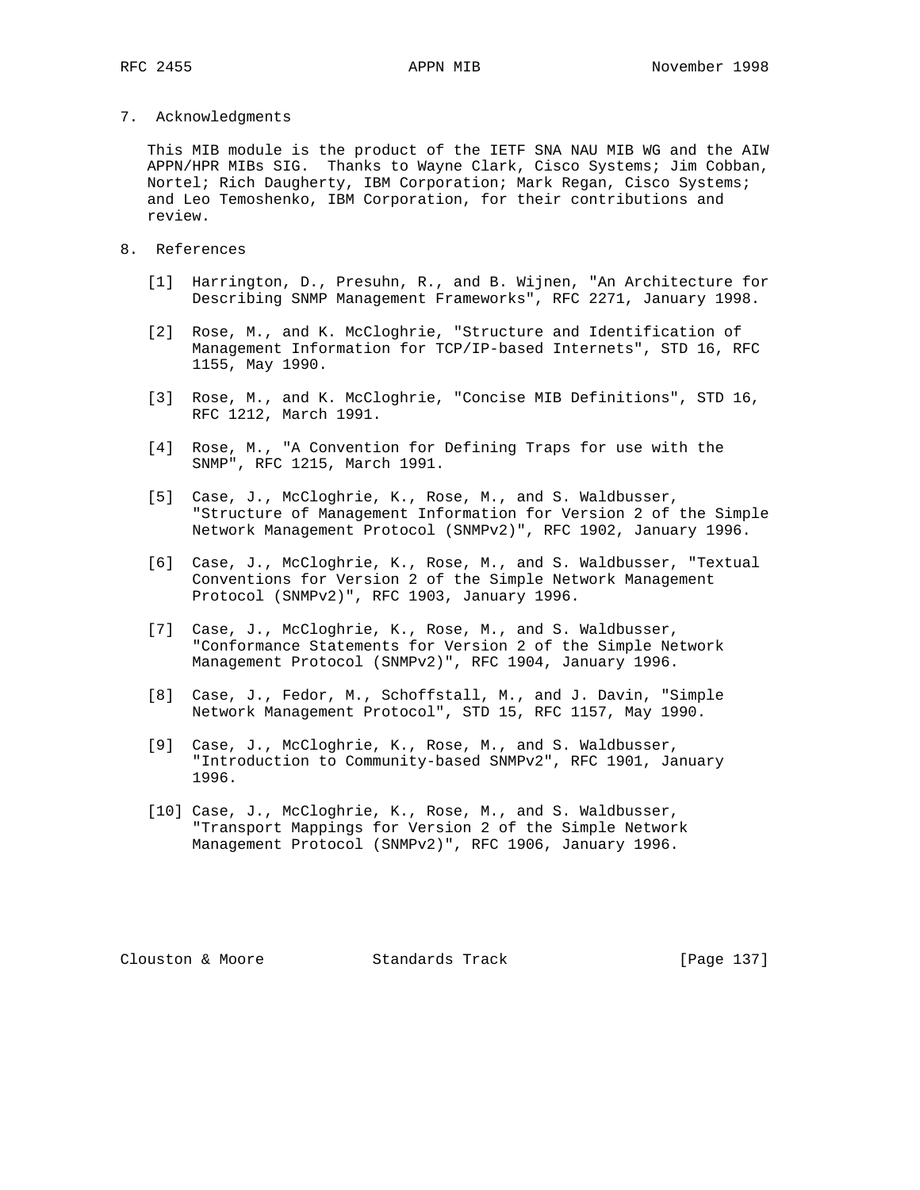## 7. Acknowledgments

This MIB module is the product of the IETF SNA NAU MIB WG and the AIW APPN/HPR MIBs SIG. Thanks to Wayne Clark, Cisco Systems; Jim Cobban, Nortel; Rich Daugherty, IBM Corporation; Mark Regan, Cisco Systems; and Leo Temoshenko, IBM Corporation, for their contributions and review.

## 8. References

[1] Harrington, D., Presuhn, R., and B. Wijnen, "An Architecture for Describing SNMP Management Frameworks", RFC 2271, January 1998.

[2] Rose, M., and K. McCloghrie, "Structure and Identification of Management Information for TCP/IP-based Internets", STD 16, RFC 1155, May 1990.

[3] Rose, M., and K. McCloghrie, "Concise MIB Definitions", STD 16, RFC 1212, March 1991.

[4] Rose, M., "A Convention for Defining Traps for use with the SNMP", RFC 1215, March 1991.

[5] Case, J., McCloghrie, K., Rose, M., and S. Waldbusser, "Structure of Management Information for Version 2 of the Simple Network Management Protocol (SNMPv2)", RFC 1902, January 1996.

[6] Case, J., McCloghrie, K., Rose, M., and S. Waldbusser, "Textual Conventions for Version 2 of the Simple Network Management Protocol (SNMPv2)", RFC 1903, January 1996.

[7] Case, J., McCloghrie, K., Rose, M., and S. Waldbusser, "Conformance Statements for Version 2 of the Simple Network Management Protocol (SNMPv2)", RFC 1904, January 1996.

[8] Case, J., Fedor, M., Schoffstall, M., and J. Davin, "Simple Network Management Protocol", STD 15, RFC 1157, May 1990.

[9] Case, J., McCloghrie, K., Rose, M., and S. Waldbusser, "Introduction to Community-based SNMPv2", RFC 1901, January 1996.

[10] Case, J., McCloghrie, K., Rose, M., and S. Waldbusser, "Transport Mappings for Version 2 of the Simple Network Management Protocol (SNMPv2)", RFC 1906, January 1996.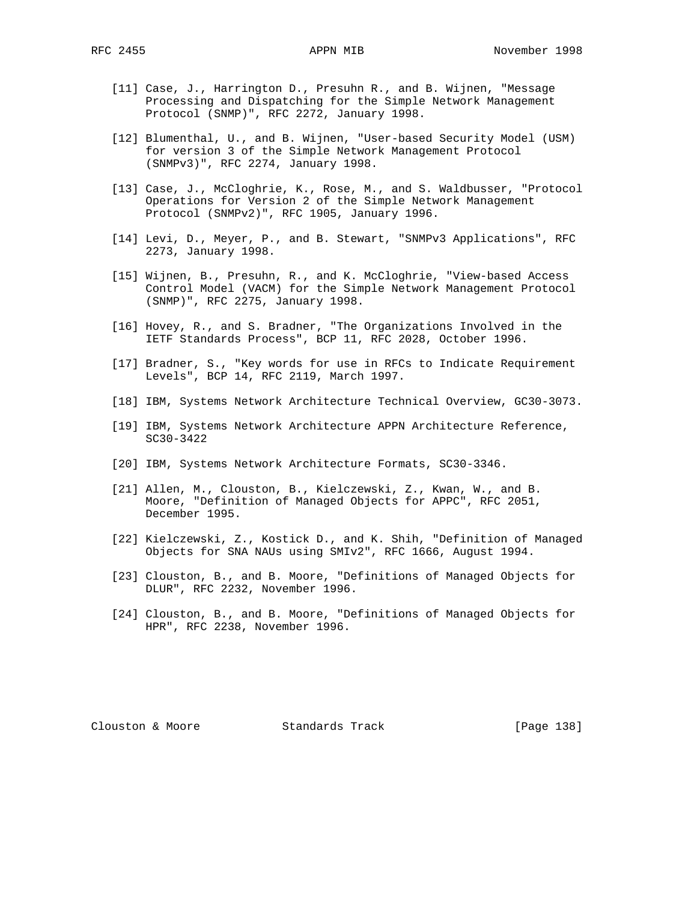[11] Case, J., Harrington D., Presuhn R., and B. Wijnen, "Message Processing and Dispatching for the Simple Network Management Protocol (SNMP)", RFC 2272, January 1998.

[12] Blumenthal, U., and B. Wijnen, "User-based Security Model (USM) for version 3 of the Simple Network Management Protocol (SNMPv3)", RFC 2274, January 1998.

[13] Case, J., McCloghrie, K., Rose, M., and S. Waldbusser, "Protocol Operations for Version 2 of the Simple Network Management Protocol (SNMPv2)", RFC 1905, January 1996.

[14] Levi, D., Meyer, P., and B. Stewart, "SNMPv3 Applications", RFC 2273, January 1998.

[15] Wijnen, B., Presuhn, R., and K. McCloghrie, "View-based Access Control Model (VACM) for the Simple Network Management Protocol (SNMP)", RFC 2275, January 1998.

[16] Hovey, R., and S. Bradner, "The Organizations Involved in the IETF Standards Process", BCP 11, RFC 2028, October 1996.

[17] Bradner, S., "Key words for use in RFCs to Indicate Requirement Levels", BCP 14, RFC 2119, March 1997.

[18] IBM, Systems Network Architecture Technical Overview, GC30-3073.

[19] IBM, Systems Network Architecture APPN Architecture Reference, SC30-3422

[20] IBM, Systems Network Architecture Formats, SC30-3346.

[21] Allen, M., Clouston, B., Kielczewski, Z., Kwan, W., and B. Moore, "Definition of Managed Objects for APPC", RFC 2051, December 1995.

[22] Kielczewski, Z., Kostick D., and K. Shih, "Definition of Managed Objects for SNA NAUs using SMIv2", RFC 1666, August 1994.

[23] Clouston, B., and B. Moore, "Definitions of Managed Objects for DLUR", RFC 2232, November 1996.

[24] Clouston, B., and B. Moore, "Definitions of Managed Objects for HPR", RFC 2238, November 1996.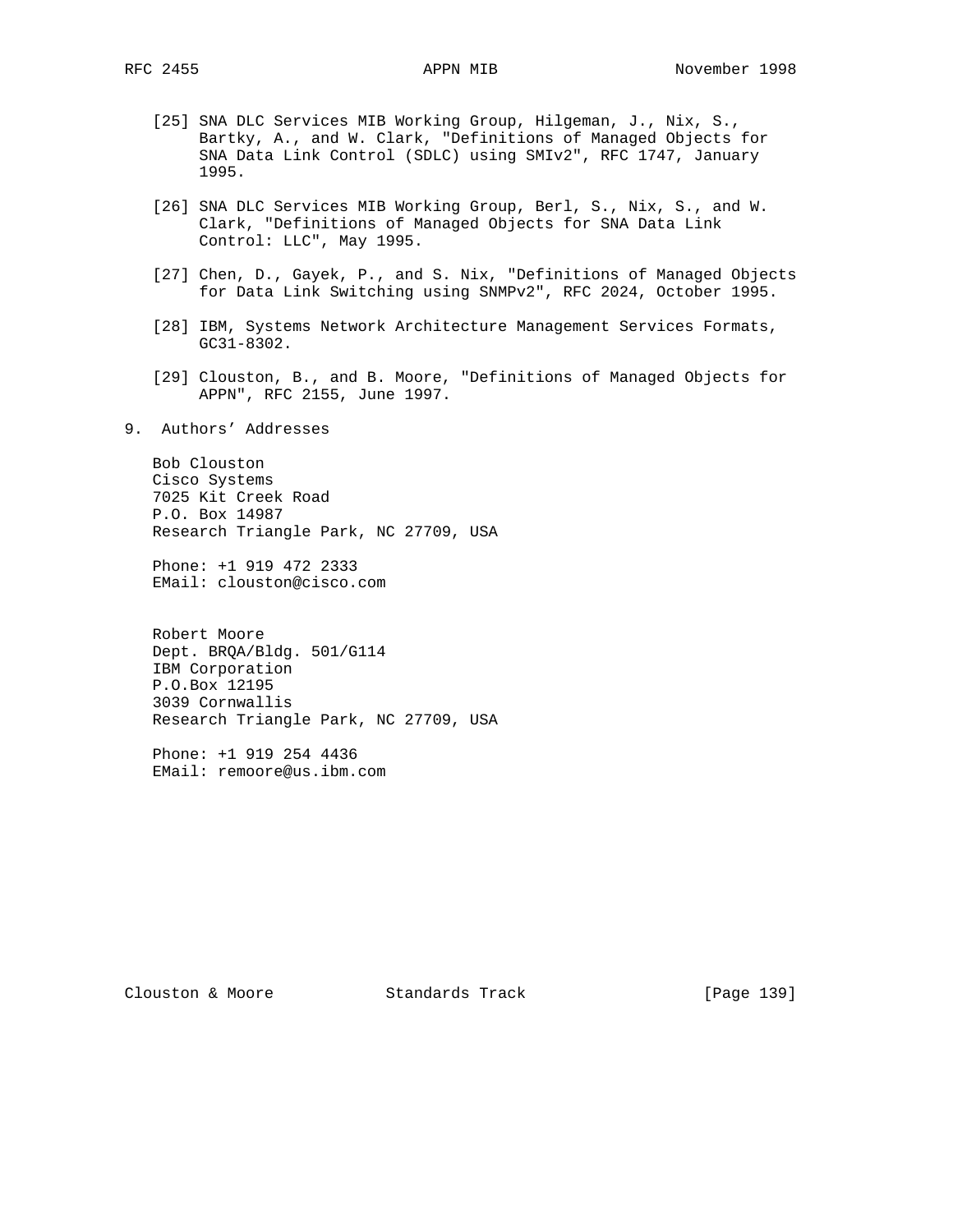[25] SNA DLC Services MIB Working Group, Hilgeman, J., Nix, S., Bartky, A., and W. Clark, "Definitions of Managed Objects for SNA Data Link Control (SDLC) using SMIv2", RFC 1747, January 1995.

[26] SNA DLC Services MIB Working Group, Berl, S., Nix, S., and W. Clark, "Definitions of Managed Objects for SNA Data Link Control: LLC", May 1995.

[27] Chen, D., Gayek, P., and S. Nix, "Definitions of Managed Objects for Data Link Switching using SNMPv2", RFC 2024, October 1995.

[28] IBM, Systems Network Architecture Management Services Formats, GC31-8302.

[29] Clouston, B., and B. Moore, "Definitions of Managed Objects for APPN", RFC 2155, June 1997.

## 9. Authors' Addresses

Bob Clouston
Cisco Systems
7025 Kit Creek Road
P.O. Box 14987
Research Triangle Park, NC 27709, USA

Phone: +1 919 472 2333
EMail: clouston@cisco.com

Robert Moore
Dept. BRQA/Bldg. 501/G114
IBM Corporation
P.O.Box 12195
3039 Cornwallis
Research Triangle Park, NC 27709, USA

Phone: +1 919 254 4436
EMail: remoore@us.ibm.com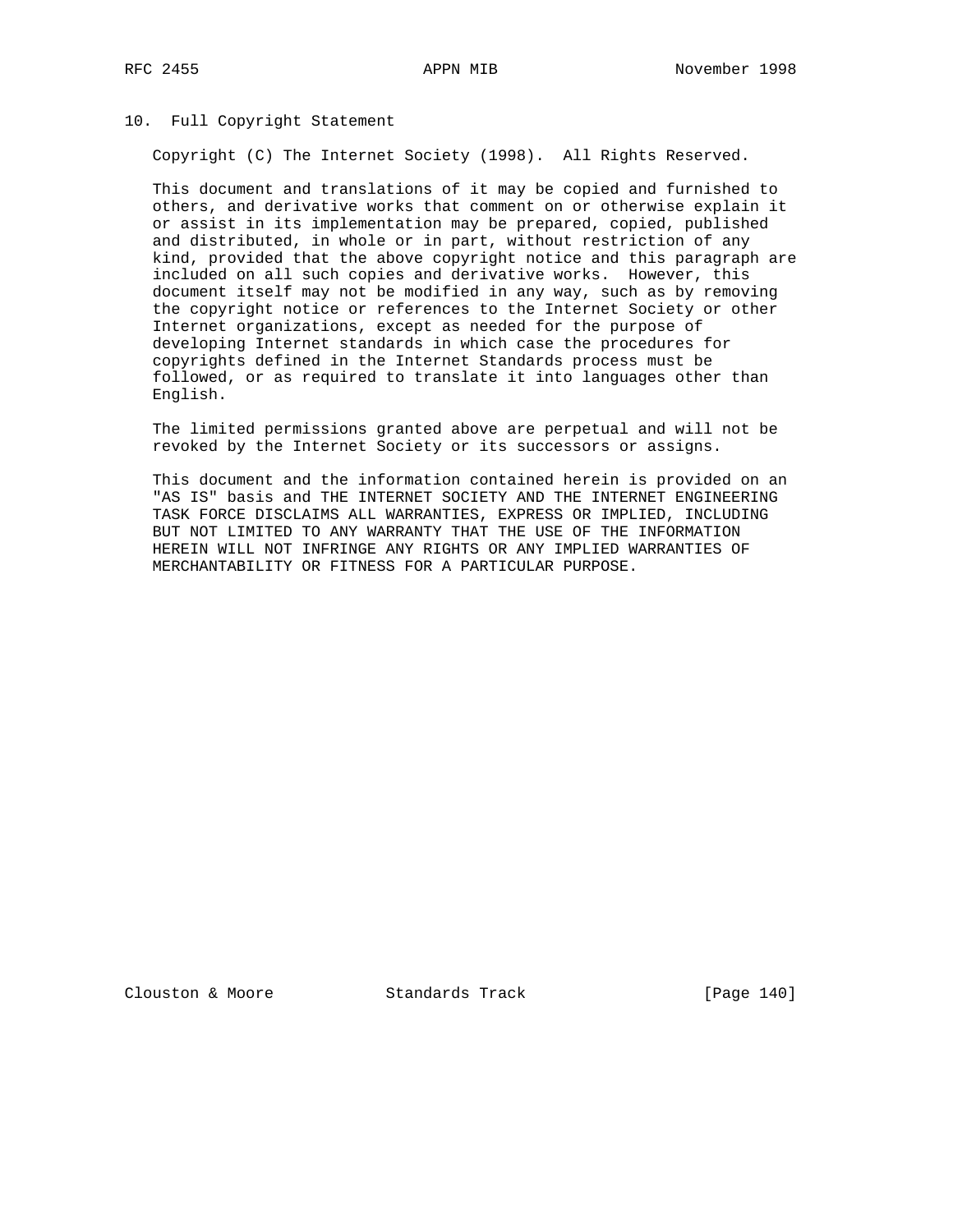## 10. Full Copyright Statement

Copyright (C) The Internet Society (1998). All Rights Reserved.

This document and translations of it may be copied and furnished to others, and derivative works that comment on or otherwise explain it or assist in its implementation may be prepared, copied, published and distributed, in whole or in part, without restriction of any kind, provided that the above copyright notice and this paragraph are included on all such copies and derivative works. However, this document itself may not be modified in any way, such as by removing the copyright notice or references to the Internet Society or other Internet organizations, except as needed for the purpose of developing Internet standards in which case the procedures for copyrights defined in the Internet Standards process must be followed, or as required to translate it into languages other than English.

The limited permissions granted above are perpetual and will not be revoked by the Internet Society or its successors or assigns.

This document and the information contained herein is provided on an "AS IS" basis and THE INTERNET SOCIETY AND THE INTERNET ENGINEERING TASK FORCE DISCLAIMS ALL WARRANTIES, EXPRESS OR IMPLIED, INCLUDING BUT NOT LIMITED TO ANY WARRANTY THAT THE USE OF THE INFORMATION HEREIN WILL NOT INFRINGE ANY RIGHTS OR ANY IMPLIED WARRANTIES OF MERCHANTABILITY OR FITNESS FOR A PARTICULAR PURPOSE.